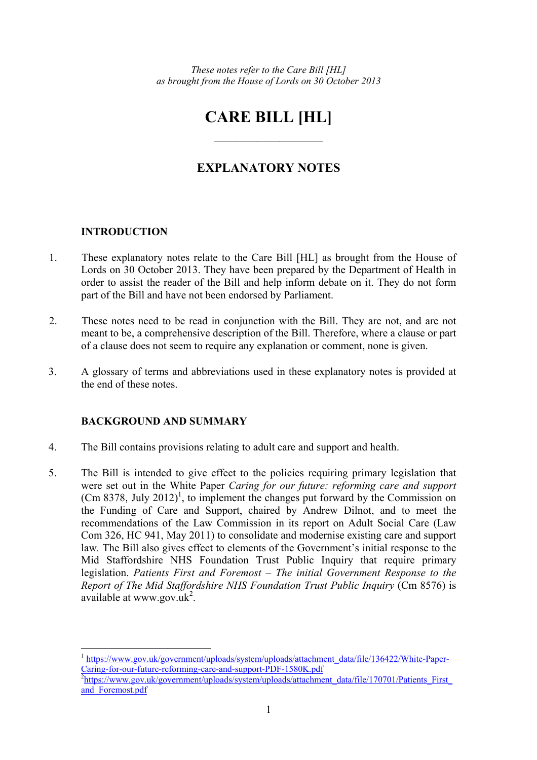*These notes refer to the Care Bill [HL]*
*as brought from the House of Lords on 30 October 2013*

# CARE BILL [HL]

---

## EXPLANATORY NOTES

### INTRODUCTION

1. These explanatory notes relate to the Care Bill [HL] as brought from the House of Lords on 30 October 2013. They have been prepared by the Department of Health in order to assist the reader of the Bill and help inform debate on it. They do not form part of the Bill and have not been endorsed by Parliament.

2. These notes need to be read in conjunction with the Bill. They are not, and are not meant to be, a comprehensive description of the Bill. Therefore, where a clause or part of a clause does not seem to require any explanation or comment, none is given.

3. A glossary of terms and abbreviations used in these explanatory notes is provided at the end of these notes.

### BACKGROUND AND SUMMARY

4. The Bill contains provisions relating to adult care and support and health.

5. The Bill is intended to give effect to the policies requiring primary legislation that were set out in the White Paper *Caring for our future: reforming care and support* (Cm 8378, July 2012)[1], to implement the changes put forward by the Commission on the Funding of Care and Support, chaired by Andrew Dilnot, and to meet the recommendations of the Law Commission in its report on Adult Social Care (Law Com 326, HC 941, May 2011) to consolidate and modernise existing care and support law. The Bill also gives effect to elements of the Government's initial response to the Mid Staffordshire NHS Foundation Trust Public Inquiry that require primary legislation. *Patients First and Foremost – The initial Government Response to the Report of The Mid Staffordshire NHS Foundation Trust Public Inquiry* (Cm 8576) is available at www.gov.uk[2].

---

[1] https://www.gov.uk/government/uploads/system/uploads/attachment_data/file/136422/White-Paper-Caring-for-our-future-reforming-care-and-support-PDF-1580K.pdf

[2] https://www.gov.uk/government/uploads/system/uploads/attachment_data/file/170701/Patients_First_and_Foremost.pdf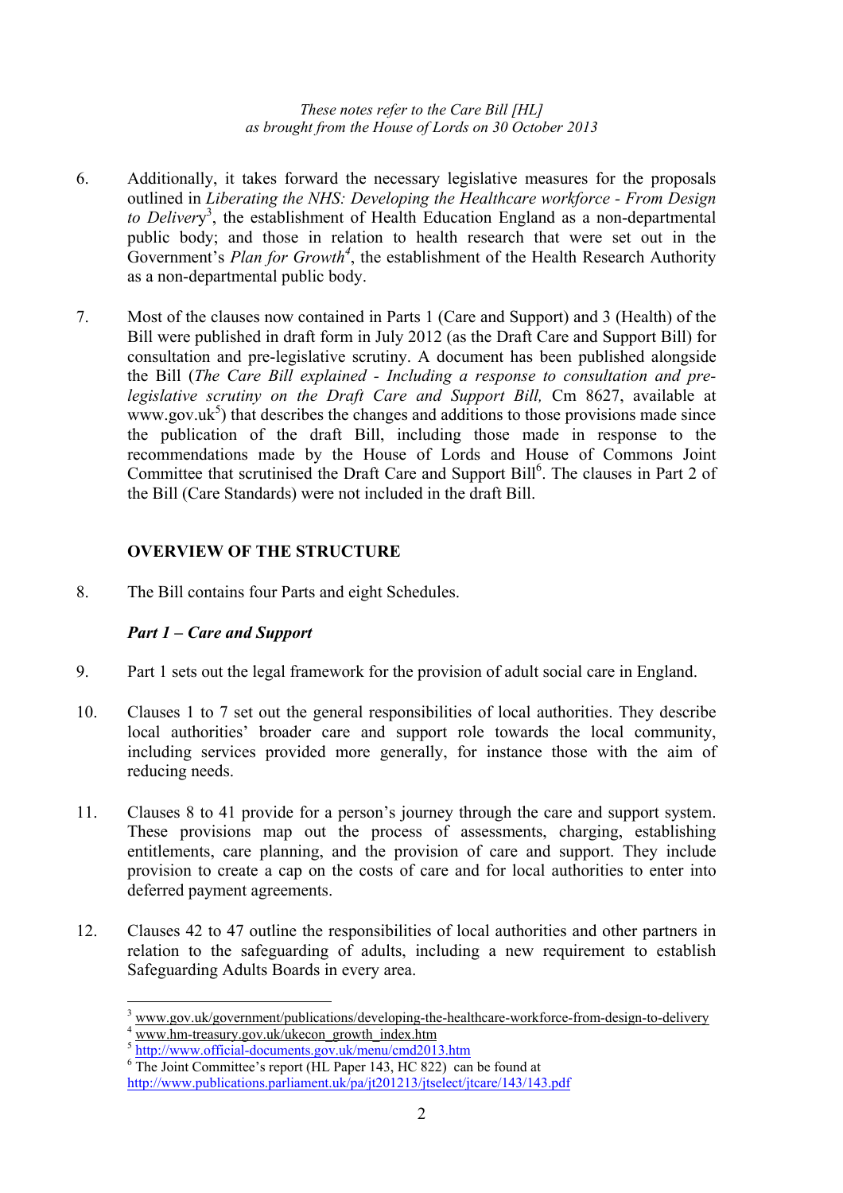6. Additionally, it takes forward the necessary legislative measures for the proposals outlined in *Liberating the NHS: Developing the Healthcare workforce - From Design to Delivery*[3], the establishment of Health Education England as a non-departmental public body; and those in relation to health research that were set out in the Government's *Plan for Growth*[4], the establishment of the Health Research Authority as a non-departmental public body.

7. Most of the clauses now contained in Parts 1 (Care and Support) and 3 (Health) of the Bill were published in draft form in July 2012 (as the Draft Care and Support Bill) for consultation and pre-legislative scrutiny. A document has been published alongside the Bill (*The Care Bill explained - Including a response to consultation and pre-legislative scrutiny on the Draft Care and Support Bill,* Cm 8627, available at www.gov.uk[5]) that describes the changes and additions to those provisions made since the publication of the draft Bill, including those made in response to the recommendations made by the House of Lords and House of Commons Joint Committee that scrutinised the Draft Care and Support Bill[6]. The clauses in Part 2 of the Bill (Care Standards) were not included in the draft Bill.

## OVERVIEW OF THE STRUCTURE

8. The Bill contains four Parts and eight Schedules.

### *Part 1 – Care and Support*

9. Part 1 sets out the legal framework for the provision of adult social care in England.

10. Clauses 1 to 7 set out the general responsibilities of local authorities. They describe local authorities' broader care and support role towards the local community, including services provided more generally, for instance those with the aim of reducing needs.

11. Clauses 8 to 41 provide for a person's journey through the care and support system. These provisions map out the process of assessments, charging, establishing entitlements, care planning, and the provision of care and support. They include provision to create a cap on the costs of care and for local authorities to enter into deferred payment agreements.

12. Clauses 42 to 47 outline the responsibilities of local authorities and other partners in relation to the safeguarding of adults, including a new requirement to establish Safeguarding Adults Boards in every area.

---

[3] www.gov.uk/government/publications/developing-the-healthcare-workforce-from-design-to-delivery

[4] www.hm-treasury.gov.uk/ukecon_growth_index.htm

[5] http://www.official-documents.gov.uk/menu/cmd2013.htm

[6] The Joint Committee's report (HL Paper 143, HC 822) can be found at http://www.publications.parliament.uk/pa/jt201213/jtselect/jtcare/143/143.pdf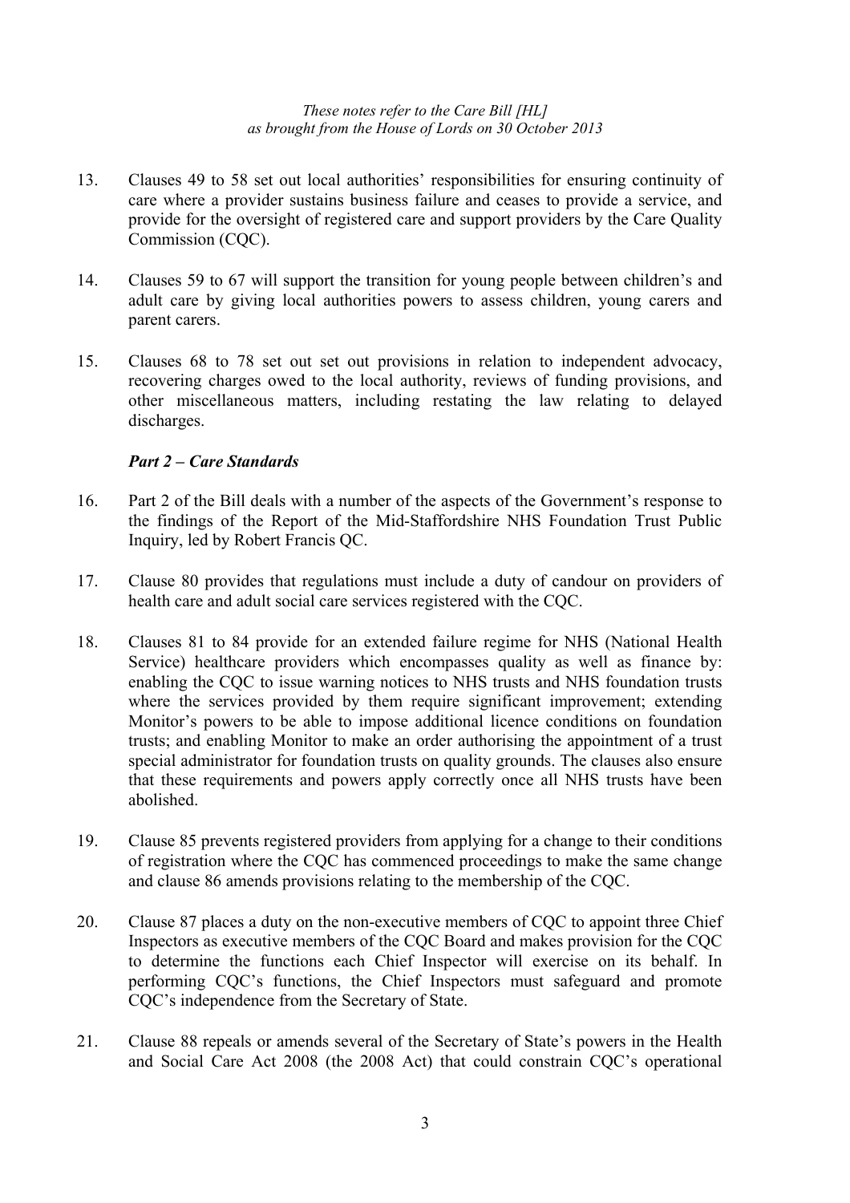13. Clauses 49 to 58 set out local authorities' responsibilities for ensuring continuity of care where a provider sustains business failure and ceases to provide a service, and provide for the oversight of registered care and support providers by the Care Quality Commission (CQC).

14. Clauses 59 to 67 will support the transition for young people between children's and adult care by giving local authorities powers to assess children, young carers and parent carers.

15. Clauses 68 to 78 set out set out provisions in relation to independent advocacy, recovering charges owed to the local authority, reviews of funding provisions, and other miscellaneous matters, including restating the law relating to delayed discharges.

### *Part 2 – Care Standards*

16. Part 2 of the Bill deals with a number of the aspects of the Government's response to the findings of the Report of the Mid-Staffordshire NHS Foundation Trust Public Inquiry, led by Robert Francis QC.

17. Clause 80 provides that regulations must include a duty of candour on providers of health care and adult social care services registered with the CQC.

18. Clauses 81 to 84 provide for an extended failure regime for NHS (National Health Service) healthcare providers which encompasses quality as well as finance by: enabling the CQC to issue warning notices to NHS trusts and NHS foundation trusts where the services provided by them require significant improvement; extending Monitor's powers to be able to impose additional licence conditions on foundation trusts; and enabling Monitor to make an order authorising the appointment of a trust special administrator for foundation trusts on quality grounds. The clauses also ensure that these requirements and powers apply correctly once all NHS trusts have been abolished.

19. Clause 85 prevents registered providers from applying for a change to their conditions of registration where the CQC has commenced proceedings to make the same change and clause 86 amends provisions relating to the membership of the CQC.

20. Clause 87 places a duty on the non-executive members of CQC to appoint three Chief Inspectors as executive members of the CQC Board and makes provision for the CQC to determine the functions each Chief Inspector will exercise on its behalf. In performing CQC's functions, the Chief Inspectors must safeguard and promote CQC's independence from the Secretary of State.

21. Clause 88 repeals or amends several of the Secretary of State's powers in the Health and Social Care Act 2008 (the 2008 Act) that could constrain CQC's operational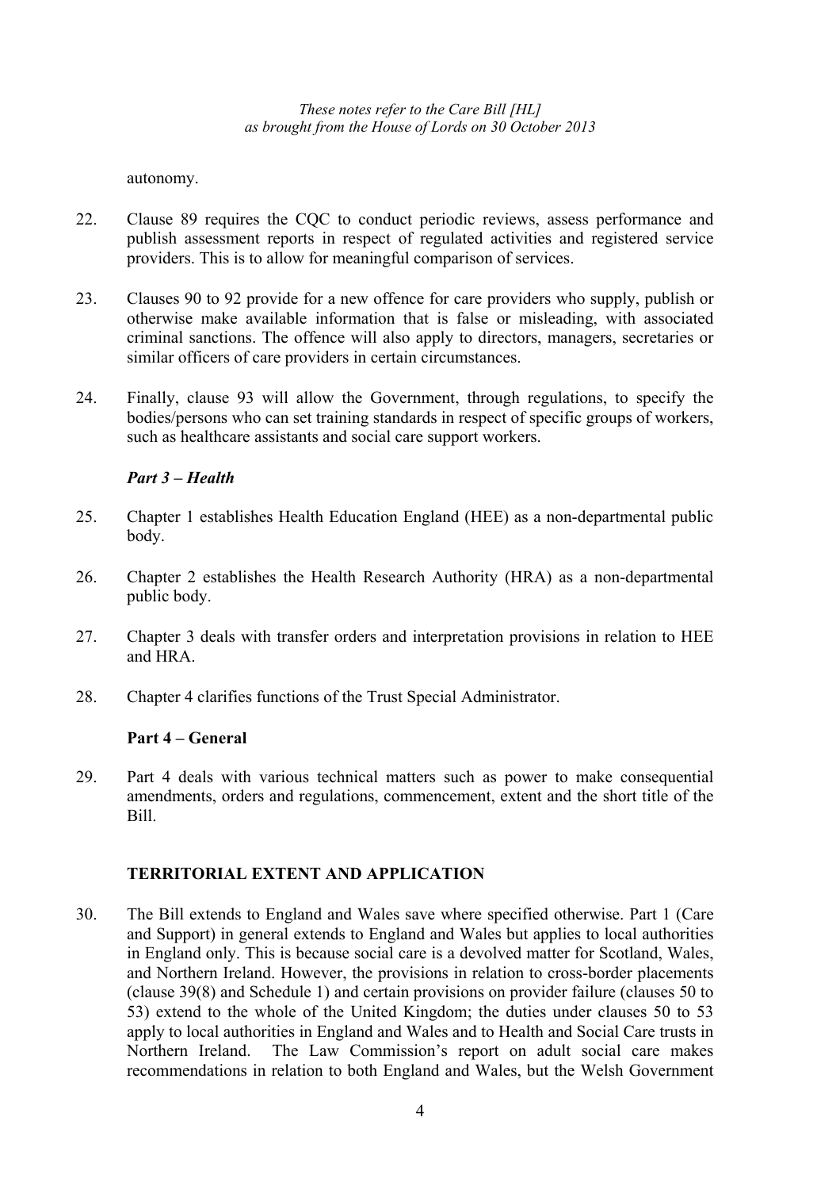autonomy.

22. Clause 89 requires the CQC to conduct periodic reviews, assess performance and publish assessment reports in respect of regulated activities and registered service providers. This is to allow for meaningful comparison of services.

23. Clauses 90 to 92 provide for a new offence for care providers who supply, publish or otherwise make available information that is false or misleading, with associated criminal sanctions. The offence will also apply to directors, managers, secretaries or similar officers of care providers in certain circumstances.

24. Finally, clause 93 will allow the Government, through regulations, to specify the bodies/persons who can set training standards in respect of specific groups of workers, such as healthcare assistants and social care support workers.

### *Part 3 – Health*

25. Chapter 1 establishes Health Education England (HEE) as a non-departmental public body.

26. Chapter 2 establishes the Health Research Authority (HRA) as a non-departmental public body.

27. Chapter 3 deals with transfer orders and interpretation provisions in relation to HEE and HRA.

28. Chapter 4 clarifies functions of the Trust Special Administrator.

### Part 4 – General

29. Part 4 deals with various technical matters such as power to make consequential amendments, orders and regulations, commencement, extent and the short title of the Bill.

## TERRITORIAL EXTENT AND APPLICATION

30. The Bill extends to England and Wales save where specified otherwise. Part 1 (Care and Support) in general extends to England and Wales but applies to local authorities in England only. This is because social care is a devolved matter for Scotland, Wales, and Northern Ireland. However, the provisions in relation to cross-border placements (clause 39(8) and Schedule 1) and certain provisions on provider failure (clauses 50 to 53) extend to the whole of the United Kingdom; the duties under clauses 50 to 53 apply to local authorities in England and Wales and to Health and Social Care trusts in Northern Ireland. The Law Commission's report on adult social care makes recommendations in relation to both England and Wales, but the Welsh Government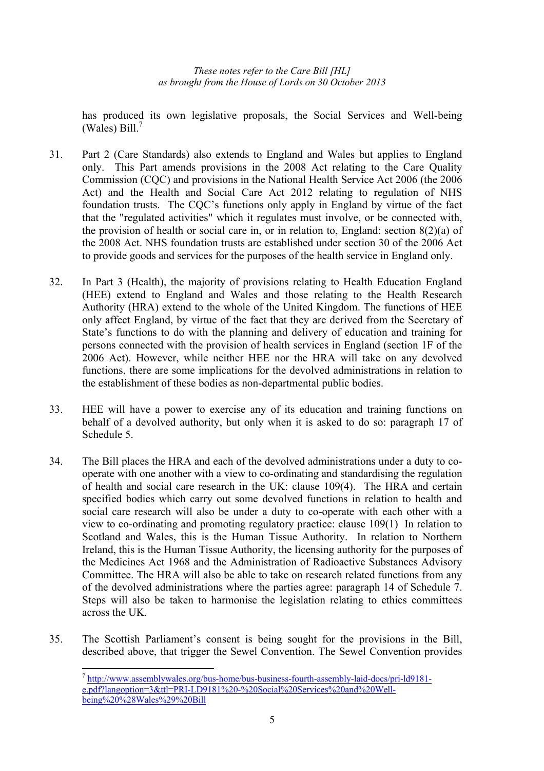has produced its own legislative proposals, the Social Services and Well-being (Wales) Bill.[7]

31. Part 2 (Care Standards) also extends to England and Wales but applies to England only. This Part amends provisions in the 2008 Act relating to the Care Quality Commission (CQC) and provisions in the National Health Service Act 2006 (the 2006 Act) and the Health and Social Care Act 2012 relating to regulation of NHS foundation trusts. The CQC's functions only apply in England by virtue of the fact that the "regulated activities" which it regulates must involve, or be connected with, the provision of health or social care in, or in relation to, England: section 8(2)(a) of the 2008 Act. NHS foundation trusts are established under section 30 of the 2006 Act to provide goods and services for the purposes of the health service in England only.

32. In Part 3 (Health), the majority of provisions relating to Health Education England (HEE) extend to England and Wales and those relating to the Health Research Authority (HRA) extend to the whole of the United Kingdom. The functions of HEE only affect England, by virtue of the fact that they are derived from the Secretary of State's functions to do with the planning and delivery of education and training for persons connected with the provision of health services in England (section 1F of the 2006 Act). However, while neither HEE nor the HRA will take on any devolved functions, there are some implications for the devolved administrations in relation to the establishment of these bodies as non-departmental public bodies.

33. HEE will have a power to exercise any of its education and training functions on behalf of a devolved authority, but only when it is asked to do so: paragraph 17 of Schedule 5.

34. The Bill places the HRA and each of the devolved administrations under a duty to co-operate with one another with a view to co-ordinating and standardising the regulation of health and social care research in the UK: clause 109(4). The HRA and certain specified bodies which carry out some devolved functions in relation to health and social care research will also be under a duty to co-operate with each other with a view to co-ordinating and promoting regulatory practice: clause 109(1) In relation to Scotland and Wales, this is the Human Tissue Authority. In relation to Northern Ireland, this is the Human Tissue Authority, the licensing authority for the purposes of the Medicines Act 1968 and the Administration of Radioactive Substances Advisory Committee. The HRA will also be able to take on research related functions from any of the devolved administrations where the parties agree: paragraph 14 of Schedule 7. Steps will also be taken to harmonise the legislation relating to ethics committees across the UK.

35. The Scottish Parliament's consent is being sought for the provisions in the Bill, described above, that trigger the Sewel Convention. The Sewel Convention provides

---

[7] http://www.assemblywales.org/bus-home/bus-business-fourth-assembly-laid-docs/pri-ld9181-e.pdf?langoption=3&ttl=PRI-LD9181%20-%20Social%20Services%20and%20Well-being%20%28Wales%29%20Bill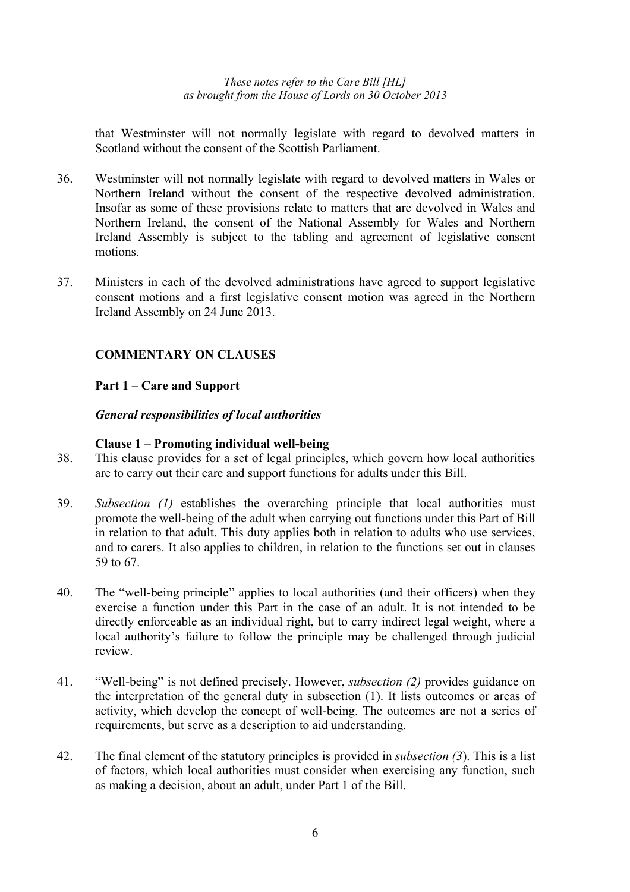that Westminster will not normally legislate with regard to devolved matters in Scotland without the consent of the Scottish Parliament.

36. Westminster will not normally legislate with regard to devolved matters in Wales or Northern Ireland without the consent of the respective devolved administration. Insofar as some of these provisions relate to matters that are devolved in Wales and Northern Ireland, the consent of the National Assembly for Wales and Northern Ireland Assembly is subject to the tabling and agreement of legislative consent motions.

37. Ministers in each of the devolved administrations have agreed to support legislative consent motions and a first legislative consent motion was agreed in the Northern Ireland Assembly on 24 June 2013.

## COMMENTARY ON CLAUSES

### Part 1 – Care and Support

#### *General responsibilities of local authorities*

#### Clause 1 – Promoting individual well-being

38. This clause provides for a set of legal principles, which govern how local authorities are to carry out their care and support functions for adults under this Bill.

39. *Subsection (1)* establishes the overarching principle that local authorities must promote the well-being of the adult when carrying out functions under this Part of Bill in relation to that adult. This duty applies both in relation to adults who use services, and to carers. It also applies to children, in relation to the functions set out in clauses 59 to 67.

40. The "well-being principle" applies to local authorities (and their officers) when they exercise a function under this Part in the case of an adult. It is not intended to be directly enforceable as an individual right, but to carry indirect legal weight, where a local authority's failure to follow the principle may be challenged through judicial review.

41. "Well-being" is not defined precisely. However, *subsection (2)* provides guidance on the interpretation of the general duty in subsection (1). It lists outcomes or areas of activity, which develop the concept of well-being. The outcomes are not a series of requirements, but serve as a description to aid understanding.

42. The final element of the statutory principles is provided in *subsection (3*). This is a list of factors, which local authorities must consider when exercising any function, such as making a decision, about an adult, under Part 1 of the Bill.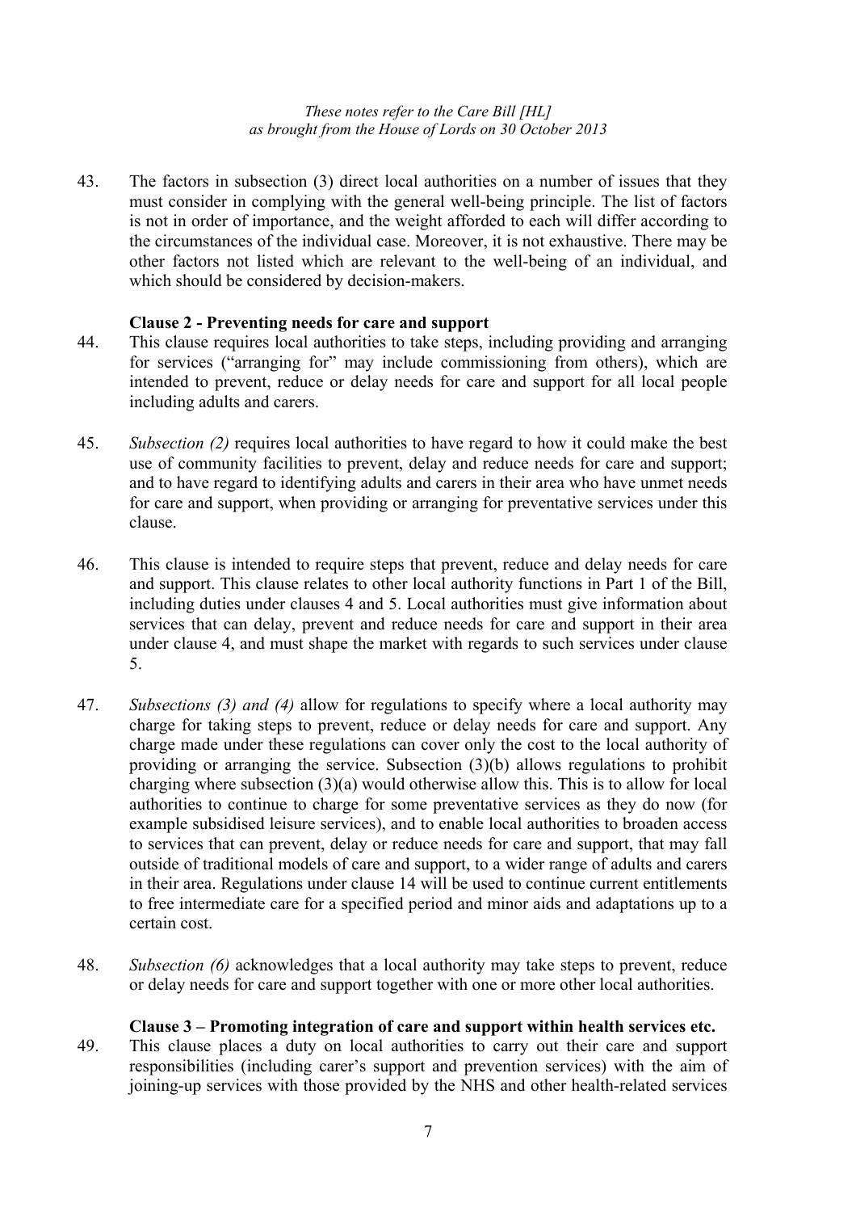43. The factors in subsection (3) direct local authorities on a number of issues that they must consider in complying with the general well-being principle. The list of factors is not in order of importance, and the weight afforded to each will differ according to the circumstances of the individual case. Moreover, it is not exhaustive. There may be other factors not listed which are relevant to the well-being of an individual, and which should be considered by decision-makers.

**Clause 2 - Preventing needs for care and support**

44. This clause requires local authorities to take steps, including providing and arranging for services ("arranging for" may include commissioning from others), which are intended to prevent, reduce or delay needs for care and support for all local people including adults and carers.

45. *Subsection (2)* requires local authorities to have regard to how it could make the best use of community facilities to prevent, delay and reduce needs for care and support; and to have regard to identifying adults and carers in their area who have unmet needs for care and support, when providing or arranging for preventative services under this clause.

46. This clause is intended to require steps that prevent, reduce and delay needs for care and support. This clause relates to other local authority functions in Part 1 of the Bill, including duties under clauses 4 and 5. Local authorities must give information about services that can delay, prevent and reduce needs for care and support in their area under clause 4, and must shape the market with regards to such services under clause 5.

47. *Subsections (3) and (4)* allow for regulations to specify where a local authority may charge for taking steps to prevent, reduce or delay needs for care and support. Any charge made under these regulations can cover only the cost to the local authority of providing or arranging the service. Subsection (3)(b) allows regulations to prohibit charging where subsection (3)(a) would otherwise allow this. This is to allow for local authorities to continue to charge for some preventative services as they do now (for example subsidised leisure services), and to enable local authorities to broaden access to services that can prevent, delay or reduce needs for care and support, that may fall outside of traditional models of care and support, to a wider range of adults and carers in their area. Regulations under clause 14 will be used to continue current entitlements to free intermediate care for a specified period and minor aids and adaptations up to a certain cost.

48. *Subsection (6)* acknowledges that a local authority may take steps to prevent, reduce or delay needs for care and support together with one or more other local authorities.

**Clause 3 – Promoting integration of care and support within health services etc.**

49. This clause places a duty on local authorities to carry out their care and support responsibilities (including carer's support and prevention services) with the aim of joining-up services with those provided by the NHS and other health-related services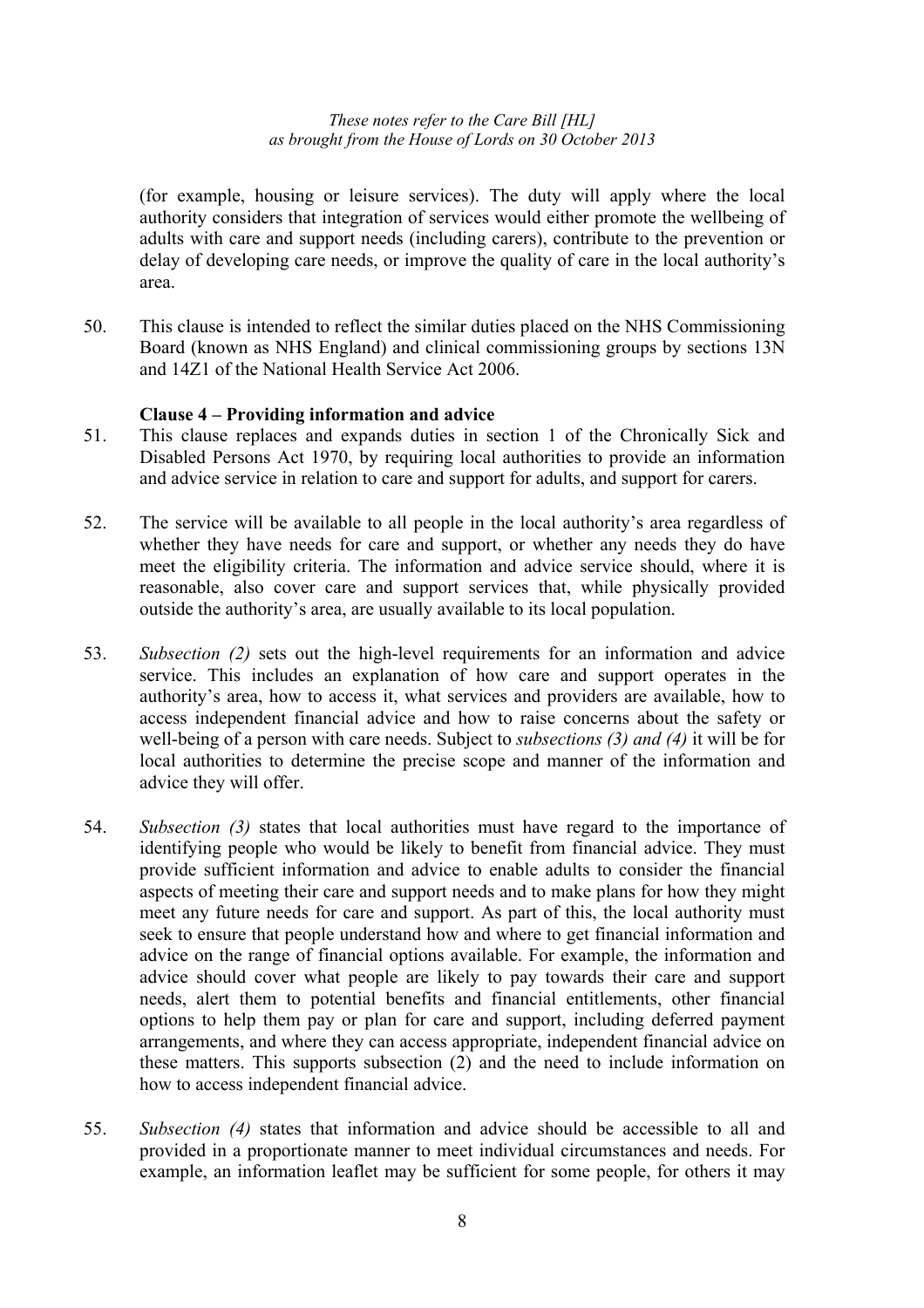(for example, housing or leisure services). The duty will apply where the local authority considers that integration of services would either promote the wellbeing of adults with care and support needs (including carers), contribute to the prevention or delay of developing care needs, or improve the quality of care in the local authority's area.

50. This clause is intended to reflect the similar duties placed on the NHS Commissioning Board (known as NHS England) and clinical commissioning groups by sections 13N and 14Z1 of the National Health Service Act 2006.

**Clause 4 – Providing information and advice**

51. This clause replaces and expands duties in section 1 of the Chronically Sick and Disabled Persons Act 1970, by requiring local authorities to provide an information and advice service in relation to care and support for adults, and support for carers.

52. The service will be available to all people in the local authority's area regardless of whether they have needs for care and support, or whether any needs they do have meet the eligibility criteria. The information and advice service should, where it is reasonable, also cover care and support services that, while physically provided outside the authority's area, are usually available to its local population.

53. *Subsection (2)* sets out the high-level requirements for an information and advice service. This includes an explanation of how care and support operates in the authority's area, how to access it, what services and providers are available, how to access independent financial advice and how to raise concerns about the safety or well-being of a person with care needs. Subject to *subsections (3) and (4)* it will be for local authorities to determine the precise scope and manner of the information and advice they will offer.

54. *Subsection (3)* states that local authorities must have regard to the importance of identifying people who would be likely to benefit from financial advice. They must provide sufficient information and advice to enable adults to consider the financial aspects of meeting their care and support needs and to make plans for how they might meet any future needs for care and support. As part of this, the local authority must seek to ensure that people understand how and where to get financial information and advice on the range of financial options available. For example, the information and advice should cover what people are likely to pay towards their care and support needs, alert them to potential benefits and financial entitlements, other financial options to help them pay or plan for care and support, including deferred payment arrangements, and where they can access appropriate, independent financial advice on these matters. This supports subsection (2) and the need to include information on how to access independent financial advice.

55. *Subsection (4)* states that information and advice should be accessible to all and provided in a proportionate manner to meet individual circumstances and needs. For example, an information leaflet may be sufficient for some people, for others it may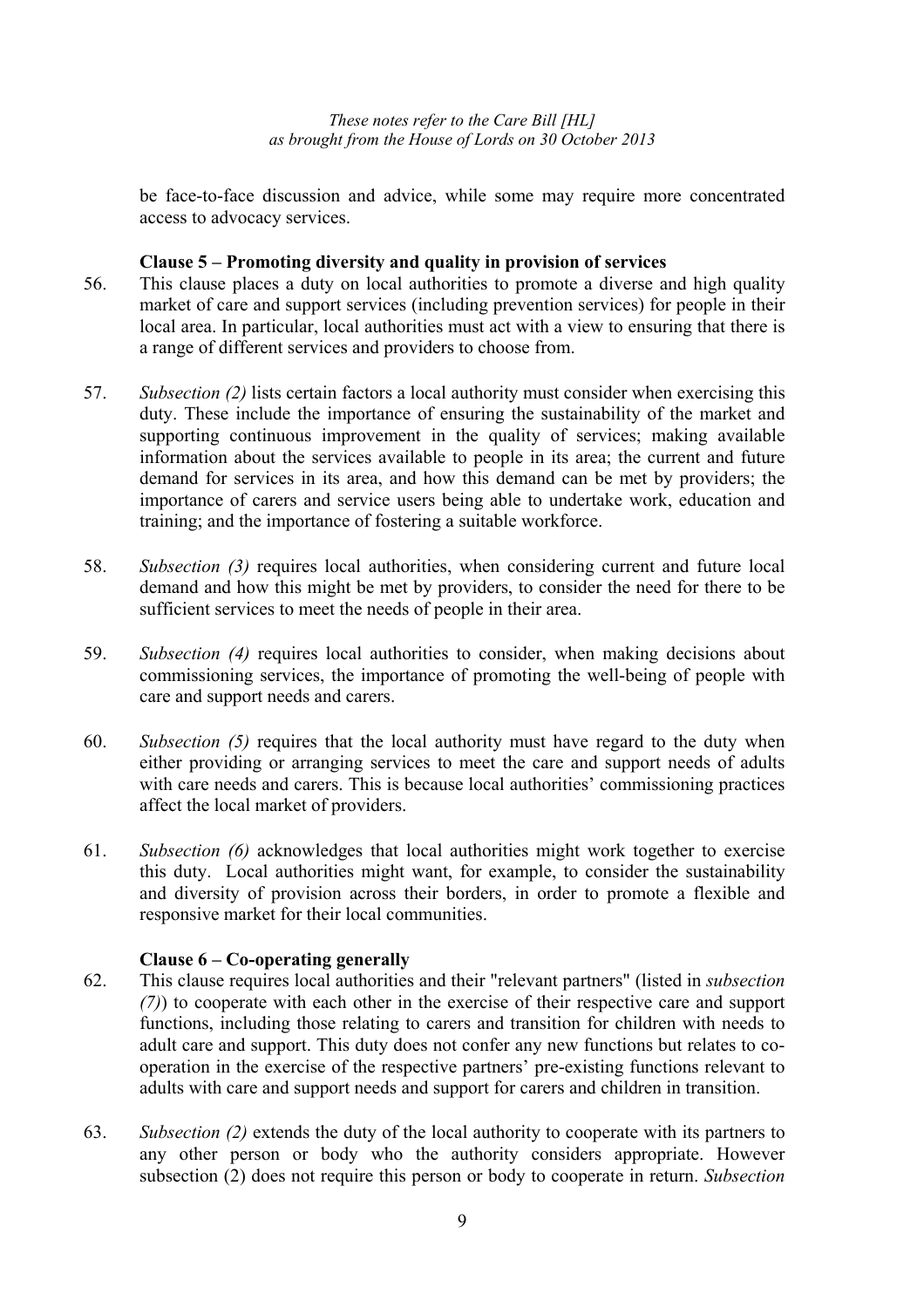be face-to-face discussion and advice, while some may require more concentrated access to advocacy services.

### Clause 5 – Promoting diversity and quality in provision of services

56. This clause places a duty on local authorities to promote a diverse and high quality market of care and support services (including prevention services) for people in their local area. In particular, local authorities must act with a view to ensuring that there is a range of different services and providers to choose from.

57. *Subsection (2)* lists certain factors a local authority must consider when exercising this duty. These include the importance of ensuring the sustainability of the market and supporting continuous improvement in the quality of services; making available information about the services available to people in its area; the current and future demand for services in its area, and how this demand can be met by providers; the importance of carers and service users being able to undertake work, education and training; and the importance of fostering a suitable workforce.

58. *Subsection (3)* requires local authorities, when considering current and future local demand and how this might be met by providers, to consider the need for there to be sufficient services to meet the needs of people in their area.

59. *Subsection (4)* requires local authorities to consider, when making decisions about commissioning services, the importance of promoting the well-being of people with care and support needs and carers.

60. *Subsection (5)* requires that the local authority must have regard to the duty when either providing or arranging services to meet the care and support needs of adults with care needs and carers. This is because local authorities' commissioning practices affect the local market of providers.

61. *Subsection (6)* acknowledges that local authorities might work together to exercise this duty. Local authorities might want, for example, to consider the sustainability and diversity of provision across their borders, in order to promote a flexible and responsive market for their local communities.

### Clause 6 – Co-operating generally

62. This clause requires local authorities and their "relevant partners" (listed in *subsection (7)*) to cooperate with each other in the exercise of their respective care and support functions, including those relating to carers and transition for children with needs to adult care and support. This duty does not confer any new functions but relates to co-operation in the exercise of the respective partners' pre-existing functions relevant to adults with care and support needs and support for carers and children in transition.

63. *Subsection (2)* extends the duty of the local authority to cooperate with its partners to any other person or body who the authority considers appropriate. However subsection (2) does not require this person or body to cooperate in return. *Subsection*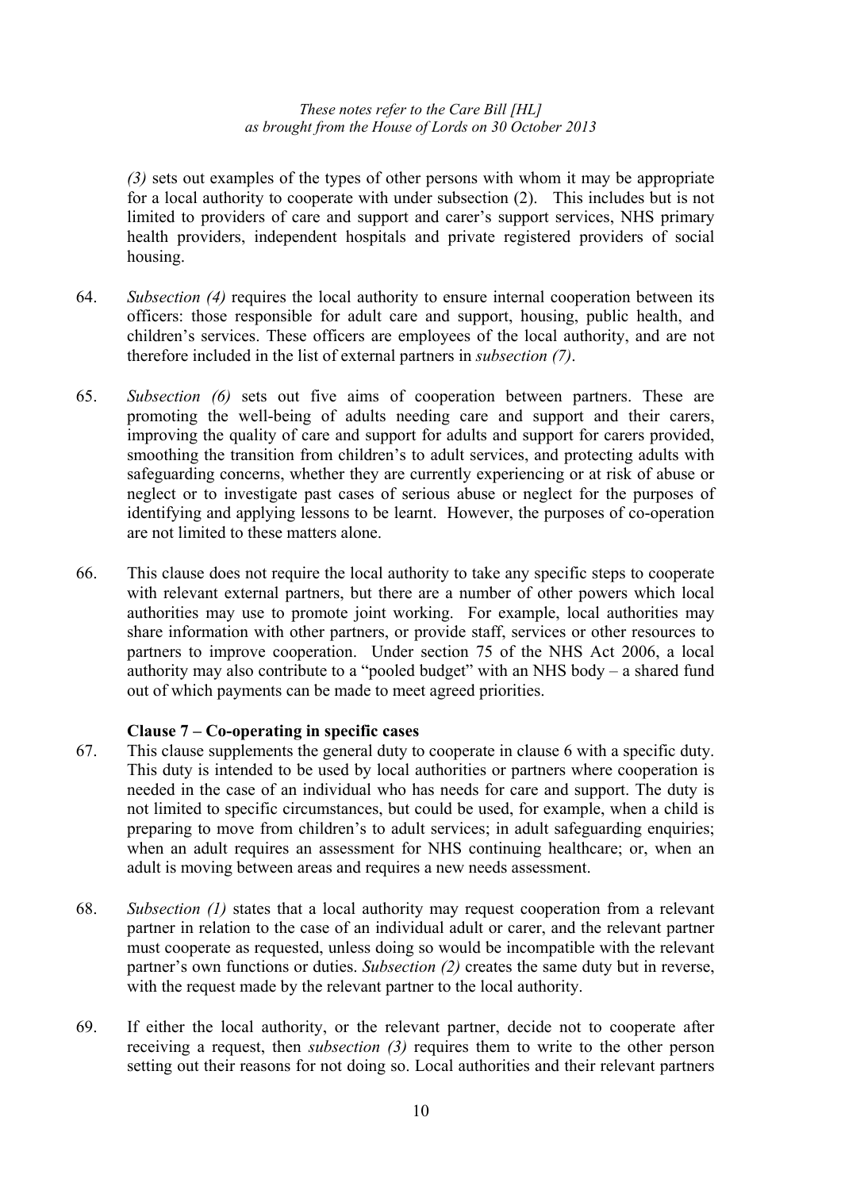*(3)* sets out examples of the types of other persons with whom it may be appropriate for a local authority to cooperate with under subsection (2). This includes but is not limited to providers of care and support and carer's support services, NHS primary health providers, independent hospitals and private registered providers of social housing.

64. *Subsection (4)* requires the local authority to ensure internal cooperation between its officers: those responsible for adult care and support, housing, public health, and children's services. These officers are employees of the local authority, and are not therefore included in the list of external partners in *subsection (7)*.

65. *Subsection (6)* sets out five aims of cooperation between partners. These are promoting the well-being of adults needing care and support and their carers, improving the quality of care and support for adults and support for carers provided, smoothing the transition from children's to adult services, and protecting adults with safeguarding concerns, whether they are currently experiencing or at risk of abuse or neglect or to investigate past cases of serious abuse or neglect for the purposes of identifying and applying lessons to be learnt. However, the purposes of co-operation are not limited to these matters alone.

66. This clause does not require the local authority to take any specific steps to cooperate with relevant external partners, but there are a number of other powers which local authorities may use to promote joint working. For example, local authorities may share information with other partners, or provide staff, services or other resources to partners to improve cooperation. Under section 75 of the NHS Act 2006, a local authority may also contribute to a "pooled budget" with an NHS body – a shared fund out of which payments can be made to meet agreed priorities.

**Clause 7 – Co-operating in specific cases**

67. This clause supplements the general duty to cooperate in clause 6 with a specific duty. This duty is intended to be used by local authorities or partners where cooperation is needed in the case of an individual who has needs for care and support. The duty is not limited to specific circumstances, but could be used, for example, when a child is preparing to move from children's to adult services; in adult safeguarding enquiries; when an adult requires an assessment for NHS continuing healthcare; or, when an adult is moving between areas and requires a new needs assessment.

68. *Subsection (1)* states that a local authority may request cooperation from a relevant partner in relation to the case of an individual adult or carer, and the relevant partner must cooperate as requested, unless doing so would be incompatible with the relevant partner's own functions or duties. *Subsection (2)* creates the same duty but in reverse, with the request made by the relevant partner to the local authority.

69. If either the local authority, or the relevant partner, decide not to cooperate after receiving a request, then *subsection (3)* requires them to write to the other person setting out their reasons for not doing so. Local authorities and their relevant partners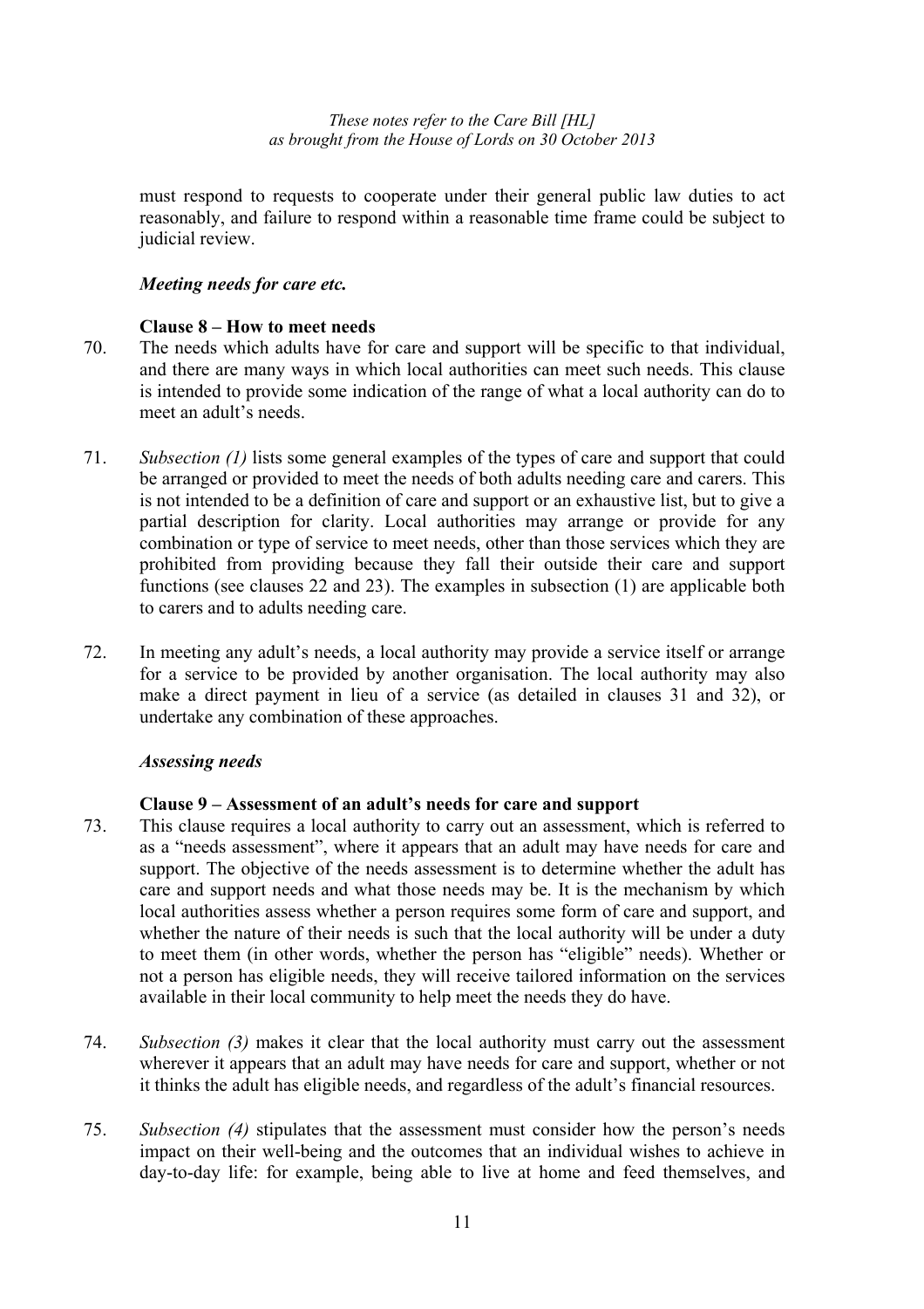must respond to requests to cooperate under their general public law duties to act reasonably, and failure to respond within a reasonable time frame could be subject to judicial review.

### *Meeting needs for care etc.*

#### Clause 8 – How to meet needs

70. The needs which adults have for care and support will be specific to that individual, and there are many ways in which local authorities can meet such needs. This clause is intended to provide some indication of the range of what a local authority can do to meet an adult's needs.

71. *Subsection (1)* lists some general examples of the types of care and support that could be arranged or provided to meet the needs of both adults needing care and carers. This is not intended to be a definition of care and support or an exhaustive list, but to give a partial description for clarity. Local authorities may arrange or provide for any combination or type of service to meet needs, other than those services which they are prohibited from providing because they fall their outside their care and support functions (see clauses 22 and 23). The examples in subsection (1) are applicable both to carers and to adults needing care.

72. In meeting any adult's needs, a local authority may provide a service itself or arrange for a service to be provided by another organisation. The local authority may also make a direct payment in lieu of a service (as detailed in clauses 31 and 32), or undertake any combination of these approaches.

### *Assessing needs*

#### Clause 9 – Assessment of an adult's needs for care and support

73. This clause requires a local authority to carry out an assessment, which is referred to as a "needs assessment", where it appears that an adult may have needs for care and support. The objective of the needs assessment is to determine whether the adult has care and support needs and what those needs may be. It is the mechanism by which local authorities assess whether a person requires some form of care and support, and whether the nature of their needs is such that the local authority will be under a duty to meet them (in other words, whether the person has "eligible" needs). Whether or not a person has eligible needs, they will receive tailored information on the services available in their local community to help meet the needs they do have.

74. *Subsection (3)* makes it clear that the local authority must carry out the assessment wherever it appears that an adult may have needs for care and support, whether or not it thinks the adult has eligible needs, and regardless of the adult's financial resources.

75. *Subsection (4)* stipulates that the assessment must consider how the person's needs impact on their well-being and the outcomes that an individual wishes to achieve in day-to-day life: for example, being able to live at home and feed themselves, and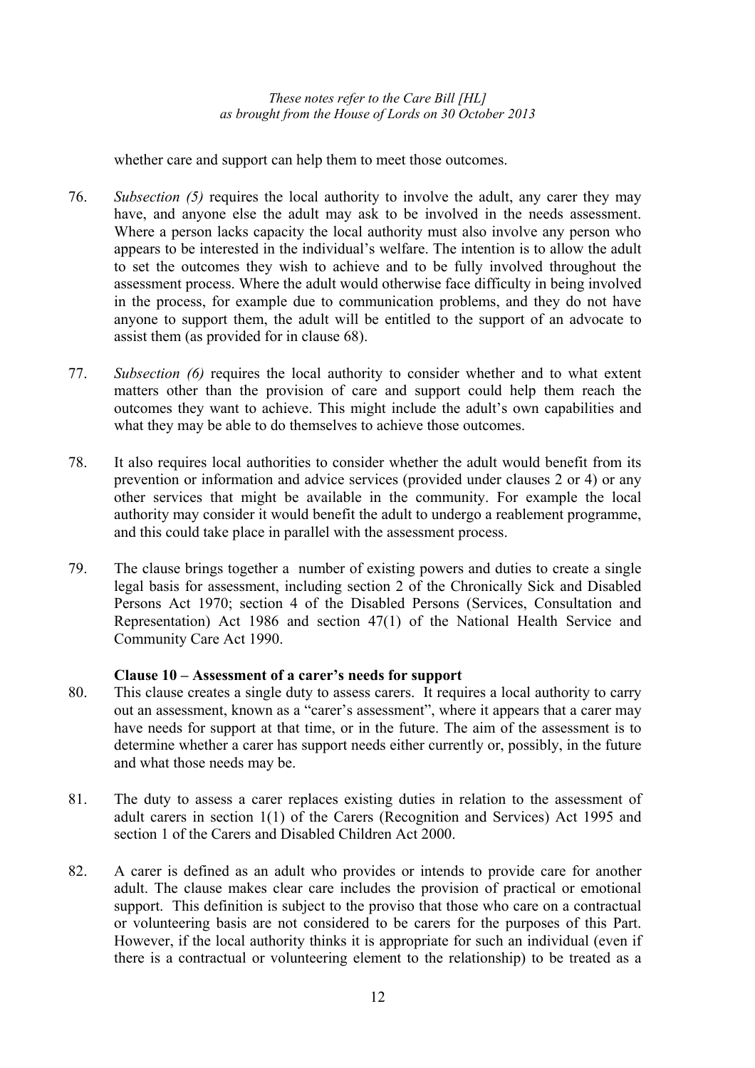whether care and support can help them to meet those outcomes.

76. *Subsection (5)* requires the local authority to involve the adult, any carer they may have, and anyone else the adult may ask to be involved in the needs assessment. Where a person lacks capacity the local authority must also involve any person who appears to be interested in the individual's welfare. The intention is to allow the adult to set the outcomes they wish to achieve and to be fully involved throughout the assessment process. Where the adult would otherwise face difficulty in being involved in the process, for example due to communication problems, and they do not have anyone to support them, the adult will be entitled to the support of an advocate to assist them (as provided for in clause 68).

77. *Subsection (6)* requires the local authority to consider whether and to what extent matters other than the provision of care and support could help them reach the outcomes they want to achieve. This might include the adult's own capabilities and what they may be able to do themselves to achieve those outcomes.

78. It also requires local authorities to consider whether the adult would benefit from its prevention or information and advice services (provided under clauses 2 or 4) or any other services that might be available in the community. For example the local authority may consider it would benefit the adult to undergo a reablement programme, and this could take place in parallel with the assessment process.

79. The clause brings together a number of existing powers and duties to create a single legal basis for assessment, including section 2 of the Chronically Sick and Disabled Persons Act 1970; section 4 of the Disabled Persons (Services, Consultation and Representation) Act 1986 and section 47(1) of the National Health Service and Community Care Act 1990.

**Clause 10 – Assessment of a carer's needs for support**

80. This clause creates a single duty to assess carers. It requires a local authority to carry out an assessment, known as a "carer's assessment", where it appears that a carer may have needs for support at that time, or in the future. The aim of the assessment is to determine whether a carer has support needs either currently or, possibly, in the future and what those needs may be.

81. The duty to assess a carer replaces existing duties in relation to the assessment of adult carers in section 1(1) of the Carers (Recognition and Services) Act 1995 and section 1 of the Carers and Disabled Children Act 2000.

82. A carer is defined as an adult who provides or intends to provide care for another adult. The clause makes clear care includes the provision of practical or emotional support. This definition is subject to the proviso that those who care on a contractual or volunteering basis are not considered to be carers for the purposes of this Part. However, if the local authority thinks it is appropriate for such an individual (even if there is a contractual or volunteering element to the relationship) to be treated as a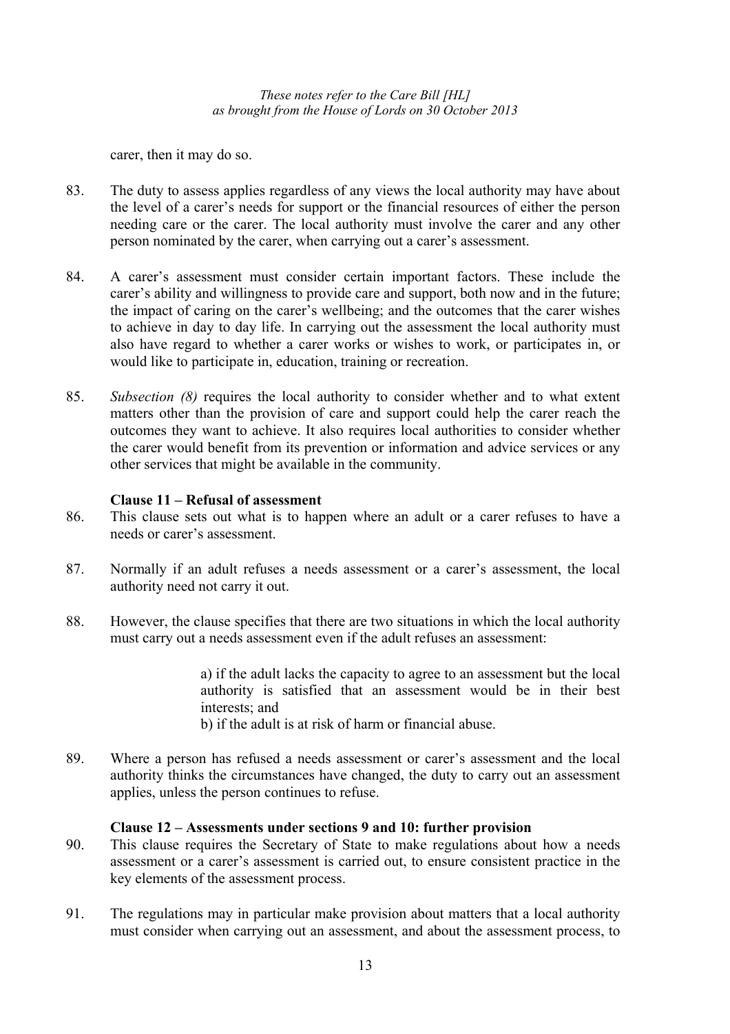carer, then it may do so.

83. The duty to assess applies regardless of any views the local authority may have about the level of a carer's needs for support or the financial resources of either the person needing care or the carer. The local authority must involve the carer and any other person nominated by the carer, when carrying out a carer's assessment.

84. A carer's assessment must consider certain important factors. These include the carer's ability and willingness to provide care and support, both now and in the future; the impact of caring on the carer's wellbeing; and the outcomes that the carer wishes to achieve in day to day life. In carrying out the assessment the local authority must also have regard to whether a carer works or wishes to work, or participates in, or would like to participate in, education, training or recreation.

85. *Subsection (8)* requires the local authority to consider whether and to what extent matters other than the provision of care and support could help the carer reach the outcomes they want to achieve. It also requires local authorities to consider whether the carer would benefit from its prevention or information and advice services or any other services that might be available in the community.

**Clause 11 – Refusal of assessment**

86. This clause sets out what is to happen where an adult or a carer refuses to have a needs or carer's assessment.

87. Normally if an adult refuses a needs assessment or a carer's assessment, the local authority need not carry it out.

88. However, the clause specifies that there are two situations in which the local authority must carry out a needs assessment even if the adult refuses an assessment:

    a) if the adult lacks the capacity to agree to an assessment but the local authority is satisfied that an assessment would be in their best interests; and

    b) if the adult is at risk of harm or financial abuse.

89. Where a person has refused a needs assessment or carer's assessment and the local authority thinks the circumstances have changed, the duty to carry out an assessment applies, unless the person continues to refuse.

**Clause 12 – Assessments under sections 9 and 10: further provision**

90. This clause requires the Secretary of State to make regulations about how a needs assessment or a carer's assessment is carried out, to ensure consistent practice in the key elements of the assessment process.

91. The regulations may in particular make provision about matters that a local authority must consider when carrying out an assessment, and about the assessment process, to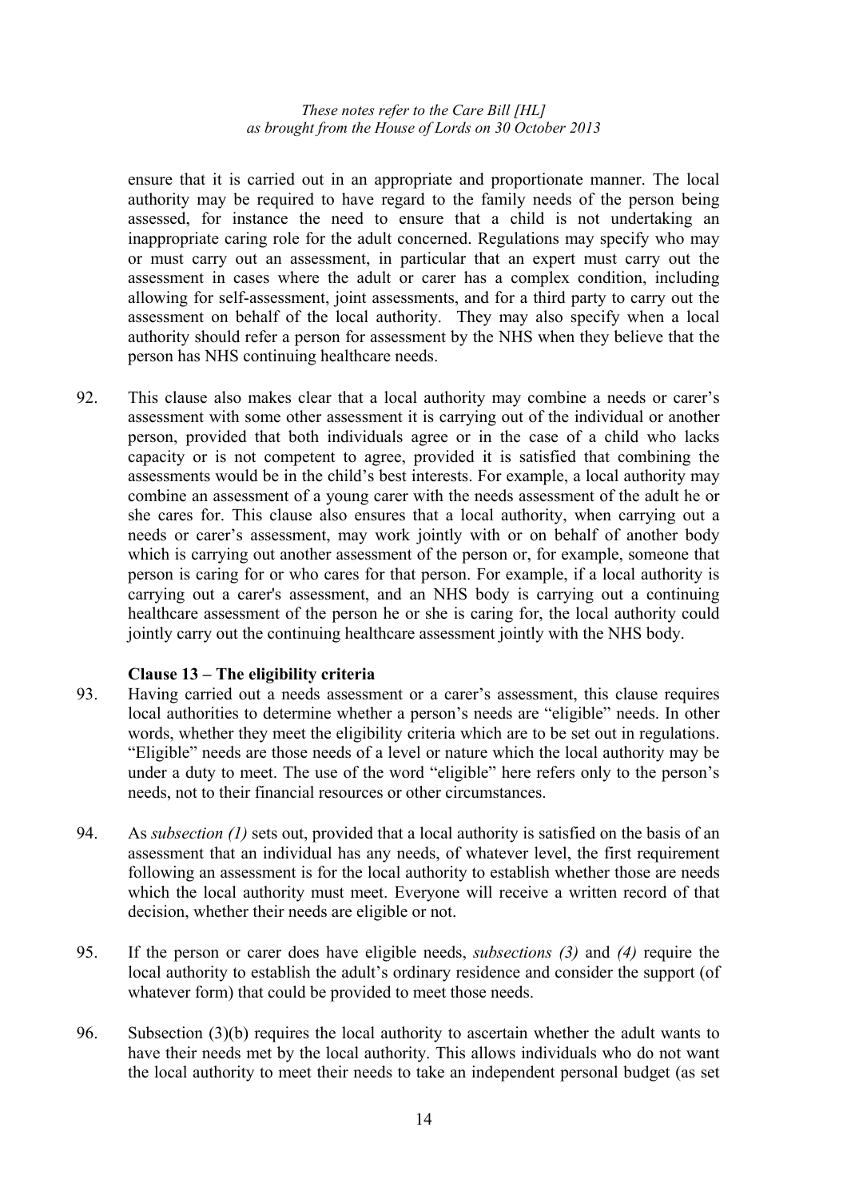ensure that it is carried out in an appropriate and proportionate manner. The local authority may be required to have regard to the family needs of the person being assessed, for instance the need to ensure that a child is not undertaking an inappropriate caring role for the adult concerned. Regulations may specify who may or must carry out an assessment, in particular that an expert must carry out the assessment in cases where the adult or carer has a complex condition, including allowing for self-assessment, joint assessments, and for a third party to carry out the assessment on behalf of the local authority. They may also specify when a local authority should refer a person for assessment by the NHS when they believe that the person has NHS continuing healthcare needs.

92. This clause also makes clear that a local authority may combine a needs or carer's assessment with some other assessment it is carrying out of the individual or another person, provided that both individuals agree or in the case of a child who lacks capacity or is not competent to agree, provided it is satisfied that combining the assessments would be in the child's best interests. For example, a local authority may combine an assessment of a young carer with the needs assessment of the adult he or she cares for. This clause also ensures that a local authority, when carrying out a needs or carer's assessment, may work jointly with or on behalf of another body which is carrying out another assessment of the person or, for example, someone that person is caring for or who cares for that person. For example, if a local authority is carrying out a carer's assessment, and an NHS body is carrying out a continuing healthcare assessment of the person he or she is caring for, the local authority could jointly carry out the continuing healthcare assessment jointly with the NHS body.

**Clause 13 – The eligibility criteria**

93. Having carried out a needs assessment or a carer's assessment, this clause requires local authorities to determine whether a person's needs are "eligible" needs. In other words, whether they meet the eligibility criteria which are to be set out in regulations. "Eligible" needs are those needs of a level or nature which the local authority may be under a duty to meet. The use of the word "eligible" here refers only to the person's needs, not to their financial resources or other circumstances.

94. As *subsection (1)* sets out, provided that a local authority is satisfied on the basis of an assessment that an individual has any needs, of whatever level, the first requirement following an assessment is for the local authority to establish whether those are needs which the local authority must meet. Everyone will receive a written record of that decision, whether their needs are eligible or not.

95. If the person or carer does have eligible needs, *subsections (3)* and *(4)* require the local authority to establish the adult's ordinary residence and consider the support (of whatever form) that could be provided to meet those needs.

96. Subsection (3)(b) requires the local authority to ascertain whether the adult wants to have their needs met by the local authority. This allows individuals who do not want the local authority to meet their needs to take an independent personal budget (as set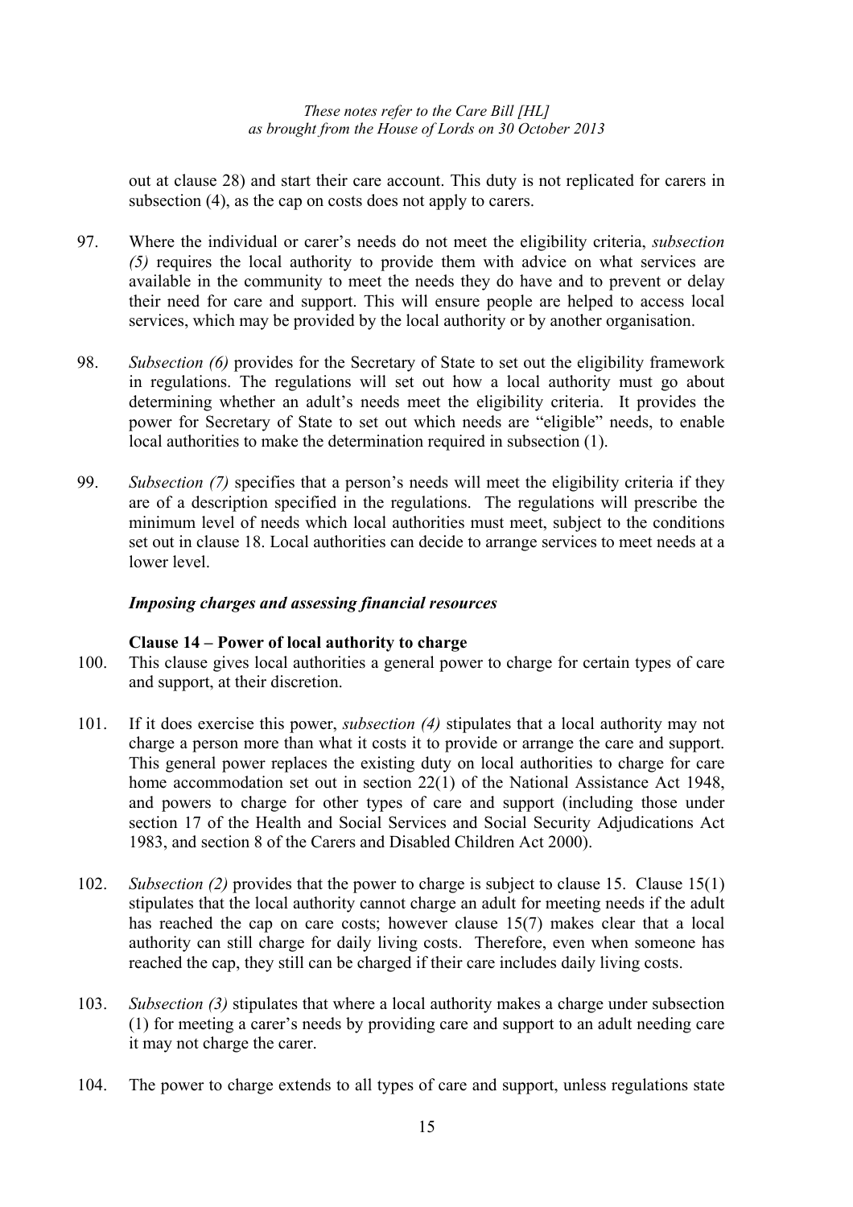out at clause 28) and start their care account. This duty is not replicated for carers in subsection (4), as the cap on costs does not apply to carers.

97. Where the individual or carer's needs do not meet the eligibility criteria, *subsection (5)* requires the local authority to provide them with advice on what services are available in the community to meet the needs they do have and to prevent or delay their need for care and support. This will ensure people are helped to access local services, which may be provided by the local authority or by another organisation.

98. *Subsection (6)* provides for the Secretary of State to set out the eligibility framework in regulations. The regulations will set out how a local authority must go about determining whether an adult's needs meet the eligibility criteria. It provides the power for Secretary of State to set out which needs are "eligible" needs, to enable local authorities to make the determination required in subsection (1).

99. *Subsection (7)* specifies that a person's needs will meet the eligibility criteria if they are of a description specified in the regulations. The regulations will prescribe the minimum level of needs which local authorities must meet, subject to the conditions set out in clause 18. Local authorities can decide to arrange services to meet needs at a lower level.

### *Imposing charges and assessing financial resources*

#### Clause 14 – Power of local authority to charge

100. This clause gives local authorities a general power to charge for certain types of care and support, at their discretion.

101. If it does exercise this power, *subsection (4)* stipulates that a local authority may not charge a person more than what it costs it to provide or arrange the care and support. This general power replaces the existing duty on local authorities to charge for care home accommodation set out in section 22(1) of the National Assistance Act 1948, and powers to charge for other types of care and support (including those under section 17 of the Health and Social Services and Social Security Adjudications Act 1983, and section 8 of the Carers and Disabled Children Act 2000).

102. *Subsection (2)* provides that the power to charge is subject to clause 15. Clause 15(1) stipulates that the local authority cannot charge an adult for meeting needs if the adult has reached the cap on care costs; however clause 15(7) makes clear that a local authority can still charge for daily living costs. Therefore, even when someone has reached the cap, they still can be charged if their care includes daily living costs.

103. *Subsection (3)* stipulates that where a local authority makes a charge under subsection (1) for meeting a carer's needs by providing care and support to an adult needing care it may not charge the carer.

104. The power to charge extends to all types of care and support, unless regulations state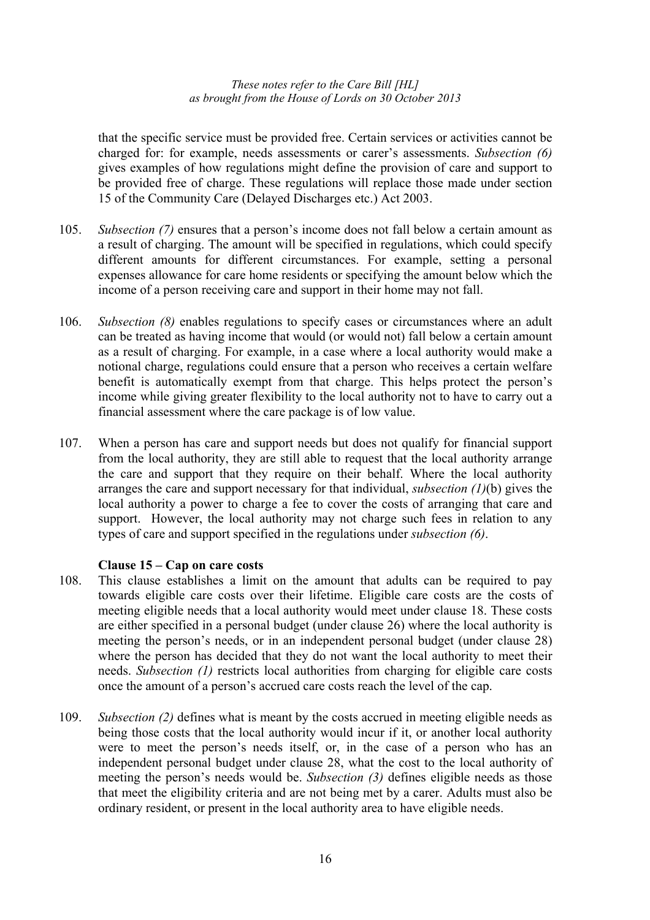that the specific service must be provided free. Certain services or activities cannot be charged for: for example, needs assessments or carer's assessments. *Subsection (6)* gives examples of how regulations might define the provision of care and support to be provided free of charge. These regulations will replace those made under section 15 of the Community Care (Delayed Discharges etc.) Act 2003.

105. *Subsection (7)* ensures that a person's income does not fall below a certain amount as a result of charging. The amount will be specified in regulations, which could specify different amounts for different circumstances. For example, setting a personal expenses allowance for care home residents or specifying the amount below which the income of a person receiving care and support in their home may not fall.

106. *Subsection (8)* enables regulations to specify cases or circumstances where an adult can be treated as having income that would (or would not) fall below a certain amount as a result of charging. For example, in a case where a local authority would make a notional charge, regulations could ensure that a person who receives a certain welfare benefit is automatically exempt from that charge. This helps protect the person's income while giving greater flexibility to the local authority not to have to carry out a financial assessment where the care package is of low value.

107. When a person has care and support needs but does not qualify for financial support from the local authority, they are still able to request that the local authority arrange the care and support that they require on their behalf. Where the local authority arranges the care and support necessary for that individual, *subsection (1)*(b) gives the local authority a power to charge a fee to cover the costs of arranging that care and support. However, the local authority may not charge such fees in relation to any types of care and support specified in the regulations under *subsection (6)*.

**Clause 15 – Cap on care costs**

108. This clause establishes a limit on the amount that adults can be required to pay towards eligible care costs over their lifetime. Eligible care costs are the costs of meeting eligible needs that a local authority would meet under clause 18. These costs are either specified in a personal budget (under clause 26) where the local authority is meeting the person's needs, or in an independent personal budget (under clause 28) where the person has decided that they do not want the local authority to meet their needs. *Subsection (1)* restricts local authorities from charging for eligible care costs once the amount of a person's accrued care costs reach the level of the cap.

109. *Subsection (2)* defines what is meant by the costs accrued in meeting eligible needs as being those costs that the local authority would incur if it, or another local authority were to meet the person's needs itself, or, in the case of a person who has an independent personal budget under clause 28, what the cost to the local authority of meeting the person's needs would be. *Subsection (3)* defines eligible needs as those that meet the eligibility criteria and are not being met by a carer. Adults must also be ordinary resident, or present in the local authority area to have eligible needs.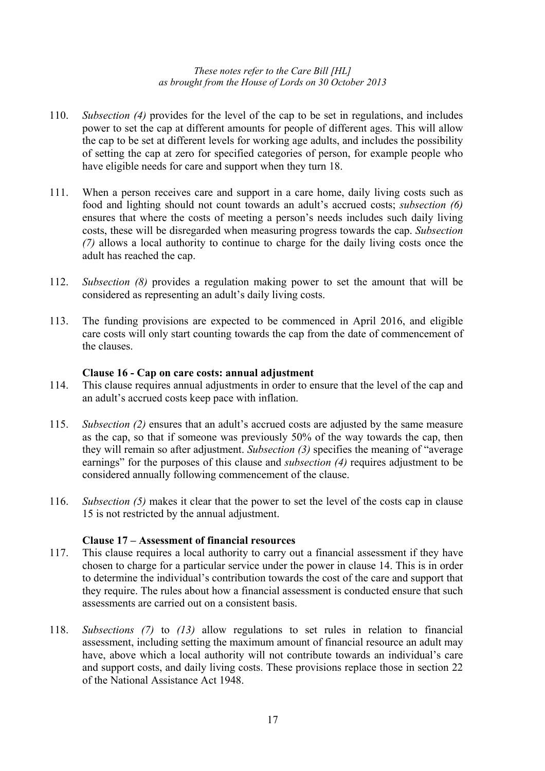110. *Subsection (4)* provides for the level of the cap to be set in regulations, and includes power to set the cap at different amounts for people of different ages. This will allow the cap to be set at different levels for working age adults, and includes the possibility of setting the cap at zero for specified categories of person, for example people who have eligible needs for care and support when they turn 18.

111. When a person receives care and support in a care home, daily living costs such as food and lighting should not count towards an adult's accrued costs; *subsection (6)* ensures that where the costs of meeting a person's needs includes such daily living costs, these will be disregarded when measuring progress towards the cap. *Subsection (7)* allows a local authority to continue to charge for the daily living costs once the adult has reached the cap.

112. *Subsection (8)* provides a regulation making power to set the amount that will be considered as representing an adult's daily living costs.

113. The funding provisions are expected to be commenced in April 2016, and eligible care costs will only start counting towards the cap from the date of commencement of the clauses.

### Clause 16 - Cap on care costs: annual adjustment

114. This clause requires annual adjustments in order to ensure that the level of the cap and an adult's accrued costs keep pace with inflation.

115. *Subsection (2)* ensures that an adult's accrued costs are adjusted by the same measure as the cap, so that if someone was previously 50% of the way towards the cap, then they will remain so after adjustment. *Subsection (3)* specifies the meaning of "average earnings" for the purposes of this clause and *subsection (4)* requires adjustment to be considered annually following commencement of the clause.

116. *Subsection (5)* makes it clear that the power to set the level of the costs cap in clause 15 is not restricted by the annual adjustment.

### Clause 17 – Assessment of financial resources

117. This clause requires a local authority to carry out a financial assessment if they have chosen to charge for a particular service under the power in clause 14. This is in order to determine the individual's contribution towards the cost of the care and support that they require. The rules about how a financial assessment is conducted ensure that such assessments are carried out on a consistent basis.

118. *Subsections (7)* to *(13)* allow regulations to set rules in relation to financial assessment, including setting the maximum amount of financial resource an adult may have, above which a local authority will not contribute towards an individual's care and support costs, and daily living costs. These provisions replace those in section 22 of the National Assistance Act 1948.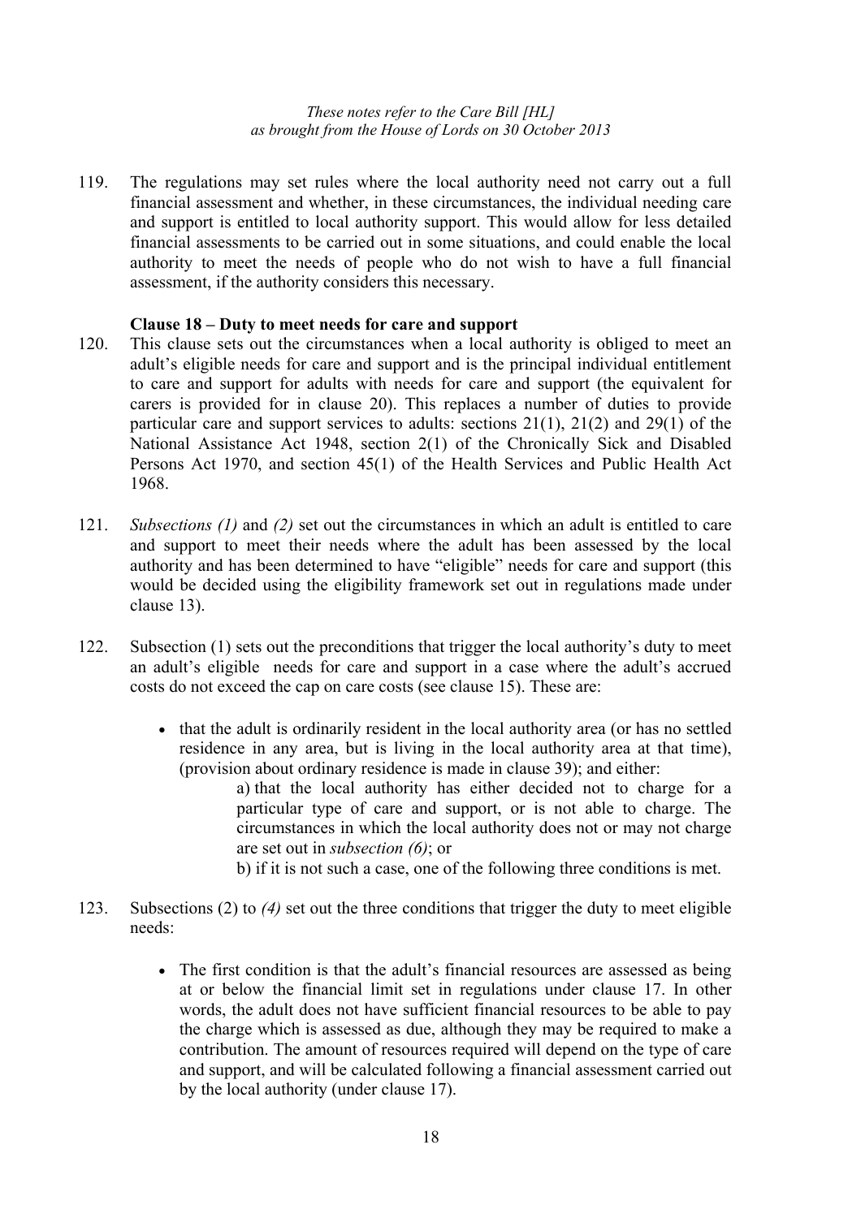119. The regulations may set rules where the local authority need not carry out a full financial assessment and whether, in these circumstances, the individual needing care and support is entitled to local authority support. This would allow for less detailed financial assessments to be carried out in some situations, and could enable the local authority to meet the needs of people who do not wish to have a full financial assessment, if the authority considers this necessary.

**Clause 18 – Duty to meet needs for care and support**

120. This clause sets out the circumstances when a local authority is obliged to meet an adult's eligible needs for care and support and is the principal individual entitlement to care and support for adults with needs for care and support (the equivalent for carers is provided for in clause 20). This replaces a number of duties to provide particular care and support services to adults: sections 21(1), 21(2) and 29(1) of the National Assistance Act 1948, section 2(1) of the Chronically Sick and Disabled Persons Act 1970, and section 45(1) of the Health Services and Public Health Act 1968.

121. *Subsections (1)* and *(2)* set out the circumstances in which an adult is entitled to care and support to meet their needs where the adult has been assessed by the local authority and has been determined to have "eligible" needs for care and support (this would be decided using the eligibility framework set out in regulations made under clause 13).

122. Subsection (1) sets out the preconditions that trigger the local authority's duty to meet an adult's eligible needs for care and support in a case where the adult's accrued costs do not exceed the cap on care costs (see clause 15). These are:

- that the adult is ordinarily resident in the local authority area (or has no settled residence in any area, but is living in the local authority area at that time), (provision about ordinary residence is made in clause 39); and either:
  a) that the local authority has either decided not to charge for a particular type of care and support, or is not able to charge. The circumstances in which the local authority does not or may not charge are set out in *subsection (6)*; or
  b) if it is not such a case, one of the following three conditions is met.

123. Subsections (2) to *(4)* set out the three conditions that trigger the duty to meet eligible needs:

- The first condition is that the adult's financial resources are assessed as being at or below the financial limit set in regulations under clause 17. In other words, the adult does not have sufficient financial resources to be able to pay the charge which is assessed as due, although they may be required to make a contribution. The amount of resources required will depend on the type of care and support, and will be calculated following a financial assessment carried out by the local authority (under clause 17).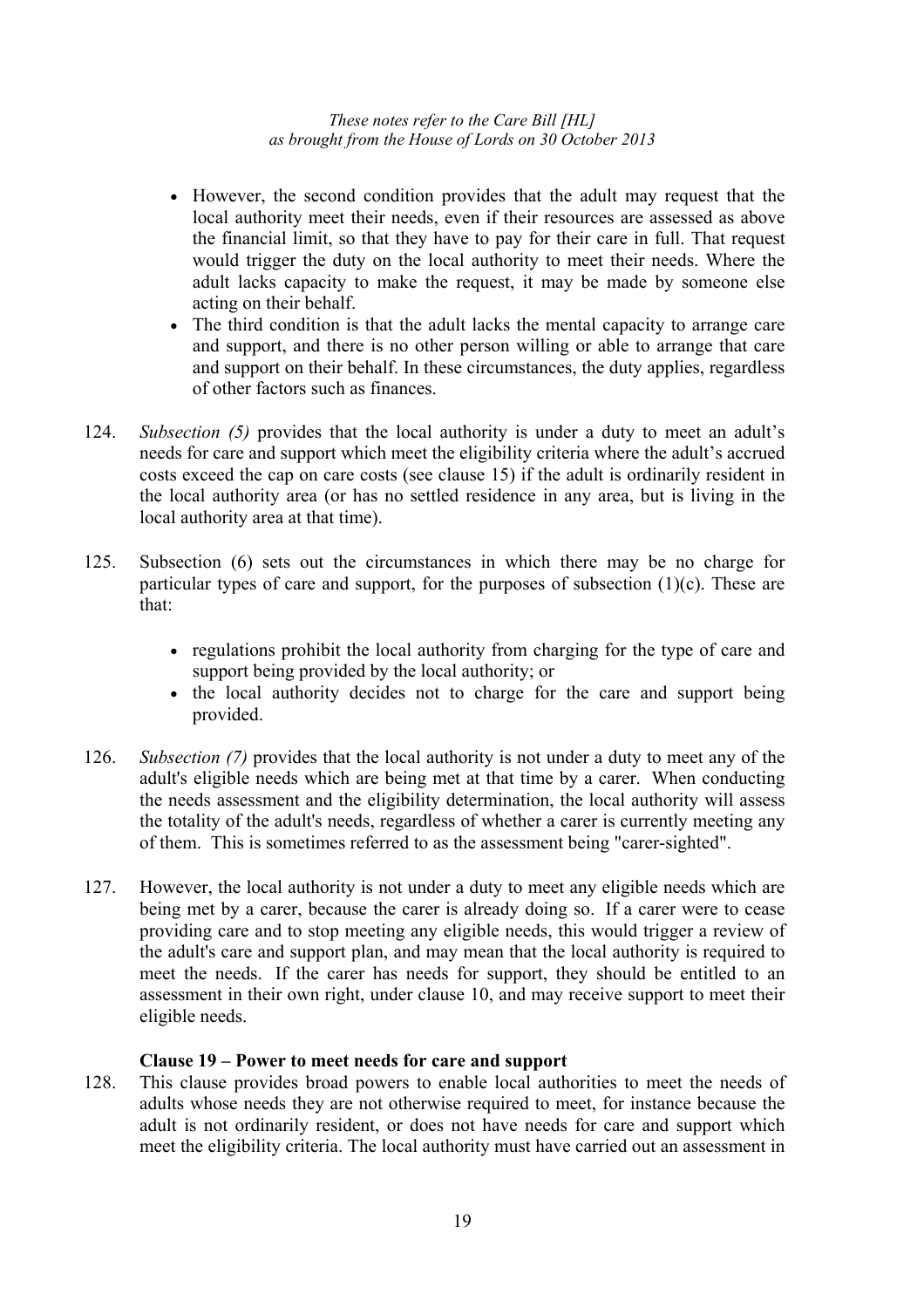- However, the second condition provides that the adult may request that the local authority meet their needs, even if their resources are assessed as above the financial limit, so that they have to pay for their care in full. That request would trigger the duty on the local authority to meet their needs. Where the adult lacks capacity to make the request, it may be made by someone else acting on their behalf.
- The third condition is that the adult lacks the mental capacity to arrange care and support, and there is no other person willing or able to arrange that care and support on their behalf. In these circumstances, the duty applies, regardless of other factors such as finances.

124. *Subsection (5)* provides that the local authority is under a duty to meet an adult's needs for care and support which meet the eligibility criteria where the adult's accrued costs exceed the cap on care costs (see clause 15) if the adult is ordinarily resident in the local authority area (or has no settled residence in any area, but is living in the local authority area at that time).

125. Subsection (6) sets out the circumstances in which there may be no charge for particular types of care and support, for the purposes of subsection (1)(c). These are that:

    - regulations prohibit the local authority from charging for the type of care and support being provided by the local authority; or
    - the local authority decides not to charge for the care and support being provided.

126. *Subsection (7)* provides that the local authority is not under a duty to meet any of the adult's eligible needs which are being met at that time by a carer. When conducting the needs assessment and the eligibility determination, the local authority will assess the totality of the adult's needs, regardless of whether a carer is currently meeting any of them. This is sometimes referred to as the assessment being "carer-sighted".

127. However, the local authority is not under a duty to meet any eligible needs which are being met by a carer, because the carer is already doing so. If a carer were to cease providing care and to stop meeting any eligible needs, this would trigger a review of the adult's care and support plan, and may mean that the local authority is required to meet the needs. If the carer has needs for support, they should be entitled to an assessment in their own right, under clause 10, and may receive support to meet their eligible needs.

**Clause 19 – Power to meet needs for care and support**

128. This clause provides broad powers to enable local authorities to meet the needs of adults whose needs they are not otherwise required to meet, for instance because the adult is not ordinarily resident, or does not have needs for care and support which meet the eligibility criteria. The local authority must have carried out an assessment in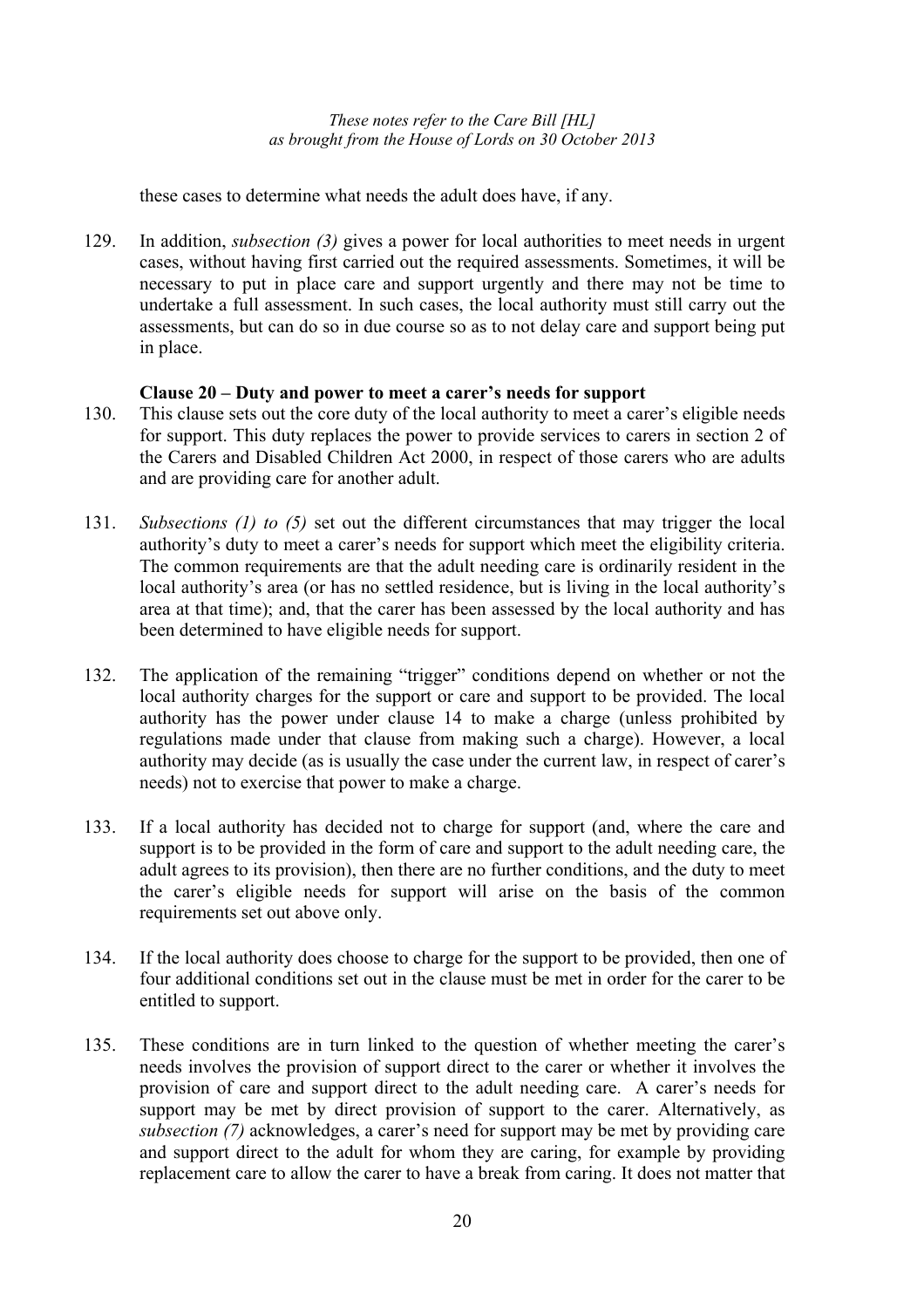these cases to determine what needs the adult does have, if any.

129. In addition, *subsection (3)* gives a power for local authorities to meet needs in urgent cases, without having first carried out the required assessments. Sometimes, it will be necessary to put in place care and support urgently and there may not be time to undertake a full assessment. In such cases, the local authority must still carry out the assessments, but can do so in due course so as to not delay care and support being put in place.

**Clause 20 – Duty and power to meet a carer's needs for support**

130. This clause sets out the core duty of the local authority to meet a carer's eligible needs for support. This duty replaces the power to provide services to carers in section 2 of the Carers and Disabled Children Act 2000, in respect of those carers who are adults and are providing care for another adult.

131. *Subsections (1) to (5)* set out the different circumstances that may trigger the local authority's duty to meet a carer's needs for support which meet the eligibility criteria. The common requirements are that the adult needing care is ordinarily resident in the local authority's area (or has no settled residence, but is living in the local authority's area at that time); and, that the carer has been assessed by the local authority and has been determined to have eligible needs for support.

132. The application of the remaining "trigger" conditions depend on whether or not the local authority charges for the support or care and support to be provided. The local authority has the power under clause 14 to make a charge (unless prohibited by regulations made under that clause from making such a charge). However, a local authority may decide (as is usually the case under the current law, in respect of carer's needs) not to exercise that power to make a charge.

133. If a local authority has decided not to charge for support (and, where the care and support is to be provided in the form of care and support to the adult needing care, the adult agrees to its provision), then there are no further conditions, and the duty to meet the carer's eligible needs for support will arise on the basis of the common requirements set out above only.

134. If the local authority does choose to charge for the support to be provided, then one of four additional conditions set out in the clause must be met in order for the carer to be entitled to support.

135. These conditions are in turn linked to the question of whether meeting the carer's needs involves the provision of support direct to the carer or whether it involves the provision of care and support direct to the adult needing care. A carer's needs for support may be met by direct provision of support to the carer. Alternatively, as *subsection (7)* acknowledges, a carer's need for support may be met by providing care and support direct to the adult for whom they are caring, for example by providing replacement care to allow the carer to have a break from caring. It does not matter that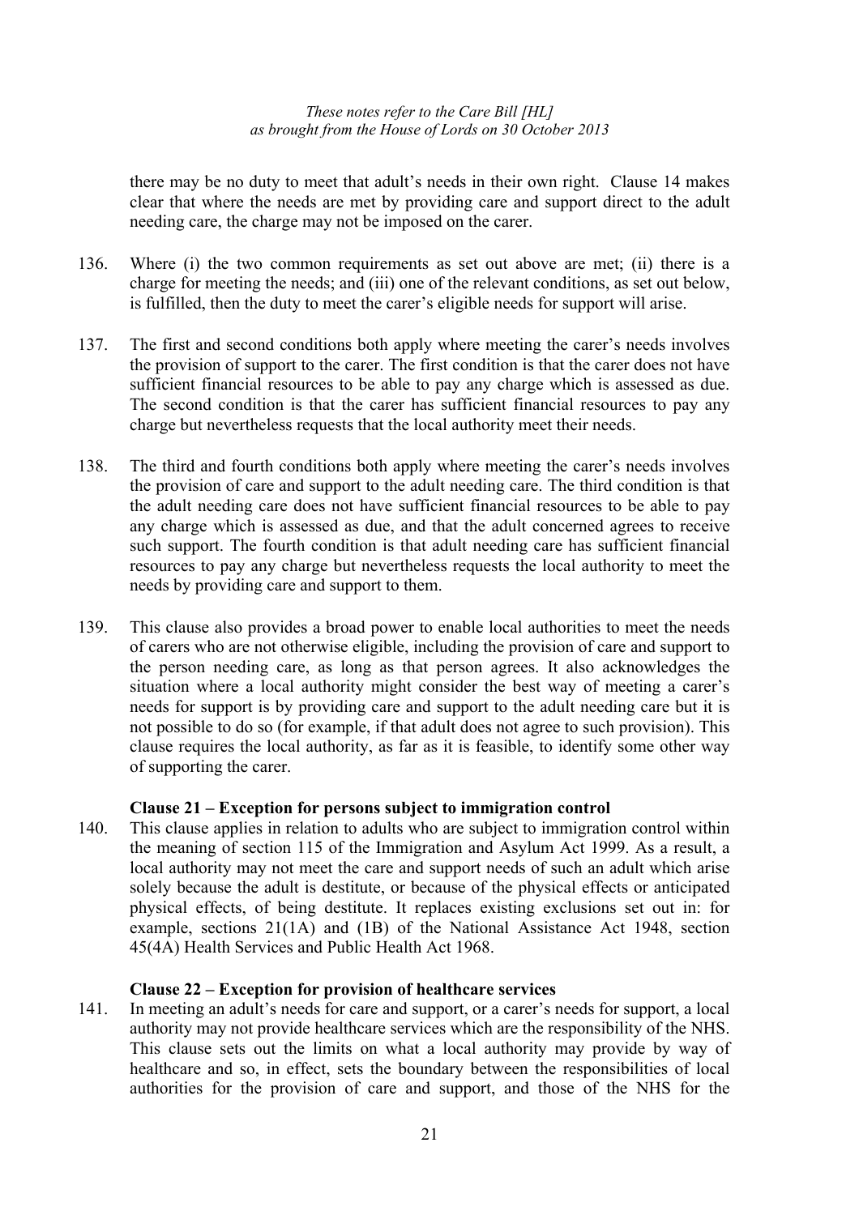there may be no duty to meet that adult's needs in their own right. Clause 14 makes clear that where the needs are met by providing care and support direct to the adult needing care, the charge may not be imposed on the carer.

136. Where (i) the two common requirements as set out above are met; (ii) there is a charge for meeting the needs; and (iii) one of the relevant conditions, as set out below, is fulfilled, then the duty to meet the carer's eligible needs for support will arise.

137. The first and second conditions both apply where meeting the carer's needs involves the provision of support to the carer. The first condition is that the carer does not have sufficient financial resources to be able to pay any charge which is assessed as due. The second condition is that the carer has sufficient financial resources to pay any charge but nevertheless requests that the local authority meet their needs.

138. The third and fourth conditions both apply where meeting the carer's needs involves the provision of care and support to the adult needing care. The third condition is that the adult needing care does not have sufficient financial resources to be able to pay any charge which is assessed as due, and that the adult concerned agrees to receive such support. The fourth condition is that adult needing care has sufficient financial resources to pay any charge but nevertheless requests the local authority to meet the needs by providing care and support to them.

139. This clause also provides a broad power to enable local authorities to meet the needs of carers who are not otherwise eligible, including the provision of care and support to the person needing care, as long as that person agrees. It also acknowledges the situation where a local authority might consider the best way of meeting a carer's needs for support is by providing care and support to the adult needing care but it is not possible to do so (for example, if that adult does not agree to such provision). This clause requires the local authority, as far as it is feasible, to identify some other way of supporting the carer.

### Clause 21 – Exception for persons subject to immigration control

140. This clause applies in relation to adults who are subject to immigration control within the meaning of section 115 of the Immigration and Asylum Act 1999. As a result, a local authority may not meet the care and support needs of such an adult which arise solely because the adult is destitute, or because of the physical effects or anticipated physical effects, of being destitute. It replaces existing exclusions set out in: for example, sections 21(1A) and (1B) of the National Assistance Act 1948, section 45(4A) Health Services and Public Health Act 1968.

### Clause 22 – Exception for provision of healthcare services

141. In meeting an adult's needs for care and support, or a carer's needs for support, a local authority may not provide healthcare services which are the responsibility of the NHS. This clause sets out the limits on what a local authority may provide by way of healthcare and so, in effect, sets the boundary between the responsibilities of local authorities for the provision of care and support, and those of the NHS for the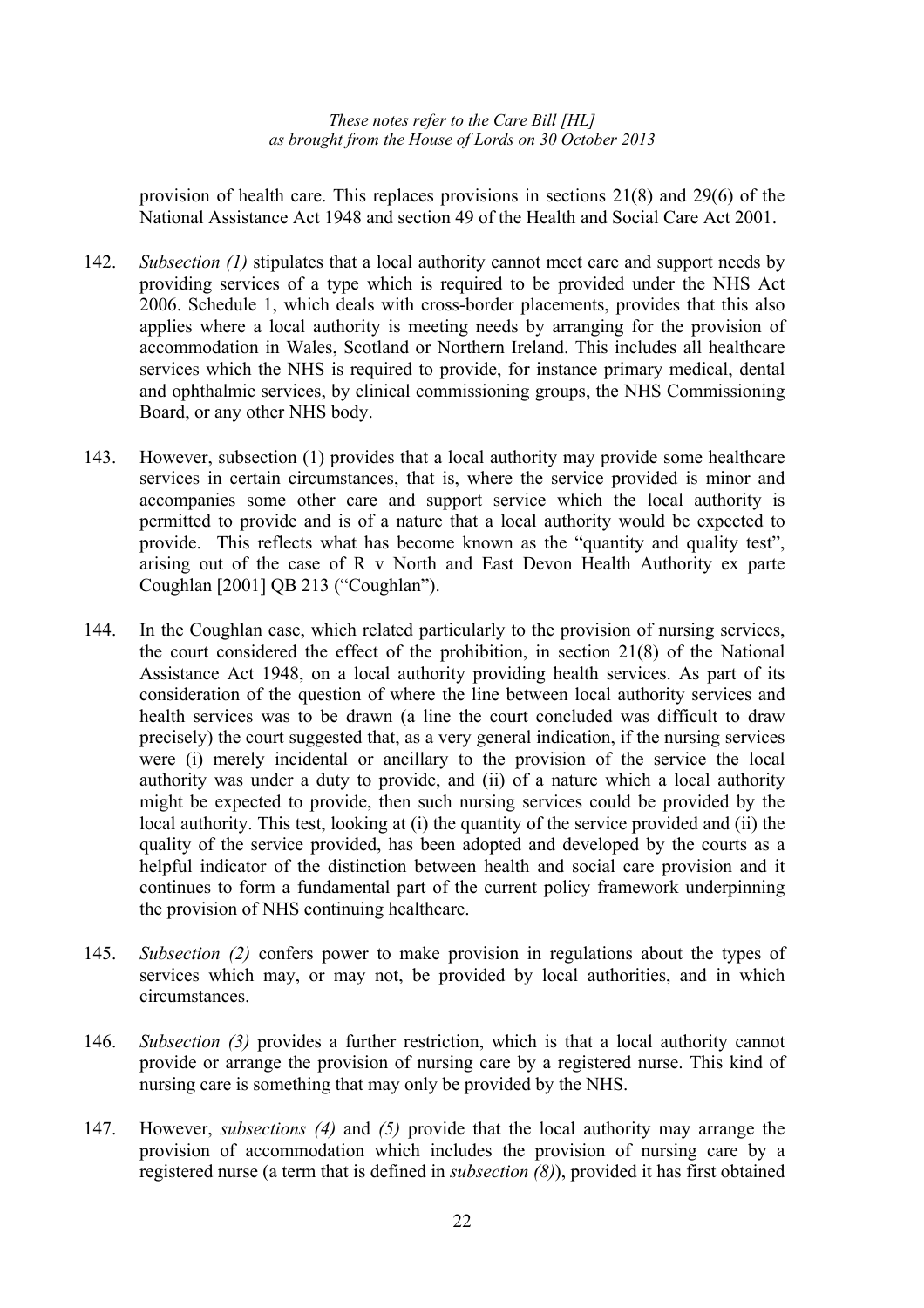provision of health care. This replaces provisions in sections 21(8) and 29(6) of the National Assistance Act 1948 and section 49 of the Health and Social Care Act 2001.

142. *Subsection (1)* stipulates that a local authority cannot meet care and support needs by providing services of a type which is required to be provided under the NHS Act 2006. Schedule 1, which deals with cross-border placements, provides that this also applies where a local authority is meeting needs by arranging for the provision of accommodation in Wales, Scotland or Northern Ireland. This includes all healthcare services which the NHS is required to provide, for instance primary medical, dental and ophthalmic services, by clinical commissioning groups, the NHS Commissioning Board, or any other NHS body.

143. However, subsection (1) provides that a local authority may provide some healthcare services in certain circumstances, that is, where the service provided is minor and accompanies some other care and support service which the local authority is permitted to provide and is of a nature that a local authority would be expected to provide. This reflects what has become known as the "quantity and quality test", arising out of the case of R v North and East Devon Health Authority ex parte Coughlan [2001] QB 213 ("Coughlan").

144. In the Coughlan case, which related particularly to the provision of nursing services, the court considered the effect of the prohibition, in section 21(8) of the National Assistance Act 1948, on a local authority providing health services. As part of its consideration of the question of where the line between local authority services and health services was to be drawn (a line the court concluded was difficult to draw precisely) the court suggested that, as a very general indication, if the nursing services were (i) merely incidental or ancillary to the provision of the service the local authority was under a duty to provide, and (ii) of a nature which a local authority might be expected to provide, then such nursing services could be provided by the local authority. This test, looking at (i) the quantity of the service provided and (ii) the quality of the service provided, has been adopted and developed by the courts as a helpful indicator of the distinction between health and social care provision and it continues to form a fundamental part of the current policy framework underpinning the provision of NHS continuing healthcare.

145. *Subsection (2)* confers power to make provision in regulations about the types of services which may, or may not, be provided by local authorities, and in which circumstances.

146. *Subsection (3)* provides a further restriction, which is that a local authority cannot provide or arrange the provision of nursing care by a registered nurse. This kind of nursing care is something that may only be provided by the NHS.

147. However, *subsections (4)* and *(5)* provide that the local authority may arrange the provision of accommodation which includes the provision of nursing care by a registered nurse (a term that is defined in *subsection (8)*), provided it has first obtained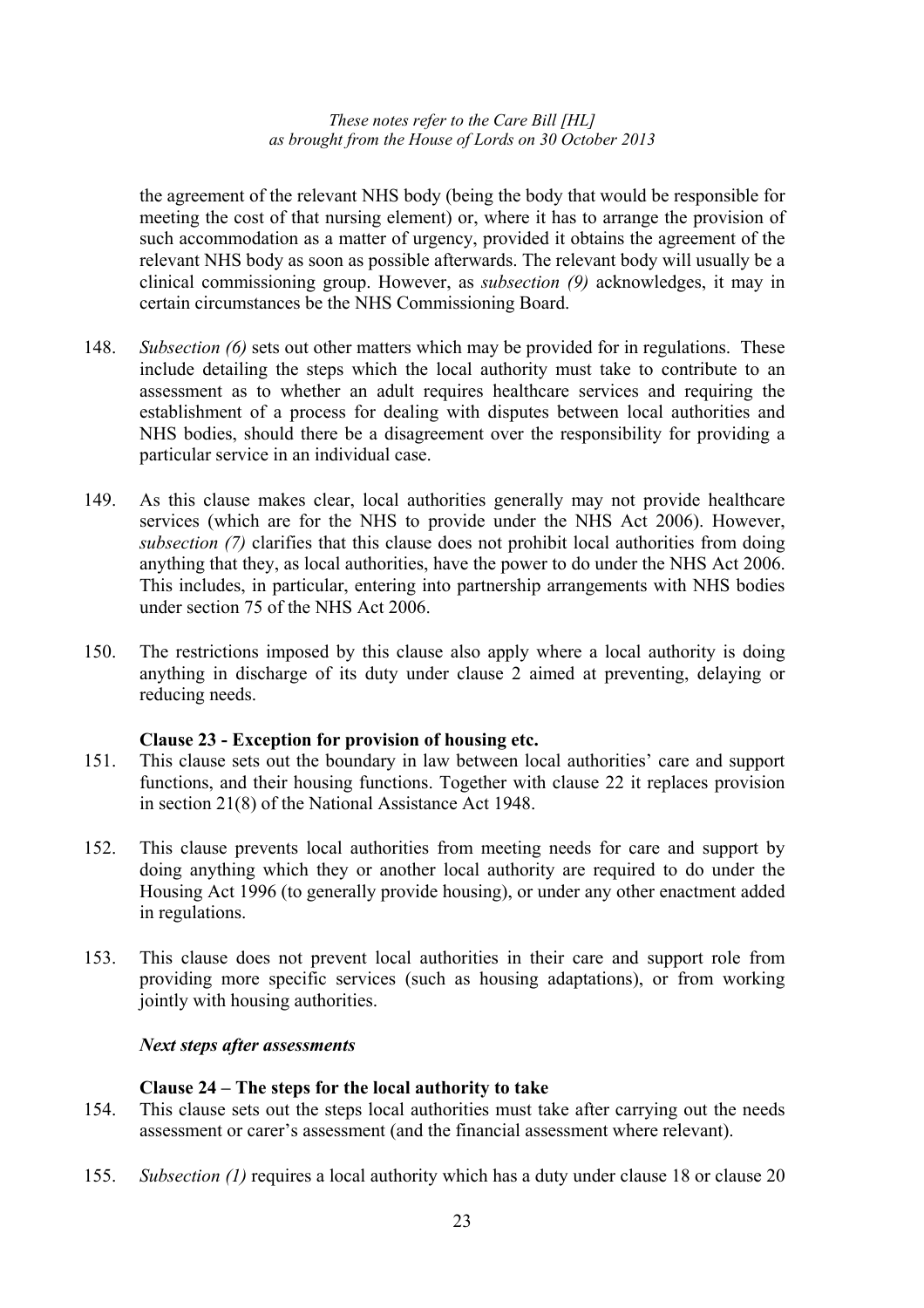the agreement of the relevant NHS body (being the body that would be responsible for meeting the cost of that nursing element) or, where it has to arrange the provision of such accommodation as a matter of urgency, provided it obtains the agreement of the relevant NHS body as soon as possible afterwards. The relevant body will usually be a clinical commissioning group. However, as *subsection (9)* acknowledges, it may in certain circumstances be the NHS Commissioning Board.

148. *Subsection (6)* sets out other matters which may be provided for in regulations. These include detailing the steps which the local authority must take to contribute to an assessment as to whether an adult requires healthcare services and requiring the establishment of a process for dealing with disputes between local authorities and NHS bodies, should there be a disagreement over the responsibility for providing a particular service in an individual case.

149. As this clause makes clear, local authorities generally may not provide healthcare services (which are for the NHS to provide under the NHS Act 2006). However, *subsection (7)* clarifies that this clause does not prohibit local authorities from doing anything that they, as local authorities, have the power to do under the NHS Act 2006. This includes, in particular, entering into partnership arrangements with NHS bodies under section 75 of the NHS Act 2006.

150. The restrictions imposed by this clause also apply where a local authority is doing anything in discharge of its duty under clause 2 aimed at preventing, delaying or reducing needs.

**Clause 23 - Exception for provision of housing etc.**

151. This clause sets out the boundary in law between local authorities' care and support functions, and their housing functions. Together with clause 22 it replaces provision in section 21(8) of the National Assistance Act 1948.

152. This clause prevents local authorities from meeting needs for care and support by doing anything which they or another local authority are required to do under the Housing Act 1996 (to generally provide housing), or under any other enactment added in regulations.

153. This clause does not prevent local authorities in their care and support role from providing more specific services (such as housing adaptations), or from working jointly with housing authorities.

***Next steps after assessments***

**Clause 24 – The steps for the local authority to take**

154. This clause sets out the steps local authorities must take after carrying out the needs assessment or carer's assessment (and the financial assessment where relevant).

155. *Subsection (1)* requires a local authority which has a duty under clause 18 or clause 20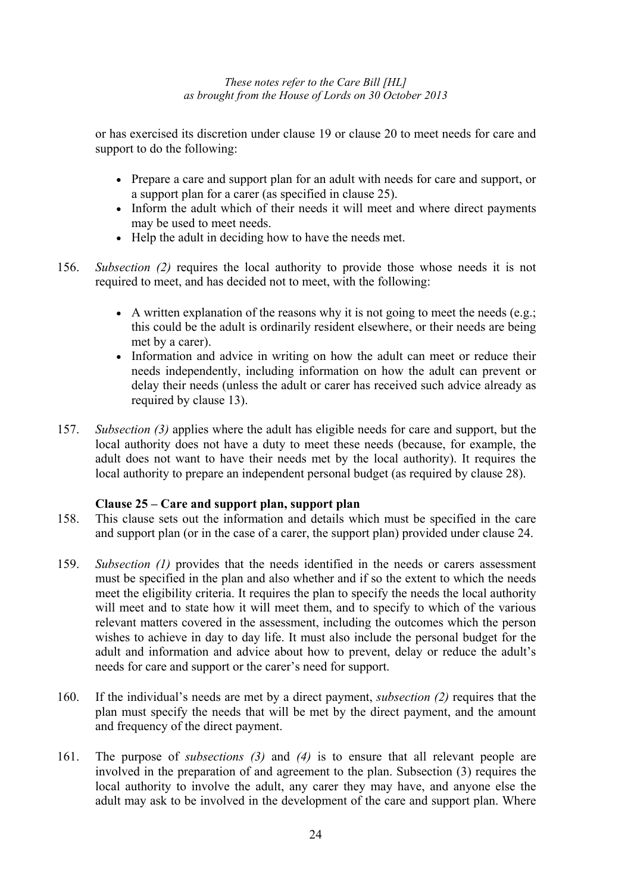or has exercised its discretion under clause 19 or clause 20 to meet needs for care and support to do the following:

- Prepare a care and support plan for an adult with needs for care and support, or a support plan for a carer (as specified in clause 25).
- Inform the adult which of their needs it will meet and where direct payments may be used to meet needs.
- Help the adult in deciding how to have the needs met.

156. *Subsection (2)* requires the local authority to provide those whose needs it is not required to meet, and has decided not to meet, with the following:

    - A written explanation of the reasons why it is not going to meet the needs (e.g.; this could be the adult is ordinarily resident elsewhere, or their needs are being met by a carer).
    - Information and advice in writing on how the adult can meet or reduce their needs independently, including information on how the adult can prevent or delay their needs (unless the adult or carer has received such advice already as required by clause 13).

157. *Subsection (3)* applies where the adult has eligible needs for care and support, but the local authority does not have a duty to meet these needs (because, for example, the adult does not want to have their needs met by the local authority). It requires the local authority to prepare an independent personal budget (as required by clause 28).

**Clause 25 – Care and support plan, support plan**

158. This clause sets out the information and details which must be specified in the care and support plan (or in the case of a carer, the support plan) provided under clause 24.

159. *Subsection (1)* provides that the needs identified in the needs or carers assessment must be specified in the plan and also whether and if so the extent to which the needs meet the eligibility criteria. It requires the plan to specify the needs the local authority will meet and to state how it will meet them, and to specify to which of the various relevant matters covered in the assessment, including the outcomes which the person wishes to achieve in day to day life. It must also include the personal budget for the adult and information and advice about how to prevent, delay or reduce the adult's needs for care and support or the carer's need for support.

160. If the individual's needs are met by a direct payment, *subsection (2)* requires that the plan must specify the needs that will be met by the direct payment, and the amount and frequency of the direct payment.

161. The purpose of *subsections (3)* and *(4)* is to ensure that all relevant people are involved in the preparation of and agreement to the plan. Subsection (3) requires the local authority to involve the adult, any carer they may have, and anyone else the adult may ask to be involved in the development of the care and support plan. Where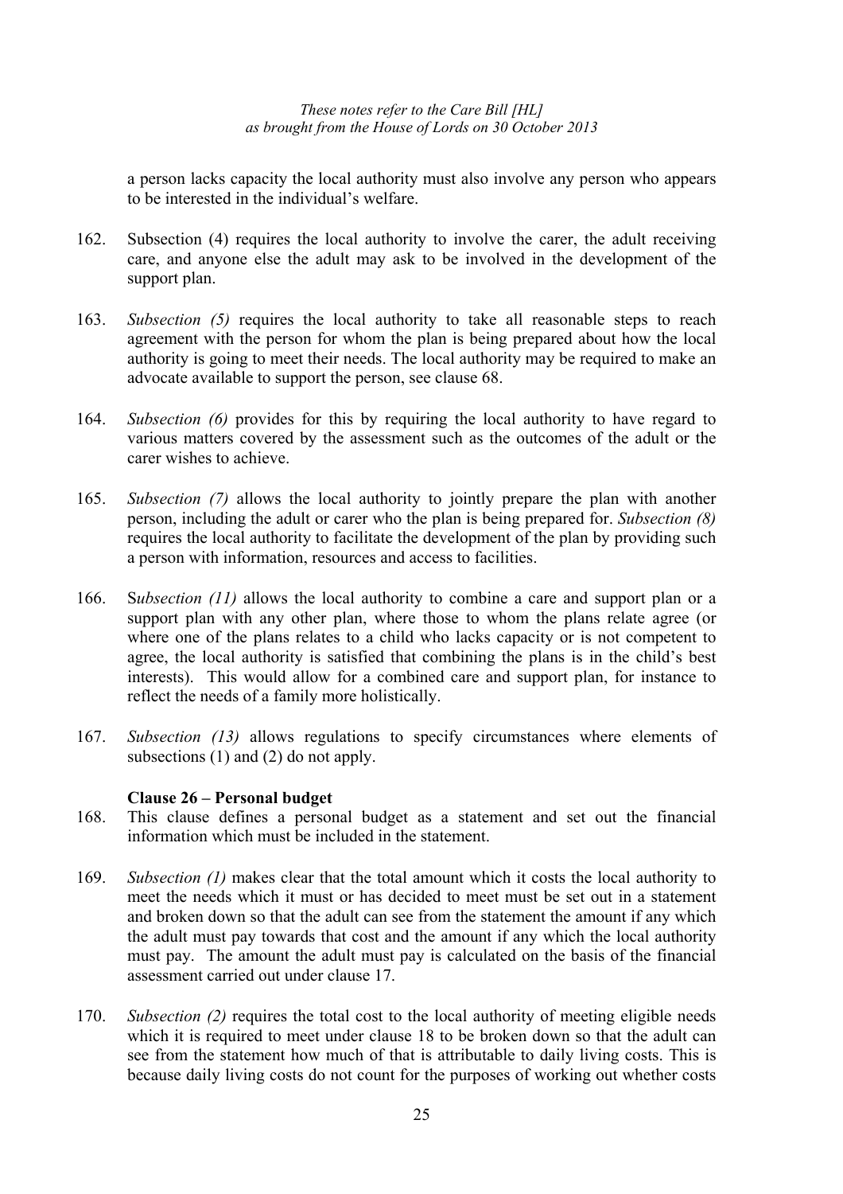a person lacks capacity the local authority must also involve any person who appears to be interested in the individual's welfare.

162. Subsection (4) requires the local authority to involve the carer, the adult receiving care, and anyone else the adult may ask to be involved in the development of the support plan.

163. *Subsection (5)* requires the local authority to take all reasonable steps to reach agreement with the person for whom the plan is being prepared about how the local authority is going to meet their needs. The local authority may be required to make an advocate available to support the person, see clause 68.

164. *Subsection (6)* provides for this by requiring the local authority to have regard to various matters covered by the assessment such as the outcomes of the adult or the carer wishes to achieve.

165. *Subsection (7)* allows the local authority to jointly prepare the plan with another person, including the adult or carer who the plan is being prepared for. *Subsection (8)* requires the local authority to facilitate the development of the plan by providing such a person with information, resources and access to facilities.

166. S*ubsection (11)* allows the local authority to combine a care and support plan or a support plan with any other plan, where those to whom the plans relate agree (or where one of the plans relates to a child who lacks capacity or is not competent to agree, the local authority is satisfied that combining the plans is in the child's best interests). This would allow for a combined care and support plan, for instance to reflect the needs of a family more holistically.

167. *Subsection (13)* allows regulations to specify circumstances where elements of subsections (1) and (2) do not apply.

**Clause 26 – Personal budget**

168. This clause defines a personal budget as a statement and set out the financial information which must be included in the statement.

169. *Subsection (1)* makes clear that the total amount which it costs the local authority to meet the needs which it must or has decided to meet must be set out in a statement and broken down so that the adult can see from the statement the amount if any which the adult must pay towards that cost and the amount if any which the local authority must pay. The amount the adult must pay is calculated on the basis of the financial assessment carried out under clause 17.

170. *Subsection (2)* requires the total cost to the local authority of meeting eligible needs which it is required to meet under clause 18 to be broken down so that the adult can see from the statement how much of that is attributable to daily living costs. This is because daily living costs do not count for the purposes of working out whether costs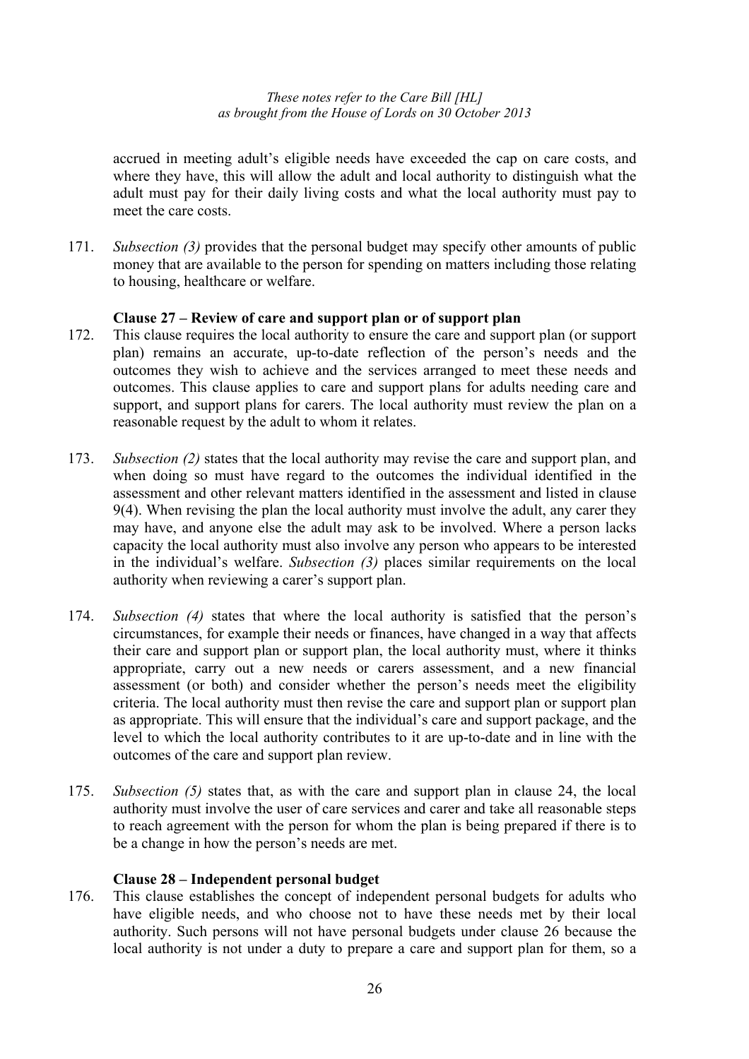accrued in meeting adult's eligible needs have exceeded the cap on care costs, and where they have, this will allow the adult and local authority to distinguish what the adult must pay for their daily living costs and what the local authority must pay to meet the care costs.

171. *Subsection (3)* provides that the personal budget may specify other amounts of public money that are available to the person for spending on matters including those relating to housing, healthcare or welfare.

**Clause 27 – Review of care and support plan or of support plan**

172. This clause requires the local authority to ensure the care and support plan (or support plan) remains an accurate, up-to-date reflection of the person's needs and the outcomes they wish to achieve and the services arranged to meet these needs and outcomes. This clause applies to care and support plans for adults needing care and support, and support plans for carers. The local authority must review the plan on a reasonable request by the adult to whom it relates.

173. *Subsection (2)* states that the local authority may revise the care and support plan, and when doing so must have regard to the outcomes the individual identified in the assessment and other relevant matters identified in the assessment and listed in clause 9(4). When revising the plan the local authority must involve the adult, any carer they may have, and anyone else the adult may ask to be involved. Where a person lacks capacity the local authority must also involve any person who appears to be interested in the individual's welfare. *Subsection (3)* places similar requirements on the local authority when reviewing a carer's support plan.

174. *Subsection (4)* states that where the local authority is satisfied that the person's circumstances, for example their needs or finances, have changed in a way that affects their care and support plan or support plan, the local authority must, where it thinks appropriate, carry out a new needs or carers assessment, and a new financial assessment (or both) and consider whether the person's needs meet the eligibility criteria. The local authority must then revise the care and support plan or support plan as appropriate. This will ensure that the individual's care and support package, and the level to which the local authority contributes to it are up-to-date and in line with the outcomes of the care and support plan review.

175. *Subsection (5)* states that, as with the care and support plan in clause 24, the local authority must involve the user of care services and carer and take all reasonable steps to reach agreement with the person for whom the plan is being prepared if there is to be a change in how the person's needs are met.

**Clause 28 – Independent personal budget**

176. This clause establishes the concept of independent personal budgets for adults who have eligible needs, and who choose not to have these needs met by their local authority. Such persons will not have personal budgets under clause 26 because the local authority is not under a duty to prepare a care and support plan for them, so a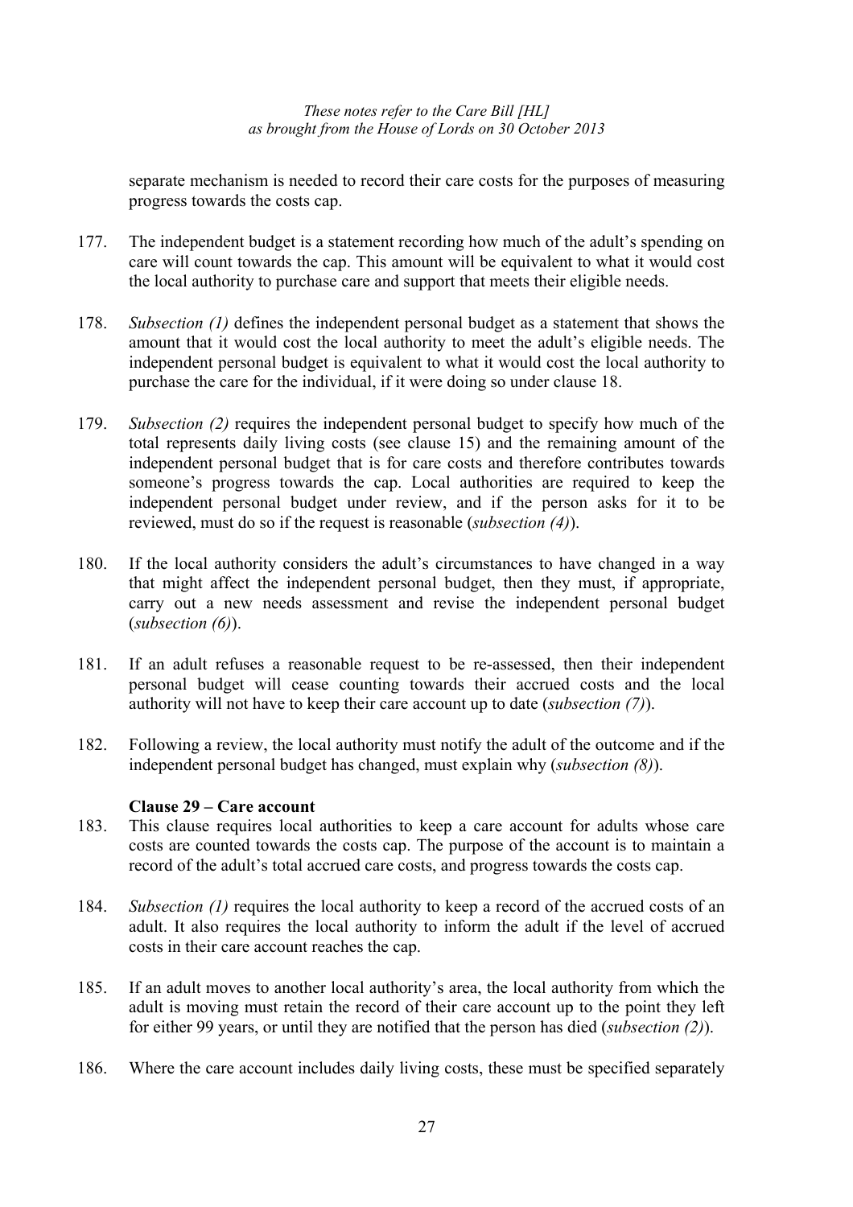separate mechanism is needed to record their care costs for the purposes of measuring progress towards the costs cap.

177. The independent budget is a statement recording how much of the adult's spending on care will count towards the cap. This amount will be equivalent to what it would cost the local authority to purchase care and support that meets their eligible needs.

178. *Subsection (1)* defines the independent personal budget as a statement that shows the amount that it would cost the local authority to meet the adult's eligible needs. The independent personal budget is equivalent to what it would cost the local authority to purchase the care for the individual, if it were doing so under clause 18.

179. *Subsection (2)* requires the independent personal budget to specify how much of the total represents daily living costs (see clause 15) and the remaining amount of the independent personal budget that is for care costs and therefore contributes towards someone's progress towards the cap. Local authorities are required to keep the independent personal budget under review, and if the person asks for it to be reviewed, must do so if the request is reasonable (*subsection (4)*).

180. If the local authority considers the adult's circumstances to have changed in a way that might affect the independent personal budget, then they must, if appropriate, carry out a new needs assessment and revise the independent personal budget (*subsection (6)*).

181. If an adult refuses a reasonable request to be re-assessed, then their independent personal budget will cease counting towards their accrued costs and the local authority will not have to keep their care account up to date (*subsection (7)*).

182. Following a review, the local authority must notify the adult of the outcome and if the independent personal budget has changed, must explain why (*subsection (8)*).

**Clause 29 – Care account**

183. This clause requires local authorities to keep a care account for adults whose care costs are counted towards the costs cap. The purpose of the account is to maintain a record of the adult's total accrued care costs, and progress towards the costs cap.

184. *Subsection (1)* requires the local authority to keep a record of the accrued costs of an adult. It also requires the local authority to inform the adult if the level of accrued costs in their care account reaches the cap.

185. If an adult moves to another local authority's area, the local authority from which the adult is moving must retain the record of their care account up to the point they left for either 99 years, or until they are notified that the person has died (*subsection (2)*).

186. Where the care account includes daily living costs, these must be specified separately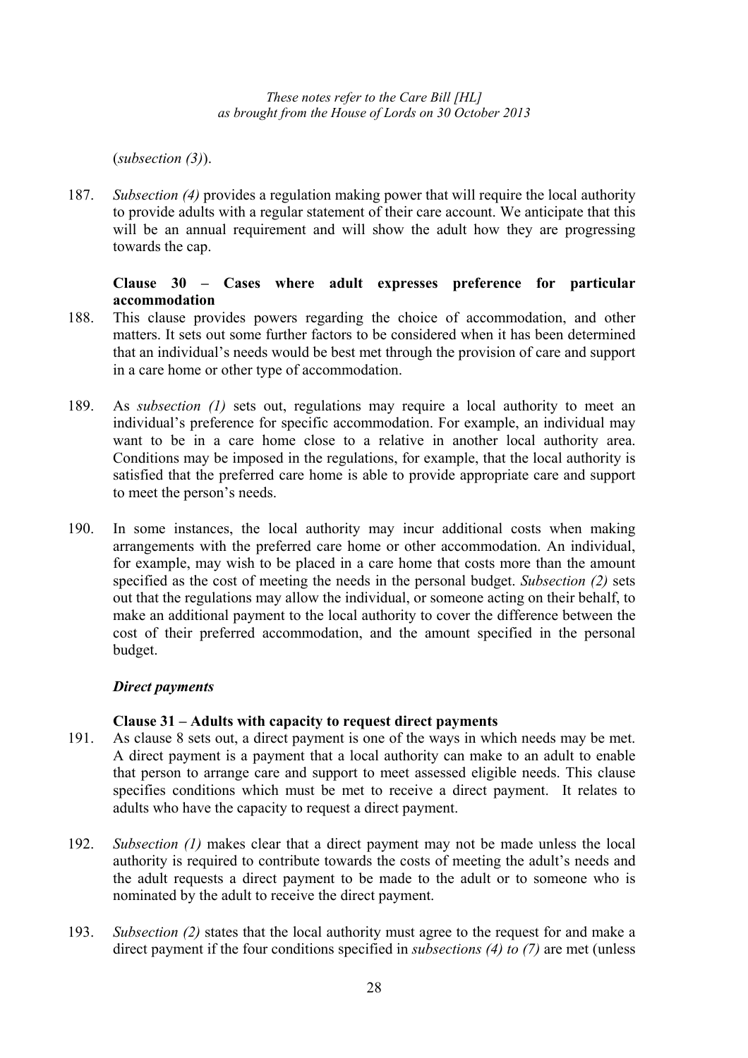(*subsection (3)*).

187. *Subsection (4)* provides a regulation making power that will require the local authority to provide adults with a regular statement of their care account. We anticipate that this will be an annual requirement and will show the adult how they are progressing towards the cap.

**Clause 30 – Cases where adult expresses preference for particular accommodation**

188. This clause provides powers regarding the choice of accommodation, and other matters. It sets out some further factors to be considered when it has been determined that an individual's needs would be best met through the provision of care and support in a care home or other type of accommodation.

189. As *subsection (1)* sets out, regulations may require a local authority to meet an individual's preference for specific accommodation. For example, an individual may want to be in a care home close to a relative in another local authority area. Conditions may be imposed in the regulations, for example, that the local authority is satisfied that the preferred care home is able to provide appropriate care and support to meet the person's needs.

190. In some instances, the local authority may incur additional costs when making arrangements with the preferred care home or other accommodation. An individual, for example, may wish to be placed in a care home that costs more than the amount specified as the cost of meeting the needs in the personal budget. *Subsection (2)* sets out that the regulations may allow the individual, or someone acting on their behalf, to make an additional payment to the local authority to cover the difference between the cost of their preferred accommodation, and the amount specified in the personal budget.

***Direct payments***

**Clause 31 – Adults with capacity to request direct payments**

191. As clause 8 sets out, a direct payment is one of the ways in which needs may be met. A direct payment is a payment that a local authority can make to an adult to enable that person to arrange care and support to meet assessed eligible needs. This clause specifies conditions which must be met to receive a direct payment. It relates to adults who have the capacity to request a direct payment.

192. *Subsection (1)* makes clear that a direct payment may not be made unless the local authority is required to contribute towards the costs of meeting the adult's needs and the adult requests a direct payment to be made to the adult or to someone who is nominated by the adult to receive the direct payment.

193. *Subsection (2)* states that the local authority must agree to the request for and make a direct payment if the four conditions specified in *subsections (4) to (7)* are met (unless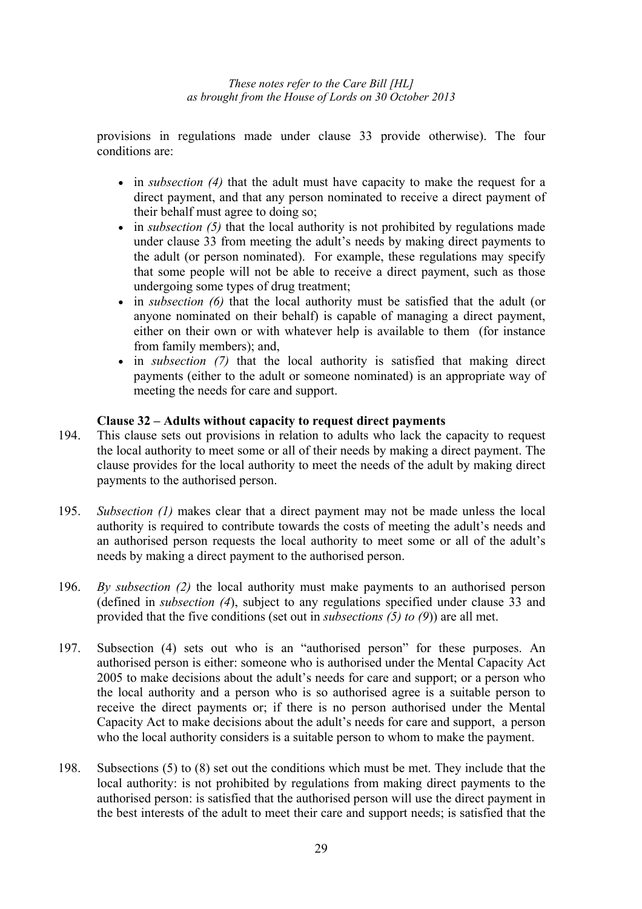provisions in regulations made under clause 33 provide otherwise). The four conditions are:

- in *subsection (4)* that the adult must have capacity to make the request for a direct payment, and that any person nominated to receive a direct payment of their behalf must agree to doing so;
- in *subsection (5)* that the local authority is not prohibited by regulations made under clause 33 from meeting the adult's needs by making direct payments to the adult (or person nominated). For example, these regulations may specify that some people will not be able to receive a direct payment, such as those undergoing some types of drug treatment;
- in *subsection (6)* that the local authority must be satisfied that the adult (or anyone nominated on their behalf) is capable of managing a direct payment, either on their own or with whatever help is available to them (for instance from family members); and,
- in *subsection (7)* that the local authority is satisfied that making direct payments (either to the adult or someone nominated) is an appropriate way of meeting the needs for care and support.

**Clause 32 – Adults without capacity to request direct payments**

194. This clause sets out provisions in relation to adults who lack the capacity to request the local authority to meet some or all of their needs by making a direct payment. The clause provides for the local authority to meet the needs of the adult by making direct payments to the authorised person.

195. *Subsection (1)* makes clear that a direct payment may not be made unless the local authority is required to contribute towards the costs of meeting the adult's needs and an authorised person requests the local authority to meet some or all of the adult's needs by making a direct payment to the authorised person.

196. *By subsection (2)* the local authority must make payments to an authorised person (defined in *subsection (4*), subject to any regulations specified under clause 33 and provided that the five conditions (set out in *subsections (5) to (9)*) are all met.

197. Subsection (4) sets out who is an "authorised person" for these purposes. An authorised person is either: someone who is authorised under the Mental Capacity Act 2005 to make decisions about the adult's needs for care and support; or a person who the local authority and a person who is so authorised agree is a suitable person to receive the direct payments or; if there is no person authorised under the Mental Capacity Act to make decisions about the adult's needs for care and support, a person who the local authority considers is a suitable person to whom to make the payment.

198. Subsections (5) to (8) set out the conditions which must be met. They include that the local authority: is not prohibited by regulations from making direct payments to the authorised person: is satisfied that the authorised person will use the direct payment in the best interests of the adult to meet their care and support needs; is satisfied that the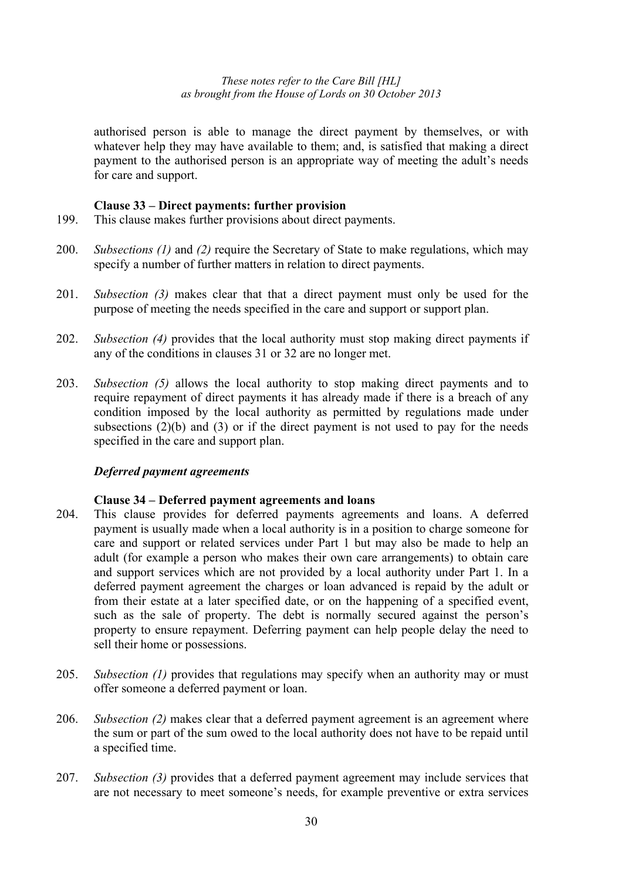authorised person is able to manage the direct payment by themselves, or with whatever help they may have available to them; and, is satisfied that making a direct payment to the authorised person is an appropriate way of meeting the adult's needs for care and support.

### Clause 33 – Direct payments: further provision

199. This clause makes further provisions about direct payments.

200. *Subsections (1)* and *(2)* require the Secretary of State to make regulations, which may specify a number of further matters in relation to direct payments.

201. *Subsection (3)* makes clear that that a direct payment must only be used for the purpose of meeting the needs specified in the care and support or support plan.

202. *Subsection (4)* provides that the local authority must stop making direct payments if any of the conditions in clauses 31 or 32 are no longer met.

203. *Subsection (5)* allows the local authority to stop making direct payments and to require repayment of direct payments it has already made if there is a breach of any condition imposed by the local authority as permitted by regulations made under subsections (2)(b) and (3) or if the direct payment is not used to pay for the needs specified in the care and support plan.

## *Deferred payment agreements*

### Clause 34 – Deferred payment agreements and loans

204. This clause provides for deferred payments agreements and loans. A deferred payment is usually made when a local authority is in a position to charge someone for care and support or related services under Part 1 but may also be made to help an adult (for example a person who makes their own care arrangements) to obtain care and support services which are not provided by a local authority under Part 1. In a deferred payment agreement the charges or loan advanced is repaid by the adult or from their estate at a later specified date, or on the happening of a specified event, such as the sale of property. The debt is normally secured against the person's property to ensure repayment. Deferring payment can help people delay the need to sell their home or possessions.

205. *Subsection (1)* provides that regulations may specify when an authority may or must offer someone a deferred payment or loan.

206. *Subsection (2)* makes clear that a deferred payment agreement is an agreement where the sum or part of the sum owed to the local authority does not have to be repaid until a specified time.

207. *Subsection (3)* provides that a deferred payment agreement may include services that are not necessary to meet someone's needs, for example preventive or extra services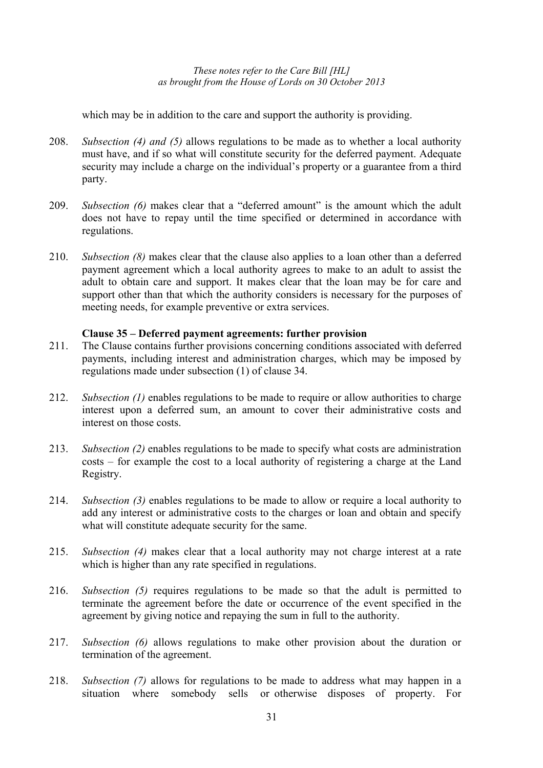which may be in addition to the care and support the authority is providing.

208. *Subsection (4) and (5)* allows regulations to be made as to whether a local authority must have, and if so what will constitute security for the deferred payment. Adequate security may include a charge on the individual's property or a guarantee from a third party.

209. *Subsection (6)* makes clear that a "deferred amount" is the amount which the adult does not have to repay until the time specified or determined in accordance with regulations.

210. *Subsection (8)* makes clear that the clause also applies to a loan other than a deferred payment agreement which a local authority agrees to make to an adult to assist the adult to obtain care and support. It makes clear that the loan may be for care and support other than that which the authority considers is necessary for the purposes of meeting needs, for example preventive or extra services.

**Clause 35 – Deferred payment agreements: further provision**

211. The Clause contains further provisions concerning conditions associated with deferred payments, including interest and administration charges, which may be imposed by regulations made under subsection (1) of clause 34.

212. *Subsection (1)* enables regulations to be made to require or allow authorities to charge interest upon a deferred sum, an amount to cover their administrative costs and interest on those costs.

213. *Subsection (2)* enables regulations to be made to specify what costs are administration costs – for example the cost to a local authority of registering a charge at the Land Registry.

214. *Subsection (3)* enables regulations to be made to allow or require a local authority to add any interest or administrative costs to the charges or loan and obtain and specify what will constitute adequate security for the same.

215. *Subsection (4)* makes clear that a local authority may not charge interest at a rate which is higher than any rate specified in regulations.

216. *Subsection (5)* requires regulations to be made so that the adult is permitted to terminate the agreement before the date or occurrence of the event specified in the agreement by giving notice and repaying the sum in full to the authority.

217. *Subsection (6)* allows regulations to make other provision about the duration or termination of the agreement.

218. *Subsection (7)* allows for regulations to be made to address what may happen in a situation where somebody sells or otherwise disposes of property. For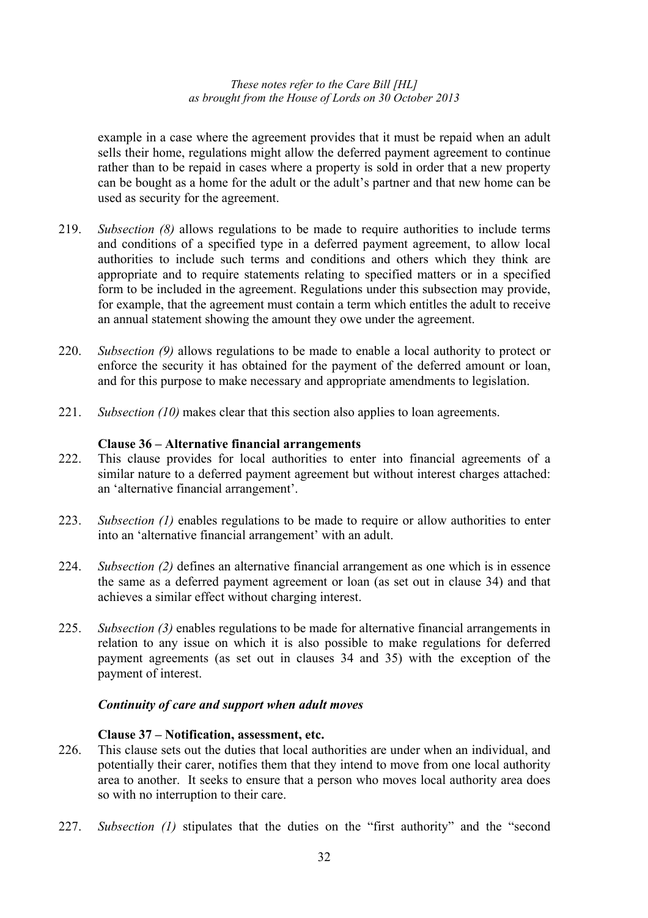example in a case where the agreement provides that it must be repaid when an adult sells their home, regulations might allow the deferred payment agreement to continue rather than to be repaid in cases where a property is sold in order that a new property can be bought as a home for the adult or the adult's partner and that new home can be used as security for the agreement.

219. *Subsection (8)* allows regulations to be made to require authorities to include terms and conditions of a specified type in a deferred payment agreement, to allow local authorities to include such terms and conditions and others which they think are appropriate and to require statements relating to specified matters or in a specified form to be included in the agreement. Regulations under this subsection may provide, for example, that the agreement must contain a term which entitles the adult to receive an annual statement showing the amount they owe under the agreement.

220. *Subsection (9)* allows regulations to be made to enable a local authority to protect or enforce the security it has obtained for the payment of the deferred amount or loan, and for this purpose to make necessary and appropriate amendments to legislation.

221. *Subsection (10)* makes clear that this section also applies to loan agreements.

**Clause 36 – Alternative financial arrangements**

222. This clause provides for local authorities to enter into financial agreements of a similar nature to a deferred payment agreement but without interest charges attached: an 'alternative financial arrangement'.

223. *Subsection (1)* enables regulations to be made to require or allow authorities to enter into an 'alternative financial arrangement' with an adult.

224. *Subsection (2)* defines an alternative financial arrangement as one which is in essence the same as a deferred payment agreement or loan (as set out in clause 34) and that achieves a similar effect without charging interest.

225. *Subsection (3)* enables regulations to be made for alternative financial arrangements in relation to any issue on which it is also possible to make regulations for deferred payment agreements (as set out in clauses 34 and 35) with the exception of the payment of interest.

***Continuity of care and support when adult moves***

**Clause 37 – Notification, assessment, etc.**

226. This clause sets out the duties that local authorities are under when an individual, and potentially their carer, notifies them that they intend to move from one local authority area to another. It seeks to ensure that a person who moves local authority area does so with no interruption to their care.

227. *Subsection (1)* stipulates that the duties on the "first authority" and the "second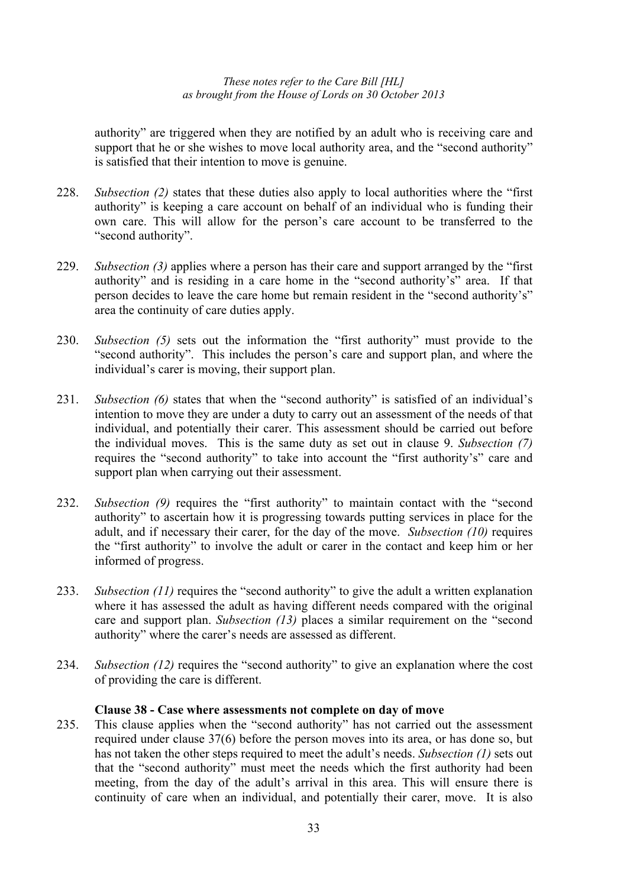authority" are triggered when they are notified by an adult who is receiving care and support that he or she wishes to move local authority area, and the "second authority" is satisfied that their intention to move is genuine.

228. *Subsection (2)* states that these duties also apply to local authorities where the "first authority" is keeping a care account on behalf of an individual who is funding their own care. This will allow for the person's care account to be transferred to the "second authority".

229. *Subsection (3)* applies where a person has their care and support arranged by the "first authority" and is residing in a care home in the "second authority's" area. If that person decides to leave the care home but remain resident in the "second authority's" area the continuity of care duties apply.

230. *Subsection (5)* sets out the information the "first authority" must provide to the "second authority". This includes the person's care and support plan, and where the individual's carer is moving, their support plan.

231. *Subsection (6)* states that when the "second authority" is satisfied of an individual's intention to move they are under a duty to carry out an assessment of the needs of that individual, and potentially their carer. This assessment should be carried out before the individual moves. This is the same duty as set out in clause 9. *Subsection (7)* requires the "second authority" to take into account the "first authority's" care and support plan when carrying out their assessment.

232. *Subsection (9)* requires the "first authority" to maintain contact with the "second authority" to ascertain how it is progressing towards putting services in place for the adult, and if necessary their carer, for the day of the move. *Subsection (10)* requires the "first authority" to involve the adult or carer in the contact and keep him or her informed of progress.

233. *Subsection (11)* requires the "second authority" to give the adult a written explanation where it has assessed the adult as having different needs compared with the original care and support plan. *Subsection (13)* places a similar requirement on the "second authority" where the carer's needs are assessed as different.

234. *Subsection (12)* requires the "second authority" to give an explanation where the cost of providing the care is different.

**Clause 38 - Case where assessments not complete on day of move**

235. This clause applies when the "second authority" has not carried out the assessment required under clause 37(6) before the person moves into its area, or has done so, but has not taken the other steps required to meet the adult's needs. *Subsection (1)* sets out that the "second authority" must meet the needs which the first authority had been meeting, from the day of the adult's arrival in this area. This will ensure there is continuity of care when an individual, and potentially their carer, move. It is also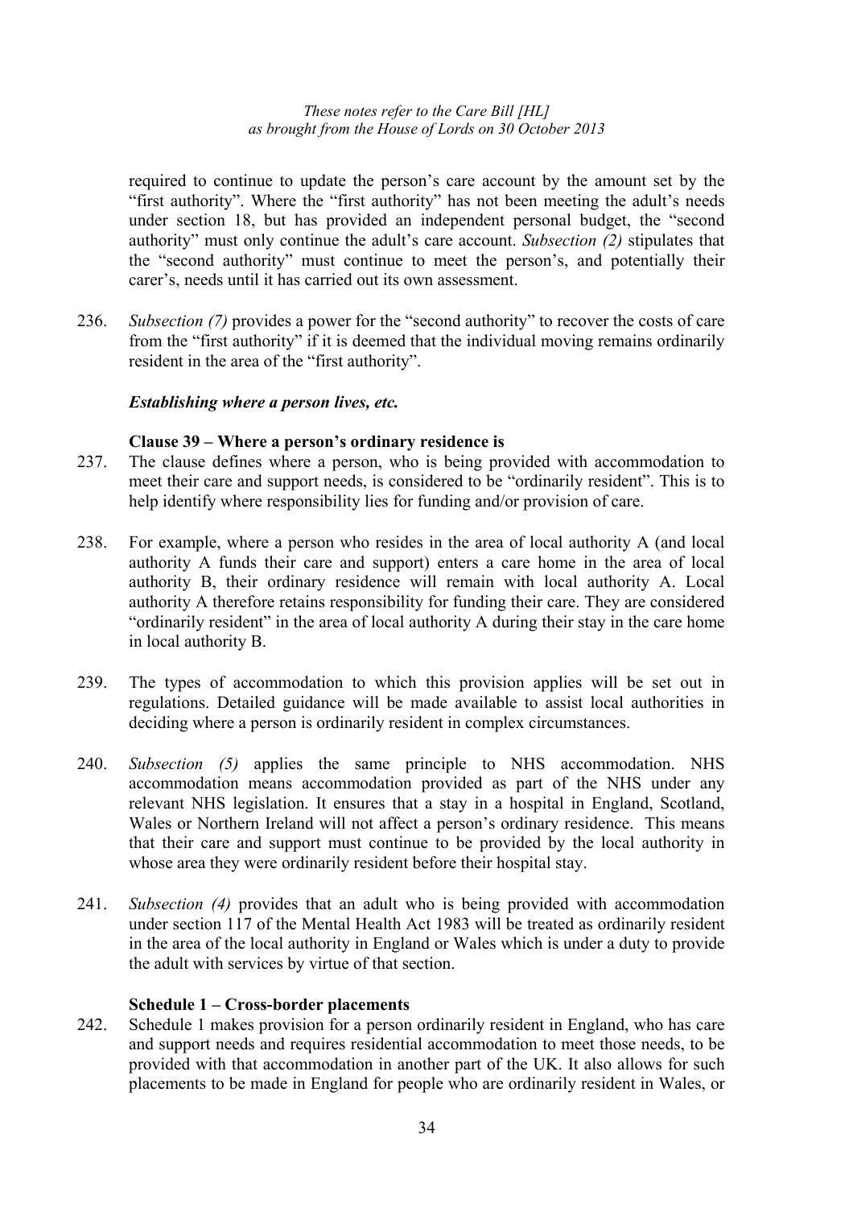required to continue to update the person's care account by the amount set by the "first authority". Where the "first authority" has not been meeting the adult's needs under section 18, but has provided an independent personal budget, the "second authority" must only continue the adult's care account. *Subsection (2)* stipulates that the "second authority" must continue to meet the person's, and potentially their carer's, needs until it has carried out its own assessment.

236. *Subsection (7)* provides a power for the "second authority" to recover the costs of care from the "first authority" if it is deemed that the individual moving remains ordinarily resident in the area of the "first authority".

### *Establishing where a person lives, etc.*

#### Clause 39 – Where a person's ordinary residence is

237. The clause defines where a person, who is being provided with accommodation to meet their care and support needs, is considered to be "ordinarily resident". This is to help identify where responsibility lies for funding and/or provision of care.

238. For example, where a person who resides in the area of local authority A (and local authority A funds their care and support) enters a care home in the area of local authority B, their ordinary residence will remain with local authority A. Local authority A therefore retains responsibility for funding their care. They are considered "ordinarily resident" in the area of local authority A during their stay in the care home in local authority B.

239. The types of accommodation to which this provision applies will be set out in regulations. Detailed guidance will be made available to assist local authorities in deciding where a person is ordinarily resident in complex circumstances.

240. *Subsection (5)* applies the same principle to NHS accommodation. NHS accommodation means accommodation provided as part of the NHS under any relevant NHS legislation. It ensures that a stay in a hospital in England, Scotland, Wales or Northern Ireland will not affect a person's ordinary residence. This means that their care and support must continue to be provided by the local authority in whose area they were ordinarily resident before their hospital stay.

241. *Subsection (4)* provides that an adult who is being provided with accommodation under section 117 of the Mental Health Act 1983 will be treated as ordinarily resident in the area of the local authority in England or Wales which is under a duty to provide the adult with services by virtue of that section.

#### Schedule 1 – Cross-border placements

242. Schedule 1 makes provision for a person ordinarily resident in England, who has care and support needs and requires residential accommodation to meet those needs, to be provided with that accommodation in another part of the UK. It also allows for such placements to be made in England for people who are ordinarily resident in Wales, or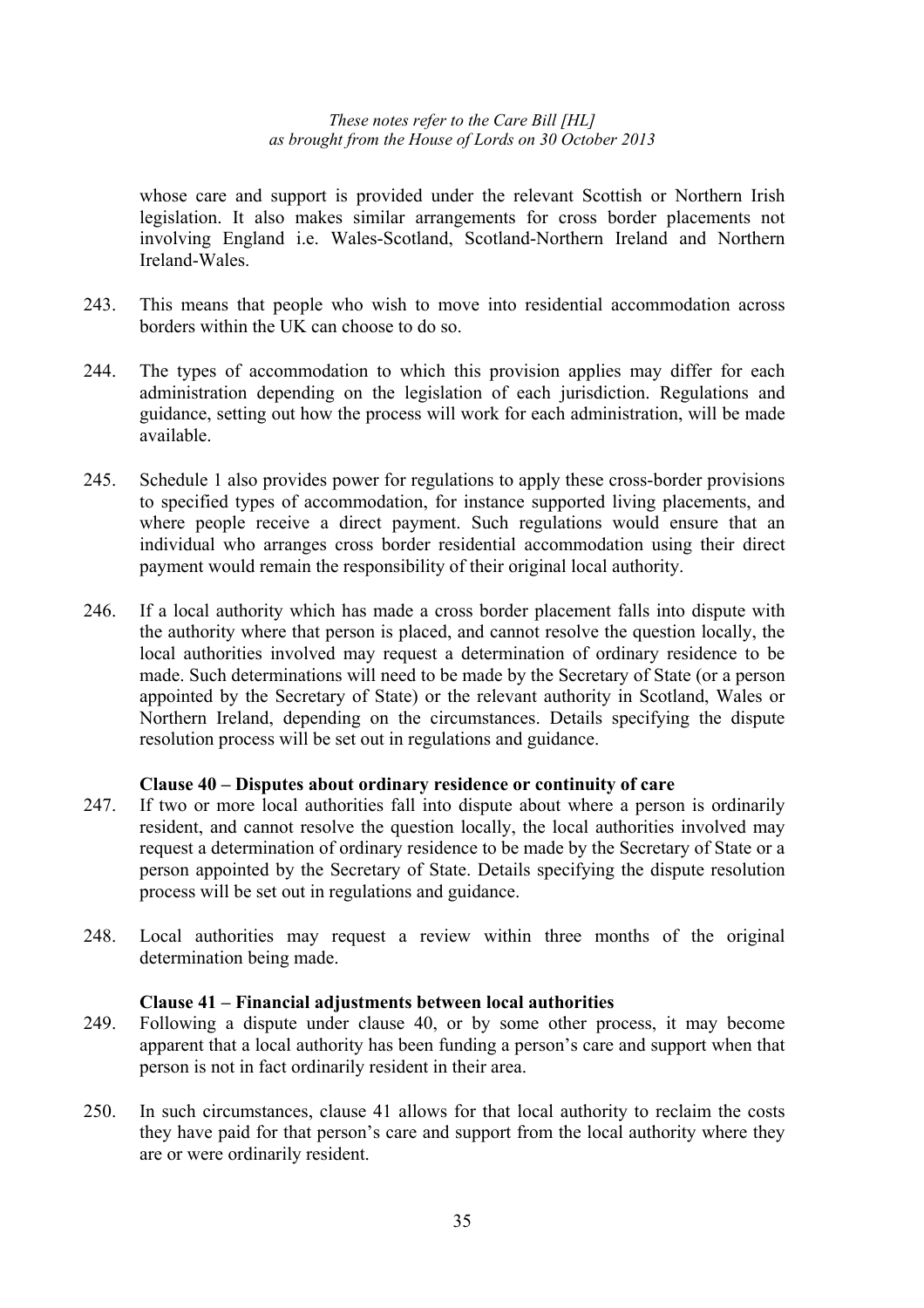whose care and support is provided under the relevant Scottish or Northern Irish legislation. It also makes similar arrangements for cross border placements not involving England i.e. Wales-Scotland, Scotland-Northern Ireland and Northern Ireland-Wales.

243. This means that people who wish to move into residential accommodation across borders within the UK can choose to do so.

244. The types of accommodation to which this provision applies may differ for each administration depending on the legislation of each jurisdiction. Regulations and guidance, setting out how the process will work for each administration, will be made available.

245. Schedule 1 also provides power for regulations to apply these cross-border provisions to specified types of accommodation, for instance supported living placements, and where people receive a direct payment. Such regulations would ensure that an individual who arranges cross border residential accommodation using their direct payment would remain the responsibility of their original local authority.

246. If a local authority which has made a cross border placement falls into dispute with the authority where that person is placed, and cannot resolve the question locally, the local authorities involved may request a determination of ordinary residence to be made. Such determinations will need to be made by the Secretary of State (or a person appointed by the Secretary of State) or the relevant authority in Scotland, Wales or Northern Ireland, depending on the circumstances. Details specifying the dispute resolution process will be set out in regulations and guidance.

**Clause 40 – Disputes about ordinary residence or continuity of care**

247. If two or more local authorities fall into dispute about where a person is ordinarily resident, and cannot resolve the question locally, the local authorities involved may request a determination of ordinary residence to be made by the Secretary of State or a person appointed by the Secretary of State. Details specifying the dispute resolution process will be set out in regulations and guidance.

248. Local authorities may request a review within three months of the original determination being made.

**Clause 41 – Financial adjustments between local authorities**

249. Following a dispute under clause 40, or by some other process, it may become apparent that a local authority has been funding a person's care and support when that person is not in fact ordinarily resident in their area.

250. In such circumstances, clause 41 allows for that local authority to reclaim the costs they have paid for that person's care and support from the local authority where they are or were ordinarily resident.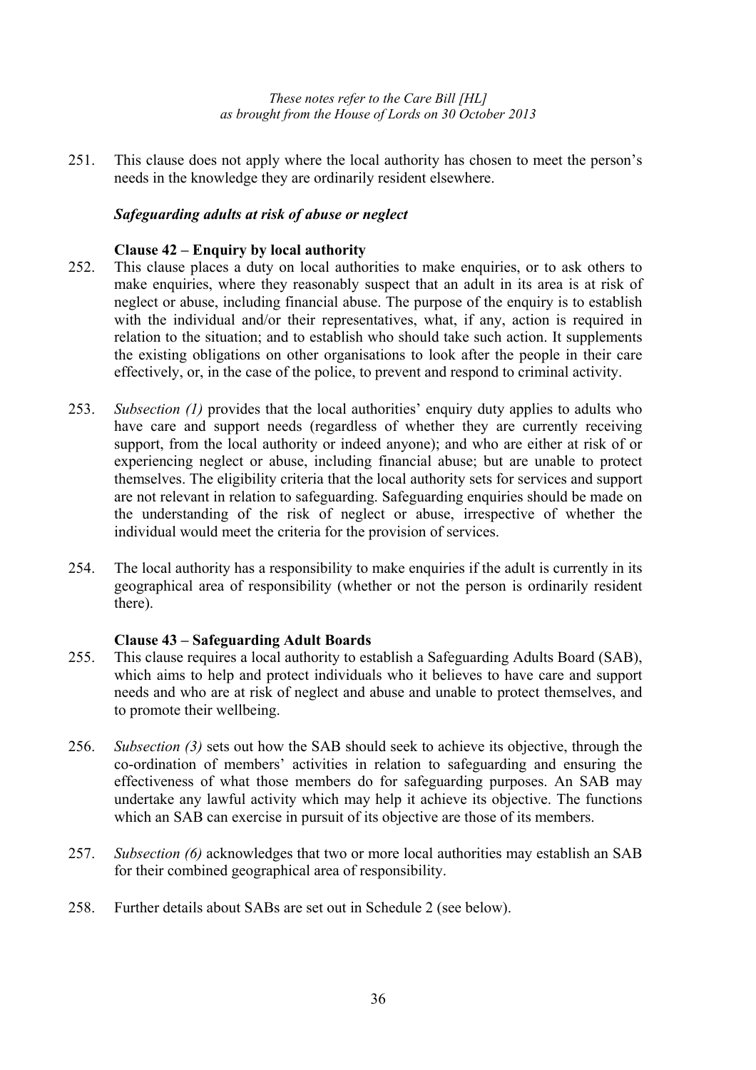251. This clause does not apply where the local authority has chosen to meet the person's needs in the knowledge they are ordinarily resident elsewhere.

### *Safeguarding adults at risk of abuse or neglect*

#### Clause 42 – Enquiry by local authority

252. This clause places a duty on local authorities to make enquiries, or to ask others to make enquiries, where they reasonably suspect that an adult in its area is at risk of neglect or abuse, including financial abuse. The purpose of the enquiry is to establish with the individual and/or their representatives, what, if any, action is required in relation to the situation; and to establish who should take such action. It supplements the existing obligations on other organisations to look after the people in their care effectively, or, in the case of the police, to prevent and respond to criminal activity.

253. *Subsection (1)* provides that the local authorities' enquiry duty applies to adults who have care and support needs (regardless of whether they are currently receiving support, from the local authority or indeed anyone); and who are either at risk of or experiencing neglect or abuse, including financial abuse; but are unable to protect themselves. The eligibility criteria that the local authority sets for services and support are not relevant in relation to safeguarding. Safeguarding enquiries should be made on the understanding of the risk of neglect or abuse, irrespective of whether the individual would meet the criteria for the provision of services.

254. The local authority has a responsibility to make enquiries if the adult is currently in its geographical area of responsibility (whether or not the person is ordinarily resident there).

#### Clause 43 – Safeguarding Adult Boards

255. This clause requires a local authority to establish a Safeguarding Adults Board (SAB), which aims to help and protect individuals who it believes to have care and support needs and who are at risk of neglect and abuse and unable to protect themselves, and to promote their wellbeing.

256. *Subsection (3)* sets out how the SAB should seek to achieve its objective, through the co-ordination of members' activities in relation to safeguarding and ensuring the effectiveness of what those members do for safeguarding purposes. An SAB may undertake any lawful activity which may help it achieve its objective. The functions which an SAB can exercise in pursuit of its objective are those of its members.

257. *Subsection (6)* acknowledges that two or more local authorities may establish an SAB for their combined geographical area of responsibility.

258. Further details about SABs are set out in Schedule 2 (see below).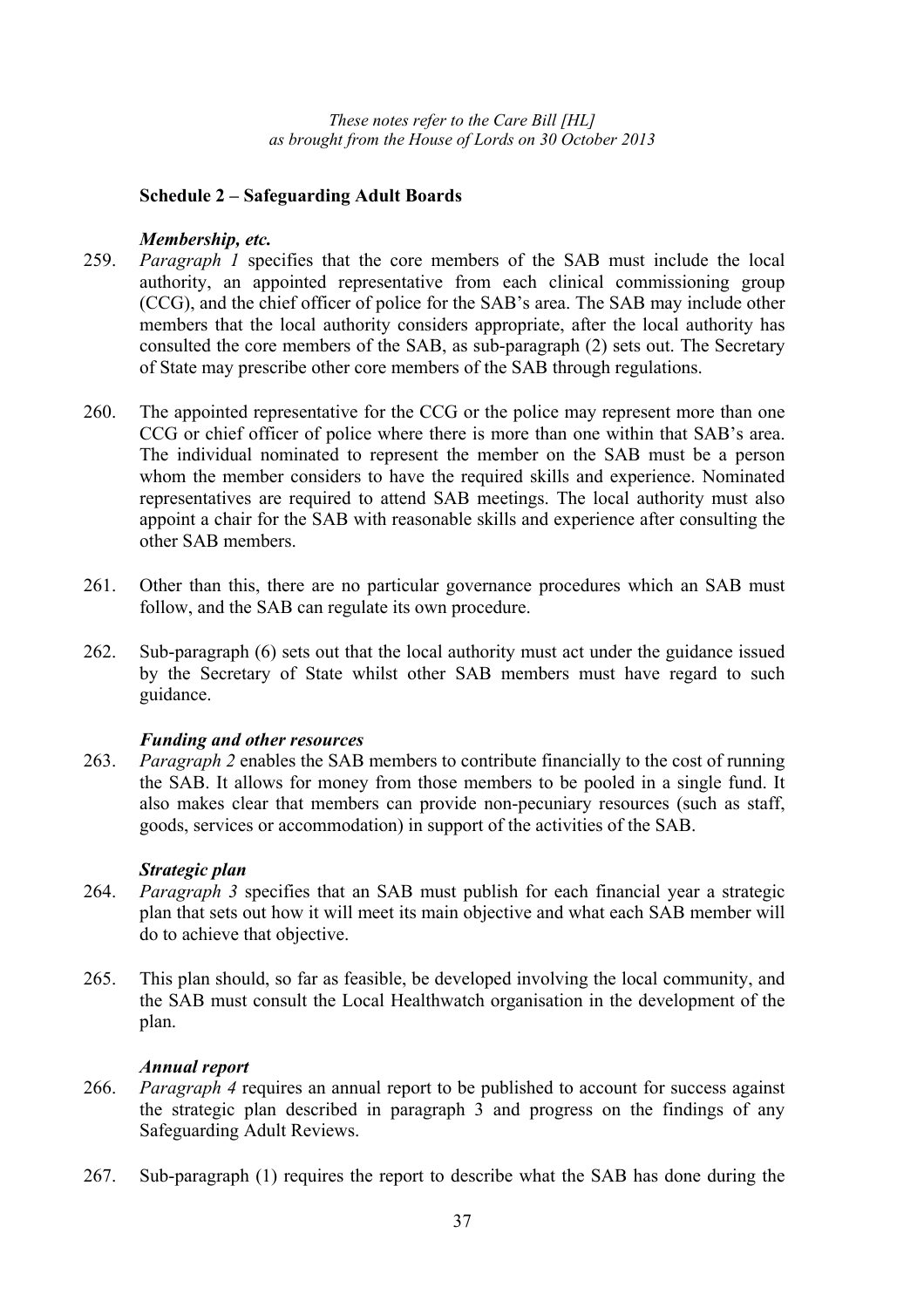## Schedule 2 – Safeguarding Adult Boards

### *Membership, etc.*

259. *Paragraph 1* specifies that the core members of the SAB must include the local authority, an appointed representative from each clinical commissioning group (CCG), and the chief officer of police for the SAB's area. The SAB may include other members that the local authority considers appropriate, after the local authority has consulted the core members of the SAB, as sub-paragraph (2) sets out. The Secretary of State may prescribe other core members of the SAB through regulations.

260. The appointed representative for the CCG or the police may represent more than one CCG or chief officer of police where there is more than one within that SAB's area. The individual nominated to represent the member on the SAB must be a person whom the member considers to have the required skills and experience. Nominated representatives are required to attend SAB meetings. The local authority must also appoint a chair for the SAB with reasonable skills and experience after consulting the other SAB members.

261. Other than this, there are no particular governance procedures which an SAB must follow, and the SAB can regulate its own procedure.

262. Sub-paragraph (6) sets out that the local authority must act under the guidance issued by the Secretary of State whilst other SAB members must have regard to such guidance.

### *Funding and other resources*

263. *Paragraph 2* enables the SAB members to contribute financially to the cost of running the SAB. It allows for money from those members to be pooled in a single fund. It also makes clear that members can provide non-pecuniary resources (such as staff, goods, services or accommodation) in support of the activities of the SAB.

### *Strategic plan*

264. *Paragraph 3* specifies that an SAB must publish for each financial year a strategic plan that sets out how it will meet its main objective and what each SAB member will do to achieve that objective.

265. This plan should, so far as feasible, be developed involving the local community, and the SAB must consult the Local Healthwatch organisation in the development of the plan.

### *Annual report*

266. *Paragraph 4* requires an annual report to be published to account for success against the strategic plan described in paragraph 3 and progress on the findings of any Safeguarding Adult Reviews.

267. Sub-paragraph (1) requires the report to describe what the SAB has done during the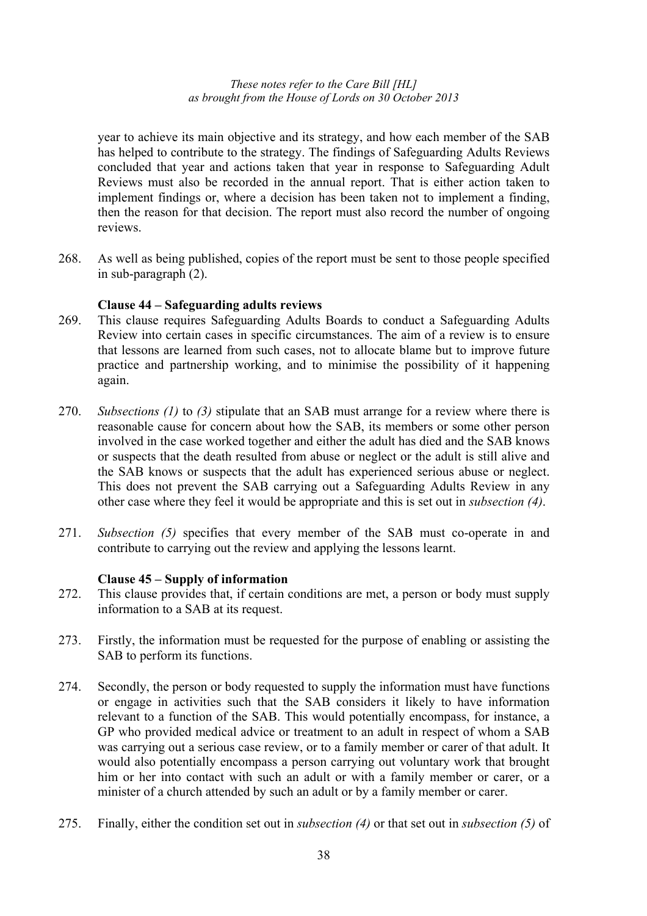year to achieve its main objective and its strategy, and how each member of the SAB has helped to contribute to the strategy. The findings of Safeguarding Adults Reviews concluded that year and actions taken that year in response to Safeguarding Adult Reviews must also be recorded in the annual report. That is either action taken to implement findings or, where a decision has been taken not to implement a finding, then the reason for that decision. The report must also record the number of ongoing reviews.

268. As well as being published, copies of the report must be sent to those people specified in sub-paragraph (2).

**Clause 44 – Safeguarding adults reviews**

269. This clause requires Safeguarding Adults Boards to conduct a Safeguarding Adults Review into certain cases in specific circumstances. The aim of a review is to ensure that lessons are learned from such cases, not to allocate blame but to improve future practice and partnership working, and to minimise the possibility of it happening again.

270. *Subsections (1)* to *(3)* stipulate that an SAB must arrange for a review where there is reasonable cause for concern about how the SAB, its members or some other person involved in the case worked together and either the adult has died and the SAB knows or suspects that the death resulted from abuse or neglect or the adult is still alive and the SAB knows or suspects that the adult has experienced serious abuse or neglect. This does not prevent the SAB carrying out a Safeguarding Adults Review in any other case where they feel it would be appropriate and this is set out in *subsection (4)*.

271. *Subsection (5)* specifies that every member of the SAB must co-operate in and contribute to carrying out the review and applying the lessons learnt.

**Clause 45 – Supply of information**

272. This clause provides that, if certain conditions are met, a person or body must supply information to a SAB at its request.

273. Firstly, the information must be requested for the purpose of enabling or assisting the SAB to perform its functions.

274. Secondly, the person or body requested to supply the information must have functions or engage in activities such that the SAB considers it likely to have information relevant to a function of the SAB. This would potentially encompass, for instance, a GP who provided medical advice or treatment to an adult in respect of whom a SAB was carrying out a serious case review, or to a family member or carer of that adult. It would also potentially encompass a person carrying out voluntary work that brought him or her into contact with such an adult or with a family member or carer, or a minister of a church attended by such an adult or by a family member or carer.

275. Finally, either the condition set out in *subsection (4)* or that set out in *subsection (5)* of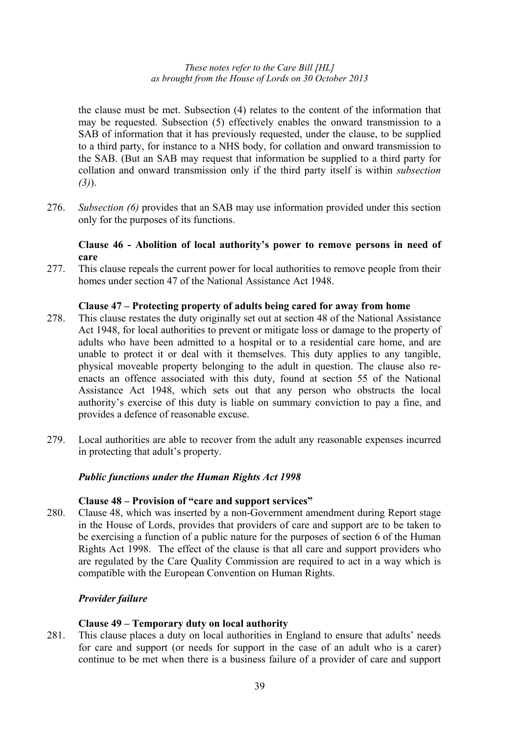the clause must be met. Subsection (4) relates to the content of the information that may be requested. Subsection (5) effectively enables the onward transmission to a SAB of information that it has previously requested, under the clause, to be supplied to a third party, for instance to a NHS body, for collation and onward transmission to the SAB. (But an SAB may request that information be supplied to a third party for collation and onward transmission only if the third party itself is within *subsection (3)*).

276. *Subsection (6)* provides that an SAB may use information provided under this section only for the purposes of its functions.

**Clause 46 - Abolition of local authority's power to remove persons in need of care**

277. This clause repeals the current power for local authorities to remove people from their homes under section 47 of the National Assistance Act 1948.

**Clause 47 – Protecting property of adults being cared for away from home**

278. This clause restates the duty originally set out at section 48 of the National Assistance Act 1948, for local authorities to prevent or mitigate loss or damage to the property of adults who have been admitted to a hospital or to a residential care home, and are unable to protect it or deal with it themselves. This duty applies to any tangible, physical moveable property belonging to the adult in question. The clause also re-enacts an offence associated with this duty, found at section 55 of the National Assistance Act 1948, which sets out that any person who obstructs the local authority's exercise of this duty is liable on summary conviction to pay a fine, and provides a defence of reasonable excuse.

279. Local authorities are able to recover from the adult any reasonable expenses incurred in protecting that adult's property.

***Public functions under the Human Rights Act 1998***

**Clause 48 – Provision of "care and support services"**

280. Clause 48, which was inserted by a non-Government amendment during Report stage in the House of Lords, provides that providers of care and support are to be taken to be exercising a function of a public nature for the purposes of section 6 of the Human Rights Act 1998. The effect of the clause is that all care and support providers who are regulated by the Care Quality Commission are required to act in a way which is compatible with the European Convention on Human Rights.

***Provider failure***

**Clause 49 – Temporary duty on local authority**

281. This clause places a duty on local authorities in England to ensure that adults' needs for care and support (or needs for support in the case of an adult who is a carer) continue to be met when there is a business failure of a provider of care and support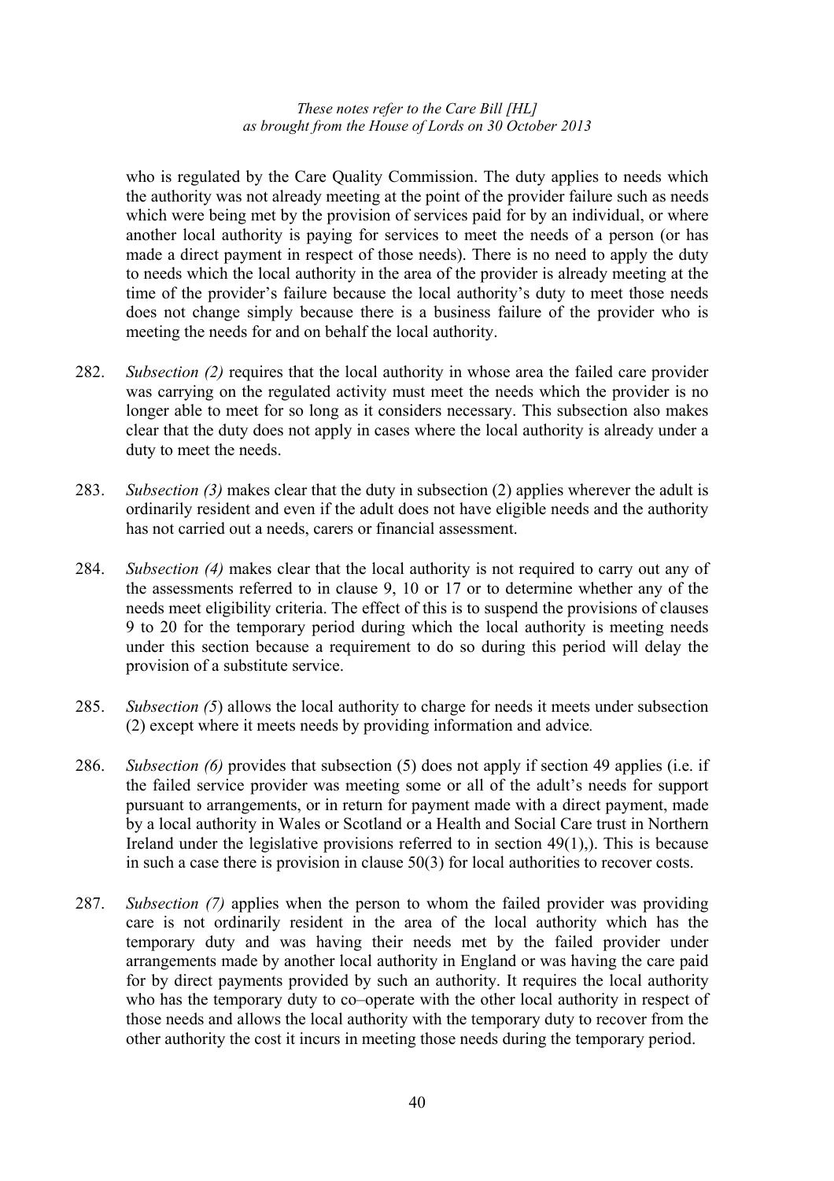who is regulated by the Care Quality Commission. The duty applies to needs which the authority was not already meeting at the point of the provider failure such as needs which were being met by the provision of services paid for by an individual, or where another local authority is paying for services to meet the needs of a person (or has made a direct payment in respect of those needs). There is no need to apply the duty to needs which the local authority in the area of the provider is already meeting at the time of the provider's failure because the local authority's duty to meet those needs does not change simply because there is a business failure of the provider who is meeting the needs for and on behalf the local authority.

282. *Subsection (2)* requires that the local authority in whose area the failed care provider was carrying on the regulated activity must meet the needs which the provider is no longer able to meet for so long as it considers necessary. This subsection also makes clear that the duty does not apply in cases where the local authority is already under a duty to meet the needs.

283. *Subsection (3)* makes clear that the duty in subsection (2) applies wherever the adult is ordinarily resident and even if the adult does not have eligible needs and the authority has not carried out a needs, carers or financial assessment.

284. *Subsection (4)* makes clear that the local authority is not required to carry out any of the assessments referred to in clause 9, 10 or 17 or to determine whether any of the needs meet eligibility criteria. The effect of this is to suspend the provisions of clauses 9 to 20 for the temporary period during which the local authority is meeting needs under this section because a requirement to do so during this period will delay the provision of a substitute service.

285. *Subsection (5)* allows the local authority to charge for needs it meets under subsection (2) except where it meets needs by providing information and advice.

286. *Subsection (6)* provides that subsection (5) does not apply if section 49 applies (i.e. if the failed service provider was meeting some or all of the adult's needs for support pursuant to arrangements, or in return for payment made with a direct payment, made by a local authority in Wales or Scotland or a Health and Social Care trust in Northern Ireland under the legislative provisions referred to in section 49(1),). This is because in such a case there is provision in clause 50(3) for local authorities to recover costs.

287. *Subsection (7)* applies when the person to whom the failed provider was providing care is not ordinarily resident in the area of the local authority which has the temporary duty and was having their needs met by the failed provider under arrangements made by another local authority in England or was having the care paid for by direct payments provided by such an authority. It requires the local authority who has the temporary duty to co–operate with the other local authority in respect of those needs and allows the local authority with the temporary duty to recover from the other authority the cost it incurs in meeting those needs during the temporary period.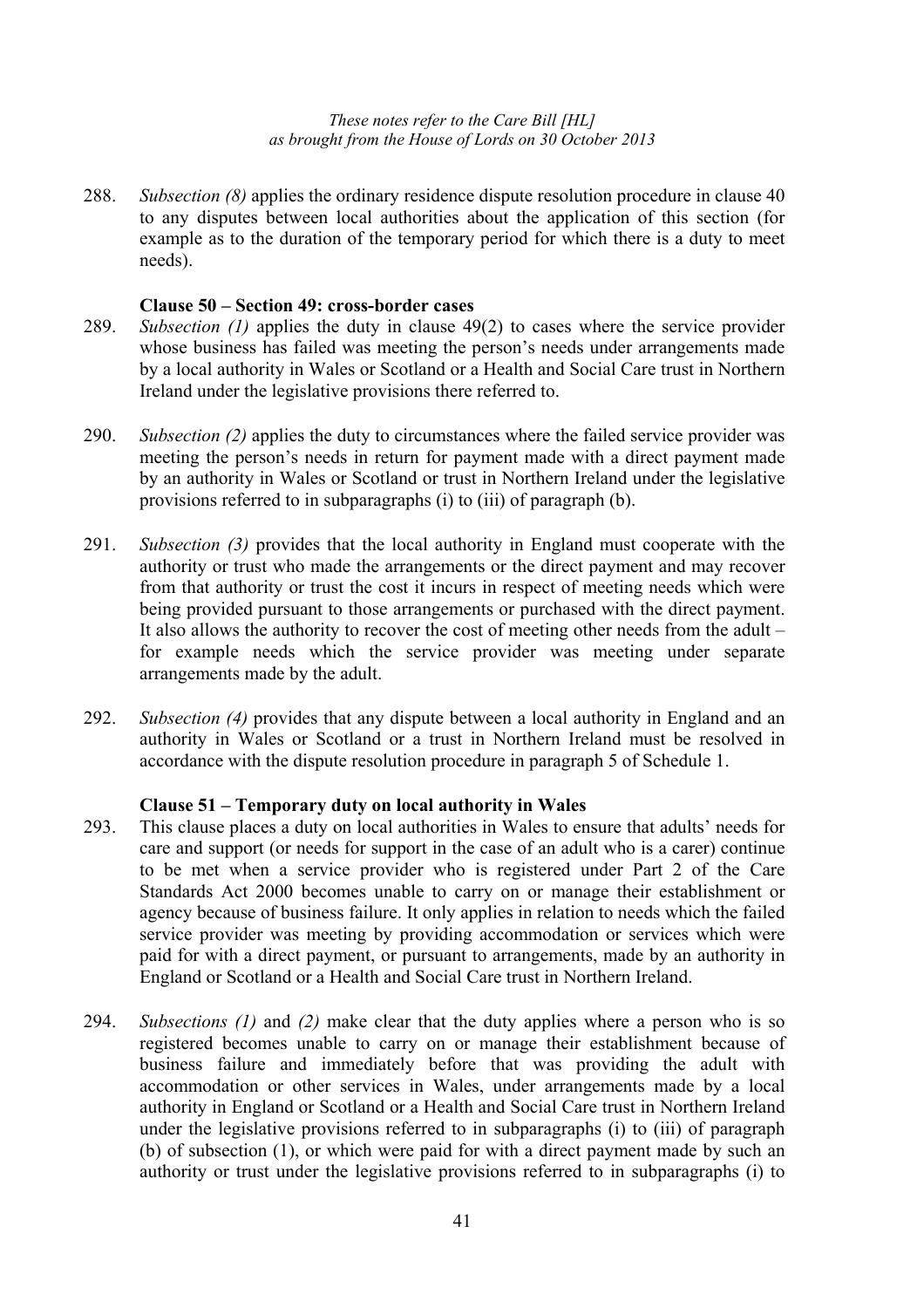288. *Subsection (8)* applies the ordinary residence dispute resolution procedure in clause 40 to any disputes between local authorities about the application of this section (for example as to the duration of the temporary period for which there is a duty to meet needs).

**Clause 50 – Section 49: cross-border cases**

289. *Subsection (1)* applies the duty in clause 49(2) to cases where the service provider whose business has failed was meeting the person's needs under arrangements made by a local authority in Wales or Scotland or a Health and Social Care trust in Northern Ireland under the legislative provisions there referred to.

290. *Subsection (2)* applies the duty to circumstances where the failed service provider was meeting the person's needs in return for payment made with a direct payment made by an authority in Wales or Scotland or trust in Northern Ireland under the legislative provisions referred to in subparagraphs (i) to (iii) of paragraph (b).

291. *Subsection (3)* provides that the local authority in England must cooperate with the authority or trust who made the arrangements or the direct payment and may recover from that authority or trust the cost it incurs in respect of meeting needs which were being provided pursuant to those arrangements or purchased with the direct payment. It also allows the authority to recover the cost of meeting other needs from the adult – for example needs which the service provider was meeting under separate arrangements made by the adult.

292. *Subsection (4)* provides that any dispute between a local authority in England and an authority in Wales or Scotland or a trust in Northern Ireland must be resolved in accordance with the dispute resolution procedure in paragraph 5 of Schedule 1.

**Clause 51 – Temporary duty on local authority in Wales**

293. This clause places a duty on local authorities in Wales to ensure that adults' needs for care and support (or needs for support in the case of an adult who is a carer) continue to be met when a service provider who is registered under Part 2 of the Care Standards Act 2000 becomes unable to carry on or manage their establishment or agency because of business failure. It only applies in relation to needs which the failed service provider was meeting by providing accommodation or services which were paid for with a direct payment, or pursuant to arrangements, made by an authority in England or Scotland or a Health and Social Care trust in Northern Ireland.

294. *Subsections (1)* and *(2)* make clear that the duty applies where a person who is so registered becomes unable to carry on or manage their establishment because of business failure and immediately before that was providing the adult with accommodation or other services in Wales, under arrangements made by a local authority in England or Scotland or a Health and Social Care trust in Northern Ireland under the legislative provisions referred to in subparagraphs (i) to (iii) of paragraph (b) of subsection (1), or which were paid for with a direct payment made by such an authority or trust under the legislative provisions referred to in subparagraphs (i) to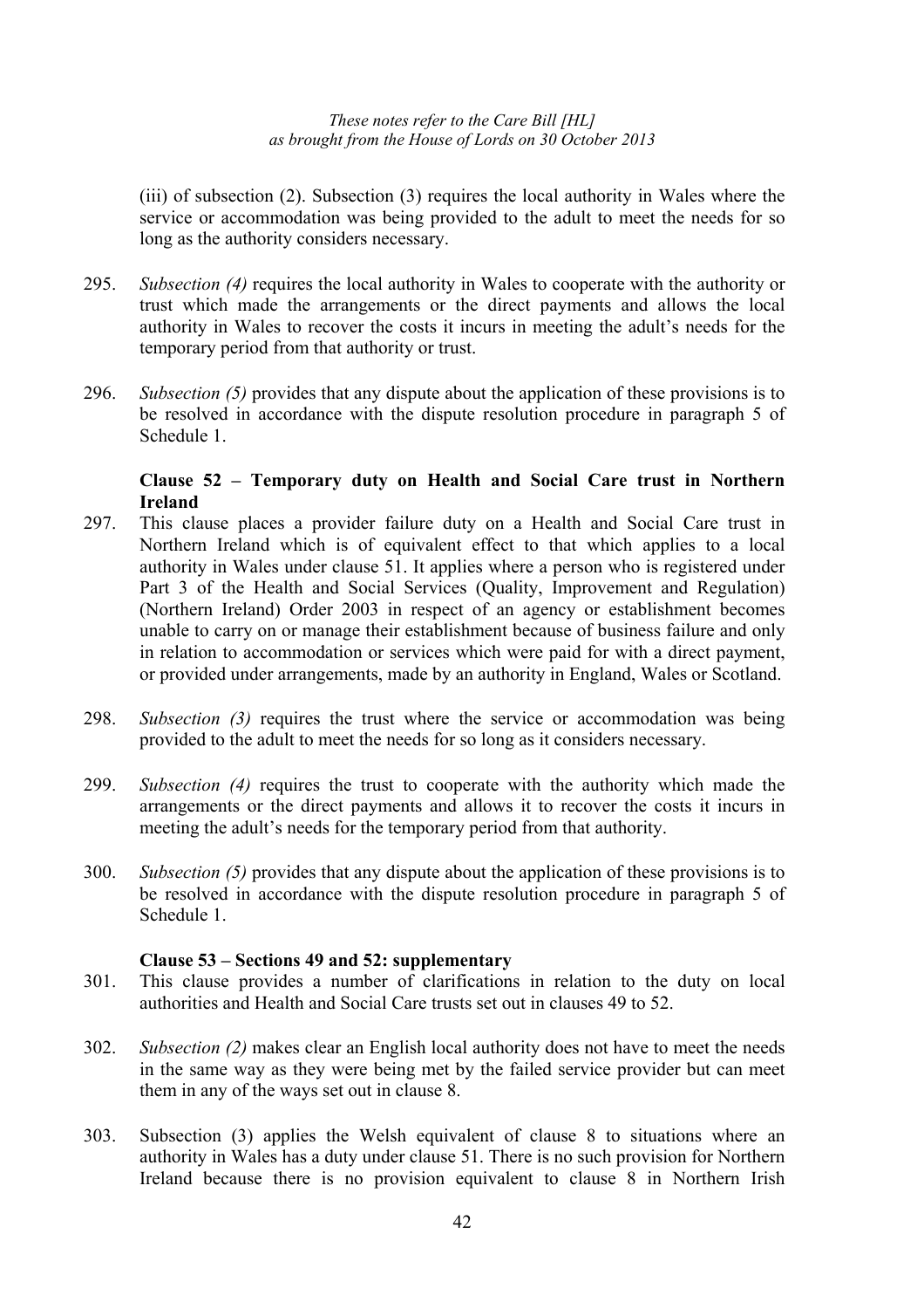(iii) of subsection (2). Subsection (3) requires the local authority in Wales where the service or accommodation was being provided to the adult to meet the needs for so long as the authority considers necessary.

295. *Subsection (4)* requires the local authority in Wales to cooperate with the authority or trust which made the arrangements or the direct payments and allows the local authority in Wales to recover the costs it incurs in meeting the adult's needs for the temporary period from that authority or trust.

296. *Subsection (5)* provides that any dispute about the application of these provisions is to be resolved in accordance with the dispute resolution procedure in paragraph 5 of Schedule 1.

### Clause 52 – Temporary duty on Health and Social Care trust in Northern Ireland

297. This clause places a provider failure duty on a Health and Social Care trust in Northern Ireland which is of equivalent effect to that which applies to a local authority in Wales under clause 51. It applies where a person who is registered under Part 3 of the Health and Social Services (Quality, Improvement and Regulation) (Northern Ireland) Order 2003 in respect of an agency or establishment becomes unable to carry on or manage their establishment because of business failure and only in relation to accommodation or services which were paid for with a direct payment, or provided under arrangements, made by an authority in England, Wales or Scotland.

298. *Subsection (3)* requires the trust where the service or accommodation was being provided to the adult to meet the needs for so long as it considers necessary.

299. *Subsection (4)* requires the trust to cooperate with the authority which made the arrangements or the direct payments and allows it to recover the costs it incurs in meeting the adult's needs for the temporary period from that authority.

300. *Subsection (5)* provides that any dispute about the application of these provisions is to be resolved in accordance with the dispute resolution procedure in paragraph 5 of Schedule 1.

### Clause 53 – Sections 49 and 52: supplementary

301. This clause provides a number of clarifications in relation to the duty on local authorities and Health and Social Care trusts set out in clauses 49 to 52.

302. *Subsection (2)* makes clear an English local authority does not have to meet the needs in the same way as they were being met by the failed service provider but can meet them in any of the ways set out in clause 8.

303. Subsection (3) applies the Welsh equivalent of clause 8 to situations where an authority in Wales has a duty under clause 51. There is no such provision for Northern Ireland because there is no provision equivalent to clause 8 in Northern Irish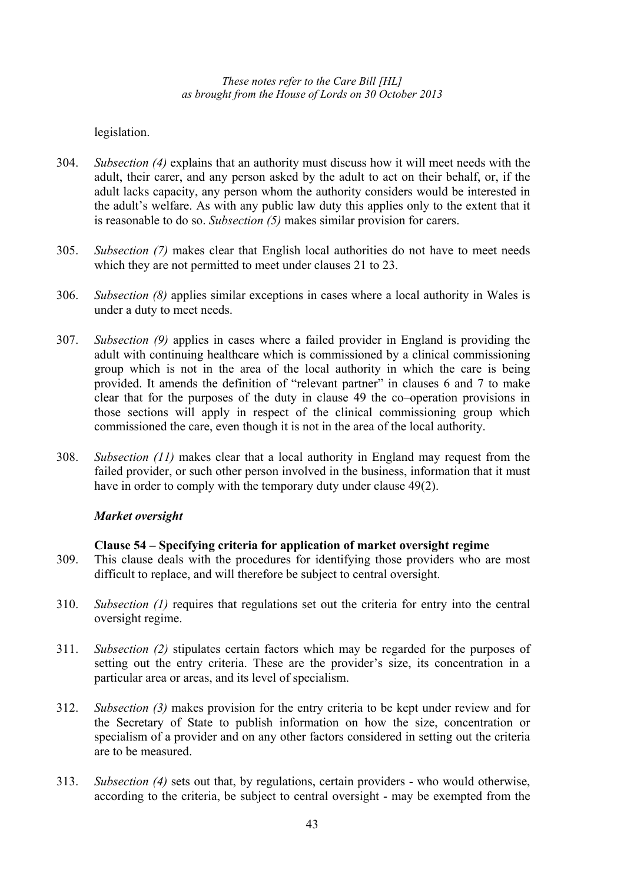legislation.

304. *Subsection (4)* explains that an authority must discuss how it will meet needs with the adult, their carer, and any person asked by the adult to act on their behalf, or, if the adult lacks capacity, any person whom the authority considers would be interested in the adult's welfare. As with any public law duty this applies only to the extent that it is reasonable to do so. *Subsection (5)* makes similar provision for carers.

305. *Subsection (7)* makes clear that English local authorities do not have to meet needs which they are not permitted to meet under clauses 21 to 23.

306. *Subsection (8)* applies similar exceptions in cases where a local authority in Wales is under a duty to meet needs.

307. *Subsection (9)* applies in cases where a failed provider in England is providing the adult with continuing healthcare which is commissioned by a clinical commissioning group which is not in the area of the local authority in which the care is being provided. It amends the definition of "relevant partner" in clauses 6 and 7 to make clear that for the purposes of the duty in clause 49 the co–operation provisions in those sections will apply in respect of the clinical commissioning group which commissioned the care, even though it is not in the area of the local authority.

308. *Subsection (11)* makes clear that a local authority in England may request from the failed provider, or such other person involved in the business, information that it must have in order to comply with the temporary duty under clause 49(2).

***Market oversight***

**Clause 54 – Specifying criteria for application of market oversight regime**

309. This clause deals with the procedures for identifying those providers who are most difficult to replace, and will therefore be subject to central oversight.

310. *Subsection (1)* requires that regulations set out the criteria for entry into the central oversight regime.

311. *Subsection (2)* stipulates certain factors which may be regarded for the purposes of setting out the entry criteria. These are the provider's size, its concentration in a particular area or areas, and its level of specialism.

312. *Subsection (3)* makes provision for the entry criteria to be kept under review and for the Secretary of State to publish information on how the size, concentration or specialism of a provider and on any other factors considered in setting out the criteria are to be measured.

313. *Subsection (4)* sets out that, by regulations, certain providers - who would otherwise, according to the criteria, be subject to central oversight - may be exempted from the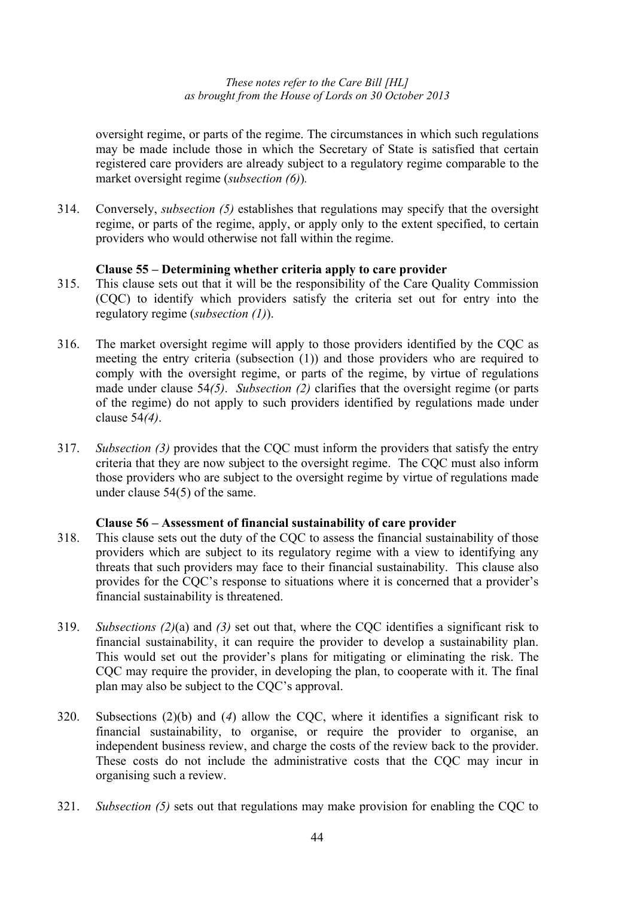oversight regime, or parts of the regime. The circumstances in which such regulations may be made include those in which the Secretary of State is satisfied that certain registered care providers are already subject to a regulatory regime comparable to the market oversight regime (*subsection (6)*).

314. Conversely, *subsection (5)* establishes that regulations may specify that the oversight regime, or parts of the regime, apply, or apply only to the extent specified, to certain providers who would otherwise not fall within the regime.

**Clause 55 – Determining whether criteria apply to care provider**

315. This clause sets out that it will be the responsibility of the Care Quality Commission (CQC) to identify which providers satisfy the criteria set out for entry into the regulatory regime (*subsection (1)*).

316. The market oversight regime will apply to those providers identified by the CQC as meeting the entry criteria (subsection (1)) and those providers who are required to comply with the oversight regime, or parts of the regime, by virtue of regulations made under clause 54*(5)*. *Subsection (2)* clarifies that the oversight regime (or parts of the regime) do not apply to such providers identified by regulations made under clause 54*(4)*.

317. *Subsection (3)* provides that the CQC must inform the providers that satisfy the entry criteria that they are now subject to the oversight regime. The CQC must also inform those providers who are subject to the oversight regime by virtue of regulations made under clause 54(5) of the same.

**Clause 56 – Assessment of financial sustainability of care provider**

318. This clause sets out the duty of the CQC to assess the financial sustainability of those providers which are subject to its regulatory regime with a view to identifying any threats that such providers may face to their financial sustainability. This clause also provides for the CQC's response to situations where it is concerned that a provider's financial sustainability is threatened.

319. *Subsections (2)*(a) and *(3)* set out that, where the CQC identifies a significant risk to financial sustainability, it can require the provider to develop a sustainability plan. This would set out the provider's plans for mitigating or eliminating the risk. The CQC may require the provider, in developing the plan, to cooperate with it. The final plan may also be subject to the CQC's approval.

320. Subsections (2)(b) and (*4*) allow the CQC, where it identifies a significant risk to financial sustainability, to organise, or require the provider to organise, an independent business review, and charge the costs of the review back to the provider. These costs do not include the administrative costs that the CQC may incur in organising such a review.

321. *Subsection (5)* sets out that regulations may make provision for enabling the CQC to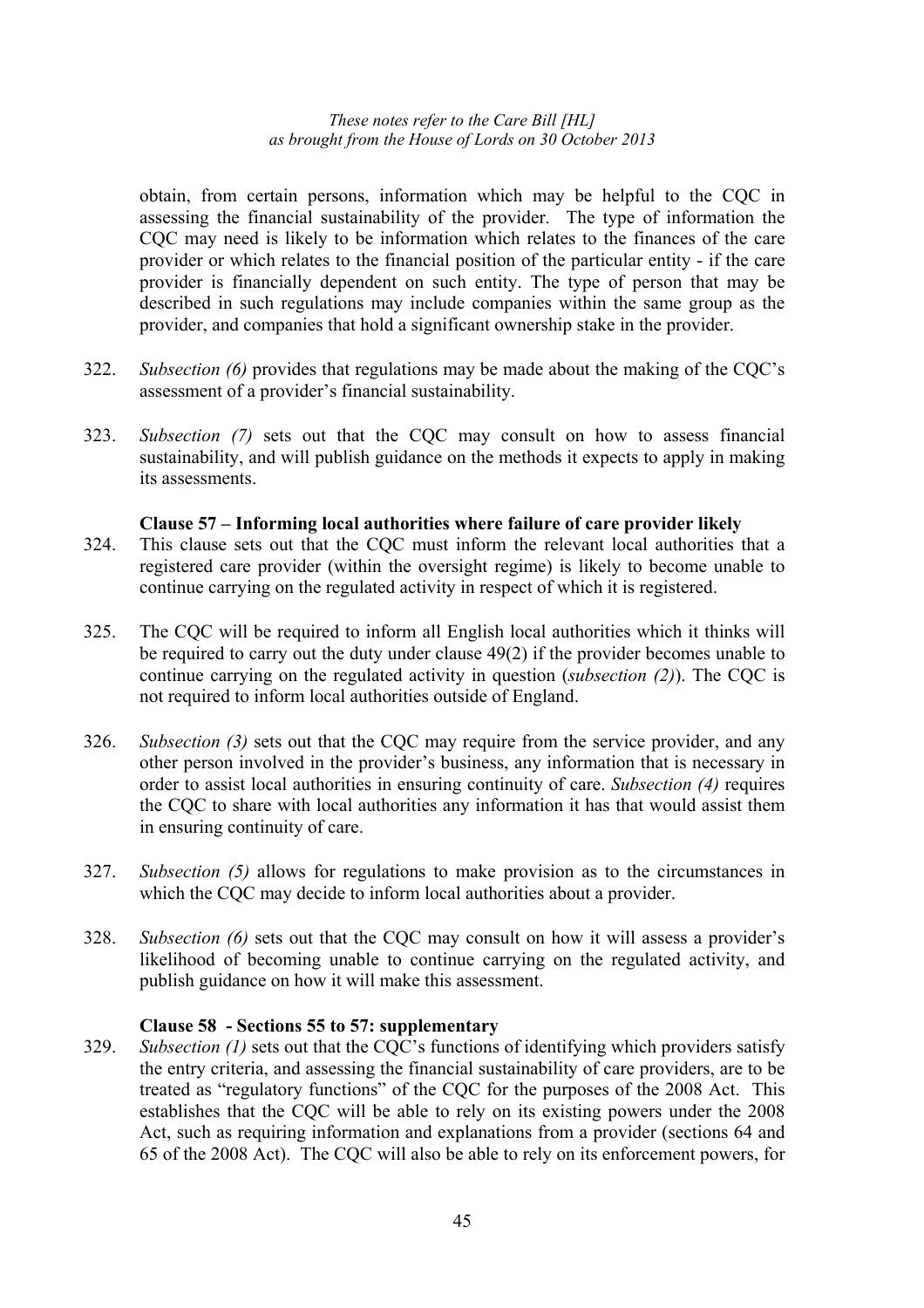obtain, from certain persons, information which may be helpful to the CQC in assessing the financial sustainability of the provider. The type of information the CQC may need is likely to be information which relates to the finances of the care provider or which relates to the financial position of the particular entity - if the care provider is financially dependent on such entity. The type of person that may be described in such regulations may include companies within the same group as the provider, and companies that hold a significant ownership stake in the provider.

322. *Subsection (6)* provides that regulations may be made about the making of the CQC's assessment of a provider's financial sustainability.

323. *Subsection (7)* sets out that the CQC may consult on how to assess financial sustainability, and will publish guidance on the methods it expects to apply in making its assessments.

**Clause 57 – Informing local authorities where failure of care provider likely**

324. This clause sets out that the CQC must inform the relevant local authorities that a registered care provider (within the oversight regime) is likely to become unable to continue carrying on the regulated activity in respect of which it is registered.

325. The CQC will be required to inform all English local authorities which it thinks will be required to carry out the duty under clause 49(2) if the provider becomes unable to continue carrying on the regulated activity in question (*subsection (2)*). The CQC is not required to inform local authorities outside of England.

326. *Subsection (3)* sets out that the CQC may require from the service provider, and any other person involved in the provider's business, any information that is necessary in order to assist local authorities in ensuring continuity of care. *Subsection (4)* requires the CQC to share with local authorities any information it has that would assist them in ensuring continuity of care.

327. *Subsection (5)* allows for regulations to make provision as to the circumstances in which the CQC may decide to inform local authorities about a provider.

328. *Subsection (6)* sets out that the CQC may consult on how it will assess a provider's likelihood of becoming unable to continue carrying on the regulated activity, and publish guidance on how it will make this assessment.

**Clause 58 - Sections 55 to 57: supplementary**

329. *Subsection (1)* sets out that the CQC's functions of identifying which providers satisfy the entry criteria, and assessing the financial sustainability of care providers, are to be treated as "regulatory functions" of the CQC for the purposes of the 2008 Act. This establishes that the CQC will be able to rely on its existing powers under the 2008 Act, such as requiring information and explanations from a provider (sections 64 and 65 of the 2008 Act). The CQC will also be able to rely on its enforcement powers, for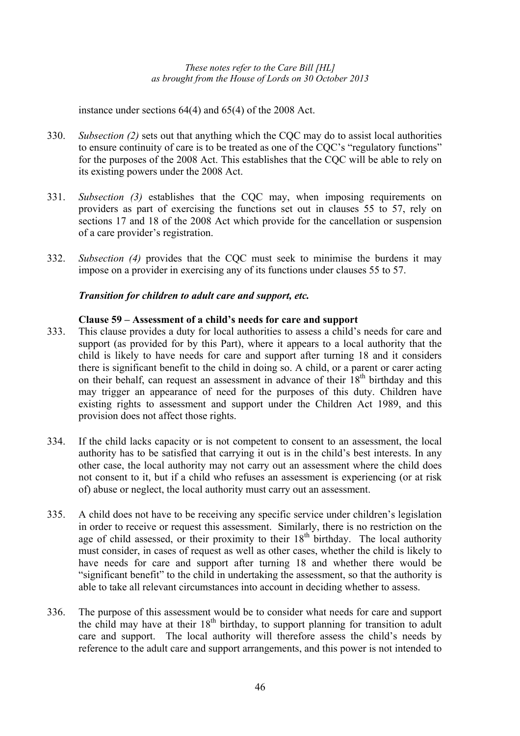instance under sections 64(4) and 65(4) of the 2008 Act.

330. *Subsection (2)* sets out that anything which the CQC may do to assist local authorities to ensure continuity of care is to be treated as one of the CQC's "regulatory functions" for the purposes of the 2008 Act. This establishes that the CQC will be able to rely on its existing powers under the 2008 Act.

331. *Subsection (3)* establishes that the CQC may, when imposing requirements on providers as part of exercising the functions set out in clauses 55 to 57, rely on sections 17 and 18 of the 2008 Act which provide for the cancellation or suspension of a care provider's registration.

332. *Subsection (4)* provides that the CQC must seek to minimise the burdens it may impose on a provider in exercising any of its functions under clauses 55 to 57.

***Transition for children to adult care and support, etc.***

**Clause 59 – Assessment of a child's needs for care and support**

333. This clause provides a duty for local authorities to assess a child's needs for care and support (as provided for by this Part), where it appears to a local authority that the child is likely to have needs for care and support after turning 18 and it considers there is significant benefit to the child in doing so. A child, or a parent or carer acting on their behalf, can request an assessment in advance of their 18th birthday and this may trigger an appearance of need for the purposes of this duty. Children have existing rights to assessment and support under the Children Act 1989, and this provision does not affect those rights.

334. If the child lacks capacity or is not competent to consent to an assessment, the local authority has to be satisfied that carrying it out is in the child's best interests. In any other case, the local authority may not carry out an assessment where the child does not consent to it, but if a child who refuses an assessment is experiencing (or at risk of) abuse or neglect, the local authority must carry out an assessment.

335. A child does not have to be receiving any specific service under children's legislation in order to receive or request this assessment. Similarly, there is no restriction on the age of child assessed, or their proximity to their 18th birthday. The local authority must consider, in cases of request as well as other cases, whether the child is likely to have needs for care and support after turning 18 and whether there would be "significant benefit" to the child in undertaking the assessment, so that the authority is able to take all relevant circumstances into account in deciding whether to assess.

336. The purpose of this assessment would be to consider what needs for care and support the child may have at their 18th birthday, to support planning for transition to adult care and support. The local authority will therefore assess the child's needs by reference to the adult care and support arrangements, and this power is not intended to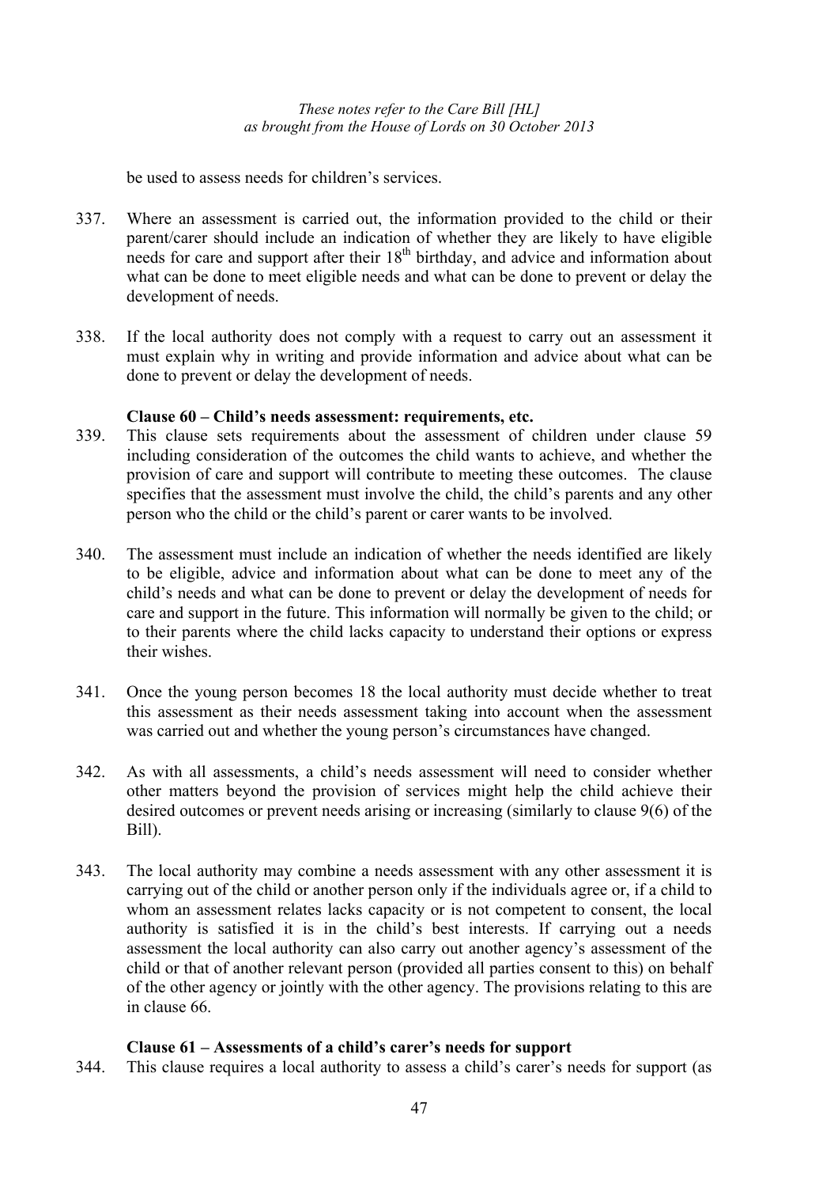be used to assess needs for children's services.

337. Where an assessment is carried out, the information provided to the child or their parent/carer should include an indication of whether they are likely to have eligible needs for care and support after their 18th birthday, and advice and information about what can be done to meet eligible needs and what can be done to prevent or delay the development of needs.

338. If the local authority does not comply with a request to carry out an assessment it must explain why in writing and provide information and advice about what can be done to prevent or delay the development of needs.

**Clause 60 – Child's needs assessment: requirements, etc.**

339. This clause sets requirements about the assessment of children under clause 59 including consideration of the outcomes the child wants to achieve, and whether the provision of care and support will contribute to meeting these outcomes. The clause specifies that the assessment must involve the child, the child's parents and any other person who the child or the child's parent or carer wants to be involved.

340. The assessment must include an indication of whether the needs identified are likely to be eligible, advice and information about what can be done to meet any of the child's needs and what can be done to prevent or delay the development of needs for care and support in the future. This information will normally be given to the child; or to their parents where the child lacks capacity to understand their options or express their wishes.

341. Once the young person becomes 18 the local authority must decide whether to treat this assessment as their needs assessment taking into account when the assessment was carried out and whether the young person's circumstances have changed.

342. As with all assessments, a child's needs assessment will need to consider whether other matters beyond the provision of services might help the child achieve their desired outcomes or prevent needs arising or increasing (similarly to clause 9(6) of the Bill).

343. The local authority may combine a needs assessment with any other assessment it is carrying out of the child or another person only if the individuals agree or, if a child to whom an assessment relates lacks capacity or is not competent to consent, the local authority is satisfied it is in the child's best interests. If carrying out a needs assessment the local authority can also carry out another agency's assessment of the child or that of another relevant person (provided all parties consent to this) on behalf of the other agency or jointly with the other agency. The provisions relating to this are in clause 66.

**Clause 61 – Assessments of a child's carer's needs for support**

344. This clause requires a local authority to assess a child's carer's needs for support (as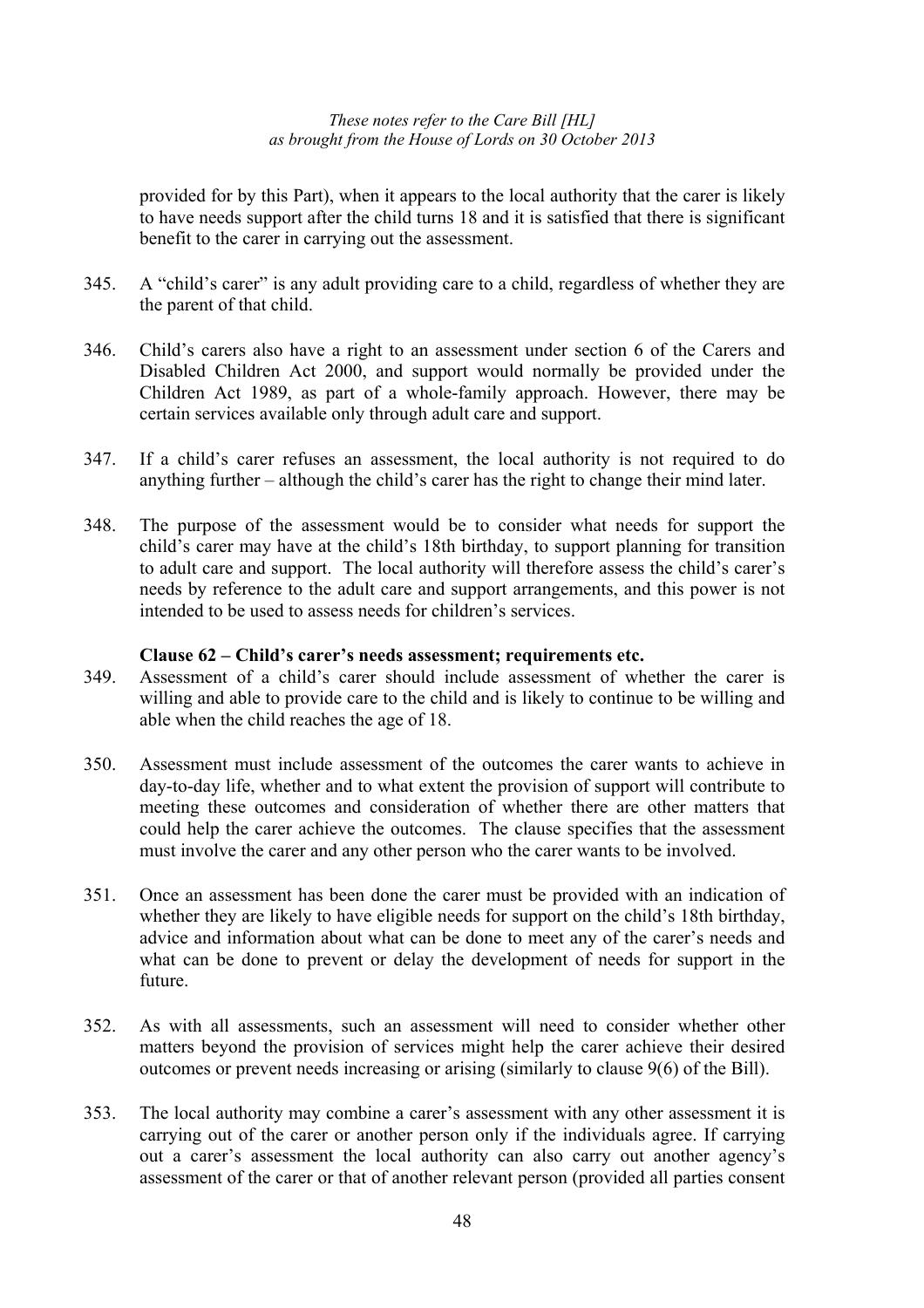provided for by this Part), when it appears to the local authority that the carer is likely to have needs support after the child turns 18 and it is satisfied that there is significant benefit to the carer in carrying out the assessment.

345. A "child's carer" is any adult providing care to a child, regardless of whether they are the parent of that child.

346. Child's carers also have a right to an assessment under section 6 of the Carers and Disabled Children Act 2000, and support would normally be provided under the Children Act 1989, as part of a whole-family approach. However, there may be certain services available only through adult care and support.

347. If a child's carer refuses an assessment, the local authority is not required to do anything further – although the child's carer has the right to change their mind later.

348. The purpose of the assessment would be to consider what needs for support the child's carer may have at the child's 18th birthday, to support planning for transition to adult care and support. The local authority will therefore assess the child's carer's needs by reference to the adult care and support arrangements, and this power is not intended to be used to assess needs for children's services.

**Clause 62 – Child's carer's needs assessment; requirements etc.**

349. Assessment of a child's carer should include assessment of whether the carer is willing and able to provide care to the child and is likely to continue to be willing and able when the child reaches the age of 18.

350. Assessment must include assessment of the outcomes the carer wants to achieve in day-to-day life, whether and to what extent the provision of support will contribute to meeting these outcomes and consideration of whether there are other matters that could help the carer achieve the outcomes. The clause specifies that the assessment must involve the carer and any other person who the carer wants to be involved.

351. Once an assessment has been done the carer must be provided with an indication of whether they are likely to have eligible needs for support on the child's 18th birthday, advice and information about what can be done to meet any of the carer's needs and what can be done to prevent or delay the development of needs for support in the future.

352. As with all assessments, such an assessment will need to consider whether other matters beyond the provision of services might help the carer achieve their desired outcomes or prevent needs increasing or arising (similarly to clause 9(6) of the Bill).

353. The local authority may combine a carer's assessment with any other assessment it is carrying out of the carer or another person only if the individuals agree. If carrying out a carer's assessment the local authority can also carry out another agency's assessment of the carer or that of another relevant person (provided all parties consent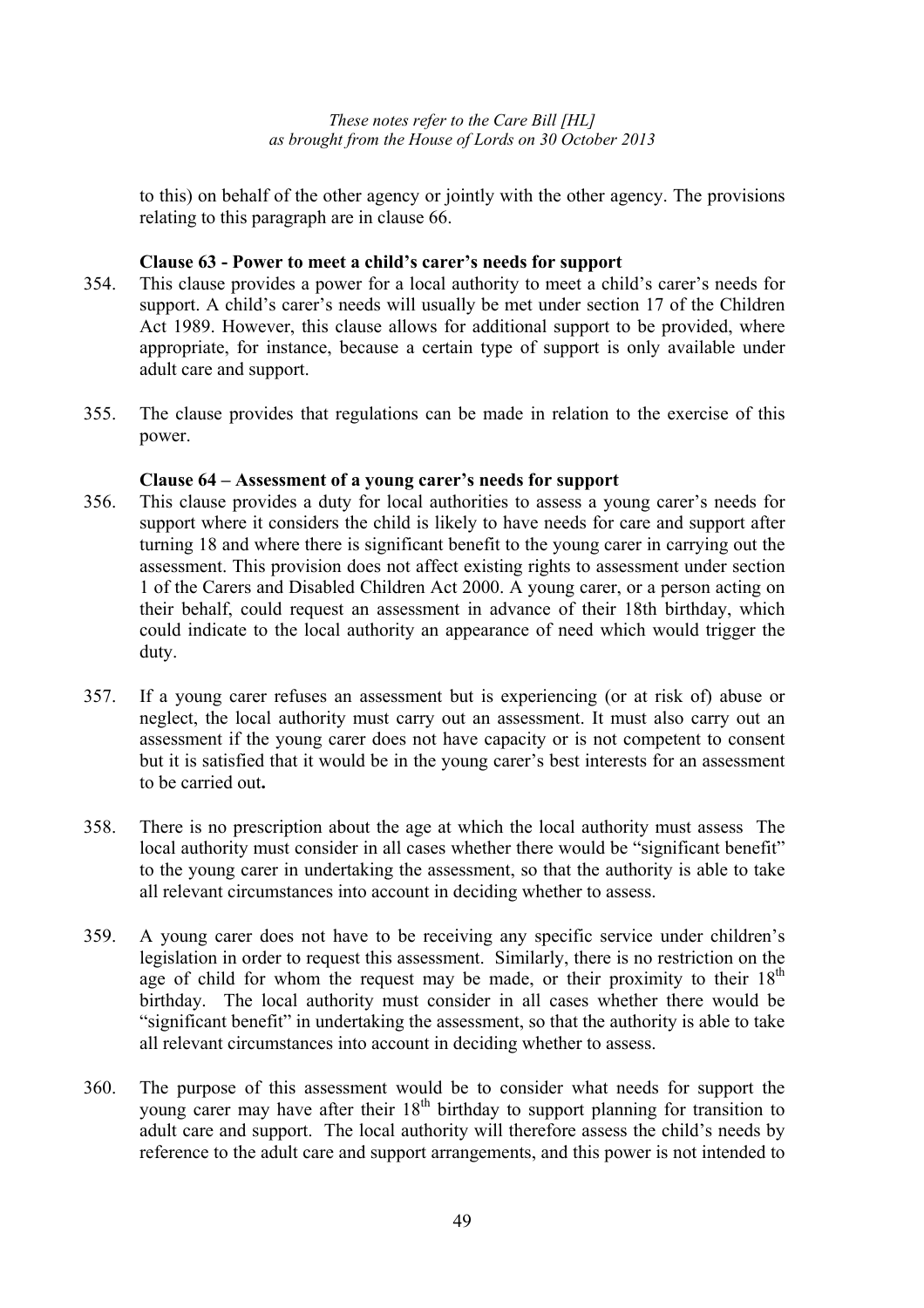to this) on behalf of the other agency or jointly with the other agency. The provisions relating to this paragraph are in clause 66.

**Clause 63 - Power to meet a child's carer's needs for support**

354. This clause provides a power for a local authority to meet a child's carer's needs for support. A child's carer's needs will usually be met under section 17 of the Children Act 1989. However, this clause allows for additional support to be provided, where appropriate, for instance, because a certain type of support is only available under adult care and support.

355. The clause provides that regulations can be made in relation to the exercise of this power.

**Clause 64 – Assessment of a young carer's needs for support**

356. This clause provides a duty for local authorities to assess a young carer's needs for support where it considers the child is likely to have needs for care and support after turning 18 and where there is significant benefit to the young carer in carrying out the assessment. This provision does not affect existing rights to assessment under section 1 of the Carers and Disabled Children Act 2000. A young carer, or a person acting on their behalf, could request an assessment in advance of their 18th birthday, which could indicate to the local authority an appearance of need which would trigger the duty.

357. If a young carer refuses an assessment but is experiencing (or at risk of) abuse or neglect, the local authority must carry out an assessment. It must also carry out an assessment if the young carer does not have capacity or is not competent to consent but it is satisfied that it would be in the young carer's best interests for an assessment to be carried out**.**

358. There is no prescription about the age at which the local authority must assess The local authority must consider in all cases whether there would be "significant benefit" to the young carer in undertaking the assessment, so that the authority is able to take all relevant circumstances into account in deciding whether to assess.

359. A young carer does not have to be receiving any specific service under children's legislation in order to request this assessment. Similarly, there is no restriction on the age of child for whom the request may be made, or their proximity to their 18th birthday. The local authority must consider in all cases whether there would be "significant benefit" in undertaking the assessment, so that the authority is able to take all relevant circumstances into account in deciding whether to assess.

360. The purpose of this assessment would be to consider what needs for support the young carer may have after their 18th birthday to support planning for transition to adult care and support. The local authority will therefore assess the child's needs by reference to the adult care and support arrangements, and this power is not intended to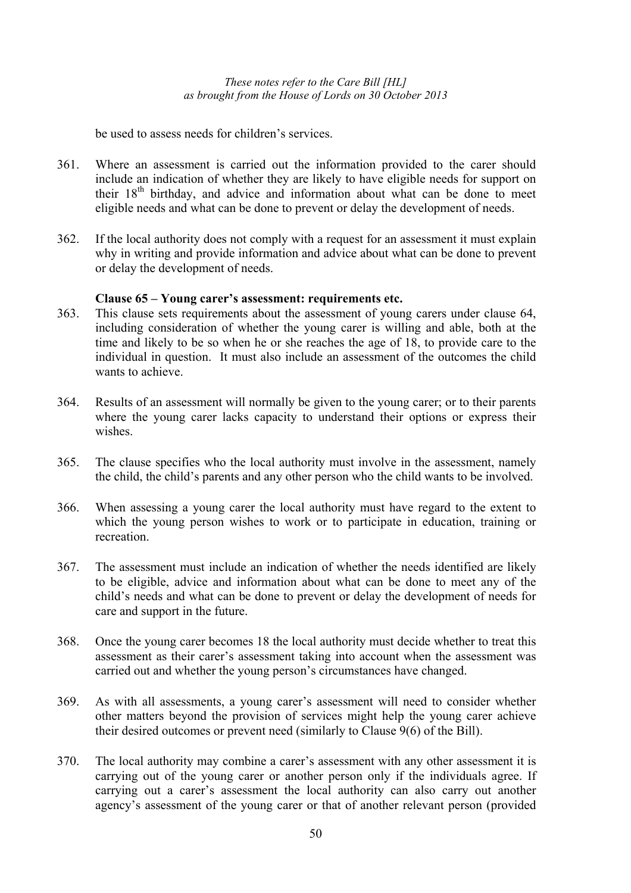be used to assess needs for children's services.

361. Where an assessment is carried out the information provided to the carer should include an indication of whether they are likely to have eligible needs for support on their 18th birthday, and advice and information about what can be done to meet eligible needs and what can be done to prevent or delay the development of needs.

362. If the local authority does not comply with a request for an assessment it must explain why in writing and provide information and advice about what can be done to prevent or delay the development of needs.

**Clause 65 – Young carer's assessment: requirements etc.**

363. This clause sets requirements about the assessment of young carers under clause 64, including consideration of whether the young carer is willing and able, both at the time and likely to be so when he or she reaches the age of 18, to provide care to the individual in question. It must also include an assessment of the outcomes the child wants to achieve.

364. Results of an assessment will normally be given to the young carer; or to their parents where the young carer lacks capacity to understand their options or express their wishes.

365. The clause specifies who the local authority must involve in the assessment, namely the child, the child's parents and any other person who the child wants to be involved.

366. When assessing a young carer the local authority must have regard to the extent to which the young person wishes to work or to participate in education, training or recreation.

367. The assessment must include an indication of whether the needs identified are likely to be eligible, advice and information about what can be done to meet any of the child's needs and what can be done to prevent or delay the development of needs for care and support in the future.

368. Once the young carer becomes 18 the local authority must decide whether to treat this assessment as their carer's assessment taking into account when the assessment was carried out and whether the young person's circumstances have changed.

369. As with all assessments, a young carer's assessment will need to consider whether other matters beyond the provision of services might help the young carer achieve their desired outcomes or prevent need (similarly to Clause 9(6) of the Bill).

370. The local authority may combine a carer's assessment with any other assessment it is carrying out of the young carer or another person only if the individuals agree. If carrying out a carer's assessment the local authority can also carry out another agency's assessment of the young carer or that of another relevant person (provided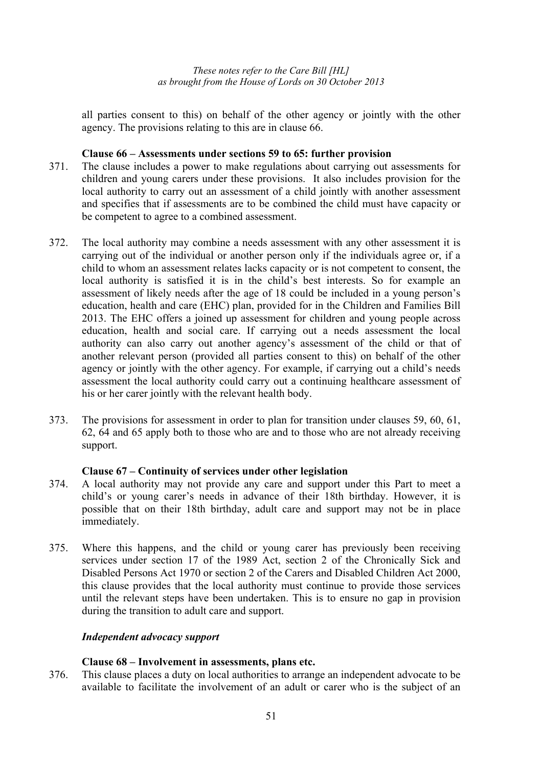all parties consent to this) on behalf of the other agency or jointly with the other agency. The provisions relating to this are in clause 66.

**Clause 66 – Assessments under sections 59 to 65: further provision**

371. The clause includes a power to make regulations about carrying out assessments for children and young carers under these provisions. It also includes provision for the local authority to carry out an assessment of a child jointly with another assessment and specifies that if assessments are to be combined the child must have capacity or be competent to agree to a combined assessment.

372. The local authority may combine a needs assessment with any other assessment it is carrying out of the individual or another person only if the individuals agree or, if a child to whom an assessment relates lacks capacity or is not competent to consent, the local authority is satisfied it is in the child's best interests. So for example an assessment of likely needs after the age of 18 could be included in a young person's education, health and care (EHC) plan, provided for in the Children and Families Bill 2013. The EHC offers a joined up assessment for children and young people across education, health and social care. If carrying out a needs assessment the local authority can also carry out another agency's assessment of the child or that of another relevant person (provided all parties consent to this) on behalf of the other agency or jointly with the other agency. For example, if carrying out a child's needs assessment the local authority could carry out a continuing healthcare assessment of his or her carer jointly with the relevant health body.

373. The provisions for assessment in order to plan for transition under clauses 59, 60, 61, 62, 64 and 65 apply both to those who are and to those who are not already receiving support.

**Clause 67 – Continuity of services under other legislation**

374. A local authority may not provide any care and support under this Part to meet a child's or young carer's needs in advance of their 18th birthday. However, it is possible that on their 18th birthday, adult care and support may not be in place immediately.

375. Where this happens, and the child or young carer has previously been receiving services under section 17 of the 1989 Act, section 2 of the Chronically Sick and Disabled Persons Act 1970 or section 2 of the Carers and Disabled Children Act 2000, this clause provides that the local authority must continue to provide those services until the relevant steps have been undertaken. This is to ensure no gap in provision during the transition to adult care and support.

***Independent advocacy support***

**Clause 68 – Involvement in assessments, plans etc.**

376. This clause places a duty on local authorities to arrange an independent advocate to be available to facilitate the involvement of an adult or carer who is the subject of an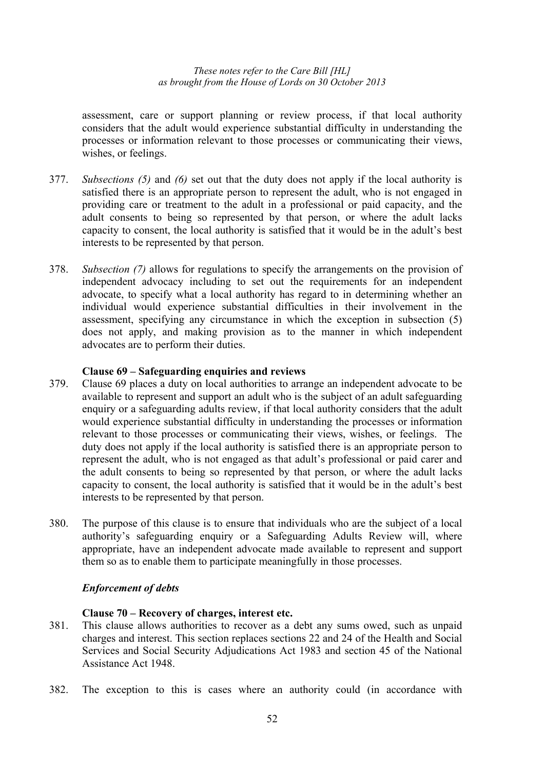assessment, care or support planning or review process, if that local authority considers that the adult would experience substantial difficulty in understanding the processes or information relevant to those processes or communicating their views, wishes, or feelings.

377. *Subsections (5)* and *(6)* set out that the duty does not apply if the local authority is satisfied there is an appropriate person to represent the adult, who is not engaged in providing care or treatment to the adult in a professional or paid capacity, and the adult consents to being so represented by that person, or where the adult lacks capacity to consent, the local authority is satisfied that it would be in the adult's best interests to be represented by that person.

378. *Subsection (7)* allows for regulations to specify the arrangements on the provision of independent advocacy including to set out the requirements for an independent advocate, to specify what a local authority has regard to in determining whether an individual would experience substantial difficulties in their involvement in the assessment, specifying any circumstance in which the exception in subsection (5) does not apply, and making provision as to the manner in which independent advocates are to perform their duties.

**Clause 69 – Safeguarding enquiries and reviews**

379. Clause 69 places a duty on local authorities to arrange an independent advocate to be available to represent and support an adult who is the subject of an adult safeguarding enquiry or a safeguarding adults review, if that local authority considers that the adult would experience substantial difficulty in understanding the processes or information relevant to those processes or communicating their views, wishes, or feelings. The duty does not apply if the local authority is satisfied there is an appropriate person to represent the adult, who is not engaged as that adult's professional or paid carer and the adult consents to being so represented by that person, or where the adult lacks capacity to consent, the local authority is satisfied that it would be in the adult's best interests to be represented by that person.

380. The purpose of this clause is to ensure that individuals who are the subject of a local authority's safeguarding enquiry or a Safeguarding Adults Review will, where appropriate, have an independent advocate made available to represent and support them so as to enable them to participate meaningfully in those processes.

***Enforcement of debts***

**Clause 70 – Recovery of charges, interest etc.**

381. This clause allows authorities to recover as a debt any sums owed, such as unpaid charges and interest. This section replaces sections 22 and 24 of the Health and Social Services and Social Security Adjudications Act 1983 and section 45 of the National Assistance Act 1948.

382. The exception to this is cases where an authority could (in accordance with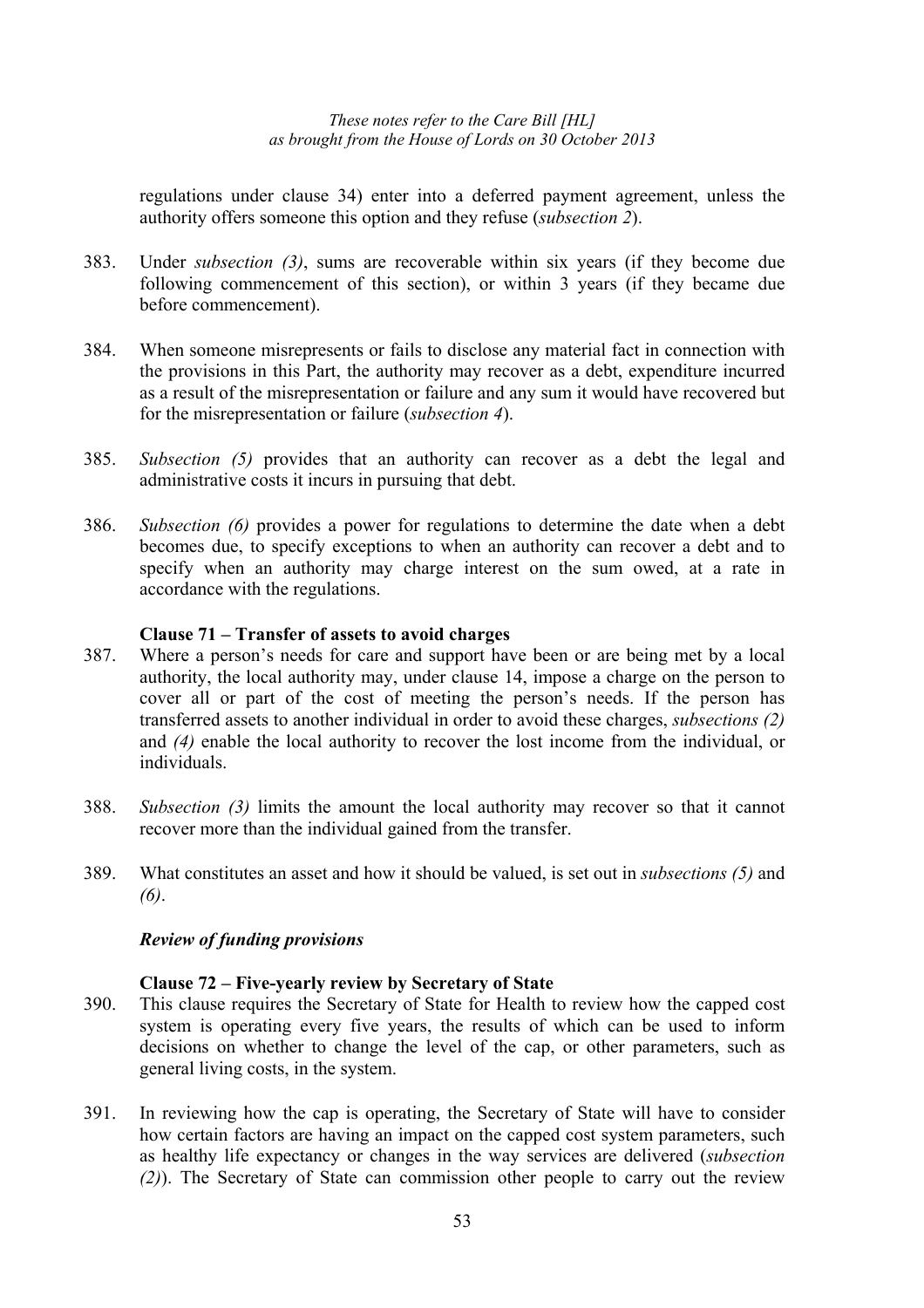regulations under clause 34) enter into a deferred payment agreement, unless the authority offers someone this option and they refuse (*subsection 2*).

383. Under *subsection (3)*, sums are recoverable within six years (if they become due following commencement of this section), or within 3 years (if they became due before commencement).

384. When someone misrepresents or fails to disclose any material fact in connection with the provisions in this Part, the authority may recover as a debt, expenditure incurred as a result of the misrepresentation or failure and any sum it would have recovered but for the misrepresentation or failure (*subsection 4*).

385. *Subsection (5)* provides that an authority can recover as a debt the legal and administrative costs it incurs in pursuing that debt.

386. *Subsection (6)* provides a power for regulations to determine the date when a debt becomes due, to specify exceptions to when an authority can recover a debt and to specify when an authority may charge interest on the sum owed, at a rate in accordance with the regulations.

**Clause 71 – Transfer of assets to avoid charges**

387. Where a person's needs for care and support have been or are being met by a local authority, the local authority may, under clause 14, impose a charge on the person to cover all or part of the cost of meeting the person's needs. If the person has transferred assets to another individual in order to avoid these charges, *subsections (2)* and *(4)* enable the local authority to recover the lost income from the individual, or individuals.

388. *Subsection (3)* limits the amount the local authority may recover so that it cannot recover more than the individual gained from the transfer.

389. What constitutes an asset and how it should be valued, is set out in *subsections (5)* and *(6)*.

***Review of funding provisions***

**Clause 72 – Five-yearly review by Secretary of State**

390. This clause requires the Secretary of State for Health to review how the capped cost system is operating every five years, the results of which can be used to inform decisions on whether to change the level of the cap, or other parameters, such as general living costs, in the system.

391. In reviewing how the cap is operating, the Secretary of State will have to consider how certain factors are having an impact on the capped cost system parameters, such as healthy life expectancy or changes in the way services are delivered (*subsection (2)*). The Secretary of State can commission other people to carry out the review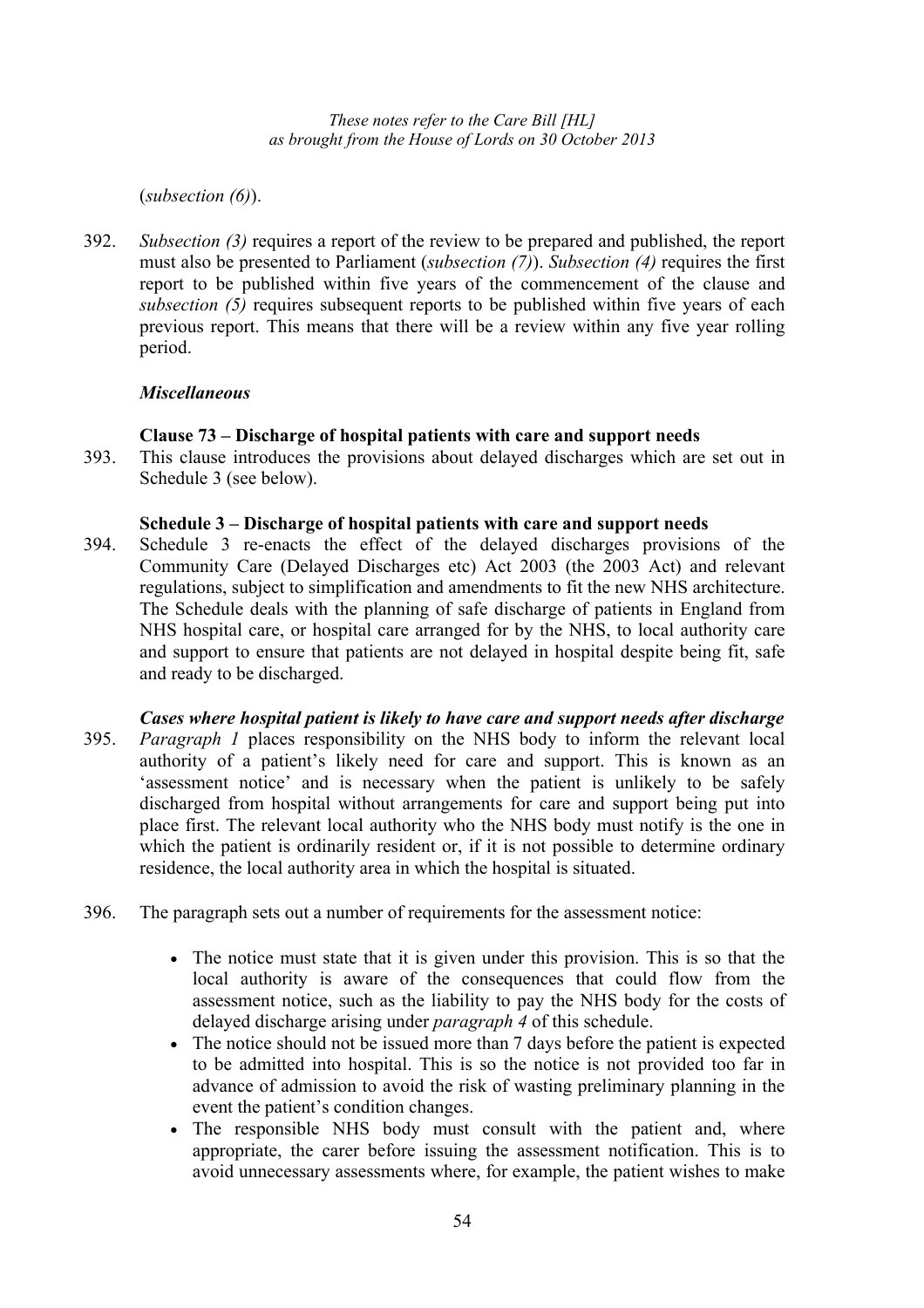(*subsection (6)*).

392. *Subsection (3)* requires a report of the review to be prepared and published, the report must also be presented to Parliament (*subsection (7)*). *Subsection (4)* requires the first report to be published within five years of the commencement of the clause and *subsection (5)* requires subsequent reports to be published within five years of each previous report. This means that there will be a review within any five year rolling period.

### *Miscellaneous*

**Clause 73 – Discharge of hospital patients with care and support needs**

393. This clause introduces the provisions about delayed discharges which are set out in Schedule 3 (see below).

**Schedule 3 – Discharge of hospital patients with care and support needs**

394. Schedule 3 re-enacts the effect of the delayed discharges provisions of the Community Care (Delayed Discharges etc) Act 2003 (the 2003 Act) and relevant regulations, subject to simplification and amendments to fit the new NHS architecture. The Schedule deals with the planning of safe discharge of patients in England from NHS hospital care, or hospital care arranged for by the NHS, to local authority care and support to ensure that patients are not delayed in hospital despite being fit, safe and ready to be discharged.

***Cases where hospital patient is likely to have care and support needs after discharge***

395. *Paragraph 1* places responsibility on the NHS body to inform the relevant local authority of a patient's likely need for care and support. This is known as an 'assessment notice' and is necessary when the patient is unlikely to be safely discharged from hospital without arrangements for care and support being put into place first. The relevant local authority who the NHS body must notify is the one in which the patient is ordinarily resident or, if it is not possible to determine ordinary residence, the local authority area in which the hospital is situated.

396. The paragraph sets out a number of requirements for the assessment notice:

- The notice must state that it is given under this provision. This is so that the local authority is aware of the consequences that could flow from the assessment notice, such as the liability to pay the NHS body for the costs of delayed discharge arising under *paragraph 4* of this schedule.
- The notice should not be issued more than 7 days before the patient is expected to be admitted into hospital. This is so the notice is not provided too far in advance of admission to avoid the risk of wasting preliminary planning in the event the patient's condition changes.
- The responsible NHS body must consult with the patient and, where appropriate, the carer before issuing the assessment notification. This is to avoid unnecessary assessments where, for example, the patient wishes to make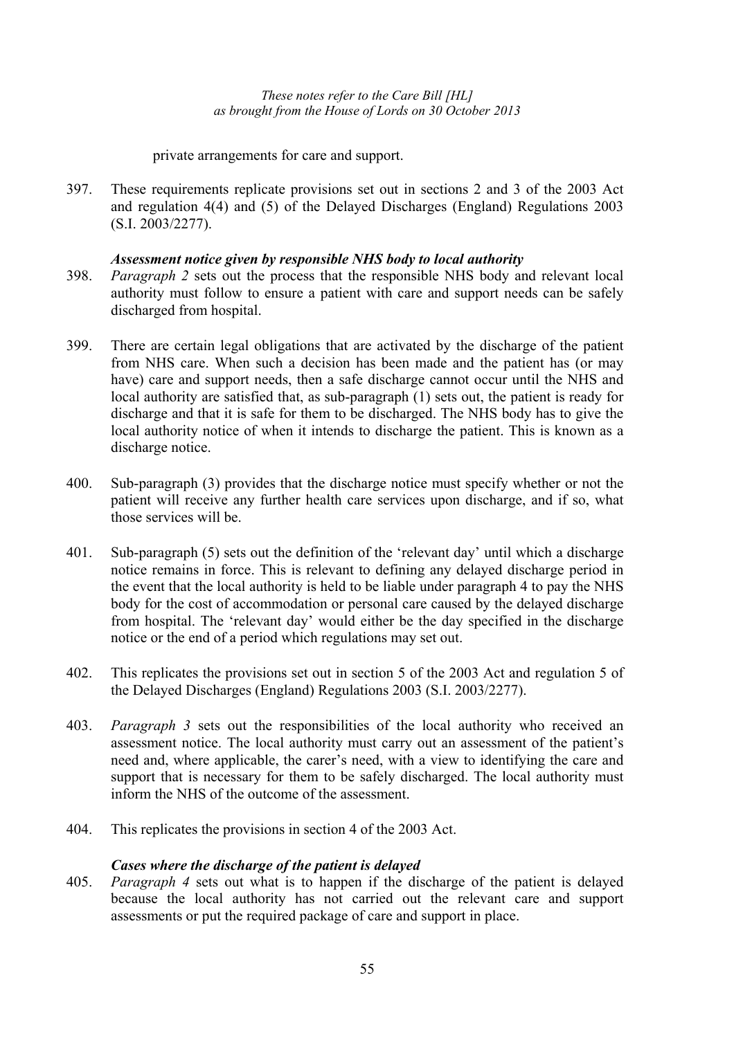private arrangements for care and support.

397. These requirements replicate provisions set out in sections 2 and 3 of the 2003 Act and regulation 4(4) and (5) of the Delayed Discharges (England) Regulations 2003 (S.I. 2003/2277).

### *Assessment notice given by responsible NHS body to local authority*

398. *Paragraph 2* sets out the process that the responsible NHS body and relevant local authority must follow to ensure a patient with care and support needs can be safely discharged from hospital.

399. There are certain legal obligations that are activated by the discharge of the patient from NHS care. When such a decision has been made and the patient has (or may have) care and support needs, then a safe discharge cannot occur until the NHS and local authority are satisfied that, as sub-paragraph (1) sets out, the patient is ready for discharge and that it is safe for them to be discharged. The NHS body has to give the local authority notice of when it intends to discharge the patient. This is known as a discharge notice.

400. Sub-paragraph (3) provides that the discharge notice must specify whether or not the patient will receive any further health care services upon discharge, and if so, what those services will be.

401. Sub-paragraph (5) sets out the definition of the 'relevant day' until which a discharge notice remains in force. This is relevant to defining any delayed discharge period in the event that the local authority is held to be liable under paragraph 4 to pay the NHS body for the cost of accommodation or personal care caused by the delayed discharge from hospital. The 'relevant day' would either be the day specified in the discharge notice or the end of a period which regulations may set out.

402. This replicates the provisions set out in section 5 of the 2003 Act and regulation 5 of the Delayed Discharges (England) Regulations 2003 (S.I. 2003/2277).

403. *Paragraph 3* sets out the responsibilities of the local authority who received an assessment notice. The local authority must carry out an assessment of the patient's need and, where applicable, the carer's need, with a view to identifying the care and support that is necessary for them to be safely discharged. The local authority must inform the NHS of the outcome of the assessment.

404. This replicates the provisions in section 4 of the 2003 Act.

### *Cases where the discharge of the patient is delayed*

405. *Paragraph 4* sets out what is to happen if the discharge of the patient is delayed because the local authority has not carried out the relevant care and support assessments or put the required package of care and support in place.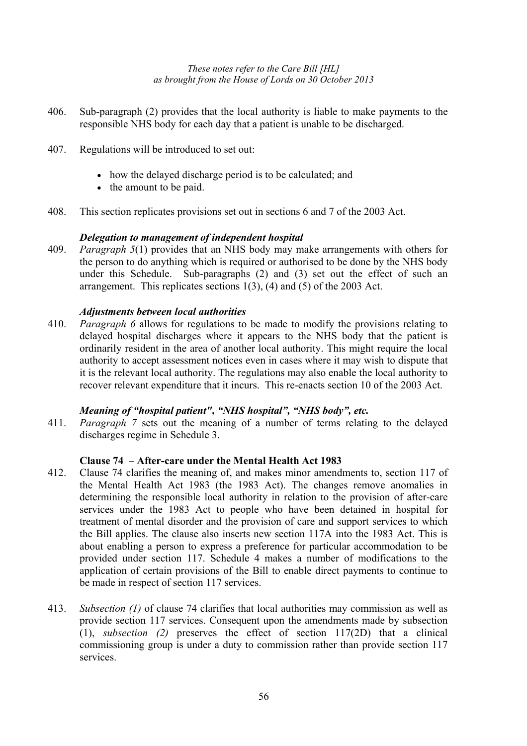406. Sub-paragraph (2) provides that the local authority is liable to make payments to the responsible NHS body for each day that a patient is unable to be discharged.

407. Regulations will be introduced to set out:

- how the delayed discharge period is to be calculated; and
- the amount to be paid.

408. This section replicates provisions set out in sections 6 and 7 of the 2003 Act.

***Delegation to management of independent hospital***

409. *Paragraph 5*(1) provides that an NHS body may make arrangements with others for the person to do anything which is required or authorised to be done by the NHS body under this Schedule. Sub-paragraphs (2) and (3) set out the effect of such an arrangement. This replicates sections 1(3), (4) and (5) of the 2003 Act.

***Adjustments between local authorities***

410. *Paragraph 6* allows for regulations to be made to modify the provisions relating to delayed hospital discharges where it appears to the NHS body that the patient is ordinarily resident in the area of another local authority. This might require the local authority to accept assessment notices even in cases where it may wish to dispute that it is the relevant local authority. The regulations may also enable the local authority to recover relevant expenditure that it incurs. This re-enacts section 10 of the 2003 Act.

***Meaning of "hospital patient", "NHS hospital", "NHS body", etc.***

411. *Paragraph 7* sets out the meaning of a number of terms relating to the delayed discharges regime in Schedule 3.

**Clause 74 – After-care under the Mental Health Act 1983**

412. Clause 74 clarifies the meaning of, and makes minor amendments to, section 117 of the Mental Health Act 1983 (the 1983 Act). The changes remove anomalies in determining the responsible local authority in relation to the provision of after-care services under the 1983 Act to people who have been detained in hospital for treatment of mental disorder and the provision of care and support services to which the Bill applies. The clause also inserts new section 117A into the 1983 Act. This is about enabling a person to express a preference for particular accommodation to be provided under section 117. Schedule 4 makes a number of modifications to the application of certain provisions of the Bill to enable direct payments to continue to be made in respect of section 117 services.

413. *Subsection (1)* of clause 74 clarifies that local authorities may commission as well as provide section 117 services. Consequent upon the amendments made by subsection (1), *subsection (2)* preserves the effect of section 117(2D) that a clinical commissioning group is under a duty to commission rather than provide section 117 services.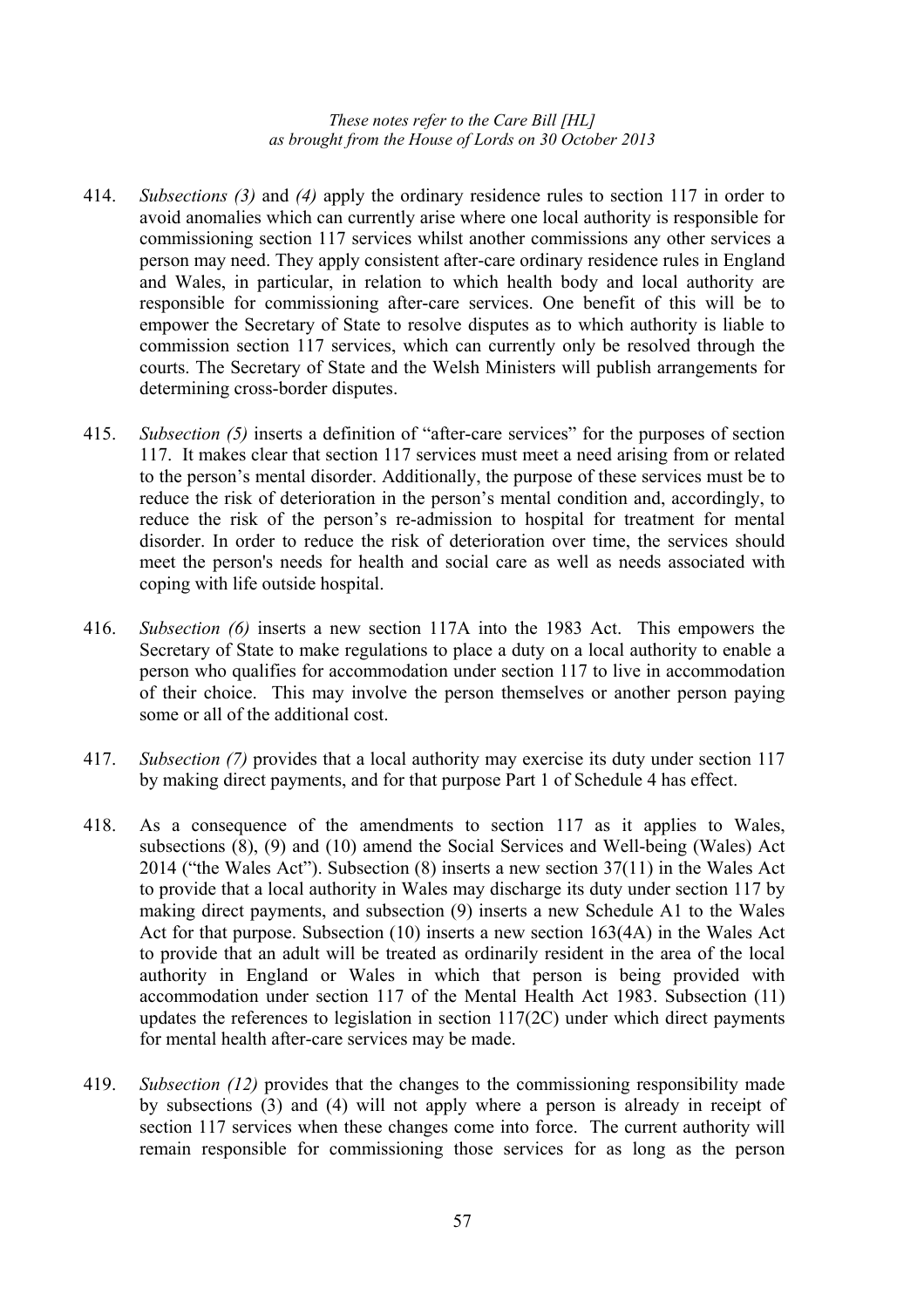414. *Subsections (3)* and *(4)* apply the ordinary residence rules to section 117 in order to avoid anomalies which can currently arise where one local authority is responsible for commissioning section 117 services whilst another commissions any other services a person may need. They apply consistent after-care ordinary residence rules in England and Wales, in particular, in relation to which health body and local authority are responsible for commissioning after-care services. One benefit of this will be to empower the Secretary of State to resolve disputes as to which authority is liable to commission section 117 services, which can currently only be resolved through the courts. The Secretary of State and the Welsh Ministers will publish arrangements for determining cross-border disputes.

415. *Subsection (5)* inserts a definition of "after-care services" for the purposes of section 117. It makes clear that section 117 services must meet a need arising from or related to the person's mental disorder. Additionally, the purpose of these services must be to reduce the risk of deterioration in the person's mental condition and, accordingly, to reduce the risk of the person's re-admission to hospital for treatment for mental disorder. In order to reduce the risk of deterioration over time, the services should meet the person's needs for health and social care as well as needs associated with coping with life outside hospital.

416. *Subsection (6)* inserts a new section 117A into the 1983 Act. This empowers the Secretary of State to make regulations to place a duty on a local authority to enable a person who qualifies for accommodation under section 117 to live in accommodation of their choice. This may involve the person themselves or another person paying some or all of the additional cost.

417. *Subsection (7)* provides that a local authority may exercise its duty under section 117 by making direct payments, and for that purpose Part 1 of Schedule 4 has effect.

418. As a consequence of the amendments to section 117 as it applies to Wales, subsections (8), (9) and (10) amend the Social Services and Well-being (Wales) Act 2014 ("the Wales Act"). Subsection (8) inserts a new section 37(11) in the Wales Act to provide that a local authority in Wales may discharge its duty under section 117 by making direct payments, and subsection (9) inserts a new Schedule A1 to the Wales Act for that purpose. Subsection (10) inserts a new section 163(4A) in the Wales Act to provide that an adult will be treated as ordinarily resident in the area of the local authority in England or Wales in which that person is being provided with accommodation under section 117 of the Mental Health Act 1983. Subsection (11) updates the references to legislation in section 117(2C) under which direct payments for mental health after-care services may be made.

419. *Subsection (12)* provides that the changes to the commissioning responsibility made by subsections (3) and (4) will not apply where a person is already in receipt of section 117 services when these changes come into force. The current authority will remain responsible for commissioning those services for as long as the person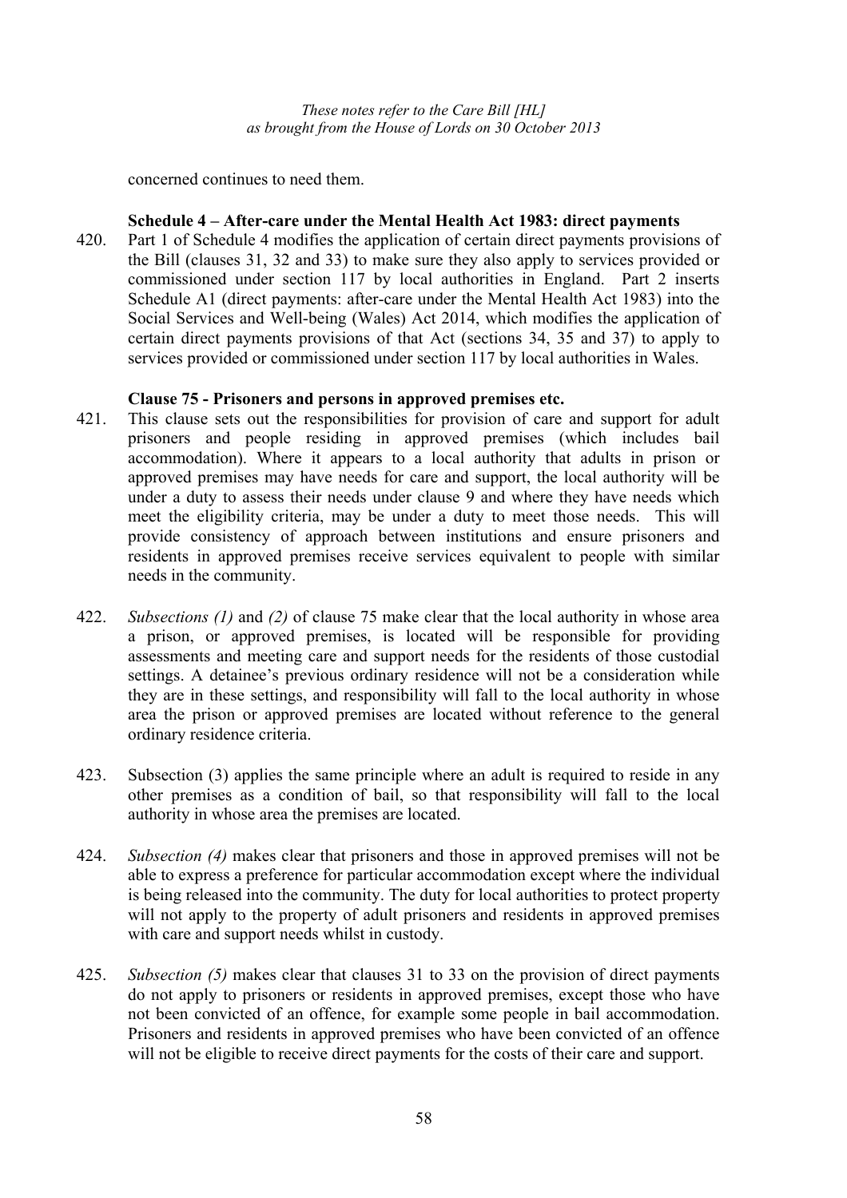concerned continues to need them.

**Schedule 4 – After-care under the Mental Health Act 1983: direct payments**

420. Part 1 of Schedule 4 modifies the application of certain direct payments provisions of the Bill (clauses 31, 32 and 33) to make sure they also apply to services provided or commissioned under section 117 by local authorities in England. Part 2 inserts Schedule A1 (direct payments: after-care under the Mental Health Act 1983) into the Social Services and Well-being (Wales) Act 2014, which modifies the application of certain direct payments provisions of that Act (sections 34, 35 and 37) to apply to services provided or commissioned under section 117 by local authorities in Wales.

**Clause 75 - Prisoners and persons in approved premises etc.**

421. This clause sets out the responsibilities for provision of care and support for adult prisoners and people residing in approved premises (which includes bail accommodation). Where it appears to a local authority that adults in prison or approved premises may have needs for care and support, the local authority will be under a duty to assess their needs under clause 9 and where they have needs which meet the eligibility criteria, may be under a duty to meet those needs. This will provide consistency of approach between institutions and ensure prisoners and residents in approved premises receive services equivalent to people with similar needs in the community.

422. *Subsections (1)* and *(2)* of clause 75 make clear that the local authority in whose area a prison, or approved premises, is located will be responsible for providing assessments and meeting care and support needs for the residents of those custodial settings. A detainee's previous ordinary residence will not be a consideration while they are in these settings, and responsibility will fall to the local authority in whose area the prison or approved premises are located without reference to the general ordinary residence criteria.

423. Subsection (3) applies the same principle where an adult is required to reside in any other premises as a condition of bail, so that responsibility will fall to the local authority in whose area the premises are located.

424. *Subsection (4)* makes clear that prisoners and those in approved premises will not be able to express a preference for particular accommodation except where the individual is being released into the community. The duty for local authorities to protect property will not apply to the property of adult prisoners and residents in approved premises with care and support needs whilst in custody.

425. *Subsection (5)* makes clear that clauses 31 to 33 on the provision of direct payments do not apply to prisoners or residents in approved premises, except those who have not been convicted of an offence, for example some people in bail accommodation. Prisoners and residents in approved premises who have been convicted of an offence will not be eligible to receive direct payments for the costs of their care and support.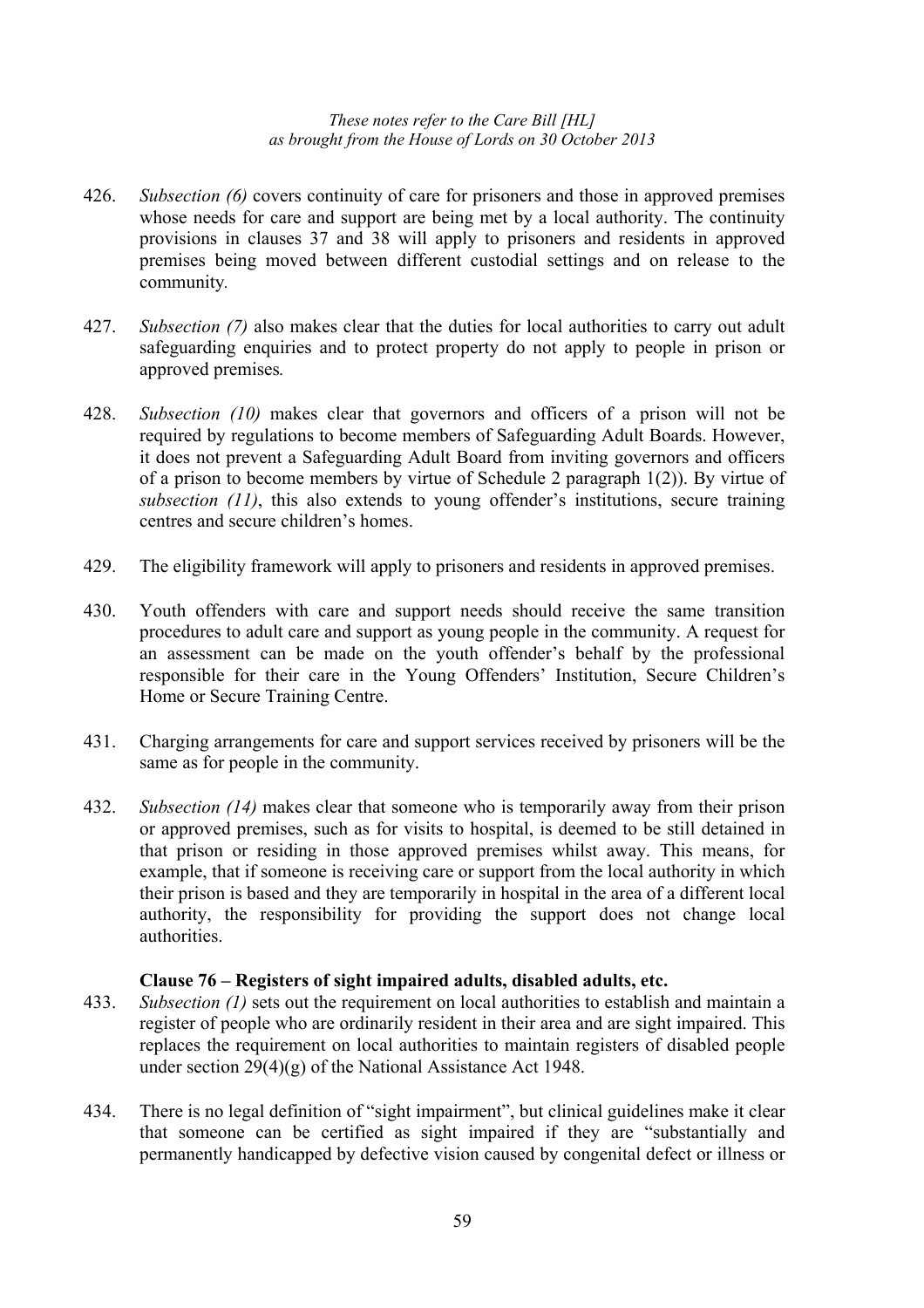426. *Subsection (6)* covers continuity of care for prisoners and those in approved premises whose needs for care and support are being met by a local authority. The continuity provisions in clauses 37 and 38 will apply to prisoners and residents in approved premises being moved between different custodial settings and on release to the community.

427. *Subsection (7)* also makes clear that the duties for local authorities to carry out adult safeguarding enquiries and to protect property do not apply to people in prison or approved premises.

428. *Subsection (10)* makes clear that governors and officers of a prison will not be required by regulations to become members of Safeguarding Adult Boards. However, it does not prevent a Safeguarding Adult Board from inviting governors and officers of a prison to become members by virtue of Schedule 2 paragraph 1(2)). By virtue of *subsection (11)*, this also extends to young offender's institutions, secure training centres and secure children's homes.

429. The eligibility framework will apply to prisoners and residents in approved premises.

430. Youth offenders with care and support needs should receive the same transition procedures to adult care and support as young people in the community. A request for an assessment can be made on the youth offender's behalf by the professional responsible for their care in the Young Offenders' Institution, Secure Children's Home or Secure Training Centre.

431. Charging arrangements for care and support services received by prisoners will be the same as for people in the community.

432. *Subsection (14)* makes clear that someone who is temporarily away from their prison or approved premises, such as for visits to hospital, is deemed to be still detained in that prison or residing in those approved premises whilst away. This means, for example, that if someone is receiving care or support from the local authority in which their prison is based and they are temporarily in hospital in the area of a different local authority, the responsibility for providing the support does not change local authorities.

**Clause 76 – Registers of sight impaired adults, disabled adults, etc.**

433. *Subsection (1)* sets out the requirement on local authorities to establish and maintain a register of people who are ordinarily resident in their area and are sight impaired. This replaces the requirement on local authorities to maintain registers of disabled people under section 29(4)(g) of the National Assistance Act 1948.

434. There is no legal definition of "sight impairment", but clinical guidelines make it clear that someone can be certified as sight impaired if they are "substantially and permanently handicapped by defective vision caused by congenital defect or illness or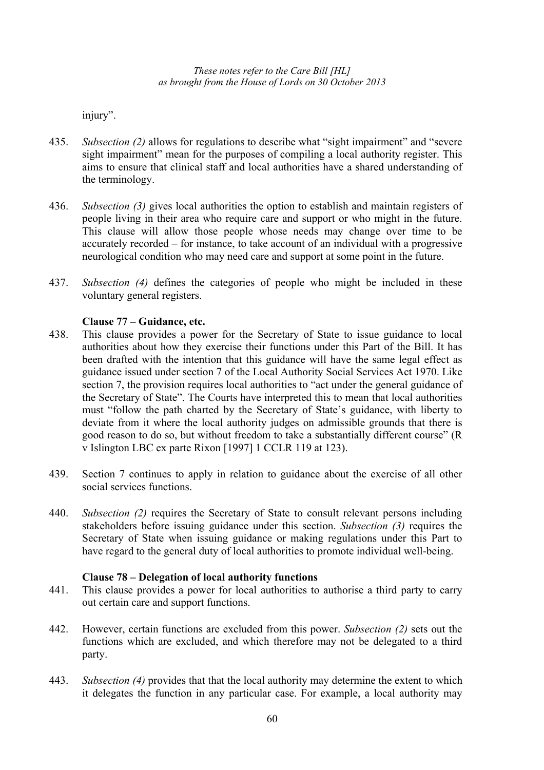injury".

435. *Subsection (2)* allows for regulations to describe what "sight impairment" and "severe sight impairment" mean for the purposes of compiling a local authority register. This aims to ensure that clinical staff and local authorities have a shared understanding of the terminology.

436. *Subsection (3)* gives local authorities the option to establish and maintain registers of people living in their area who require care and support or who might in the future. This clause will allow those people whose needs may change over time to be accurately recorded – for instance, to take account of an individual with a progressive neurological condition who may need care and support at some point in the future.

437. *Subsection (4)* defines the categories of people who might be included in these voluntary general registers.

**Clause 77 – Guidance, etc.**

438. This clause provides a power for the Secretary of State to issue guidance to local authorities about how they exercise their functions under this Part of the Bill. It has been drafted with the intention that this guidance will have the same legal effect as guidance issued under section 7 of the Local Authority Social Services Act 1970. Like section 7, the provision requires local authorities to "act under the general guidance of the Secretary of State". The Courts have interpreted this to mean that local authorities must "follow the path charted by the Secretary of State's guidance, with liberty to deviate from it where the local authority judges on admissible grounds that there is good reason to do so, but without freedom to take a substantially different course" (R v Islington LBC ex parte Rixon [1997] 1 CCLR 119 at 123).

439. Section 7 continues to apply in relation to guidance about the exercise of all other social services functions.

440. *Subsection (2)* requires the Secretary of State to consult relevant persons including stakeholders before issuing guidance under this section. *Subsection (3)* requires the Secretary of State when issuing guidance or making regulations under this Part to have regard to the general duty of local authorities to promote individual well-being.

**Clause 78 – Delegation of local authority functions**

441. This clause provides a power for local authorities to authorise a third party to carry out certain care and support functions.

442. However, certain functions are excluded from this power. *Subsection (2)* sets out the functions which are excluded, and which therefore may not be delegated to a third party.

443. *Subsection (4)* provides that that the local authority may determine the extent to which it delegates the function in any particular case. For example, a local authority may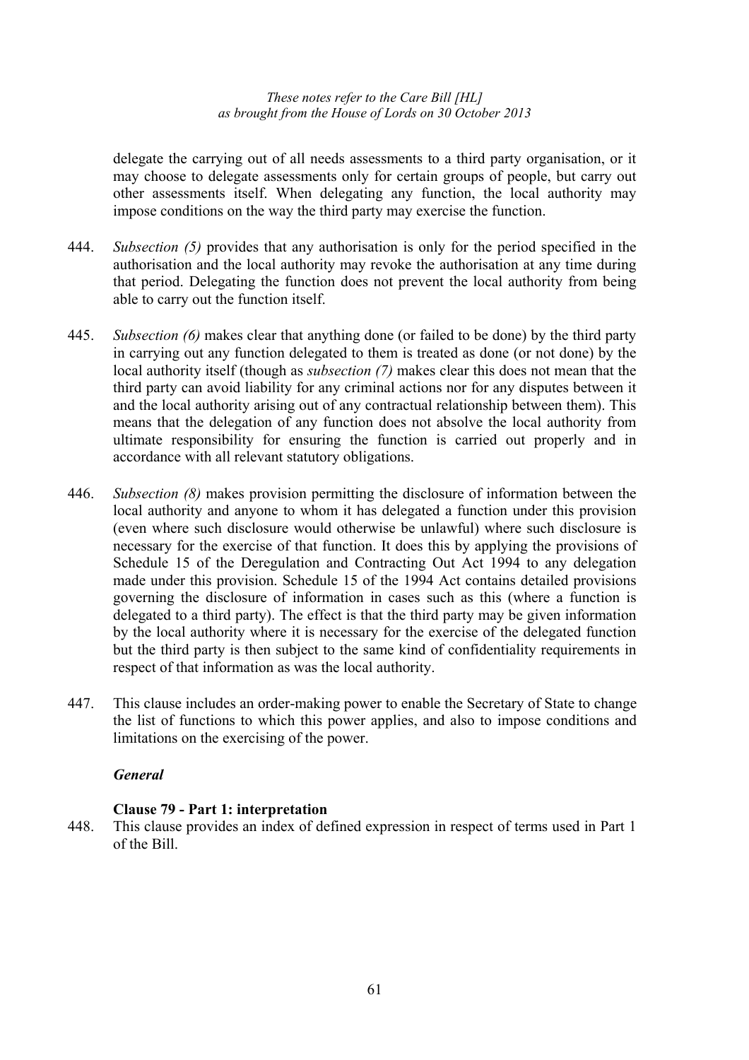delegate the carrying out of all needs assessments to a third party organisation, or it may choose to delegate assessments only for certain groups of people, but carry out other assessments itself. When delegating any function, the local authority may impose conditions on the way the third party may exercise the function.

444. *Subsection (5)* provides that any authorisation is only for the period specified in the authorisation and the local authority may revoke the authorisation at any time during that period. Delegating the function does not prevent the local authority from being able to carry out the function itself.

445. *Subsection (6)* makes clear that anything done (or failed to be done) by the third party in carrying out any function delegated to them is treated as done (or not done) by the local authority itself (though as *subsection (7)* makes clear this does not mean that the third party can avoid liability for any criminal actions nor for any disputes between it and the local authority arising out of any contractual relationship between them). This means that the delegation of any function does not absolve the local authority from ultimate responsibility for ensuring the function is carried out properly and in accordance with all relevant statutory obligations.

446. *Subsection (8)* makes provision permitting the disclosure of information between the local authority and anyone to whom it has delegated a function under this provision (even where such disclosure would otherwise be unlawful) where such disclosure is necessary for the exercise of that function. It does this by applying the provisions of Schedule 15 of the Deregulation and Contracting Out Act 1994 to any delegation made under this provision. Schedule 15 of the 1994 Act contains detailed provisions governing the disclosure of information in cases such as this (where a function is delegated to a third party). The effect is that the third party may be given information by the local authority where it is necessary for the exercise of the delegated function but the third party is then subject to the same kind of confidentiality requirements in respect of that information as was the local authority.

447. This clause includes an order-making power to enable the Secretary of State to change the list of functions to which this power applies, and also to impose conditions and limitations on the exercising of the power.

### *General*

#### Clause 79 - Part 1: interpretation

448. This clause provides an index of defined expression in respect of terms used in Part 1 of the Bill.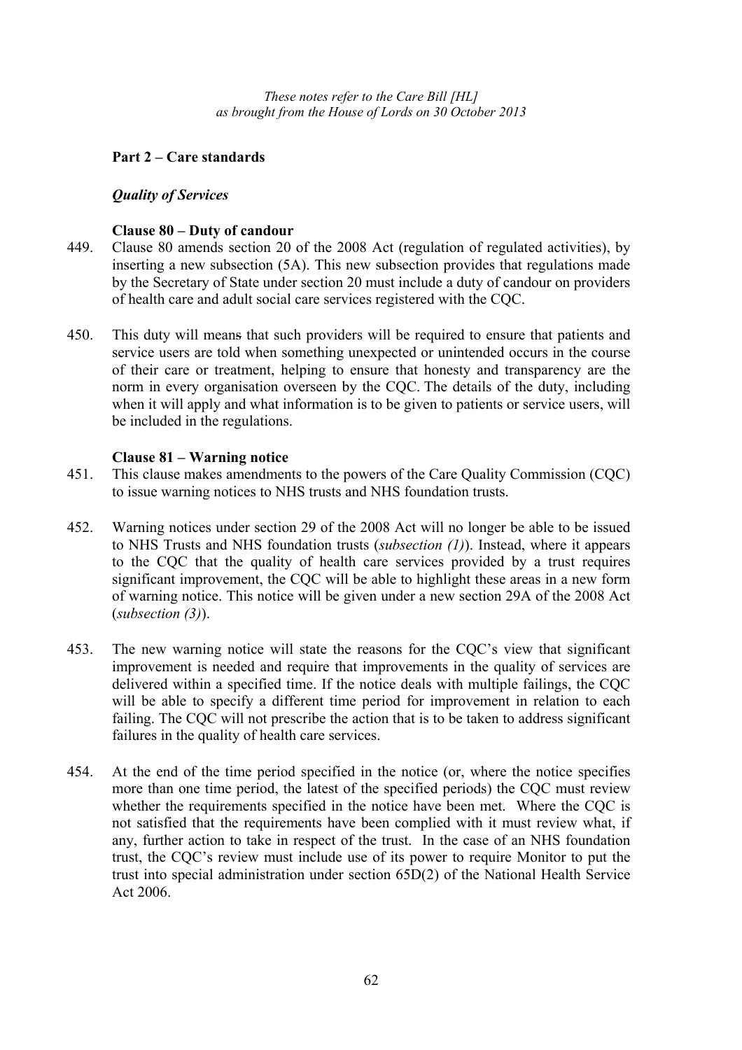*These notes refer to the Care Bill [HL] as brought from the House of Lords on 30 October 2013*

## Part 2 – Care standards

### *Quality of Services*

#### Clause 80 – Duty of candour

449. Clause 80 amends section 20 of the 2008 Act (regulation of regulated activities), by inserting a new subsection (5A). This new subsection provides that regulations made by the Secretary of State under section 20 must include a duty of candour on providers of health care and adult social care services registered with the CQC.

450. This duty will means that such providers will be required to ensure that patients and service users are told when something unexpected or unintended occurs in the course of their care or treatment, helping to ensure that honesty and transparency are the norm in every organisation overseen by the CQC. The details of the duty, including when it will apply and what information is to be given to patients or service users, will be included in the regulations.

#### Clause 81 – Warning notice

451. This clause makes amendments to the powers of the Care Quality Commission (CQC) to issue warning notices to NHS trusts and NHS foundation trusts.

452. Warning notices under section 29 of the 2008 Act will no longer be able to be issued to NHS Trusts and NHS foundation trusts (*subsection (1)*). Instead, where it appears to the CQC that the quality of health care services provided by a trust requires significant improvement, the CQC will be able to highlight these areas in a new form of warning notice. This notice will be given under a new section 29A of the 2008 Act (*subsection (3)*).

453. The new warning notice will state the reasons for the CQC's view that significant improvement is needed and require that improvements in the quality of services are delivered within a specified time. If the notice deals with multiple failings, the CQC will be able to specify a different time period for improvement in relation to each failing. The CQC will not prescribe the action that is to be taken to address significant failures in the quality of health care services.

454. At the end of the time period specified in the notice (or, where the notice specifies more than one time period, the latest of the specified periods) the CQC must review whether the requirements specified in the notice have been met. Where the CQC is not satisfied that the requirements have been complied with it must review what, if any, further action to take in respect of the trust. In the case of an NHS foundation trust, the CQC's review must include use of its power to require Monitor to put the trust into special administration under section 65D(2) of the National Health Service Act 2006.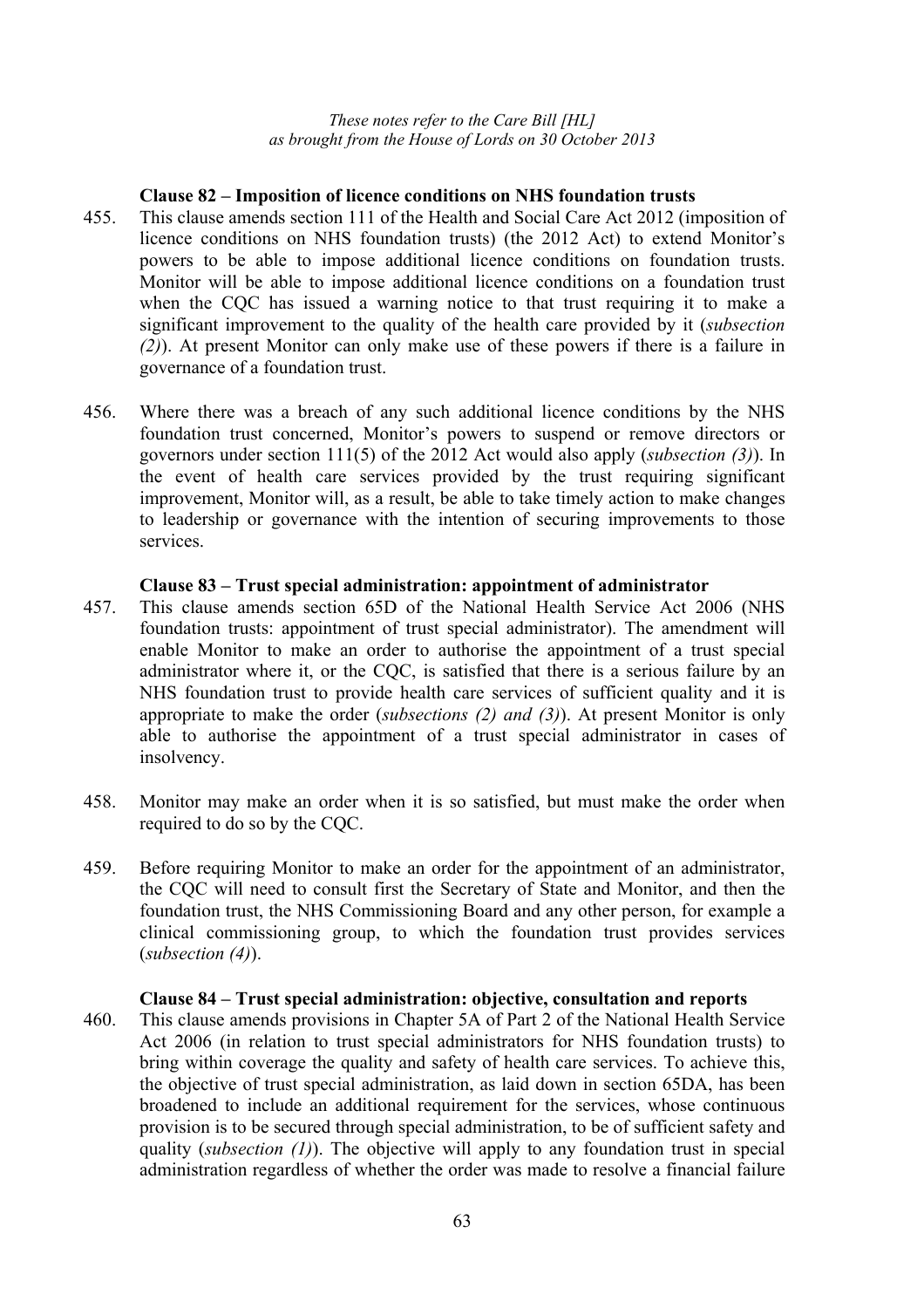### Clause 82 – Imposition of licence conditions on NHS foundation trusts

455. This clause amends section 111 of the Health and Social Care Act 2012 (imposition of licence conditions on NHS foundation trusts) (the 2012 Act) to extend Monitor's powers to be able to impose additional licence conditions on foundation trusts. Monitor will be able to impose additional licence conditions on a foundation trust when the CQC has issued a warning notice to that trust requiring it to make a significant improvement to the quality of the health care provided by it (*subsection (2)*). At present Monitor can only make use of these powers if there is a failure in governance of a foundation trust.

456. Where there was a breach of any such additional licence conditions by the NHS foundation trust concerned, Monitor's powers to suspend or remove directors or governors under section 111(5) of the 2012 Act would also apply (*subsection (3)*). In the event of health care services provided by the trust requiring significant improvement, Monitor will, as a result, be able to take timely action to make changes to leadership or governance with the intention of securing improvements to those services.

### Clause 83 – Trust special administration: appointment of administrator

457. This clause amends section 65D of the National Health Service Act 2006 (NHS foundation trusts: appointment of trust special administrator). The amendment will enable Monitor to make an order to authorise the appointment of a trust special administrator where it, or the CQC, is satisfied that there is a serious failure by an NHS foundation trust to provide health care services of sufficient quality and it is appropriate to make the order (*subsections (2) and (3)*). At present Monitor is only able to authorise the appointment of a trust special administrator in cases of insolvency.

458. Monitor may make an order when it is so satisfied, but must make the order when required to do so by the CQC.

459. Before requiring Monitor to make an order for the appointment of an administrator, the CQC will need to consult first the Secretary of State and Monitor, and then the foundation trust, the NHS Commissioning Board and any other person, for example a clinical commissioning group, to which the foundation trust provides services (*subsection (4)*).

### Clause 84 – Trust special administration: objective, consultation and reports

460. This clause amends provisions in Chapter 5A of Part 2 of the National Health Service Act 2006 (in relation to trust special administrators for NHS foundation trusts) to bring within coverage the quality and safety of health care services. To achieve this, the objective of trust special administration, as laid down in section 65DA, has been broadened to include an additional requirement for the services, whose continuous provision is to be secured through special administration, to be of sufficient safety and quality (*subsection (1)*). The objective will apply to any foundation trust in special administration regardless of whether the order was made to resolve a financial failure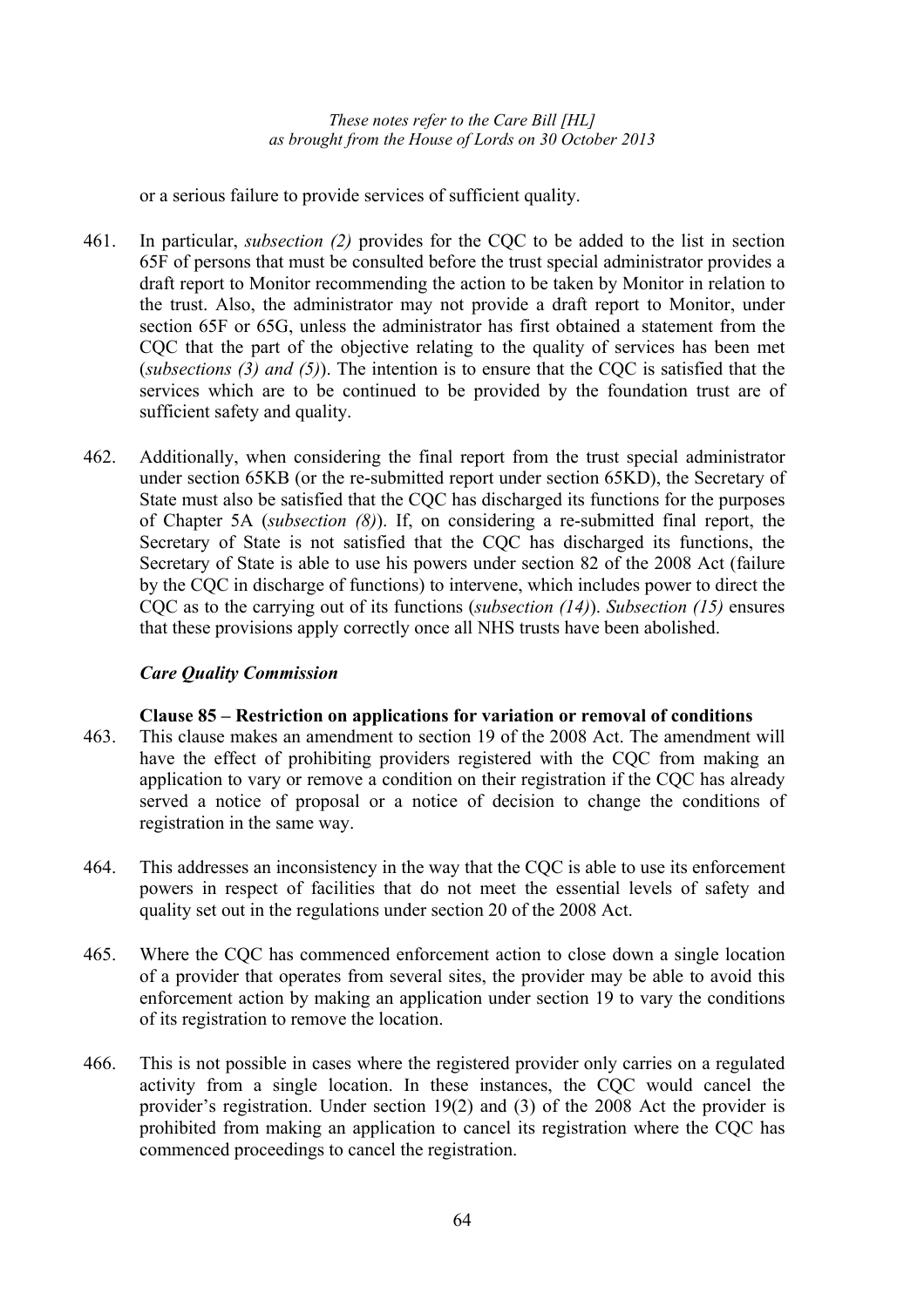or a serious failure to provide services of sufficient quality.

461. In particular, *subsection (2)* provides for the CQC to be added to the list in section 65F of persons that must be consulted before the trust special administrator provides a draft report to Monitor recommending the action to be taken by Monitor in relation to the trust. Also, the administrator may not provide a draft report to Monitor, under section 65F or 65G, unless the administrator has first obtained a statement from the CQC that the part of the objective relating to the quality of services has been met (*subsections (3) and (5)*). The intention is to ensure that the CQC is satisfied that the services which are to be continued to be provided by the foundation trust are of sufficient safety and quality.

462. Additionally, when considering the final report from the trust special administrator under section 65KB (or the re-submitted report under section 65KD), the Secretary of State must also be satisfied that the CQC has discharged its functions for the purposes of Chapter 5A (*subsection (8)*). If, on considering a re-submitted final report, the Secretary of State is not satisfied that the CQC has discharged its functions, the Secretary of State is able to use his powers under section 82 of the 2008 Act (failure by the CQC in discharge of functions) to intervene, which includes power to direct the CQC as to the carrying out of its functions (*subsection (14)*). *Subsection (15)* ensures that these provisions apply correctly once all NHS trusts have been abolished.

### *Care Quality Commission*

#### Clause 85 – Restriction on applications for variation or removal of conditions

463. This clause makes an amendment to section 19 of the 2008 Act. The amendment will have the effect of prohibiting providers registered with the CQC from making an application to vary or remove a condition on their registration if the CQC has already served a notice of proposal or a notice of decision to change the conditions of registration in the same way.

464. This addresses an inconsistency in the way that the CQC is able to use its enforcement powers in respect of facilities that do not meet the essential levels of safety and quality set out in the regulations under section 20 of the 2008 Act.

465. Where the CQC has commenced enforcement action to close down a single location of a provider that operates from several sites, the provider may be able to avoid this enforcement action by making an application under section 19 to vary the conditions of its registration to remove the location.

466. This is not possible in cases where the registered provider only carries on a regulated activity from a single location. In these instances, the CQC would cancel the provider's registration. Under section 19(2) and (3) of the 2008 Act the provider is prohibited from making an application to cancel its registration where the CQC has commenced proceedings to cancel the registration.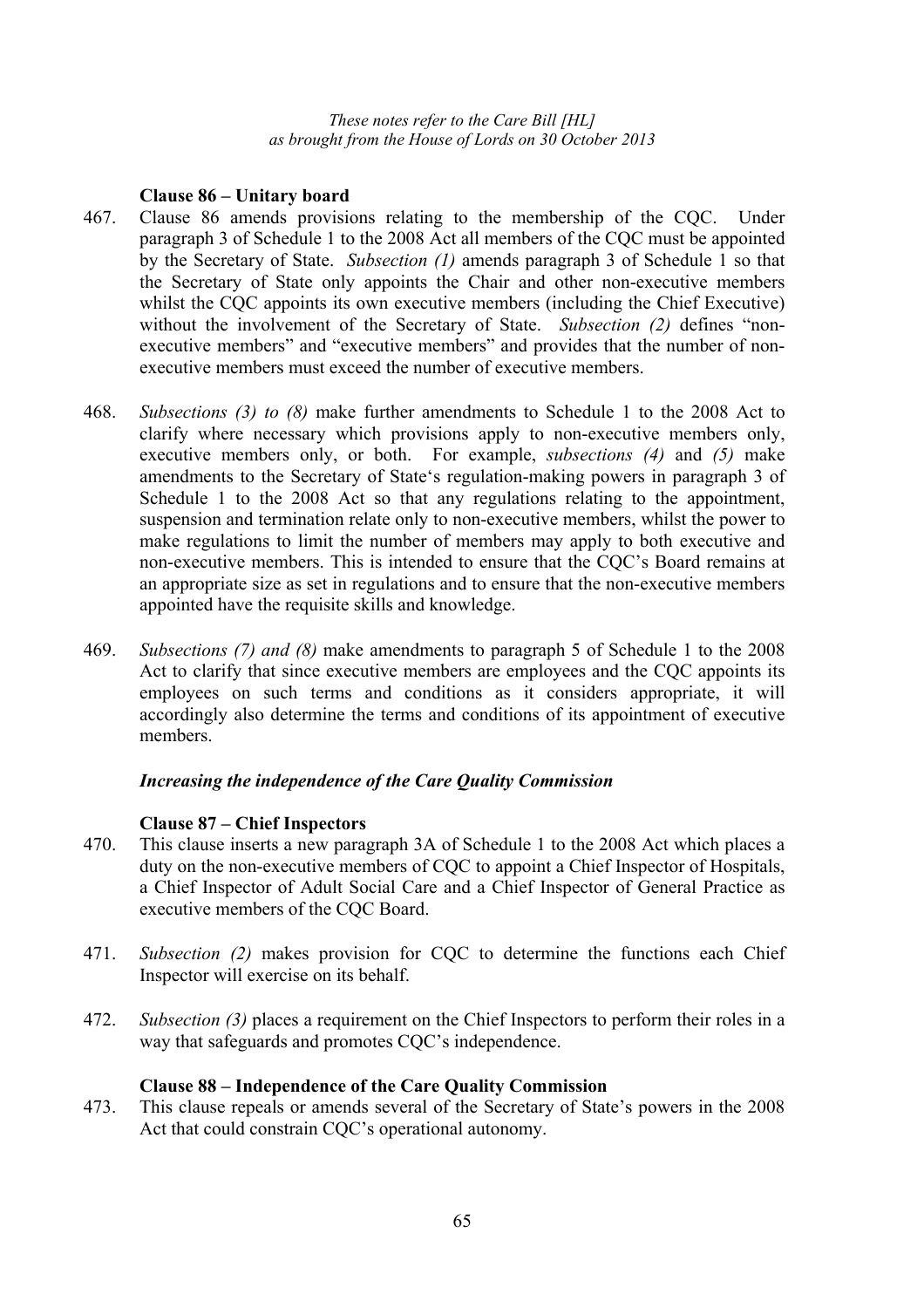**Clause 86 – Unitary board**

467. Clause 86 amends provisions relating to the membership of the CQC. Under paragraph 3 of Schedule 1 to the 2008 Act all members of the CQC must be appointed by the Secretary of State. *Subsection (1)* amends paragraph 3 of Schedule 1 so that the Secretary of State only appoints the Chair and other non-executive members whilst the CQC appoints its own executive members (including the Chief Executive) without the involvement of the Secretary of State. *Subsection (2)* defines "non-executive members" and "executive members" and provides that the number of non-executive members must exceed the number of executive members.

468. *Subsections (3) to (8)* make further amendments to Schedule 1 to the 2008 Act to clarify where necessary which provisions apply to non-executive members only, executive members only, or both. For example, *subsections (4)* and *(5)* make amendments to the Secretary of State's regulation-making powers in paragraph 3 of Schedule 1 to the 2008 Act so that any regulations relating to the appointment, suspension and termination relate only to non-executive members, whilst the power to make regulations to limit the number of members may apply to both executive and non-executive members. This is intended to ensure that the CQC's Board remains at an appropriate size as set in regulations and to ensure that the non-executive members appointed have the requisite skills and knowledge.

469. *Subsections (7) and (8)* make amendments to paragraph 5 of Schedule 1 to the 2008 Act to clarify that since executive members are employees and the CQC appoints its employees on such terms and conditions as it considers appropriate, it will accordingly also determine the terms and conditions of its appointment of executive members.

***Increasing the independence of the Care Quality Commission***

**Clause 87 – Chief Inspectors**

470. This clause inserts a new paragraph 3A of Schedule 1 to the 2008 Act which places a duty on the non-executive members of CQC to appoint a Chief Inspector of Hospitals, a Chief Inspector of Adult Social Care and a Chief Inspector of General Practice as executive members of the CQC Board.

471. *Subsection (2)* makes provision for CQC to determine the functions each Chief Inspector will exercise on its behalf.

472. *Subsection (3)* places a requirement on the Chief Inspectors to perform their roles in a way that safeguards and promotes CQC's independence.

**Clause 88 – Independence of the Care Quality Commission**

473. This clause repeals or amends several of the Secretary of State's powers in the 2008 Act that could constrain CQC's operational autonomy.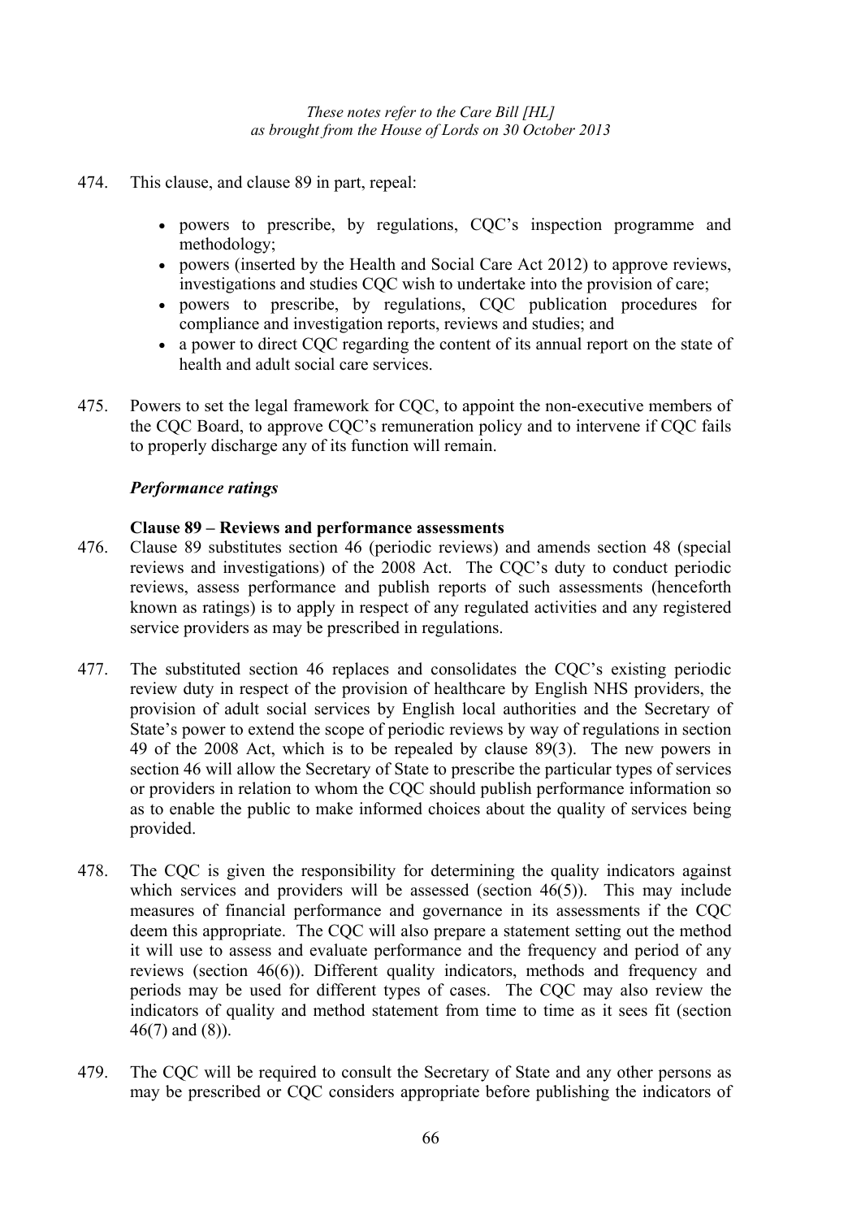474. This clause, and clause 89 in part, repeal:

- powers to prescribe, by regulations, CQC's inspection programme and methodology;
- powers (inserted by the Health and Social Care Act 2012) to approve reviews, investigations and studies CQC wish to undertake into the provision of care;
- powers to prescribe, by regulations, CQC publication procedures for compliance and investigation reports, reviews and studies; and
- a power to direct CQC regarding the content of its annual report on the state of health and adult social care services.

475. Powers to set the legal framework for CQC, to appoint the non-executive members of the CQC Board, to approve CQC's remuneration policy and to intervene if CQC fails to properly discharge any of its function will remain.

### *Performance ratings*

#### Clause 89 – Reviews and performance assessments

476. Clause 89 substitutes section 46 (periodic reviews) and amends section 48 (special reviews and investigations) of the 2008 Act. The CQC's duty to conduct periodic reviews, assess performance and publish reports of such assessments (henceforth known as ratings) is to apply in respect of any regulated activities and any registered service providers as may be prescribed in regulations.

477. The substituted section 46 replaces and consolidates the CQC's existing periodic review duty in respect of the provision of healthcare by English NHS providers, the provision of adult social services by English local authorities and the Secretary of State's power to extend the scope of periodic reviews by way of regulations in section 49 of the 2008 Act, which is to be repealed by clause 89(3). The new powers in section 46 will allow the Secretary of State to prescribe the particular types of services or providers in relation to whom the CQC should publish performance information so as to enable the public to make informed choices about the quality of services being provided.

478. The CQC is given the responsibility for determining the quality indicators against which services and providers will be assessed (section 46(5)). This may include measures of financial performance and governance in its assessments if the CQC deem this appropriate. The CQC will also prepare a statement setting out the method it will use to assess and evaluate performance and the frequency and period of any reviews (section 46(6)). Different quality indicators, methods and frequency and periods may be used for different types of cases. The CQC may also review the indicators of quality and method statement from time to time as it sees fit (section 46(7) and (8)).

479. The CQC will be required to consult the Secretary of State and any other persons as may be prescribed or CQC considers appropriate before publishing the indicators of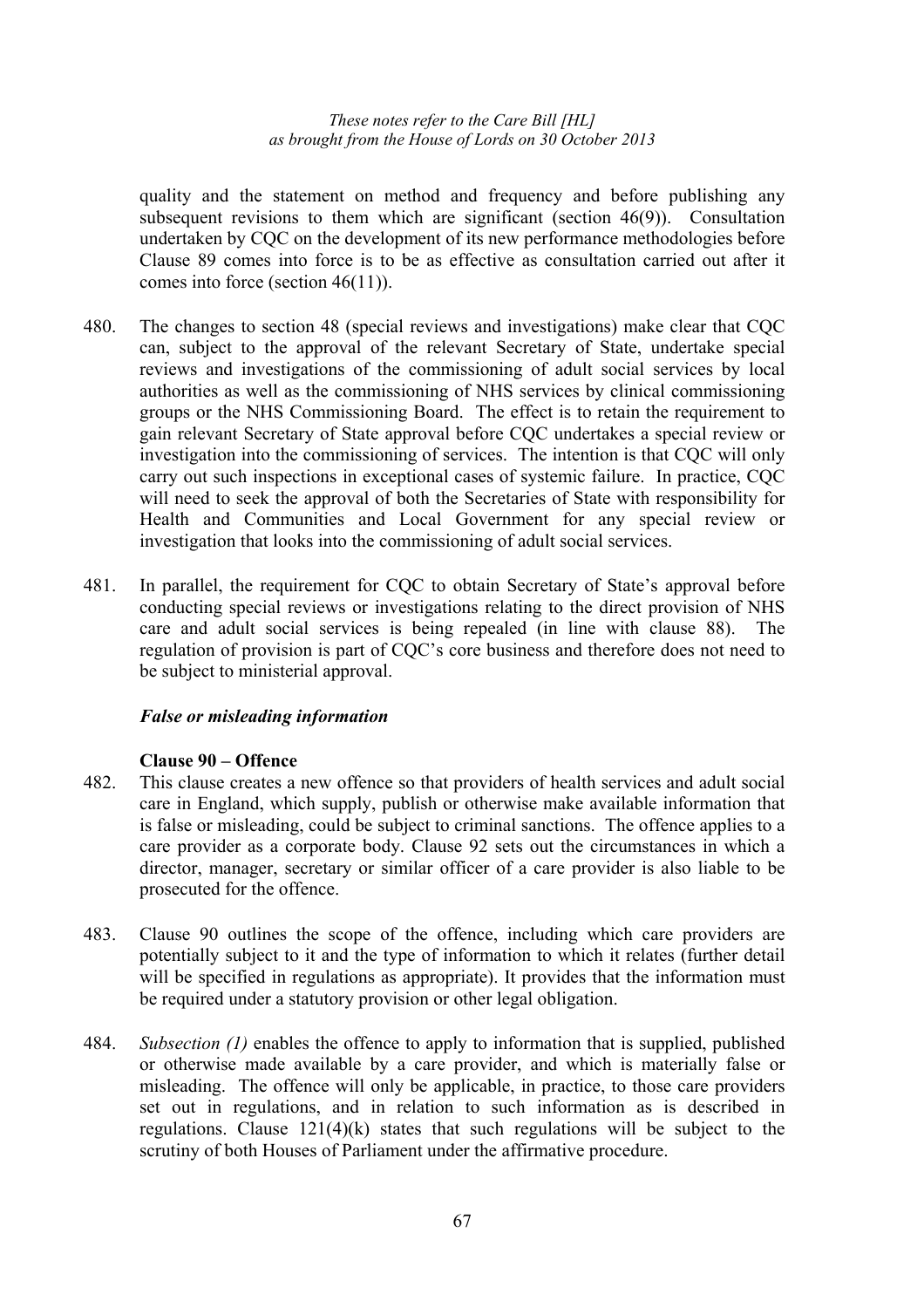quality and the statement on method and frequency and before publishing any subsequent revisions to them which are significant (section 46(9)). Consultation undertaken by CQC on the development of its new performance methodologies before Clause 89 comes into force is to be as effective as consultation carried out after it comes into force (section 46(11)).

480. The changes to section 48 (special reviews and investigations) make clear that CQC can, subject to the approval of the relevant Secretary of State, undertake special reviews and investigations of the commissioning of adult social services by local authorities as well as the commissioning of NHS services by clinical commissioning groups or the NHS Commissioning Board. The effect is to retain the requirement to gain relevant Secretary of State approval before CQC undertakes a special review or investigation into the commissioning of services. The intention is that CQC will only carry out such inspections in exceptional cases of systemic failure. In practice, CQC will need to seek the approval of both the Secretaries of State with responsibility for Health and Communities and Local Government for any special review or investigation that looks into the commissioning of adult social services.

481. In parallel, the requirement for CQC to obtain Secretary of State's approval before conducting special reviews or investigations relating to the direct provision of NHS care and adult social services is being repealed (in line with clause 88). The regulation of provision is part of CQC's core business and therefore does not need to be subject to ministerial approval.

### *False or misleading information*

#### Clause 90 – Offence

482. This clause creates a new offence so that providers of health services and adult social care in England, which supply, publish or otherwise make available information that is false or misleading, could be subject to criminal sanctions. The offence applies to a care provider as a corporate body. Clause 92 sets out the circumstances in which a director, manager, secretary or similar officer of a care provider is also liable to be prosecuted for the offence.

483. Clause 90 outlines the scope of the offence, including which care providers are potentially subject to it and the type of information to which it relates (further detail will be specified in regulations as appropriate). It provides that the information must be required under a statutory provision or other legal obligation.

484. *Subsection (1)* enables the offence to apply to information that is supplied, published or otherwise made available by a care provider, and which is materially false or misleading. The offence will only be applicable, in practice, to those care providers set out in regulations, and in relation to such information as is described in regulations. Clause 121(4)(k) states that such regulations will be subject to the scrutiny of both Houses of Parliament under the affirmative procedure.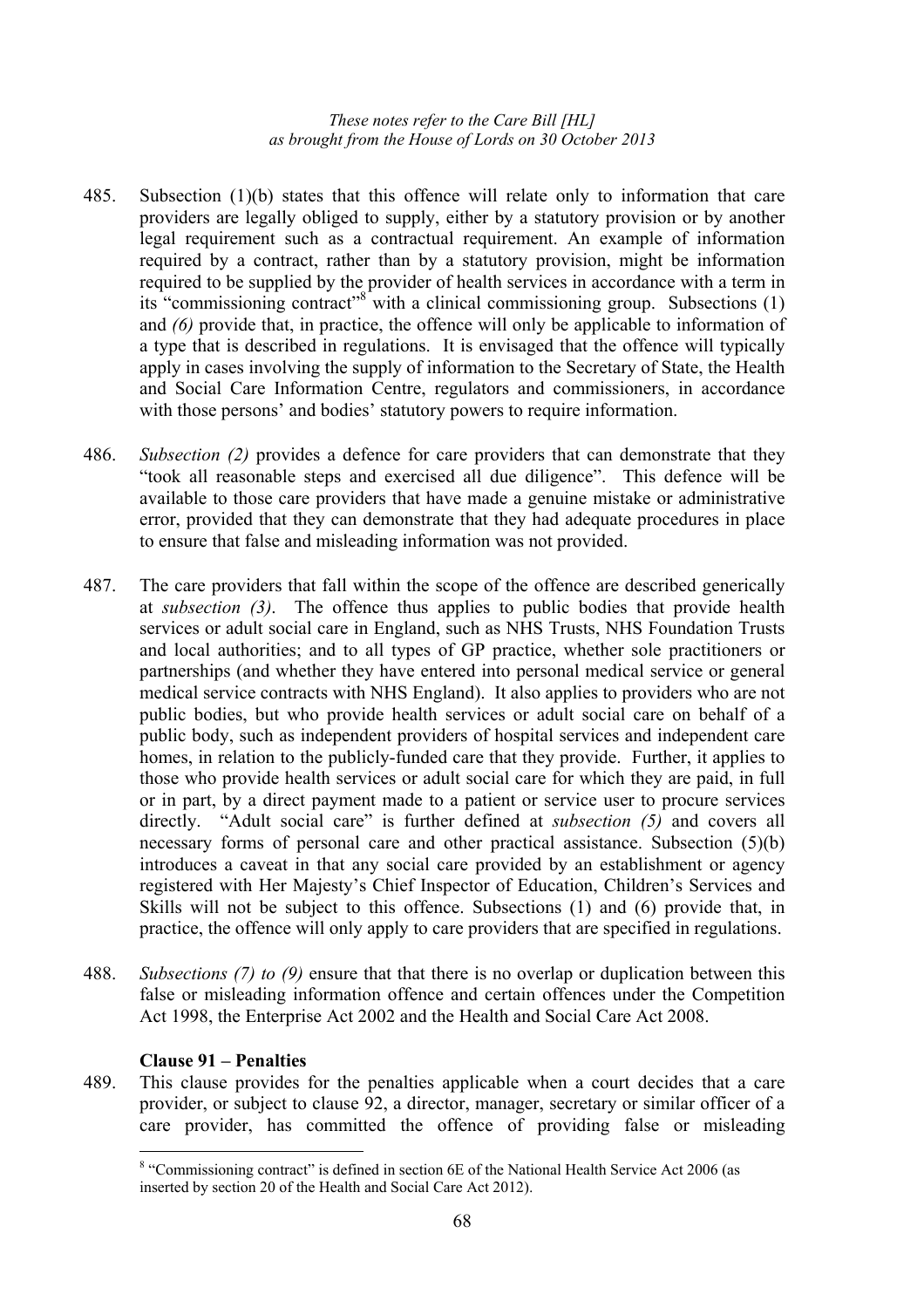485. Subsection (1)(b) states that this offence will relate only to information that care providers are legally obliged to supply, either by a statutory provision or by another legal requirement such as a contractual requirement. An example of information required by a contract, rather than by a statutory provision, might be information required to be supplied by the provider of health services in accordance with a term in its "commissioning contract"[8] with a clinical commissioning group. Subsections (1) and *(6)* provide that, in practice, the offence will only be applicable to information of a type that is described in regulations. It is envisaged that the offence will typically apply in cases involving the supply of information to the Secretary of State, the Health and Social Care Information Centre, regulators and commissioners, in accordance with those persons' and bodies' statutory powers to require information.

486. *Subsection (2)* provides a defence for care providers that can demonstrate that they "took all reasonable steps and exercised all due diligence". This defence will be available to those care providers that have made a genuine mistake or administrative error, provided that they can demonstrate that they had adequate procedures in place to ensure that false and misleading information was not provided.

487. The care providers that fall within the scope of the offence are described generically at *subsection (3)*. The offence thus applies to public bodies that provide health services or adult social care in England, such as NHS Trusts, NHS Foundation Trusts and local authorities; and to all types of GP practice, whether sole practitioners or partnerships (and whether they have entered into personal medical service or general medical service contracts with NHS England). It also applies to providers who are not public bodies, but who provide health services or adult social care on behalf of a public body, such as independent providers of hospital services and independent care homes, in relation to the publicly-funded care that they provide. Further, it applies to those who provide health services or adult social care for which they are paid, in full or in part, by a direct payment made to a patient or service user to procure services directly. "Adult social care" is further defined at *subsection (5)* and covers all necessary forms of personal care and other practical assistance. Subsection (5)(b) introduces a caveat in that any social care provided by an establishment or agency registered with Her Majesty's Chief Inspector of Education, Children's Services and Skills will not be subject to this offence. Subsections (1) and (6) provide that, in practice, the offence will only apply to care providers that are specified in regulations.

488. *Subsections (7) to (9)* ensure that that there is no overlap or duplication between this false or misleading information offence and certain offences under the Competition Act 1998, the Enterprise Act 2002 and the Health and Social Care Act 2008.

**Clause 91 – Penalties**

489. This clause provides for the penalties applicable when a court decides that a care provider, or subject to clause 92, a director, manager, secretary or similar officer of a care provider, has committed the offence of providing false or misleading

[8] "Commissioning contract" is defined in section 6E of the National Health Service Act 2006 (as inserted by section 20 of the Health and Social Care Act 2012).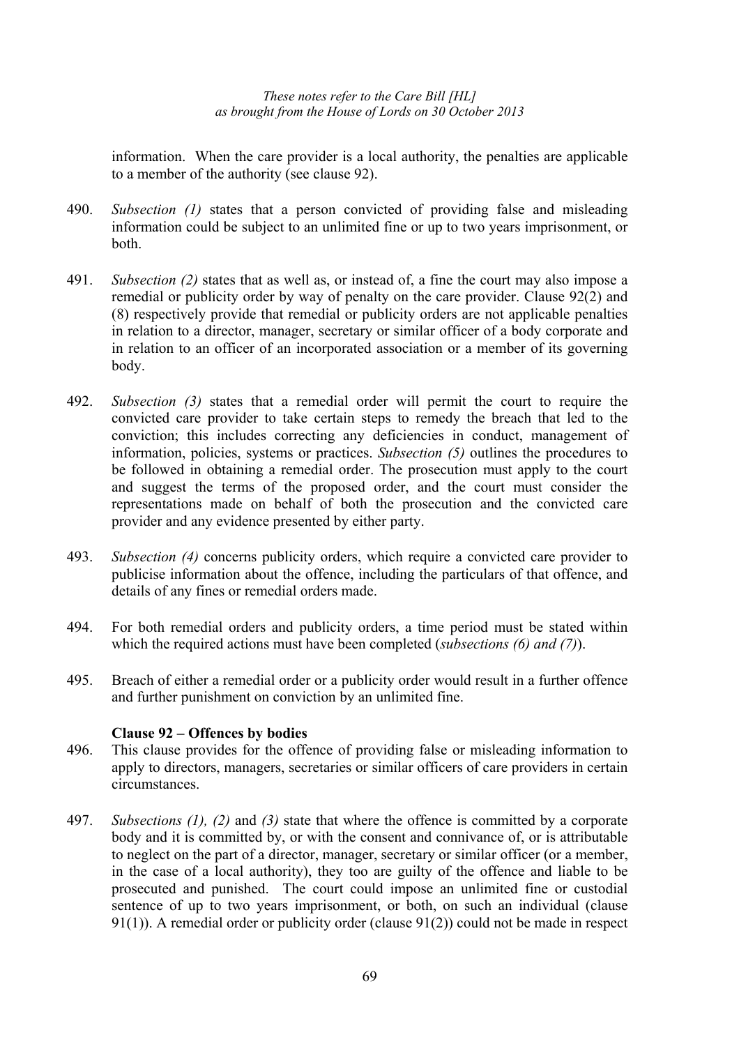information. When the care provider is a local authority, the penalties are applicable to a member of the authority (see clause 92).

490. *Subsection (1)* states that a person convicted of providing false and misleading information could be subject to an unlimited fine or up to two years imprisonment, or both.

491. *Subsection (2)* states that as well as, or instead of, a fine the court may also impose a remedial or publicity order by way of penalty on the care provider. Clause 92(2) and (8) respectively provide that remedial or publicity orders are not applicable penalties in relation to a director, manager, secretary or similar officer of a body corporate and in relation to an officer of an incorporated association or a member of its governing body.

492. *Subsection (3)* states that a remedial order will permit the court to require the convicted care provider to take certain steps to remedy the breach that led to the conviction; this includes correcting any deficiencies in conduct, management of information, policies, systems or practices. *Subsection (5)* outlines the procedures to be followed in obtaining a remedial order. The prosecution must apply to the court and suggest the terms of the proposed order, and the court must consider the representations made on behalf of both the prosecution and the convicted care provider and any evidence presented by either party.

493. *Subsection (4)* concerns publicity orders, which require a convicted care provider to publicise information about the offence, including the particulars of that offence, and details of any fines or remedial orders made.

494. For both remedial orders and publicity orders, a time period must be stated within which the required actions must have been completed (*subsections (6) and (7)*).

495. Breach of either a remedial order or a publicity order would result in a further offence and further punishment on conviction by an unlimited fine.

**Clause 92 – Offences by bodies**

496. This clause provides for the offence of providing false or misleading information to apply to directors, managers, secretaries or similar officers of care providers in certain circumstances.

497. *Subsections (1), (2)* and *(3)* state that where the offence is committed by a corporate body and it is committed by, or with the consent and connivance of, or is attributable to neglect on the part of a director, manager, secretary or similar officer (or a member, in the case of a local authority), they too are guilty of the offence and liable to be prosecuted and punished. The court could impose an unlimited fine or custodial sentence of up to two years imprisonment, or both, on such an individual (clause 91(1)). A remedial order or publicity order (clause 91(2)) could not be made in respect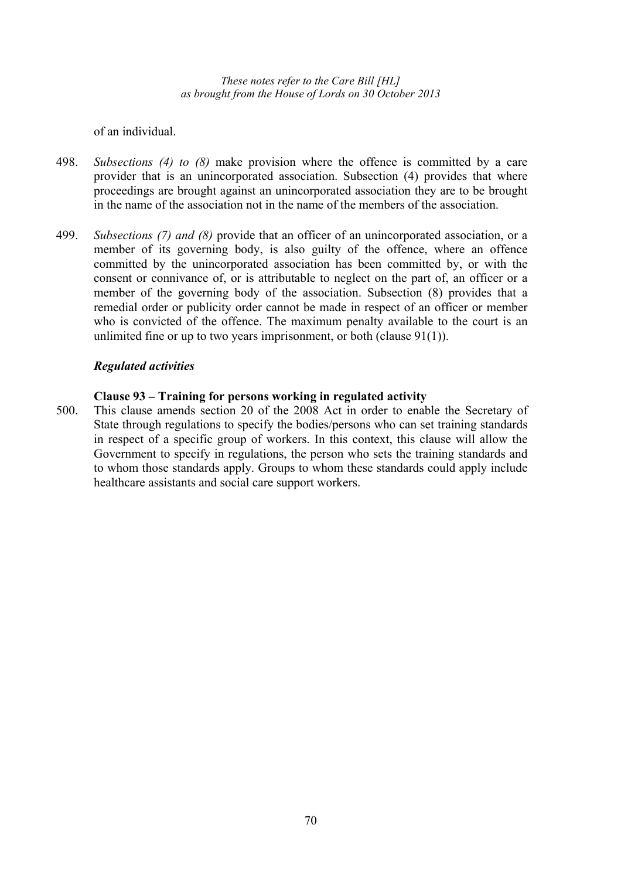of an individual.

498. *Subsections (4) to (8)* make provision where the offence is committed by a care provider that is an unincorporated association. Subsection (4) provides that where proceedings are brought against an unincorporated association they are to be brought in the name of the association not in the name of the members of the association.

499. *Subsections (7) and (8)* provide that an officer of an unincorporated association, or a member of its governing body, is also guilty of the offence, where an offence committed by the unincorporated association has been committed by, or with the consent or connivance of, or is attributable to neglect on the part of, an officer or a member of the governing body of the association. Subsection (8) provides that a remedial order or publicity order cannot be made in respect of an officer or member who is convicted of the offence. The maximum penalty available to the court is an unlimited fine or up to two years imprisonment, or both (clause 91(1)).

### *Regulated activities*

#### Clause 93 – Training for persons working in regulated activity

500. This clause amends section 20 of the 2008 Act in order to enable the Secretary of State through regulations to specify the bodies/persons who can set training standards in respect of a specific group of workers. In this context, this clause will allow the Government to specify in regulations, the person who sets the training standards and to whom those standards apply. Groups to whom these standards could apply include healthcare assistants and social care support workers.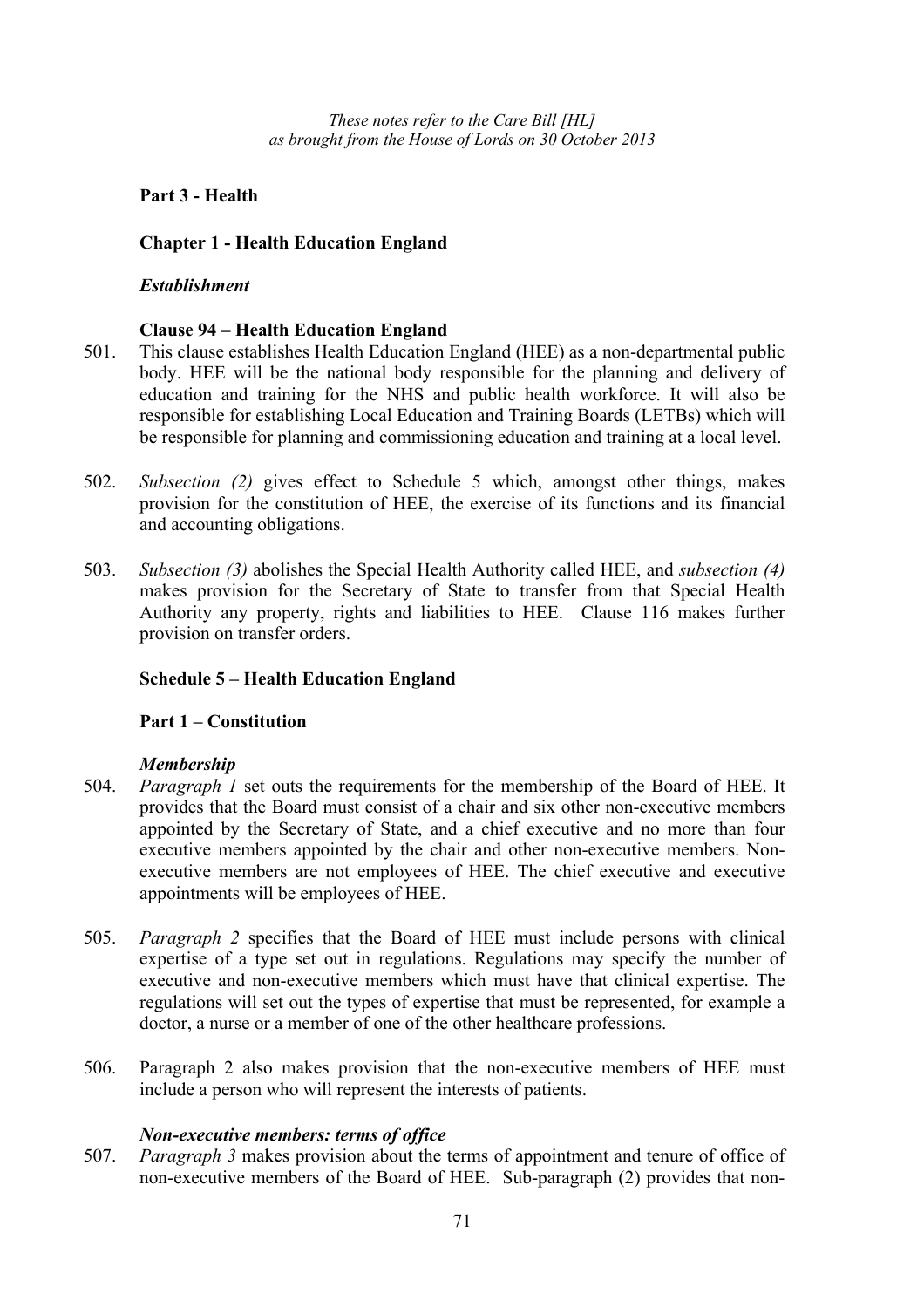*These notes refer to the Care Bill [HL]*
*as brought from the House of Lords on 30 October 2013*

## Part 3 - Health

### Chapter 1 - Health Education England

#### *Establishment*

#### Clause 94 – Health Education England

501. This clause establishes Health Education England (HEE) as a non-departmental public body. HEE will be the national body responsible for the planning and delivery of education and training for the NHS and public health workforce. It will also be responsible for establishing Local Education and Training Boards (LETBs) which will be responsible for planning and commissioning education and training at a local level.

502. *Subsection (2)* gives effect to Schedule 5 which, amongst other things, makes provision for the constitution of HEE, the exercise of its functions and its financial and accounting obligations.

503. *Subsection (3)* abolishes the Special Health Authority called HEE, and *subsection (4)* makes provision for the Secretary of State to transfer from that Special Health Authority any property, rights and liabilities to HEE. Clause 116 makes further provision on transfer orders.

#### Schedule 5 – Health Education England

#### Part 1 – Constitution

#### *Membership*

504. *Paragraph 1* set outs the requirements for the membership of the Board of HEE. It provides that the Board must consist of a chair and six other non-executive members appointed by the Secretary of State, and a chief executive and no more than four executive members appointed by the chair and other non-executive members. Non-executive members are not employees of HEE. The chief executive and executive appointments will be employees of HEE.

505. *Paragraph 2* specifies that the Board of HEE must include persons with clinical expertise of a type set out in regulations. Regulations may specify the number of executive and non-executive members which must have that clinical expertise. The regulations will set out the types of expertise that must be represented, for example a doctor, a nurse or a member of one of the other healthcare professions.

506. Paragraph 2 also makes provision that the non-executive members of HEE must include a person who will represent the interests of patients.

#### *Non-executive members: terms of office*

507. *Paragraph 3* makes provision about the terms of appointment and tenure of office of non-executive members of the Board of HEE. Sub-paragraph (2) provides that non-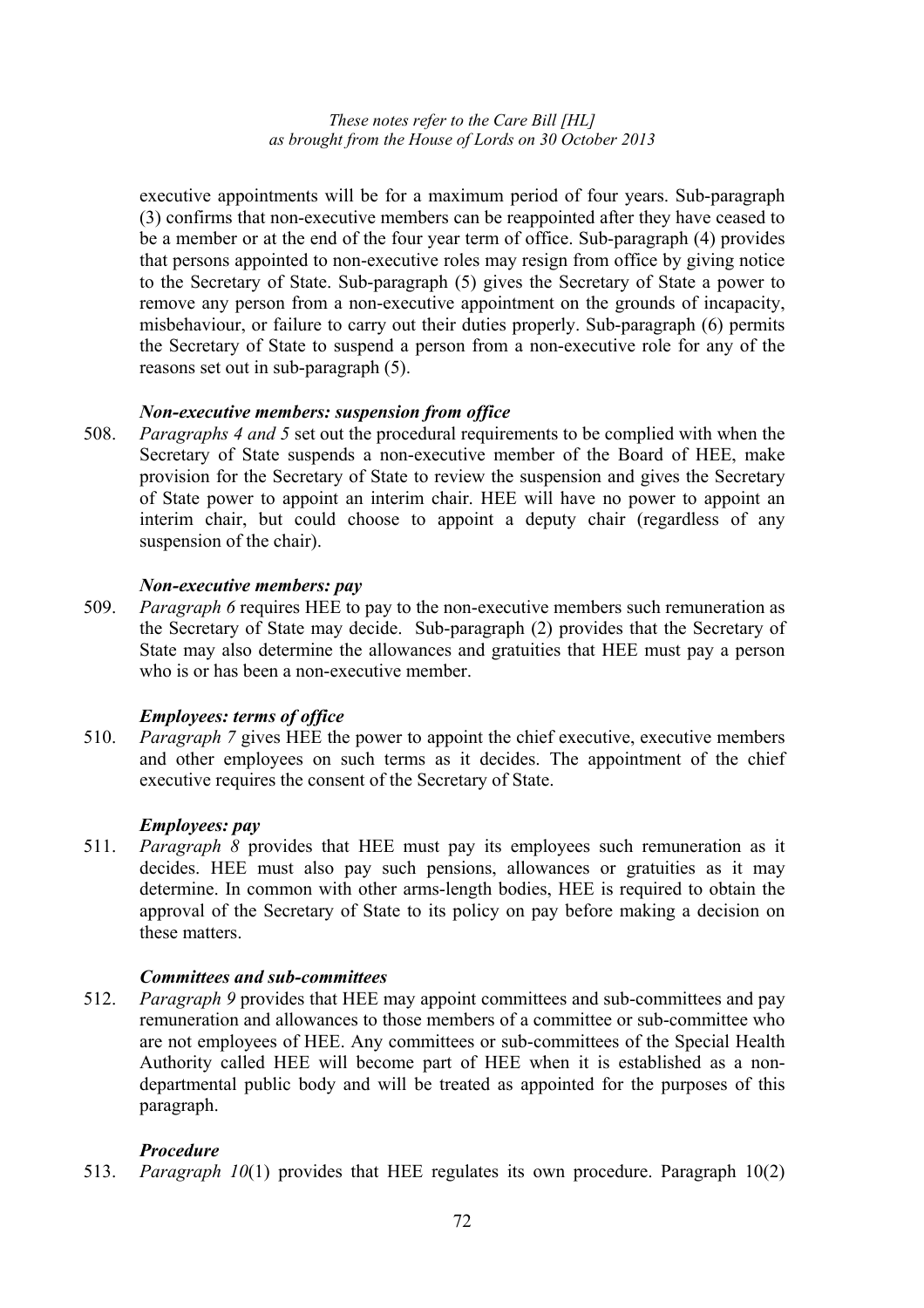executive appointments will be for a maximum period of four years. Sub-paragraph (3) confirms that non-executive members can be reappointed after they have ceased to be a member or at the end of the four year term of office. Sub-paragraph (4) provides that persons appointed to non-executive roles may resign from office by giving notice to the Secretary of State. Sub-paragraph (5) gives the Secretary of State a power to remove any person from a non-executive appointment on the grounds of incapacity, misbehaviour, or failure to carry out their duties properly. Sub-paragraph (6) permits the Secretary of State to suspend a person from a non-executive role for any of the reasons set out in sub-paragraph (5).

#### *Non-executive members: suspension from office*

508. *Paragraphs 4 and 5* set out the procedural requirements to be complied with when the Secretary of State suspends a non-executive member of the Board of HEE, make provision for the Secretary of State to review the suspension and gives the Secretary of State power to appoint an interim chair. HEE will have no power to appoint an interim chair, but could choose to appoint a deputy chair (regardless of any suspension of the chair).

#### *Non-executive members: pay*

509. *Paragraph 6* requires HEE to pay to the non-executive members such remuneration as the Secretary of State may decide. Sub-paragraph (2) provides that the Secretary of State may also determine the allowances and gratuities that HEE must pay a person who is or has been a non-executive member.

#### *Employees: terms of office*

510. *Paragraph 7* gives HEE the power to appoint the chief executive, executive members and other employees on such terms as it decides. The appointment of the chief executive requires the consent of the Secretary of State.

#### *Employees: pay*

511. *Paragraph 8* provides that HEE must pay its employees such remuneration as it decides. HEE must also pay such pensions, allowances or gratuities as it may determine. In common with other arms-length bodies, HEE is required to obtain the approval of the Secretary of State to its policy on pay before making a decision on these matters.

#### *Committees and sub-committees*

512. *Paragraph 9* provides that HEE may appoint committees and sub-committees and pay remuneration and allowances to those members of a committee or sub-committee who are not employees of HEE. Any committees or sub-committees of the Special Health Authority called HEE will become part of HEE when it is established as a non-departmental public body and will be treated as appointed for the purposes of this paragraph.

#### *Procedure*

513. *Paragraph 10*(1) provides that HEE regulates its own procedure. Paragraph 10(2)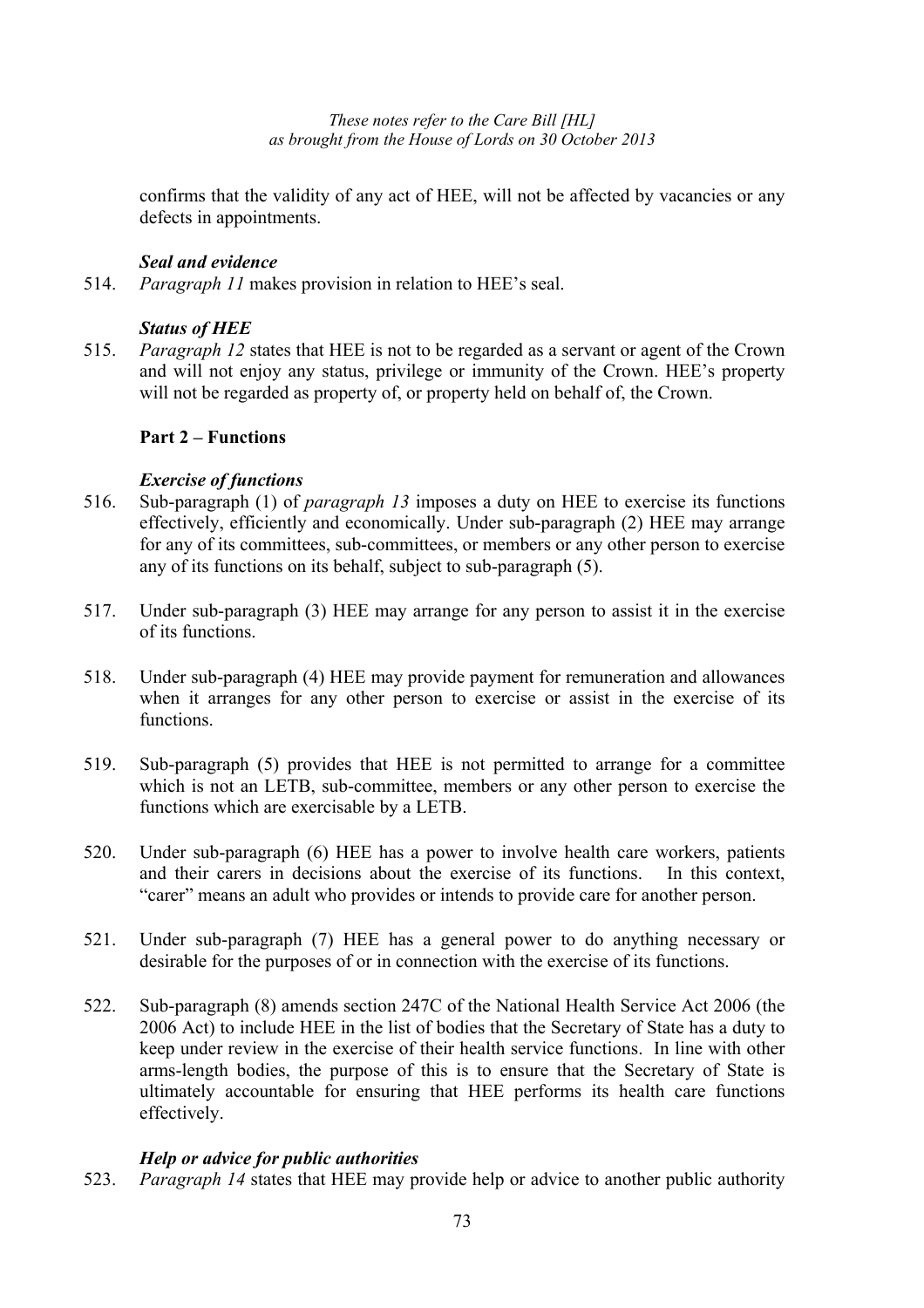confirms that the validity of any act of HEE, will not be affected by vacancies or any defects in appointments.

### *Seal and evidence*

514. *Paragraph 11* makes provision in relation to HEE's seal.

### *Status of HEE*

515. *Paragraph 12* states that HEE is not to be regarded as a servant or agent of the Crown and will not enjoy any status, privilege or immunity of the Crown. HEE's property will not be regarded as property of, or property held on behalf of, the Crown.

## Part 2 – Functions

### *Exercise of functions*

516. Sub-paragraph (1) of *paragraph 13* imposes a duty on HEE to exercise its functions effectively, efficiently and economically. Under sub-paragraph (2) HEE may arrange for any of its committees, sub-committees, or members or any other person to exercise any of its functions on its behalf, subject to sub-paragraph (5).

517. Under sub-paragraph (3) HEE may arrange for any person to assist it in the exercise of its functions.

518. Under sub-paragraph (4) HEE may provide payment for remuneration and allowances when it arranges for any other person to exercise or assist in the exercise of its functions.

519. Sub-paragraph (5) provides that HEE is not permitted to arrange for a committee which is not an LETB, sub-committee, members or any other person to exercise the functions which are exercisable by a LETB.

520. Under sub-paragraph (6) HEE has a power to involve health care workers, patients and their carers in decisions about the exercise of its functions. In this context, "carer" means an adult who provides or intends to provide care for another person.

521. Under sub-paragraph (7) HEE has a general power to do anything necessary or desirable for the purposes of or in connection with the exercise of its functions.

522. Sub-paragraph (8) amends section 247C of the National Health Service Act 2006 (the 2006 Act) to include HEE in the list of bodies that the Secretary of State has a duty to keep under review in the exercise of their health service functions. In line with other arms-length bodies, the purpose of this is to ensure that the Secretary of State is ultimately accountable for ensuring that HEE performs its health care functions effectively.

### *Help or advice for public authorities*

523. *Paragraph 14* states that HEE may provide help or advice to another public authority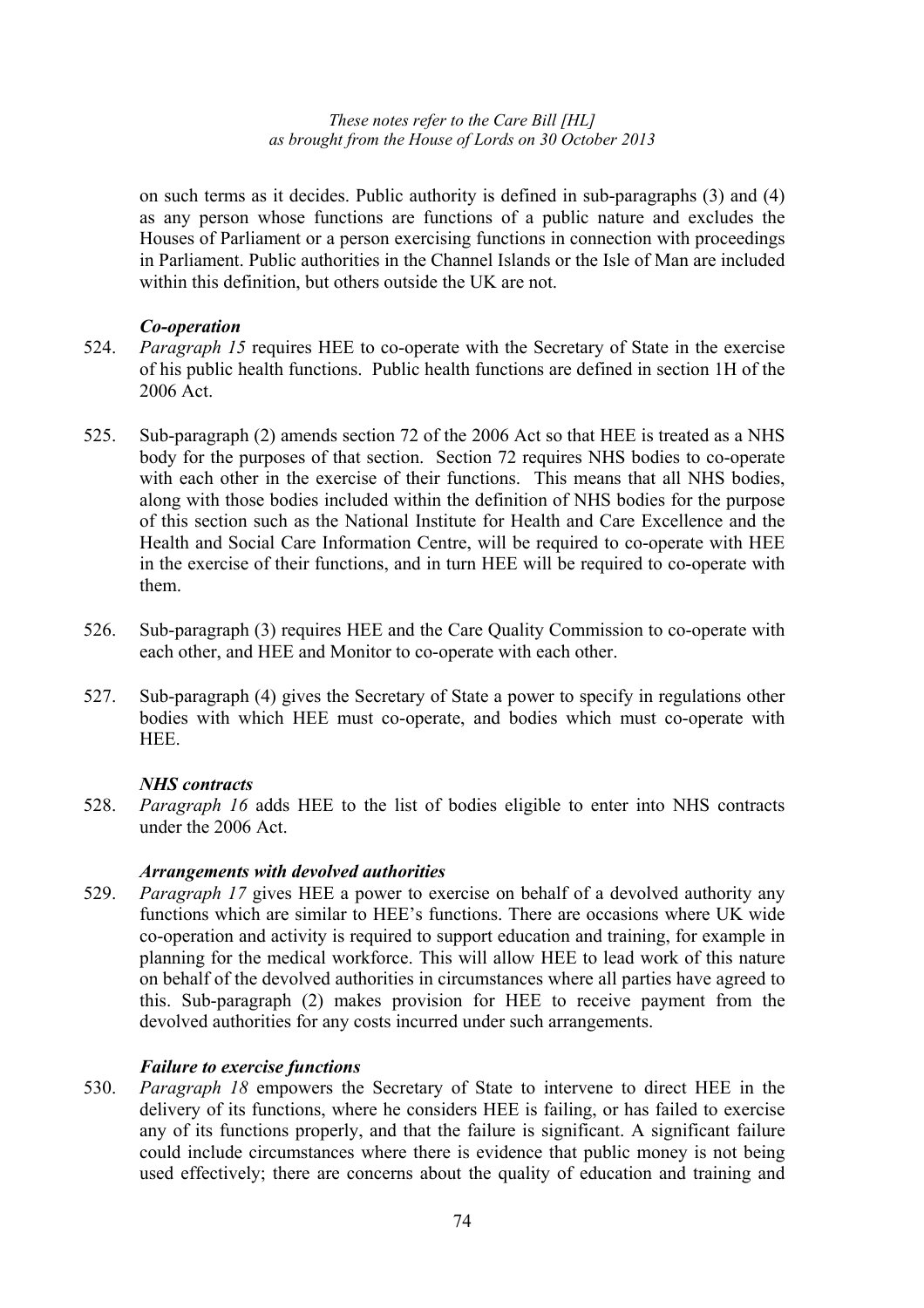on such terms as it decides. Public authority is defined in sub-paragraphs (3) and (4) as any person whose functions are functions of a public nature and excludes the Houses of Parliament or a person exercising functions in connection with proceedings in Parliament. Public authorities in the Channel Islands or the Isle of Man are included within this definition, but others outside the UK are not.

***Co-operation***

524. *Paragraph 15* requires HEE to co-operate with the Secretary of State in the exercise of his public health functions. Public health functions are defined in section 1H of the 2006 Act.

525. Sub-paragraph (2) amends section 72 of the 2006 Act so that HEE is treated as a NHS body for the purposes of that section. Section 72 requires NHS bodies to co-operate with each other in the exercise of their functions. This means that all NHS bodies, along with those bodies included within the definition of NHS bodies for the purpose of this section such as the National Institute for Health and Care Excellence and the Health and Social Care Information Centre, will be required to co-operate with HEE in the exercise of their functions, and in turn HEE will be required to co-operate with them.

526. Sub-paragraph (3) requires HEE and the Care Quality Commission to co-operate with each other, and HEE and Monitor to co-operate with each other.

527. Sub-paragraph (4) gives the Secretary of State a power to specify in regulations other bodies with which HEE must co-operate, and bodies which must co-operate with HEE.

***NHS contracts***

528. *Paragraph 16* adds HEE to the list of bodies eligible to enter into NHS contracts under the 2006 Act.

***Arrangements with devolved authorities***

529. *Paragraph 17* gives HEE a power to exercise on behalf of a devolved authority any functions which are similar to HEE's functions. There are occasions where UK wide co-operation and activity is required to support education and training, for example in planning for the medical workforce. This will allow HEE to lead work of this nature on behalf of the devolved authorities in circumstances where all parties have agreed to this. Sub-paragraph (2) makes provision for HEE to receive payment from the devolved authorities for any costs incurred under such arrangements.

***Failure to exercise functions***

530. *Paragraph 18* empowers the Secretary of State to intervene to direct HEE in the delivery of its functions, where he considers HEE is failing, or has failed to exercise any of its functions properly, and that the failure is significant. A significant failure could include circumstances where there is evidence that public money is not being used effectively; there are concerns about the quality of education and training and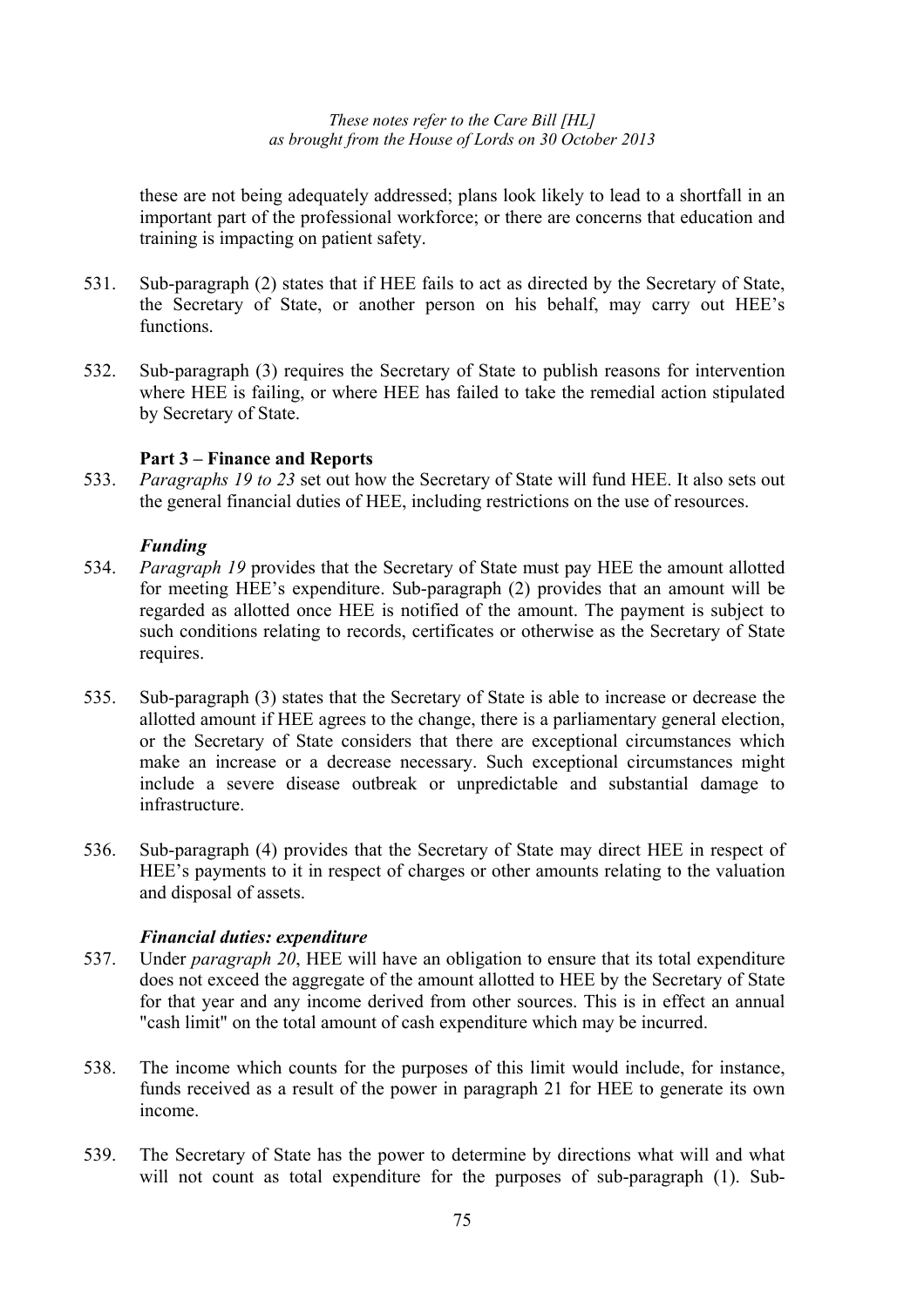these are not being adequately addressed; plans look likely to lead to a shortfall in an important part of the professional workforce; or there are concerns that education and training is impacting on patient safety.

531. Sub-paragraph (2) states that if HEE fails to act as directed by the Secretary of State, the Secretary of State, or another person on his behalf, may carry out HEE's functions.

532. Sub-paragraph (3) requires the Secretary of State to publish reasons for intervention where HEE is failing, or where HEE has failed to take the remedial action stipulated by Secretary of State.

**Part 3 – Finance and Reports**

533. *Paragraphs 19 to 23* set out how the Secretary of State will fund HEE. It also sets out the general financial duties of HEE, including restrictions on the use of resources.

***Funding***

534. *Paragraph 19* provides that the Secretary of State must pay HEE the amount allotted for meeting HEE's expenditure. Sub-paragraph (2) provides that an amount will be regarded as allotted once HEE is notified of the amount. The payment is subject to such conditions relating to records, certificates or otherwise as the Secretary of State requires.

535. Sub-paragraph (3) states that the Secretary of State is able to increase or decrease the allotted amount if HEE agrees to the change, there is a parliamentary general election, or the Secretary of State considers that there are exceptional circumstances which make an increase or a decrease necessary. Such exceptional circumstances might include a severe disease outbreak or unpredictable and substantial damage to infrastructure.

536. Sub-paragraph (4) provides that the Secretary of State may direct HEE in respect of HEE's payments to it in respect of charges or other amounts relating to the valuation and disposal of assets.

***Financial duties: expenditure***

537. Under *paragraph 20*, HEE will have an obligation to ensure that its total expenditure does not exceed the aggregate of the amount allotted to HEE by the Secretary of State for that year and any income derived from other sources. This is in effect an annual "cash limit" on the total amount of cash expenditure which may be incurred.

538. The income which counts for the purposes of this limit would include, for instance, funds received as a result of the power in paragraph 21 for HEE to generate its own income.

539. The Secretary of State has the power to determine by directions what will and what will not count as total expenditure for the purposes of sub-paragraph (1). Sub-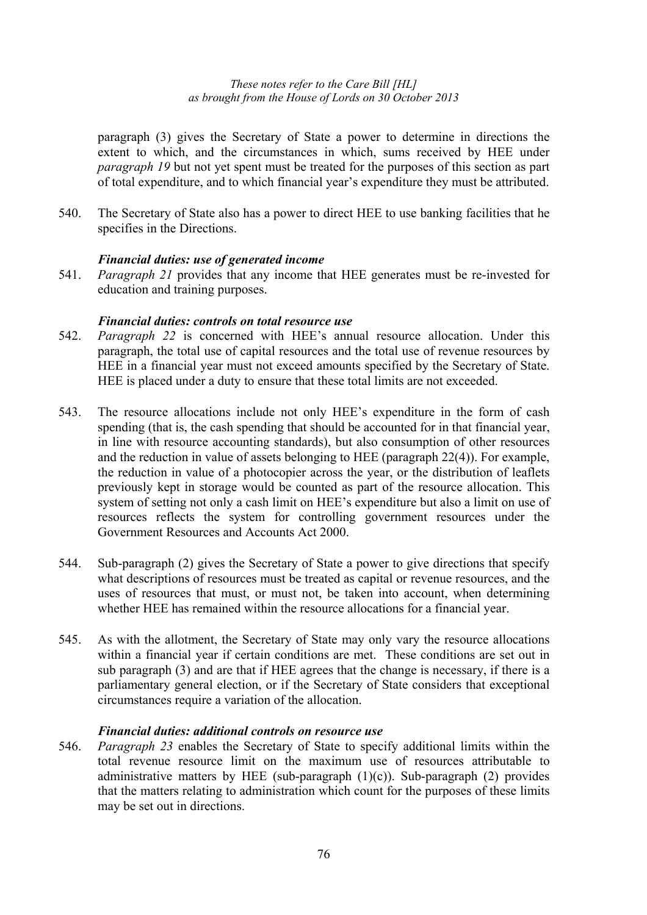paragraph (3) gives the Secretary of State a power to determine in directions the extent to which, and the circumstances in which, sums received by HEE under *paragraph 19* but not yet spent must be treated for the purposes of this section as part of total expenditure, and to which financial year's expenditure they must be attributed.

540. The Secretary of State also has a power to direct HEE to use banking facilities that he specifies in the Directions.

***Financial duties: use of generated income***

541. *Paragraph 21* provides that any income that HEE generates must be re-invested for education and training purposes.

***Financial duties: controls on total resource use***

542. *Paragraph 22* is concerned with HEE's annual resource allocation. Under this paragraph, the total use of capital resources and the total use of revenue resources by HEE in a financial year must not exceed amounts specified by the Secretary of State. HEE is placed under a duty to ensure that these total limits are not exceeded.

543. The resource allocations include not only HEE's expenditure in the form of cash spending (that is, the cash spending that should be accounted for in that financial year, in line with resource accounting standards), but also consumption of other resources and the reduction in value of assets belonging to HEE (paragraph 22(4)). For example, the reduction in value of a photocopier across the year, or the distribution of leaflets previously kept in storage would be counted as part of the resource allocation. This system of setting not only a cash limit on HEE's expenditure but also a limit on use of resources reflects the system for controlling government resources under the Government Resources and Accounts Act 2000.

544. Sub-paragraph (2) gives the Secretary of State a power to give directions that specify what descriptions of resources must be treated as capital or revenue resources, and the uses of resources that must, or must not, be taken into account, when determining whether HEE has remained within the resource allocations for a financial year.

545. As with the allotment, the Secretary of State may only vary the resource allocations within a financial year if certain conditions are met. These conditions are set out in sub paragraph (3) and are that if HEE agrees that the change is necessary, if there is a parliamentary general election, or if the Secretary of State considers that exceptional circumstances require a variation of the allocation.

***Financial duties: additional controls on resource use***

546. *Paragraph 23* enables the Secretary of State to specify additional limits within the total revenue resource limit on the maximum use of resources attributable to administrative matters by HEE (sub-paragraph (1)(c)). Sub-paragraph (2) provides that the matters relating to administration which count for the purposes of these limits may be set out in directions.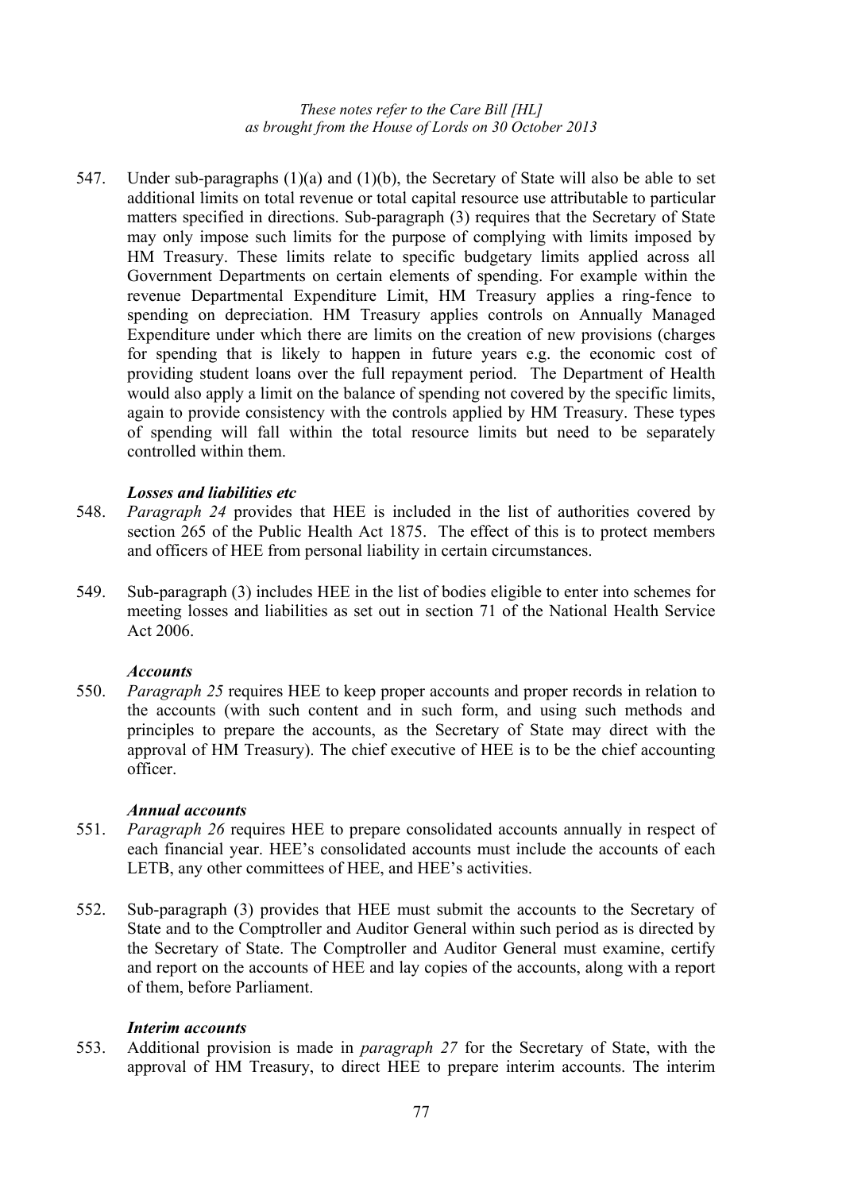547. Under sub-paragraphs (1)(a) and (1)(b), the Secretary of State will also be able to set additional limits on total revenue or total capital resource use attributable to particular matters specified in directions. Sub-paragraph (3) requires that the Secretary of State may only impose such limits for the purpose of complying with limits imposed by HM Treasury. These limits relate to specific budgetary limits applied across all Government Departments on certain elements of spending. For example within the revenue Departmental Expenditure Limit, HM Treasury applies a ring-fence to spending on depreciation. HM Treasury applies controls on Annually Managed Expenditure under which there are limits on the creation of new provisions (charges for spending that is likely to happen in future years e.g. the economic cost of providing student loans over the full repayment period. The Department of Health would also apply a limit on the balance of spending not covered by the specific limits, again to provide consistency with the controls applied by HM Treasury. These types of spending will fall within the total resource limits but need to be separately controlled within them.

***Losses and liabilities etc***

548. *Paragraph 24* provides that HEE is included in the list of authorities covered by section 265 of the Public Health Act 1875. The effect of this is to protect members and officers of HEE from personal liability in certain circumstances.

549. Sub-paragraph (3) includes HEE in the list of bodies eligible to enter into schemes for meeting losses and liabilities as set out in section 71 of the National Health Service Act 2006.

***Accounts***

550. *Paragraph 25* requires HEE to keep proper accounts and proper records in relation to the accounts (with such content and in such form, and using such methods and principles to prepare the accounts, as the Secretary of State may direct with the approval of HM Treasury). The chief executive of HEE is to be the chief accounting officer.

***Annual accounts***

551. *Paragraph 26* requires HEE to prepare consolidated accounts annually in respect of each financial year. HEE's consolidated accounts must include the accounts of each LETB, any other committees of HEE, and HEE's activities.

552. Sub-paragraph (3) provides that HEE must submit the accounts to the Secretary of State and to the Comptroller and Auditor General within such period as is directed by the Secretary of State. The Comptroller and Auditor General must examine, certify and report on the accounts of HEE and lay copies of the accounts, along with a report of them, before Parliament.

***Interim accounts***

553. Additional provision is made in *paragraph 27* for the Secretary of State, with the approval of HM Treasury, to direct HEE to prepare interim accounts. The interim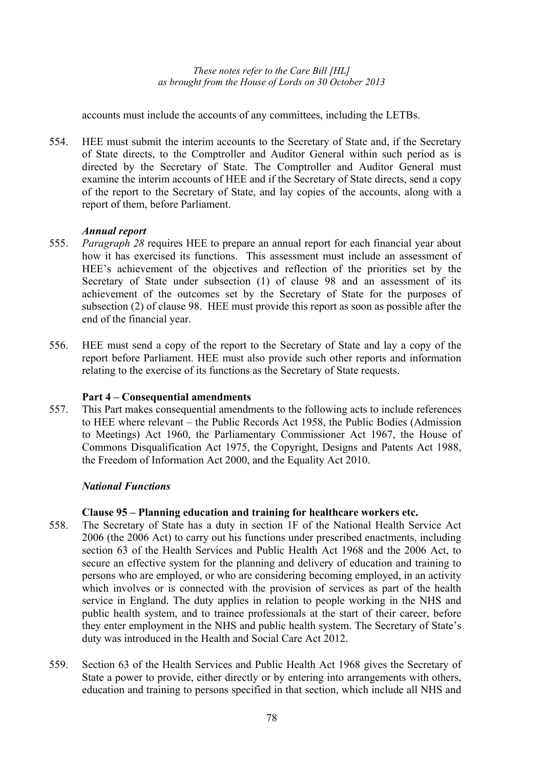accounts must include the accounts of any committees, including the LETBs.

554. HEE must submit the interim accounts to the Secretary of State and, if the Secretary of State directs, to the Comptroller and Auditor General within such period as is directed by the Secretary of State. The Comptroller and Auditor General must examine the interim accounts of HEE and if the Secretary of State directs, send a copy of the report to the Secretary of State, and lay copies of the accounts, along with a report of them, before Parliament.

### *Annual report*

555. *Paragraph 28* requires HEE to prepare an annual report for each financial year about how it has exercised its functions. This assessment must include an assessment of HEE's achievement of the objectives and reflection of the priorities set by the Secretary of State under subsection (1) of clause 98 and an assessment of its achievement of the outcomes set by the Secretary of State for the purposes of subsection (2) of clause 98. HEE must provide this report as soon as possible after the end of the financial year.

556. HEE must send a copy of the report to the Secretary of State and lay a copy of the report before Parliament. HEE must also provide such other reports and information relating to the exercise of its functions as the Secretary of State requests.

### **Part 4 – Consequential amendments**

557. This Part makes consequential amendments to the following acts to include references to HEE where relevant – the Public Records Act 1958, the Public Bodies (Admission to Meetings) Act 1960, the Parliamentary Commissioner Act 1967, the House of Commons Disqualification Act 1975, the Copyright, Designs and Patents Act 1988, the Freedom of Information Act 2000, and the Equality Act 2010.

### *National Functions*

### **Clause 95 – Planning education and training for healthcare workers etc.**

558. The Secretary of State has a duty in section 1F of the National Health Service Act 2006 (the 2006 Act) to carry out his functions under prescribed enactments, including section 63 of the Health Services and Public Health Act 1968 and the 2006 Act, to secure an effective system for the planning and delivery of education and training to persons who are employed, or who are considering becoming employed, in an activity which involves or is connected with the provision of services as part of the health service in England. The duty applies in relation to people working in the NHS and public health system, and to trainee professionals at the start of their career, before they enter employment in the NHS and public health system. The Secretary of State's duty was introduced in the Health and Social Care Act 2012.

559. Section 63 of the Health Services and Public Health Act 1968 gives the Secretary of State a power to provide, either directly or by entering into arrangements with others, education and training to persons specified in that section, which include all NHS and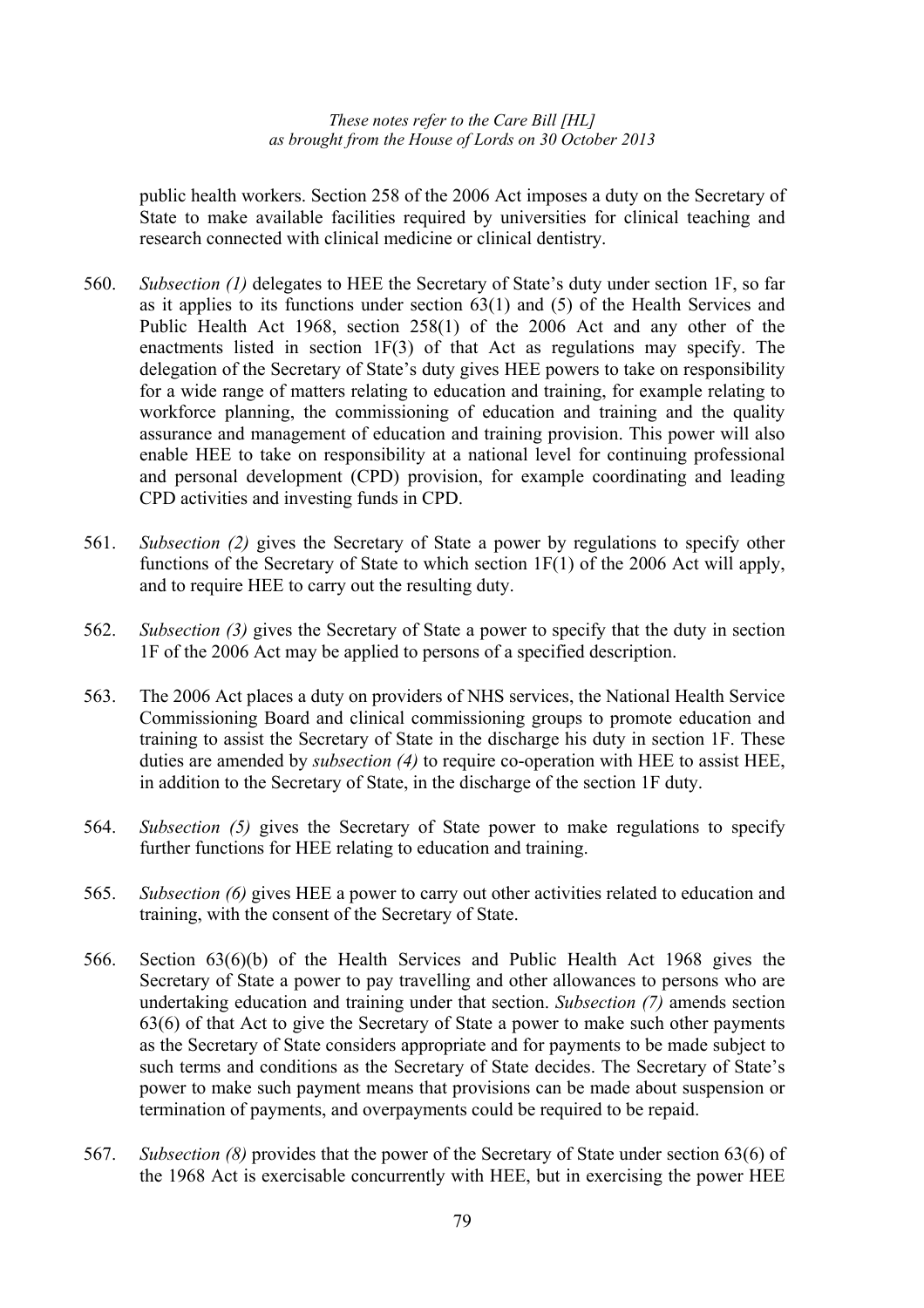public health workers. Section 258 of the 2006 Act imposes a duty on the Secretary of State to make available facilities required by universities for clinical teaching and research connected with clinical medicine or clinical dentistry.

560. *Subsection (1)* delegates to HEE the Secretary of State's duty under section 1F, so far as it applies to its functions under section 63(1) and (5) of the Health Services and Public Health Act 1968, section 258(1) of the 2006 Act and any other of the enactments listed in section 1F(3) of that Act as regulations may specify. The delegation of the Secretary of State's duty gives HEE powers to take on responsibility for a wide range of matters relating to education and training, for example relating to workforce planning, the commissioning of education and training and the quality assurance and management of education and training provision. This power will also enable HEE to take on responsibility at a national level for continuing professional and personal development (CPD) provision, for example coordinating and leading CPD activities and investing funds in CPD.

561. *Subsection (2)* gives the Secretary of State a power by regulations to specify other functions of the Secretary of State to which section 1F(1) of the 2006 Act will apply, and to require HEE to carry out the resulting duty.

562. *Subsection (3)* gives the Secretary of State a power to specify that the duty in section 1F of the 2006 Act may be applied to persons of a specified description.

563. The 2006 Act places a duty on providers of NHS services, the National Health Service Commissioning Board and clinical commissioning groups to promote education and training to assist the Secretary of State in the discharge his duty in section 1F. These duties are amended by *subsection (4)* to require co-operation with HEE to assist HEE, in addition to the Secretary of State, in the discharge of the section 1F duty.

564. *Subsection (5)* gives the Secretary of State power to make regulations to specify further functions for HEE relating to education and training.

565. *Subsection (6)* gives HEE a power to carry out other activities related to education and training, with the consent of the Secretary of State.

566. Section 63(6)(b) of the Health Services and Public Health Act 1968 gives the Secretary of State a power to pay travelling and other allowances to persons who are undertaking education and training under that section. *Subsection (7)* amends section 63(6) of that Act to give the Secretary of State a power to make such other payments as the Secretary of State considers appropriate and for payments to be made subject to such terms and conditions as the Secretary of State decides. The Secretary of State's power to make such payment means that provisions can be made about suspension or termination of payments, and overpayments could be required to be repaid.

567. *Subsection (8)* provides that the power of the Secretary of State under section 63(6) of the 1968 Act is exercisable concurrently with HEE, but in exercising the power HEE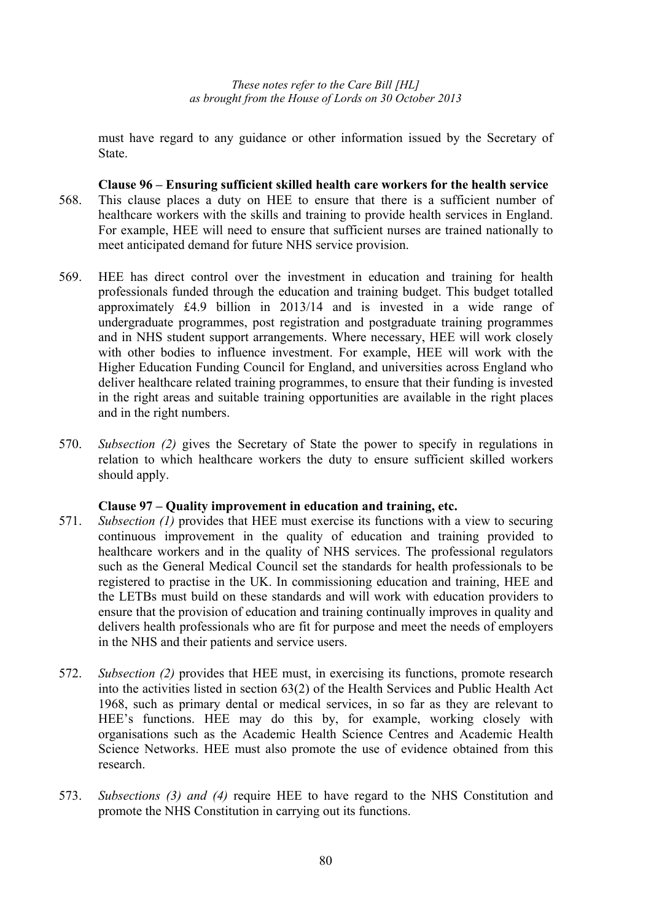must have regard to any guidance or other information issued by the Secretary of State.

**Clause 96 – Ensuring sufficient skilled health care workers for the health service**

568. This clause places a duty on HEE to ensure that there is a sufficient number of healthcare workers with the skills and training to provide health services in England. For example, HEE will need to ensure that sufficient nurses are trained nationally to meet anticipated demand for future NHS service provision.

569. HEE has direct control over the investment in education and training for health professionals funded through the education and training budget. This budget totalled approximately £4.9 billion in 2013/14 and is invested in a wide range of undergraduate programmes, post registration and postgraduate training programmes and in NHS student support arrangements. Where necessary, HEE will work closely with other bodies to influence investment. For example, HEE will work with the Higher Education Funding Council for England, and universities across England who deliver healthcare related training programmes, to ensure that their funding is invested in the right areas and suitable training opportunities are available in the right places and in the right numbers.

570. *Subsection (2)* gives the Secretary of State the power to specify in regulations in relation to which healthcare workers the duty to ensure sufficient skilled workers should apply.

**Clause 97 – Quality improvement in education and training, etc.**

571. *Subsection (1)* provides that HEE must exercise its functions with a view to securing continuous improvement in the quality of education and training provided to healthcare workers and in the quality of NHS services. The professional regulators such as the General Medical Council set the standards for health professionals to be registered to practise in the UK. In commissioning education and training, HEE and the LETBs must build on these standards and will work with education providers to ensure that the provision of education and training continually improves in quality and delivers health professionals who are fit for purpose and meet the needs of employers in the NHS and their patients and service users.

572. *Subsection (2)* provides that HEE must, in exercising its functions, promote research into the activities listed in section 63(2) of the Health Services and Public Health Act 1968, such as primary dental or medical services, in so far as they are relevant to HEE's functions. HEE may do this by, for example, working closely with organisations such as the Academic Health Science Centres and Academic Health Science Networks. HEE must also promote the use of evidence obtained from this research.

573. *Subsections (3) and (4)* require HEE to have regard to the NHS Constitution and promote the NHS Constitution in carrying out its functions.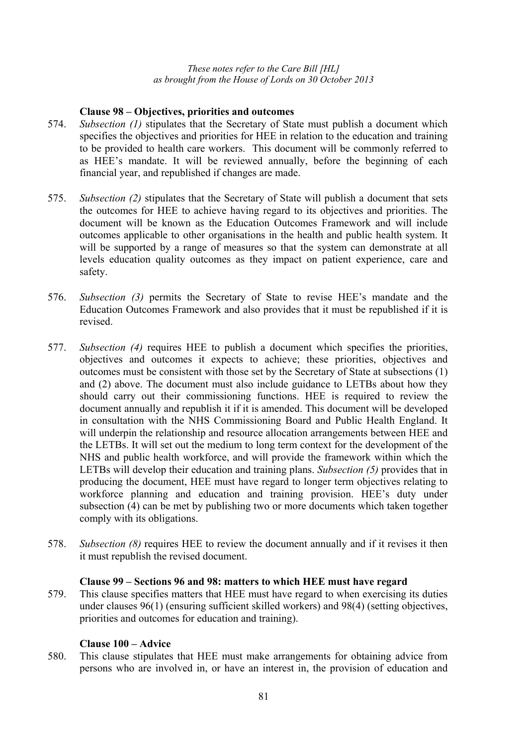### Clause 98 – Objectives, priorities and outcomes

574. *Subsection (1)* stipulates that the Secretary of State must publish a document which specifies the objectives and priorities for HEE in relation to the education and training to be provided to health care workers. This document will be commonly referred to as HEE's mandate. It will be reviewed annually, before the beginning of each financial year, and republished if changes are made.

575. *Subsection (2)* stipulates that the Secretary of State will publish a document that sets the outcomes for HEE to achieve having regard to its objectives and priorities. The document will be known as the Education Outcomes Framework and will include outcomes applicable to other organisations in the health and public health system. It will be supported by a range of measures so that the system can demonstrate at all levels education quality outcomes as they impact on patient experience, care and safety.

576. *Subsection (3)* permits the Secretary of State to revise HEE's mandate and the Education Outcomes Framework and also provides that it must be republished if it is revised.

577. *Subsection (4)* requires HEE to publish a document which specifies the priorities, objectives and outcomes it expects to achieve; these priorities, objectives and outcomes must be consistent with those set by the Secretary of State at subsections (1) and (2) above. The document must also include guidance to LETBs about how they should carry out their commissioning functions. HEE is required to review the document annually and republish it if it is amended. This document will be developed in consultation with the NHS Commissioning Board and Public Health England. It will underpin the relationship and resource allocation arrangements between HEE and the LETBs. It will set out the medium to long term context for the development of the NHS and public health workforce, and will provide the framework within which the LETBs will develop their education and training plans. *Subsection (5)* provides that in producing the document, HEE must have regard to longer term objectives relating to workforce planning and education and training provision. HEE's duty under subsection (4) can be met by publishing two or more documents which taken together comply with its obligations.

578. *Subsection (8)* requires HEE to review the document annually and if it revises it then it must republish the revised document.

### Clause 99 – Sections 96 and 98: matters to which HEE must have regard

579. This clause specifies matters that HEE must have regard to when exercising its duties under clauses 96(1) (ensuring sufficient skilled workers) and 98(4) (setting objectives, priorities and outcomes for education and training).

### Clause 100 – Advice

580. This clause stipulates that HEE must make arrangements for obtaining advice from persons who are involved in, or have an interest in, the provision of education and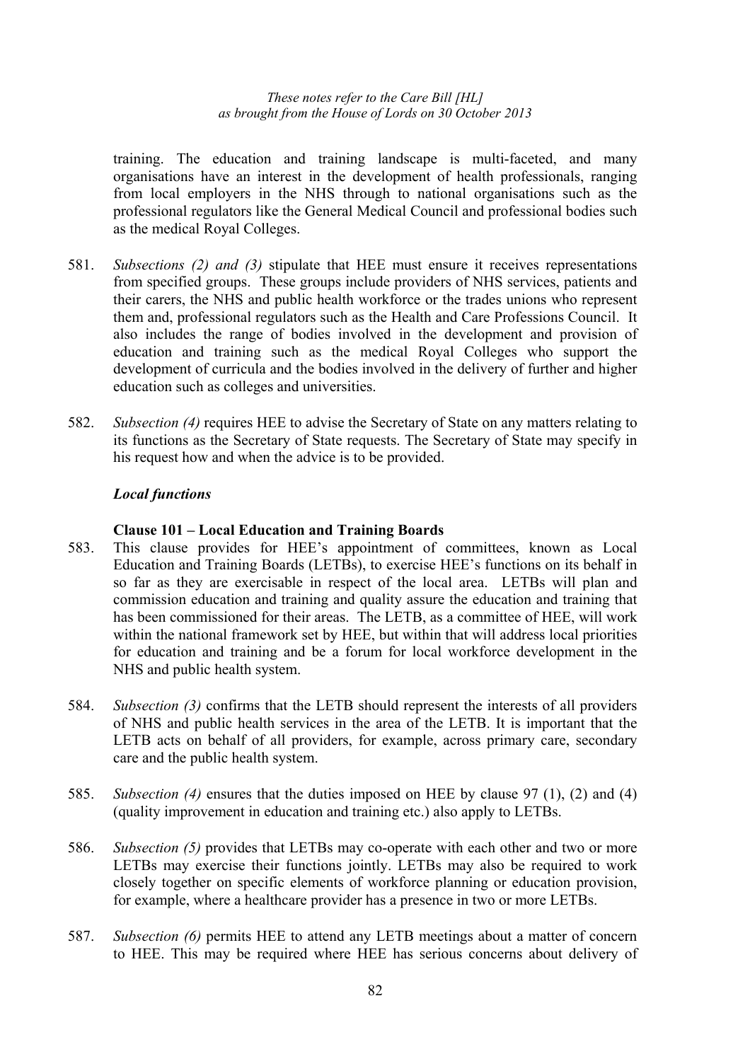training. The education and training landscape is multi-faceted, and many organisations have an interest in the development of health professionals, ranging from local employers in the NHS through to national organisations such as the professional regulators like the General Medical Council and professional bodies such as the medical Royal Colleges.

581. *Subsections (2) and (3)* stipulate that HEE must ensure it receives representations from specified groups. These groups include providers of NHS services, patients and their carers, the NHS and public health workforce or the trades unions who represent them and, professional regulators such as the Health and Care Professions Council. It also includes the range of bodies involved in the development and provision of education and training such as the medical Royal Colleges who support the development of curricula and the bodies involved in the delivery of further and higher education such as colleges and universities.

582. *Subsection (4)* requires HEE to advise the Secretary of State on any matters relating to its functions as the Secretary of State requests. The Secretary of State may specify in his request how and when the advice is to be provided.

### *Local functions*

#### Clause 101 – Local Education and Training Boards

583. This clause provides for HEE's appointment of committees, known as Local Education and Training Boards (LETBs), to exercise HEE's functions on its behalf in so far as they are exercisable in respect of the local area. LETBs will plan and commission education and training and quality assure the education and training that has been commissioned for their areas. The LETB, as a committee of HEE, will work within the national framework set by HEE, but within that will address local priorities for education and training and be a forum for local workforce development in the NHS and public health system.

584. *Subsection (3)* confirms that the LETB should represent the interests of all providers of NHS and public health services in the area of the LETB. It is important that the LETB acts on behalf of all providers, for example, across primary care, secondary care and the public health system.

585. *Subsection (4)* ensures that the duties imposed on HEE by clause 97 (1), (2) and (4) (quality improvement in education and training etc.) also apply to LETBs.

586. *Subsection (5)* provides that LETBs may co-operate with each other and two or more LETBs may exercise their functions jointly. LETBs may also be required to work closely together on specific elements of workforce planning or education provision, for example, where a healthcare provider has a presence in two or more LETBs.

587. *Subsection (6)* permits HEE to attend any LETB meetings about a matter of concern to HEE. This may be required where HEE has serious concerns about delivery of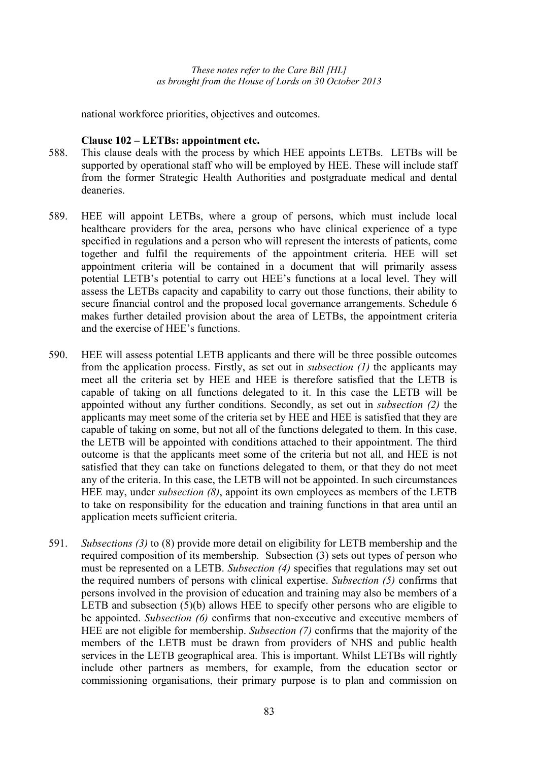national workforce priorities, objectives and outcomes.

**Clause 102 – LETBs: appointment etc.**

588. This clause deals with the process by which HEE appoints LETBs. LETBs will be supported by operational staff who will be employed by HEE. These will include staff from the former Strategic Health Authorities and postgraduate medical and dental deaneries.

589. HEE will appoint LETBs, where a group of persons, which must include local healthcare providers for the area, persons who have clinical experience of a type specified in regulations and a person who will represent the interests of patients, come together and fulfil the requirements of the appointment criteria. HEE will set appointment criteria will be contained in a document that will primarily assess potential LETB's potential to carry out HEE's functions at a local level. They will assess the LETBs capacity and capability to carry out those functions, their ability to secure financial control and the proposed local governance arrangements. Schedule 6 makes further detailed provision about the area of LETBs, the appointment criteria and the exercise of HEE's functions.

590. HEE will assess potential LETB applicants and there will be three possible outcomes from the application process. Firstly, as set out in *subsection (1)* the applicants may meet all the criteria set by HEE and HEE is therefore satisfied that the LETB is capable of taking on all functions delegated to it. In this case the LETB will be appointed without any further conditions. Secondly, as set out in *subsection (2)* the applicants may meet some of the criteria set by HEE and HEE is satisfied that they are capable of taking on some, but not all of the functions delegated to them. In this case, the LETB will be appointed with conditions attached to their appointment. The third outcome is that the applicants meet some of the criteria but not all, and HEE is not satisfied that they can take on functions delegated to them, or that they do not meet any of the criteria. In this case, the LETB will not be appointed. In such circumstances HEE may, under *subsection (8)*, appoint its own employees as members of the LETB to take on responsibility for the education and training functions in that area until an application meets sufficient criteria.

591. *Subsections (3)* to (8) provide more detail on eligibility for LETB membership and the required composition of its membership. Subsection (3) sets out types of person who must be represented on a LETB. *Subsection (4)* specifies that regulations may set out the required numbers of persons with clinical expertise. *Subsection (5)* confirms that persons involved in the provision of education and training may also be members of a LETB and subsection (5)(b) allows HEE to specify other persons who are eligible to be appointed. *Subsection (6)* confirms that non-executive and executive members of HEE are not eligible for membership. *Subsection (7)* confirms that the majority of the members of the LETB must be drawn from providers of NHS and public health services in the LETB geographical area. This is important. Whilst LETBs will rightly include other partners as members, for example, from the education sector or commissioning organisations, their primary purpose is to plan and commission on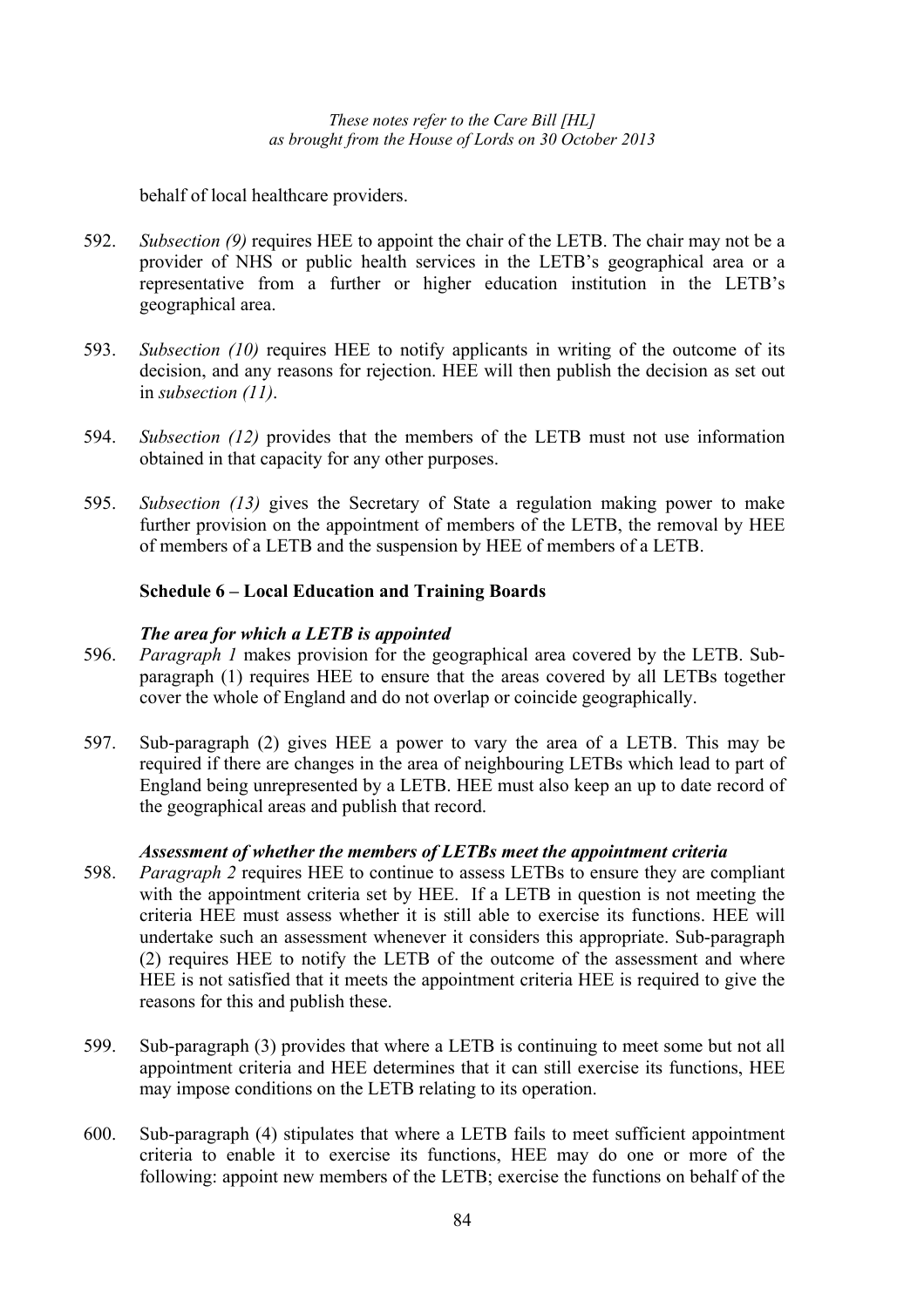behalf of local healthcare providers.

592. *Subsection (9)* requires HEE to appoint the chair of the LETB. The chair may not be a provider of NHS or public health services in the LETB's geographical area or a representative from a further or higher education institution in the LETB's geographical area.

593. *Subsection (10)* requires HEE to notify applicants in writing of the outcome of its decision, and any reasons for rejection. HEE will then publish the decision as set out in *subsection (11)*.

594. *Subsection (12)* provides that the members of the LETB must not use information obtained in that capacity for any other purposes.

595. *Subsection (13)* gives the Secretary of State a regulation making power to make further provision on the appointment of members of the LETB, the removal by HEE of members of a LETB and the suspension by HEE of members of a LETB.

**Schedule 6 – Local Education and Training Boards**

***The area for which a LETB is appointed***

596. *Paragraph 1* makes provision for the geographical area covered by the LETB. Sub-paragraph (1) requires HEE to ensure that the areas covered by all LETBs together cover the whole of England and do not overlap or coincide geographically.

597. Sub-paragraph (2) gives HEE a power to vary the area of a LETB. This may be required if there are changes in the area of neighbouring LETBs which lead to part of England being unrepresented by a LETB. HEE must also keep an up to date record of the geographical areas and publish that record.

***Assessment of whether the members of LETBs meet the appointment criteria***

598. *Paragraph 2* requires HEE to continue to assess LETBs to ensure they are compliant with the appointment criteria set by HEE. If a LETB in question is not meeting the criteria HEE must assess whether it is still able to exercise its functions. HEE will undertake such an assessment whenever it considers this appropriate. Sub-paragraph (2) requires HEE to notify the LETB of the outcome of the assessment and where HEE is not satisfied that it meets the appointment criteria HEE is required to give the reasons for this and publish these.

599. Sub-paragraph (3) provides that where a LETB is continuing to meet some but not all appointment criteria and HEE determines that it can still exercise its functions, HEE may impose conditions on the LETB relating to its operation.

600. Sub-paragraph (4) stipulates that where a LETB fails to meet sufficient appointment criteria to enable it to exercise its functions, HEE may do one or more of the following: appoint new members of the LETB; exercise the functions on behalf of the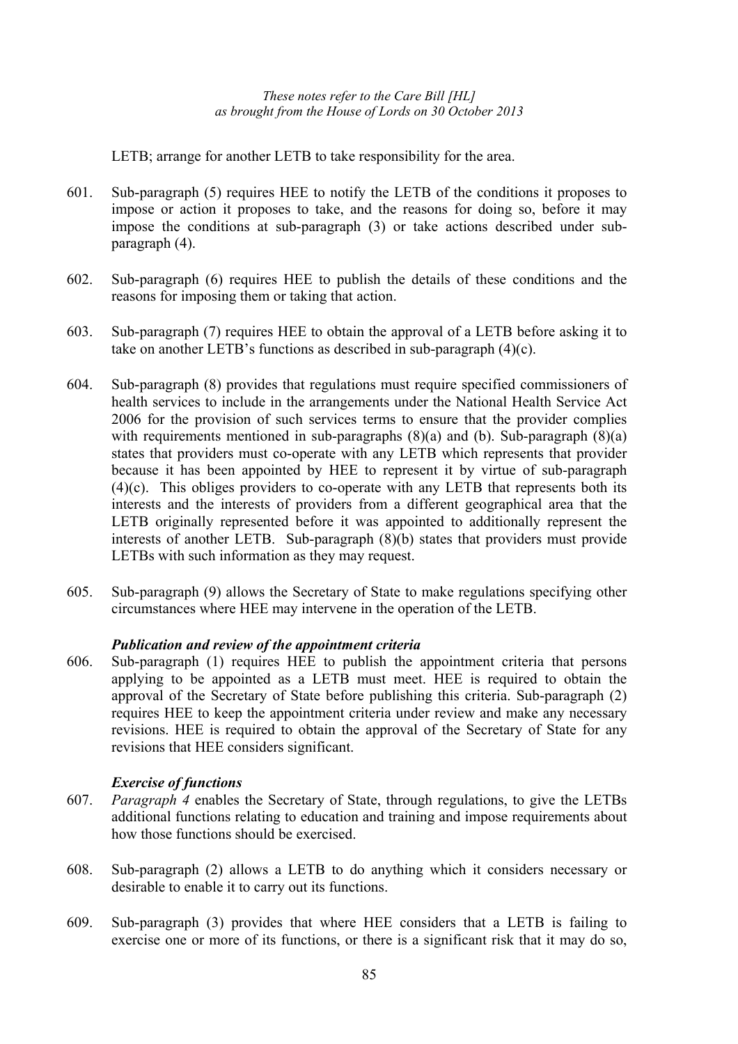LETB; arrange for another LETB to take responsibility for the area.

601. Sub-paragraph (5) requires HEE to notify the LETB of the conditions it proposes to impose or action it proposes to take, and the reasons for doing so, before it may impose the conditions at sub-paragraph (3) or take actions described under sub-paragraph (4).

602. Sub-paragraph (6) requires HEE to publish the details of these conditions and the reasons for imposing them or taking that action.

603. Sub-paragraph (7) requires HEE to obtain the approval of a LETB before asking it to take on another LETB's functions as described in sub-paragraph (4)(c).

604. Sub-paragraph (8) provides that regulations must require specified commissioners of health services to include in the arrangements under the National Health Service Act 2006 for the provision of such services terms to ensure that the provider complies with requirements mentioned in sub-paragraphs (8)(a) and (b). Sub-paragraph (8)(a) states that providers must co-operate with any LETB which represents that provider because it has been appointed by HEE to represent it by virtue of sub-paragraph (4)(c). This obliges providers to co-operate with any LETB that represents both its interests and the interests of providers from a different geographical area that the LETB originally represented before it was appointed to additionally represent the interests of another LETB. Sub-paragraph (8)(b) states that providers must provide LETBs with such information as they may request.

605. Sub-paragraph (9) allows the Secretary of State to make regulations specifying other circumstances where HEE may intervene in the operation of the LETB.

***Publication and review of the appointment criteria***

606. Sub-paragraph (1) requires HEE to publish the appointment criteria that persons applying to be appointed as a LETB must meet. HEE is required to obtain the approval of the Secretary of State before publishing this criteria. Sub-paragraph (2) requires HEE to keep the appointment criteria under review and make any necessary revisions. HEE is required to obtain the approval of the Secretary of State for any revisions that HEE considers significant.

***Exercise of functions***

607. *Paragraph 4* enables the Secretary of State, through regulations, to give the LETBs additional functions relating to education and training and impose requirements about how those functions should be exercised.

608. Sub-paragraph (2) allows a LETB to do anything which it considers necessary or desirable to enable it to carry out its functions.

609. Sub-paragraph (3) provides that where HEE considers that a LETB is failing to exercise one or more of its functions, or there is a significant risk that it may do so,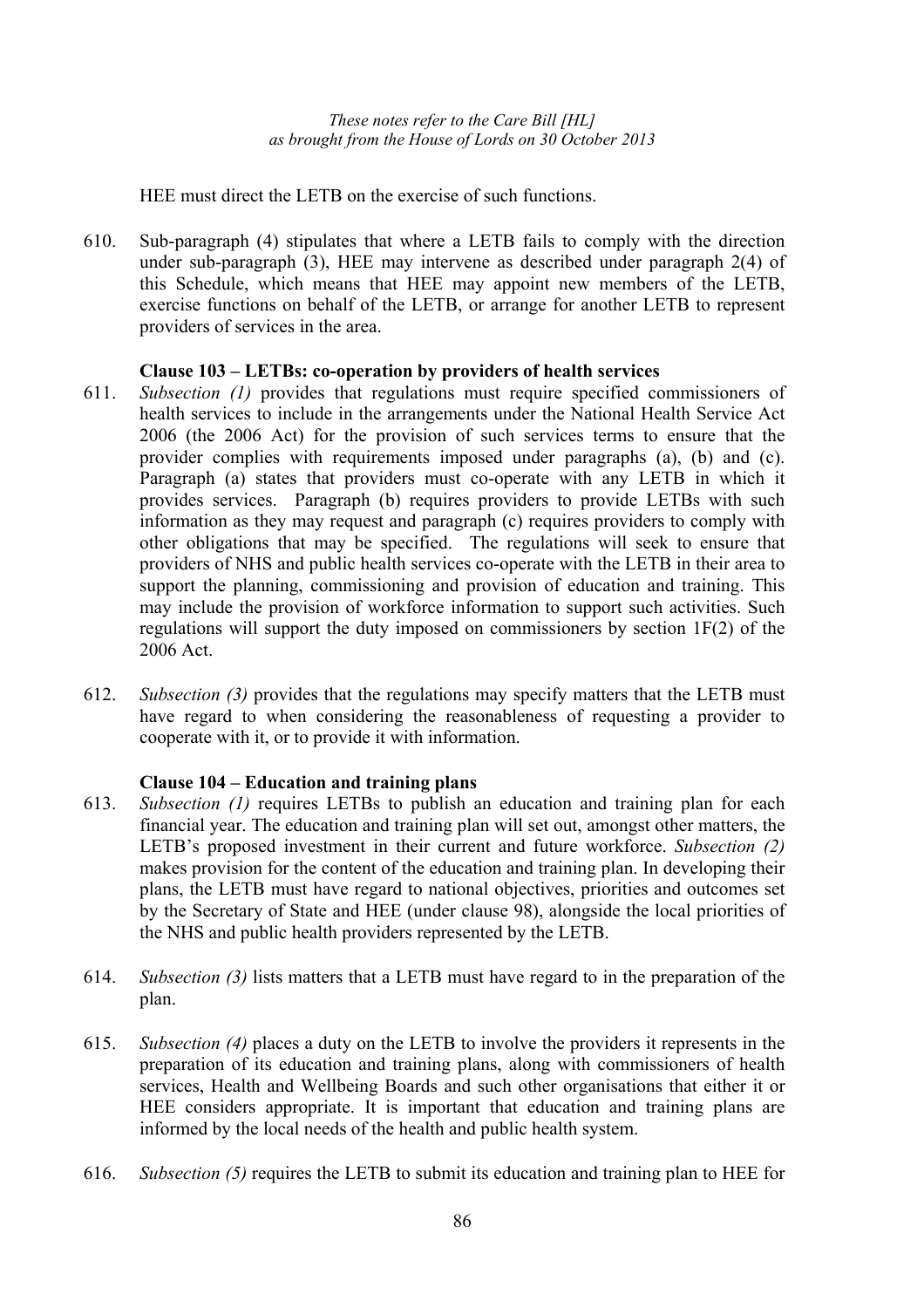HEE must direct the LETB on the exercise of such functions.

610. Sub-paragraph (4) stipulates that where a LETB fails to comply with the direction under sub-paragraph (3), HEE may intervene as described under paragraph 2(4) of this Schedule, which means that HEE may appoint new members of the LETB, exercise functions on behalf of the LETB, or arrange for another LETB to represent providers of services in the area.

**Clause 103 – LETBs: co-operation by providers of health services**

611. *Subsection (1)* provides that regulations must require specified commissioners of health services to include in the arrangements under the National Health Service Act 2006 (the 2006 Act) for the provision of such services terms to ensure that the provider complies with requirements imposed under paragraphs (a), (b) and (c). Paragraph (a) states that providers must co-operate with any LETB in which it provides services. Paragraph (b) requires providers to provide LETBs with such information as they may request and paragraph (c) requires providers to comply with other obligations that may be specified. The regulations will seek to ensure that providers of NHS and public health services co-operate with the LETB in their area to support the planning, commissioning and provision of education and training. This may include the provision of workforce information to support such activities. Such regulations will support the duty imposed on commissioners by section 1F(2) of the 2006 Act.

612. *Subsection (3)* provides that the regulations may specify matters that the LETB must have regard to when considering the reasonableness of requesting a provider to cooperate with it, or to provide it with information.

**Clause 104 – Education and training plans**

613. *Subsection (1)* requires LETBs to publish an education and training plan for each financial year. The education and training plan will set out, amongst other matters, the LETB's proposed investment in their current and future workforce. *Subsection (2)* makes provision for the content of the education and training plan. In developing their plans, the LETB must have regard to national objectives, priorities and outcomes set by the Secretary of State and HEE (under clause 98), alongside the local priorities of the NHS and public health providers represented by the LETB.

614. *Subsection (3)* lists matters that a LETB must have regard to in the preparation of the plan.

615. *Subsection (4)* places a duty on the LETB to involve the providers it represents in the preparation of its education and training plans, along with commissioners of health services, Health and Wellbeing Boards and such other organisations that either it or HEE considers appropriate. It is important that education and training plans are informed by the local needs of the health and public health system.

616. *Subsection (5)* requires the LETB to submit its education and training plan to HEE for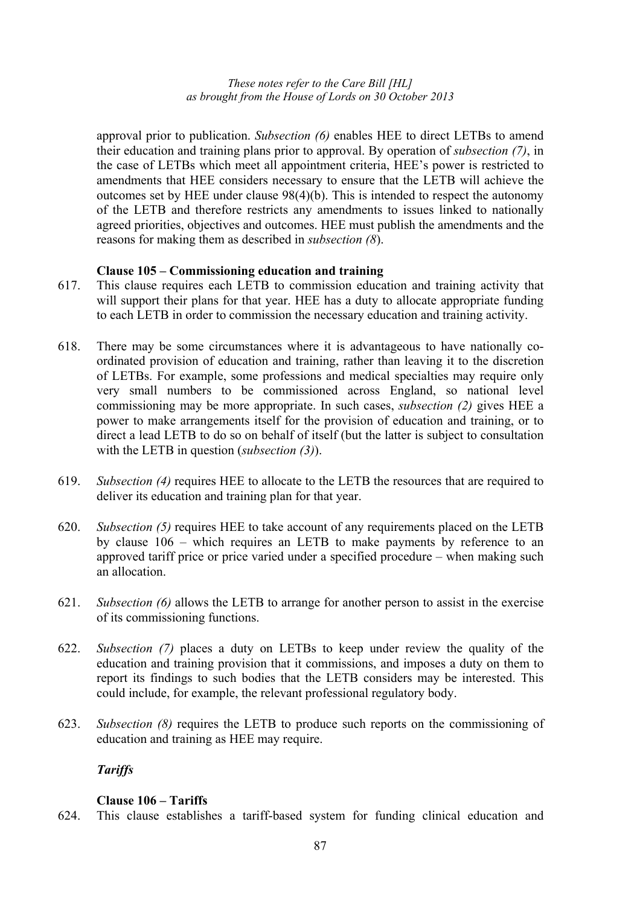approval prior to publication. *Subsection (6)* enables HEE to direct LETBs to amend their education and training plans prior to approval. By operation of *subsection (7)*, in the case of LETBs which meet all appointment criteria, HEE's power is restricted to amendments that HEE considers necessary to ensure that the LETB will achieve the outcomes set by HEE under clause 98(4)(b). This is intended to respect the autonomy of the LETB and therefore restricts any amendments to issues linked to nationally agreed priorities, objectives and outcomes. HEE must publish the amendments and the reasons for making them as described in *subsection (8*).

**Clause 105 – Commissioning education and training**

617. This clause requires each LETB to commission education and training activity that will support their plans for that year. HEE has a duty to allocate appropriate funding to each LETB in order to commission the necessary education and training activity.

618. There may be some circumstances where it is advantageous to have nationally co-ordinated provision of education and training, rather than leaving it to the discretion of LETBs. For example, some professions and medical specialties may require only very small numbers to be commissioned across England, so national level commissioning may be more appropriate. In such cases, *subsection (2)* gives HEE a power to make arrangements itself for the provision of education and training, or to direct a lead LETB to do so on behalf of itself (but the latter is subject to consultation with the LETB in question (*subsection (3)*).

619. *Subsection (4)* requires HEE to allocate to the LETB the resources that are required to deliver its education and training plan for that year.

620. *Subsection (5)* requires HEE to take account of any requirements placed on the LETB by clause 106 – which requires an LETB to make payments by reference to an approved tariff price or price varied under a specified procedure – when making such an allocation.

621. *Subsection (6)* allows the LETB to arrange for another person to assist in the exercise of its commissioning functions.

622. *Subsection (7)* places a duty on LETBs to keep under review the quality of the education and training provision that it commissions, and imposes a duty on them to report its findings to such bodies that the LETB considers may be interested. This could include, for example, the relevant professional regulatory body.

623. *Subsection (8)* requires the LETB to produce such reports on the commissioning of education and training as HEE may require.

***Tariffs***

**Clause 106 – Tariffs**

624. This clause establishes a tariff-based system for funding clinical education and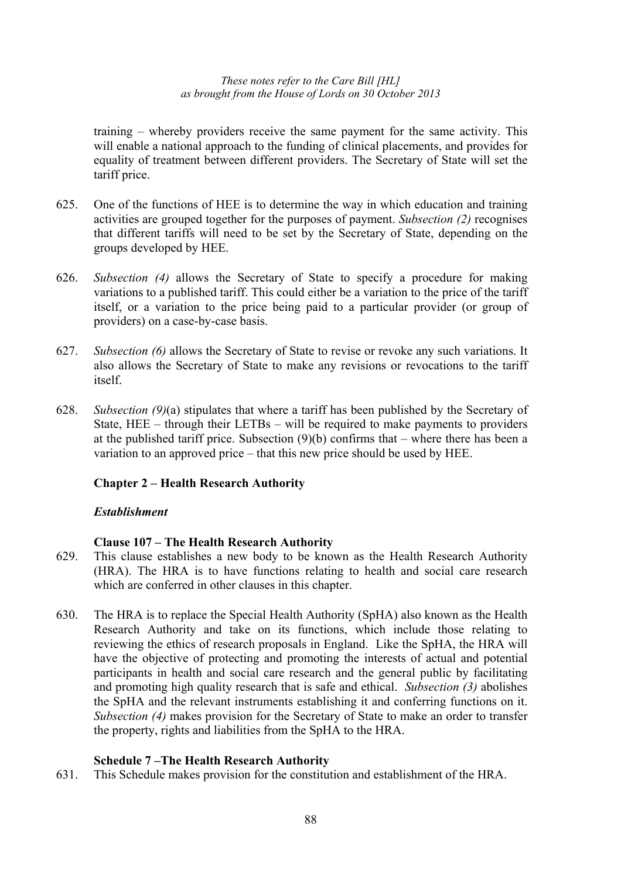training – whereby providers receive the same payment for the same activity. This will enable a national approach to the funding of clinical placements, and provides for equality of treatment between different providers. The Secretary of State will set the tariff price.

625. One of the functions of HEE is to determine the way in which education and training activities are grouped together for the purposes of payment. *Subsection (2)* recognises that different tariffs will need to be set by the Secretary of State, depending on the groups developed by HEE.

626. *Subsection (4)* allows the Secretary of State to specify a procedure for making variations to a published tariff. This could either be a variation to the price of the tariff itself, or a variation to the price being paid to a particular provider (or group of providers) on a case-by-case basis.

627. *Subsection (6)* allows the Secretary of State to revise or revoke any such variations. It also allows the Secretary of State to make any revisions or revocations to the tariff itself.

628. *Subsection (9)*(a) stipulates that where a tariff has been published by the Secretary of State, HEE – through their LETBs – will be required to make payments to providers at the published tariff price. Subsection (9)(b) confirms that – where there has been a variation to an approved price – that this new price should be used by HEE.

## Chapter 2 – Health Research Authority

### *Establishment*

#### Clause 107 – The Health Research Authority

629. This clause establishes a new body to be known as the Health Research Authority (HRA). The HRA is to have functions relating to health and social care research which are conferred in other clauses in this chapter.

630. The HRA is to replace the Special Health Authority (SpHA) also known as the Health Research Authority and take on its functions, which include those relating to reviewing the ethics of research proposals in England. Like the SpHA, the HRA will have the objective of protecting and promoting the interests of actual and potential participants in health and social care research and the general public by facilitating and promoting high quality research that is safe and ethical. *Subsection (3)* abolishes the SpHA and the relevant instruments establishing it and conferring functions on it. *Subsection (4)* makes provision for the Secretary of State to make an order to transfer the property, rights and liabilities from the SpHA to the HRA.

#### Schedule 7 –The Health Research Authority

631. This Schedule makes provision for the constitution and establishment of the HRA.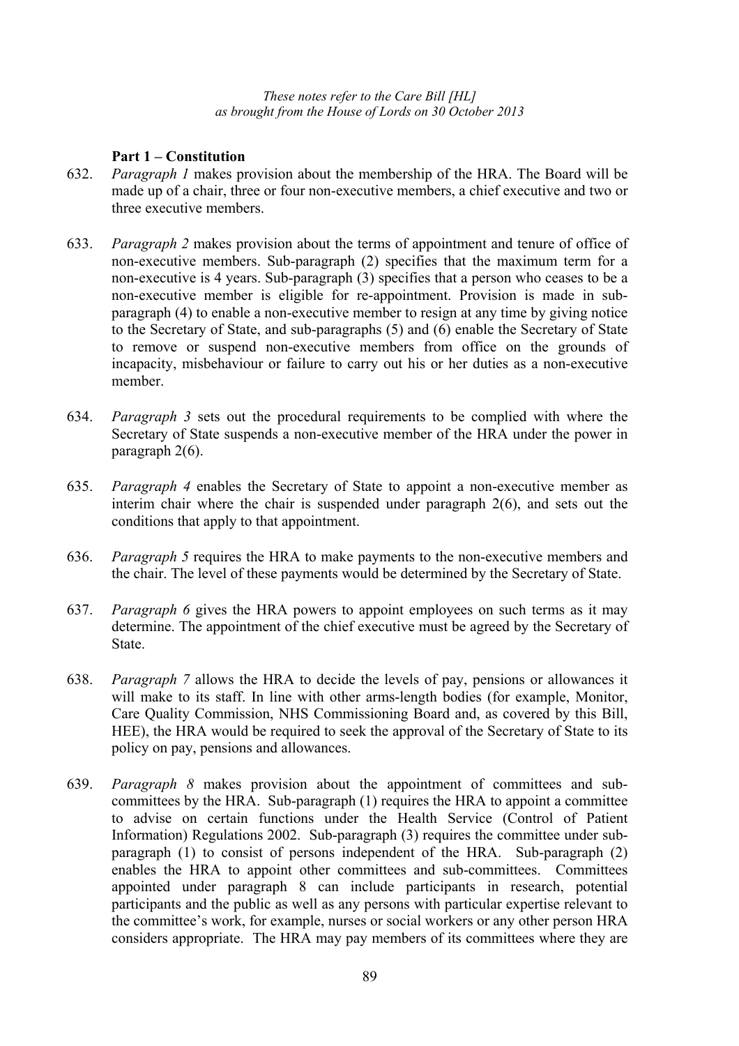*These notes refer to the Care Bill [HL] as brought from the House of Lords on 30 October 2013*

**Part 1 – Constitution**

632. *Paragraph 1* makes provision about the membership of the HRA. The Board will be made up of a chair, three or four non-executive members, a chief executive and two or three executive members.

633. *Paragraph 2* makes provision about the terms of appointment and tenure of office of non-executive members. Sub-paragraph (2) specifies that the maximum term for a non-executive is 4 years. Sub-paragraph (3) specifies that a person who ceases to be a non-executive member is eligible for re-appointment. Provision is made in sub-paragraph (4) to enable a non-executive member to resign at any time by giving notice to the Secretary of State, and sub-paragraphs (5) and (6) enable the Secretary of State to remove or suspend non-executive members from office on the grounds of incapacity, misbehaviour or failure to carry out his or her duties as a non-executive member.

634. *Paragraph 3* sets out the procedural requirements to be complied with where the Secretary of State suspends a non-executive member of the HRA under the power in paragraph 2(6).

635. *Paragraph 4* enables the Secretary of State to appoint a non-executive member as interim chair where the chair is suspended under paragraph 2(6), and sets out the conditions that apply to that appointment.

636. *Paragraph 5* requires the HRA to make payments to the non-executive members and the chair. The level of these payments would be determined by the Secretary of State.

637. *Paragraph 6* gives the HRA powers to appoint employees on such terms as it may determine. The appointment of the chief executive must be agreed by the Secretary of State.

638. *Paragraph 7* allows the HRA to decide the levels of pay, pensions or allowances it will make to its staff. In line with other arms-length bodies (for example, Monitor, Care Quality Commission, NHS Commissioning Board and, as covered by this Bill, HEE), the HRA would be required to seek the approval of the Secretary of State to its policy on pay, pensions and allowances.

639. *Paragraph 8* makes provision about the appointment of committees and sub-committees by the HRA. Sub-paragraph (1) requires the HRA to appoint a committee to advise on certain functions under the Health Service (Control of Patient Information) Regulations 2002. Sub-paragraph (3) requires the committee under sub-paragraph (1) to consist of persons independent of the HRA. Sub-paragraph (2) enables the HRA to appoint other committees and sub-committees. Committees appointed under paragraph 8 can include participants in research, potential participants and the public as well as any persons with particular expertise relevant to the committee's work, for example, nurses or social workers or any other person HRA considers appropriate. The HRA may pay members of its committees where they are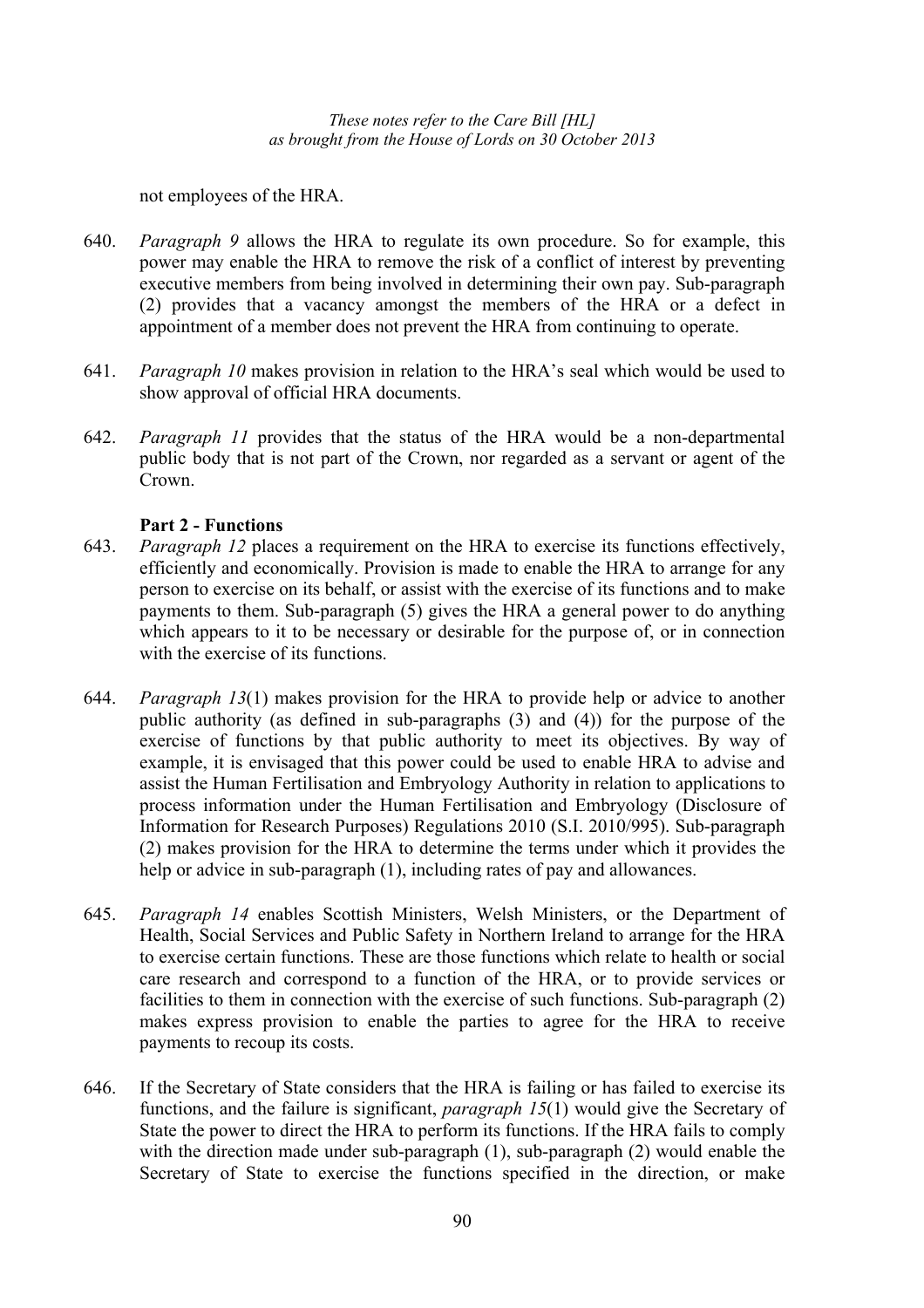not employees of the HRA.

640. *Paragraph 9* allows the HRA to regulate its own procedure. So for example, this power may enable the HRA to remove the risk of a conflict of interest by preventing executive members from being involved in determining their own pay. Sub-paragraph (2) provides that a vacancy amongst the members of the HRA or a defect in appointment of a member does not prevent the HRA from continuing to operate.

641. *Paragraph 10* makes provision in relation to the HRA's seal which would be used to show approval of official HRA documents.

642. *Paragraph 11* provides that the status of the HRA would be a non-departmental public body that is not part of the Crown, nor regarded as a servant or agent of the Crown.

**Part 2 - Functions**

643. *Paragraph 12* places a requirement on the HRA to exercise its functions effectively, efficiently and economically. Provision is made to enable the HRA to arrange for any person to exercise on its behalf, or assist with the exercise of its functions and to make payments to them. Sub-paragraph (5) gives the HRA a general power to do anything which appears to it to be necessary or desirable for the purpose of, or in connection with the exercise of its functions.

644. *Paragraph 13*(1) makes provision for the HRA to provide help or advice to another public authority (as defined in sub-paragraphs (3) and (4)) for the purpose of the exercise of functions by that public authority to meet its objectives. By way of example, it is envisaged that this power could be used to enable HRA to advise and assist the Human Fertilisation and Embryology Authority in relation to applications to process information under the Human Fertilisation and Embryology (Disclosure of Information for Research Purposes) Regulations 2010 (S.I. 2010/995). Sub-paragraph (2) makes provision for the HRA to determine the terms under which it provides the help or advice in sub-paragraph (1), including rates of pay and allowances.

645. *Paragraph 14* enables Scottish Ministers, Welsh Ministers, or the Department of Health, Social Services and Public Safety in Northern Ireland to arrange for the HRA to exercise certain functions. These are those functions which relate to health or social care research and correspond to a function of the HRA, or to provide services or facilities to them in connection with the exercise of such functions. Sub-paragraph (2) makes express provision to enable the parties to agree for the HRA to receive payments to recoup its costs.

646. If the Secretary of State considers that the HRA is failing or has failed to exercise its functions, and the failure is significant, *paragraph 15*(1) would give the Secretary of State the power to direct the HRA to perform its functions. If the HRA fails to comply with the direction made under sub-paragraph (1), sub-paragraph (2) would enable the Secretary of State to exercise the functions specified in the direction, or make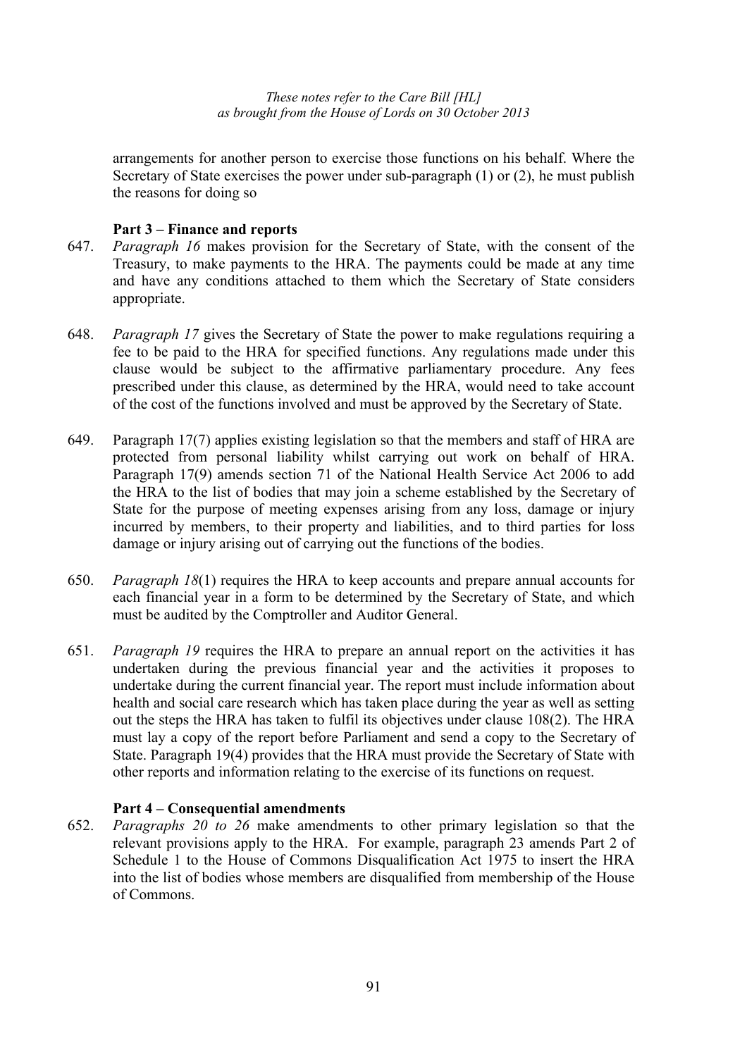arrangements for another person to exercise those functions on his behalf. Where the Secretary of State exercises the power under sub-paragraph (1) or (2), he must publish the reasons for doing so

**Part 3 – Finance and reports**

647. *Paragraph 16* makes provision for the Secretary of State, with the consent of the Treasury, to make payments to the HRA. The payments could be made at any time and have any conditions attached to them which the Secretary of State considers appropriate.

648. *Paragraph 17* gives the Secretary of State the power to make regulations requiring a fee to be paid to the HRA for specified functions. Any regulations made under this clause would be subject to the affirmative parliamentary procedure. Any fees prescribed under this clause, as determined by the HRA, would need to take account of the cost of the functions involved and must be approved by the Secretary of State.

649. Paragraph 17(7) applies existing legislation so that the members and staff of HRA are protected from personal liability whilst carrying out work on behalf of HRA. Paragraph 17(9) amends section 71 of the National Health Service Act 2006 to add the HRA to the list of bodies that may join a scheme established by the Secretary of State for the purpose of meeting expenses arising from any loss, damage or injury incurred by members, to their property and liabilities, and to third parties for loss damage or injury arising out of carrying out the functions of the bodies.

650. *Paragraph 18*(1) requires the HRA to keep accounts and prepare annual accounts for each financial year in a form to be determined by the Secretary of State, and which must be audited by the Comptroller and Auditor General.

651. *Paragraph 19* requires the HRA to prepare an annual report on the activities it has undertaken during the previous financial year and the activities it proposes to undertake during the current financial year. The report must include information about health and social care research which has taken place during the year as well as setting out the steps the HRA has taken to fulfil its objectives under clause 108(2). The HRA must lay a copy of the report before Parliament and send a copy to the Secretary of State. Paragraph 19(4) provides that the HRA must provide the Secretary of State with other reports and information relating to the exercise of its functions on request.

**Part 4 – Consequential amendments**

652. *Paragraphs 20 to 26* make amendments to other primary legislation so that the relevant provisions apply to the HRA. For example, paragraph 23 amends Part 2 of Schedule 1 to the House of Commons Disqualification Act 1975 to insert the HRA into the list of bodies whose members are disqualified from membership of the House of Commons.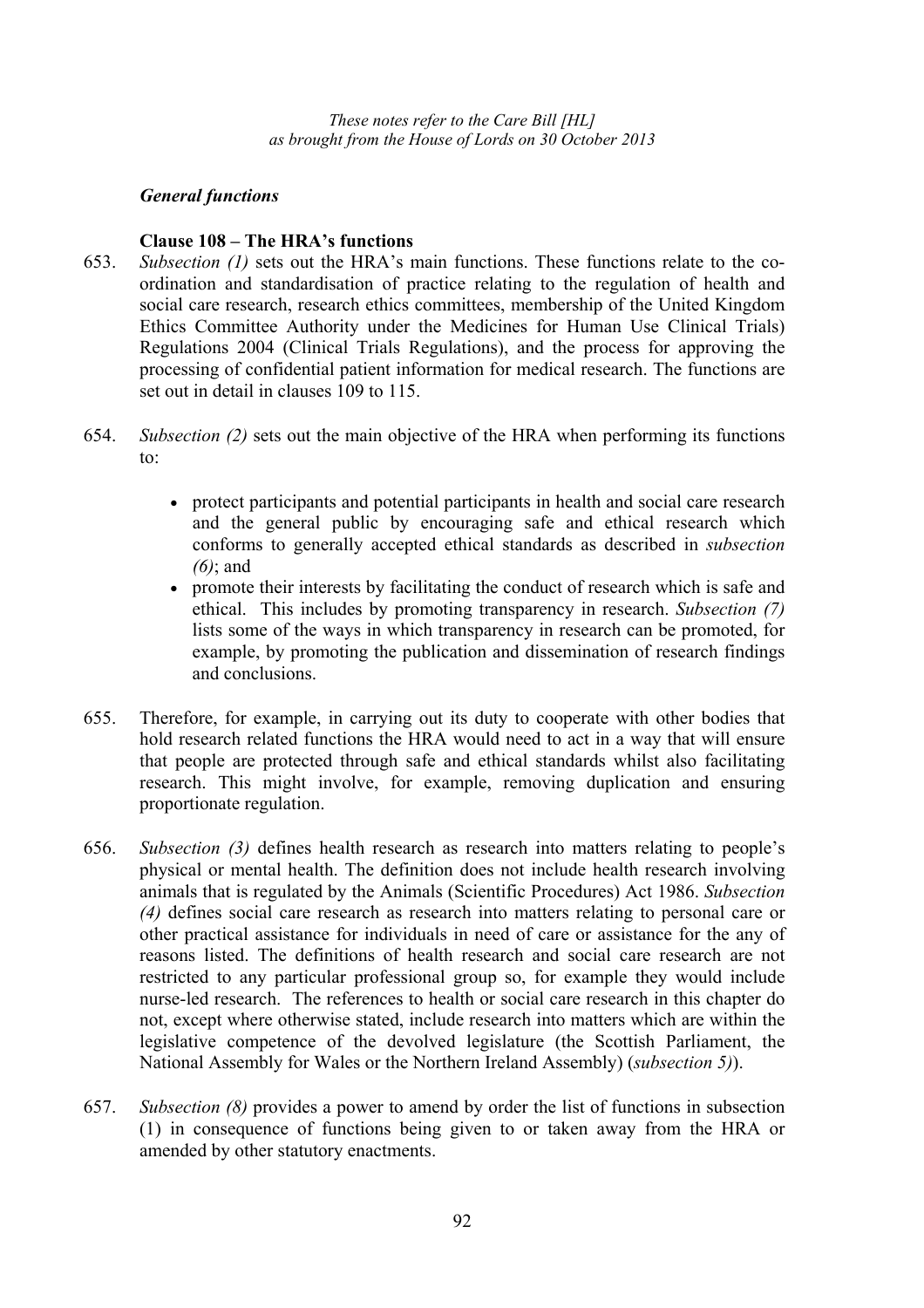*These notes refer to the Care Bill [HL] as brought from the House of Lords on 30 October 2013*

### *General functions*

#### Clause 108 – The HRA's functions

653. *Subsection (1)* sets out the HRA's main functions. These functions relate to the co-ordination and standardisation of practice relating to the regulation of health and social care research, research ethics committees, membership of the United Kingdom Ethics Committee Authority under the Medicines for Human Use Clinical Trials) Regulations 2004 (Clinical Trials Regulations), and the process for approving the processing of confidential patient information for medical research. The functions are set out in detail in clauses 109 to 115.

654. *Subsection (2)* sets out the main objective of the HRA when performing its functions to:

- protect participants and potential participants in health and social care research and the general public by encouraging safe and ethical research which conforms to generally accepted ethical standards as described in *subsection (6)*; and
- promote their interests by facilitating the conduct of research which is safe and ethical. This includes by promoting transparency in research. *Subsection (7)* lists some of the ways in which transparency in research can be promoted, for example, by promoting the publication and dissemination of research findings and conclusions.

655. Therefore, for example, in carrying out its duty to cooperate with other bodies that hold research related functions the HRA would need to act in a way that will ensure that people are protected through safe and ethical standards whilst also facilitating research. This might involve, for example, removing duplication and ensuring proportionate regulation.

656. *Subsection (3)* defines health research as research into matters relating to people's physical or mental health. The definition does not include health research involving animals that is regulated by the Animals (Scientific Procedures) Act 1986. *Subsection (4)* defines social care research as research into matters relating to personal care or other practical assistance for individuals in need of care or assistance for the any of reasons listed. The definitions of health research and social care research are not restricted to any particular professional group so, for example they would include nurse-led research. The references to health or social care research in this chapter do not, except where otherwise stated, include research into matters which are within the legislative competence of the devolved legislature (the Scottish Parliament, the National Assembly for Wales or the Northern Ireland Assembly) (*subsection 5)*).

657. *Subsection (8)* provides a power to amend by order the list of functions in subsection (1) in consequence of functions being given to or taken away from the HRA or amended by other statutory enactments.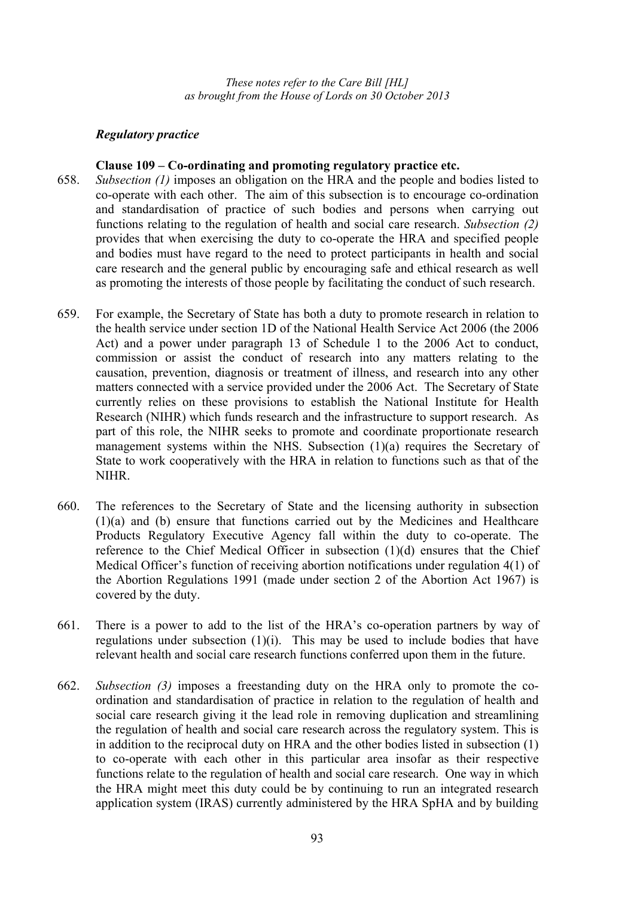*These notes refer to the Care Bill [HL]*
*as brought from the House of Lords on 30 October 2013*

### *Regulatory practice*

**Clause 109 – Co-ordinating and promoting regulatory practice etc.**

658. *Subsection (1)* imposes an obligation on the HRA and the people and bodies listed to co-operate with each other. The aim of this subsection is to encourage co-ordination and standardisation of practice of such bodies and persons when carrying out functions relating to the regulation of health and social care research. *Subsection (2)* provides that when exercising the duty to co-operate the HRA and specified people and bodies must have regard to the need to protect participants in health and social care research and the general public by encouraging safe and ethical research as well as promoting the interests of those people by facilitating the conduct of such research.

659. For example, the Secretary of State has both a duty to promote research in relation to the health service under section 1D of the National Health Service Act 2006 (the 2006 Act) and a power under paragraph 13 of Schedule 1 to the 2006 Act to conduct, commission or assist the conduct of research into any matters relating to the causation, prevention, diagnosis or treatment of illness, and research into any other matters connected with a service provided under the 2006 Act. The Secretary of State currently relies on these provisions to establish the National Institute for Health Research (NIHR) which funds research and the infrastructure to support research. As part of this role, the NIHR seeks to promote and coordinate proportionate research management systems within the NHS. Subsection (1)(a) requires the Secretary of State to work cooperatively with the HRA in relation to functions such as that of the NIHR.

660. The references to the Secretary of State and the licensing authority in subsection (1)(a) and (b) ensure that functions carried out by the Medicines and Healthcare Products Regulatory Executive Agency fall within the duty to co-operate. The reference to the Chief Medical Officer in subsection (1)(d) ensures that the Chief Medical Officer's function of receiving abortion notifications under regulation 4(1) of the Abortion Regulations 1991 (made under section 2 of the Abortion Act 1967) is covered by the duty.

661. There is a power to add to the list of the HRA's co-operation partners by way of regulations under subsection (1)(i). This may be used to include bodies that have relevant health and social care research functions conferred upon them in the future.

662. *Subsection (3)* imposes a freestanding duty on the HRA only to promote the co-ordination and standardisation of practice in relation to the regulation of health and social care research giving it the lead role in removing duplication and streamlining the regulation of health and social care research across the regulatory system. This is in addition to the reciprocal duty on HRA and the other bodies listed in subsection (1) to co-operate with each other in this particular area insofar as their respective functions relate to the regulation of health and social care research. One way in which the HRA might meet this duty could be by continuing to run an integrated research application system (IRAS) currently administered by the HRA SpHA and by building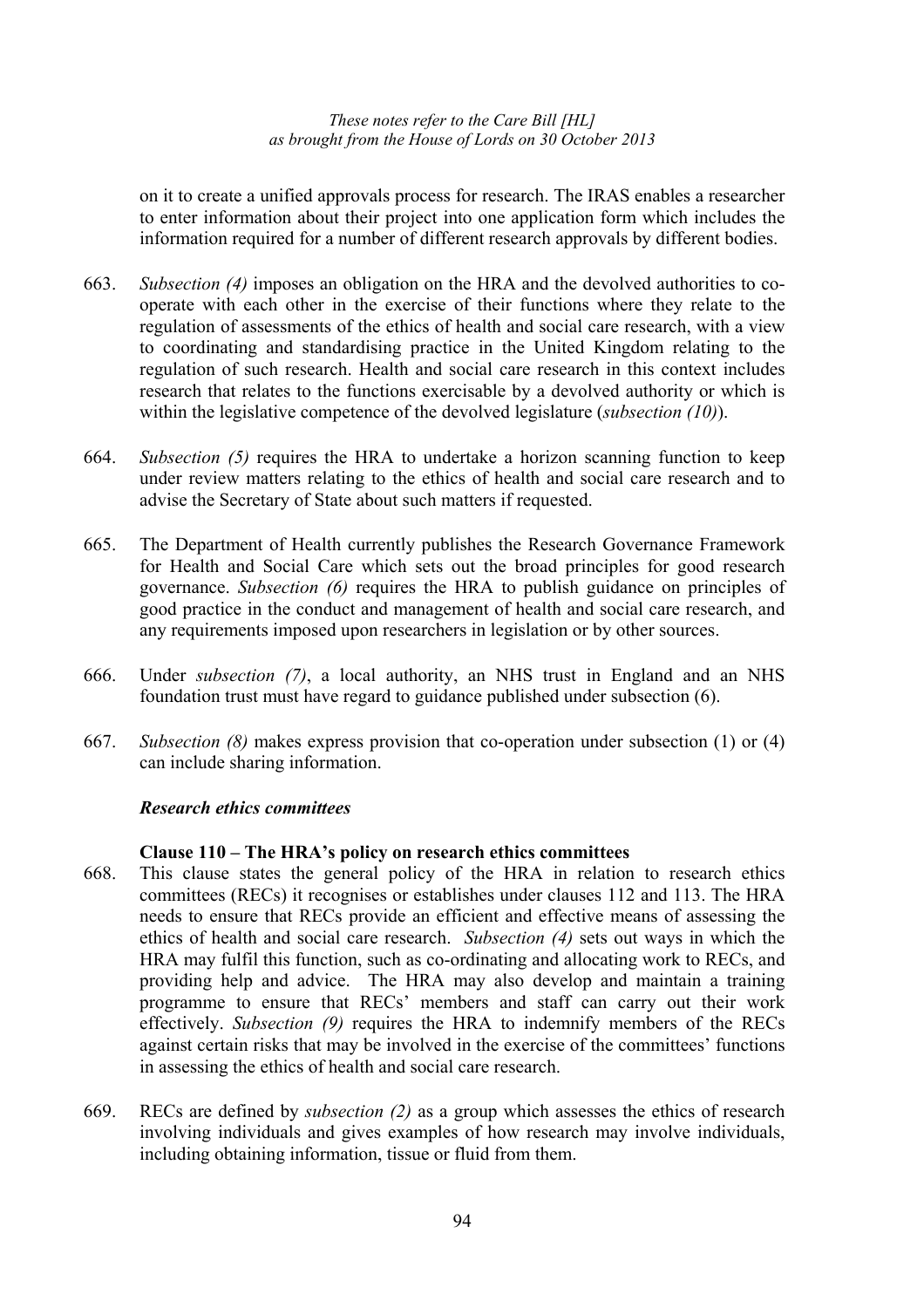on it to create a unified approvals process for research. The IRAS enables a researcher to enter information about their project into one application form which includes the information required for a number of different research approvals by different bodies.

663. *Subsection (4)* imposes an obligation on the HRA and the devolved authorities to co-operate with each other in the exercise of their functions where they relate to the regulation of assessments of the ethics of health and social care research, with a view to coordinating and standardising practice in the United Kingdom relating to the regulation of such research. Health and social care research in this context includes research that relates to the functions exercisable by a devolved authority or which is within the legislative competence of the devolved legislature (*subsection (10)*).

664. *Subsection (5)* requires the HRA to undertake a horizon scanning function to keep under review matters relating to the ethics of health and social care research and to advise the Secretary of State about such matters if requested.

665. The Department of Health currently publishes the Research Governance Framework for Health and Social Care which sets out the broad principles for good research governance. *Subsection (6)* requires the HRA to publish guidance on principles of good practice in the conduct and management of health and social care research, and any requirements imposed upon researchers in legislation or by other sources.

666. Under *subsection (7)*, a local authority, an NHS trust in England and an NHS foundation trust must have regard to guidance published under subsection (6).

667. *Subsection (8)* makes express provision that co-operation under subsection (1) or (4) can include sharing information.

***Research ethics committees***

**Clause 110 – The HRA's policy on research ethics committees**

668. This clause states the general policy of the HRA in relation to research ethics committees (RECs) it recognises or establishes under clauses 112 and 113. The HRA needs to ensure that RECs provide an efficient and effective means of assessing the ethics of health and social care research. *Subsection (4)* sets out ways in which the HRA may fulfil this function, such as co-ordinating and allocating work to RECs, and providing help and advice. The HRA may also develop and maintain a training programme to ensure that RECs' members and staff can carry out their work effectively. *Subsection (9)* requires the HRA to indemnify members of the RECs against certain risks that may be involved in the exercise of the committees' functions in assessing the ethics of health and social care research.

669. RECs are defined by *subsection (2)* as a group which assesses the ethics of research involving individuals and gives examples of how research may involve individuals, including obtaining information, tissue or fluid from them.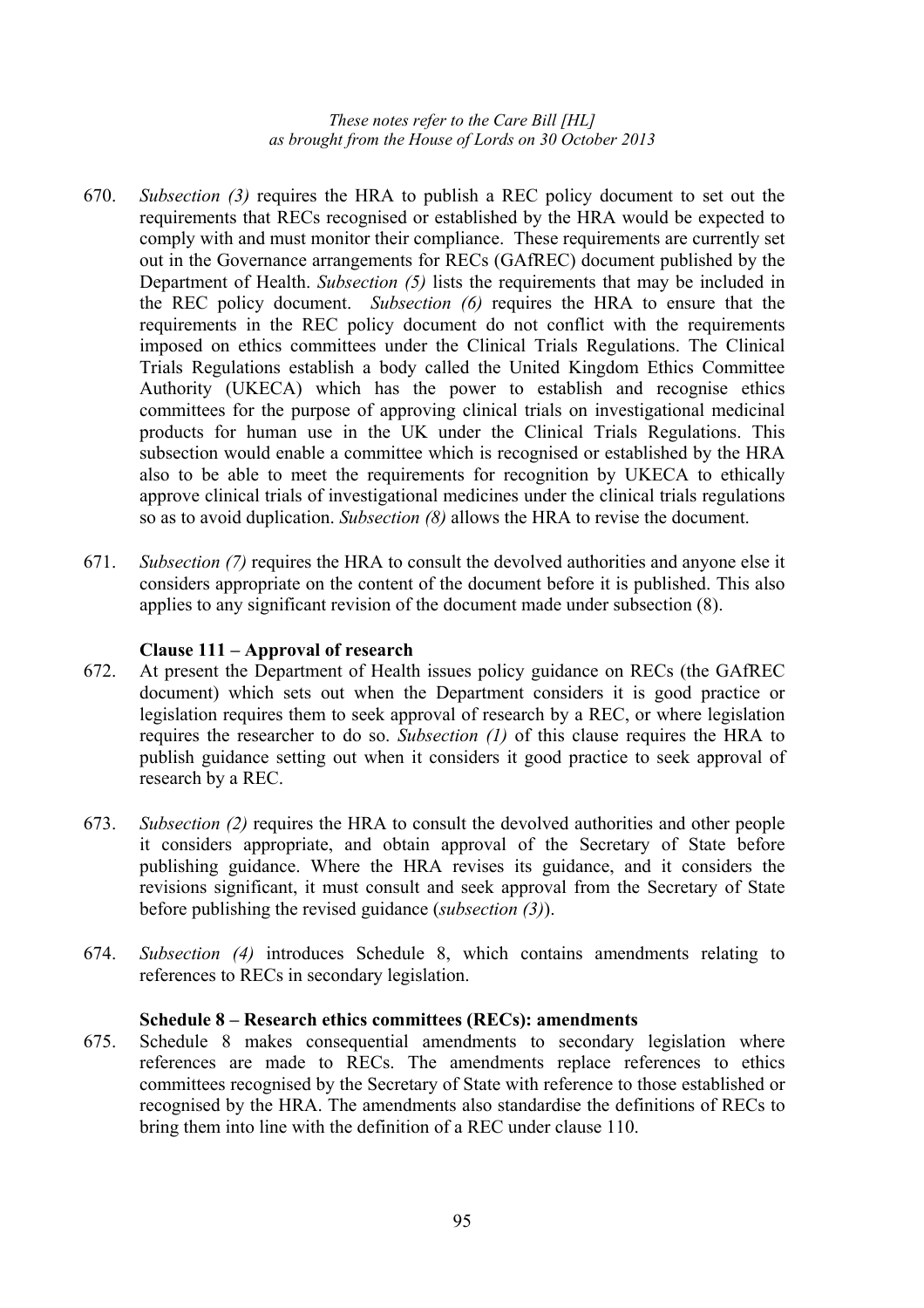670. *Subsection (3)* requires the HRA to publish a REC policy document to set out the requirements that RECs recognised or established by the HRA would be expected to comply with and must monitor their compliance. These requirements are currently set out in the Governance arrangements for RECs (GAfREC) document published by the Department of Health. *Subsection (5)* lists the requirements that may be included in the REC policy document. *Subsection (6)* requires the HRA to ensure that the requirements in the REC policy document do not conflict with the requirements imposed on ethics committees under the Clinical Trials Regulations. The Clinical Trials Regulations establish a body called the United Kingdom Ethics Committee Authority (UKECA) which has the power to establish and recognise ethics committees for the purpose of approving clinical trials on investigational medicinal products for human use in the UK under the Clinical Trials Regulations. This subsection would enable a committee which is recognised or established by the HRA also to be able to meet the requirements for recognition by UKECA to ethically approve clinical trials of investigational medicines under the clinical trials regulations so as to avoid duplication. *Subsection (8)* allows the HRA to revise the document.

671. *Subsection (7)* requires the HRA to consult the devolved authorities and anyone else it considers appropriate on the content of the document before it is published. This also applies to any significant revision of the document made under subsection (8).

**Clause 111 – Approval of research**

672. At present the Department of Health issues policy guidance on RECs (the GAfREC document) which sets out when the Department considers it is good practice or legislation requires them to seek approval of research by a REC, or where legislation requires the researcher to do so. *Subsection (1)* of this clause requires the HRA to publish guidance setting out when it considers it good practice to seek approval of research by a REC.

673. *Subsection (2)* requires the HRA to consult the devolved authorities and other people it considers appropriate, and obtain approval of the Secretary of State before publishing guidance. Where the HRA revises its guidance, and it considers the revisions significant, it must consult and seek approval from the Secretary of State before publishing the revised guidance (*subsection (3)*).

674. *Subsection (4)* introduces Schedule 8, which contains amendments relating to references to RECs in secondary legislation.

**Schedule 8 – Research ethics committees (RECs): amendments**

675. Schedule 8 makes consequential amendments to secondary legislation where references are made to RECs. The amendments replace references to ethics committees recognised by the Secretary of State with reference to those established or recognised by the HRA. The amendments also standardise the definitions of RECs to bring them into line with the definition of a REC under clause 110.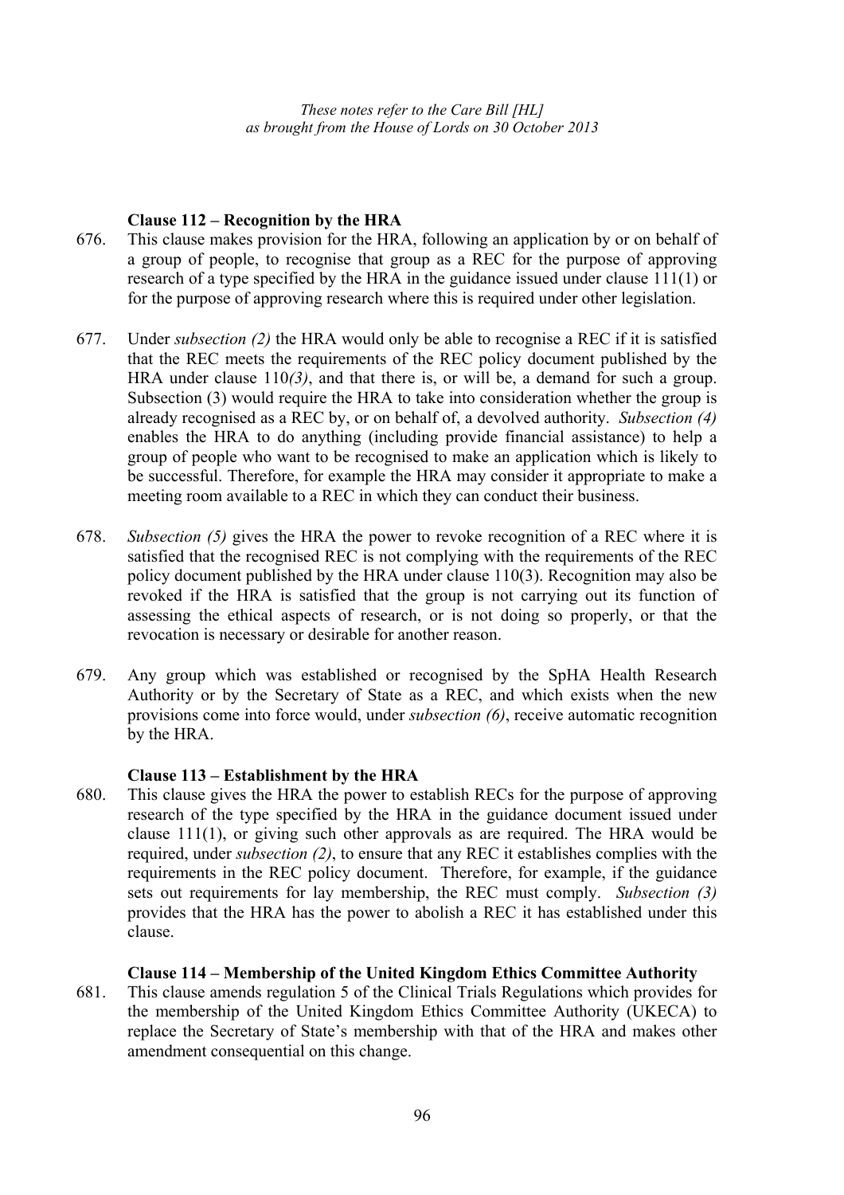*These notes refer to the Care Bill [HL] as brought from the House of Lords on 30 October 2013*

**Clause 112 – Recognition by the HRA**

676. This clause makes provision for the HRA, following an application by or on behalf of a group of people, to recognise that group as a REC for the purpose of approving research of a type specified by the HRA in the guidance issued under clause 111(1) or for the purpose of approving research where this is required under other legislation.

677. Under *subsection (2)* the HRA would only be able to recognise a REC if it is satisfied that the REC meets the requirements of the REC policy document published by the HRA under clause 110*(3)*, and that there is, or will be, a demand for such a group. Subsection (3) would require the HRA to take into consideration whether the group is already recognised as a REC by, or on behalf of, a devolved authority. *Subsection (4)* enables the HRA to do anything (including provide financial assistance) to help a group of people who want to be recognised to make an application which is likely to be successful. Therefore, for example the HRA may consider it appropriate to make a meeting room available to a REC in which they can conduct their business.

678. *Subsection (5)* gives the HRA the power to revoke recognition of a REC where it is satisfied that the recognised REC is not complying with the requirements of the REC policy document published by the HRA under clause 110(3). Recognition may also be revoked if the HRA is satisfied that the group is not carrying out its function of assessing the ethical aspects of research, or is not doing so properly, or that the revocation is necessary or desirable for another reason.

679. Any group which was established or recognised by the SpHA Health Research Authority or by the Secretary of State as a REC, and which exists when the new provisions come into force would, under *subsection (6)*, receive automatic recognition by the HRA.

**Clause 113 – Establishment by the HRA**

680. This clause gives the HRA the power to establish RECs for the purpose of approving research of the type specified by the HRA in the guidance document issued under clause 111(1), or giving such other approvals as are required. The HRA would be required, under *subsection (2)*, to ensure that any REC it establishes complies with the requirements in the REC policy document. Therefore, for example, if the guidance sets out requirements for lay membership, the REC must comply. *Subsection (3)* provides that the HRA has the power to abolish a REC it has established under this clause.

**Clause 114 – Membership of the United Kingdom Ethics Committee Authority**

681. This clause amends regulation 5 of the Clinical Trials Regulations which provides for the membership of the United Kingdom Ethics Committee Authority (UKECA) to replace the Secretary of State's membership with that of the HRA and makes other amendment consequential on this change.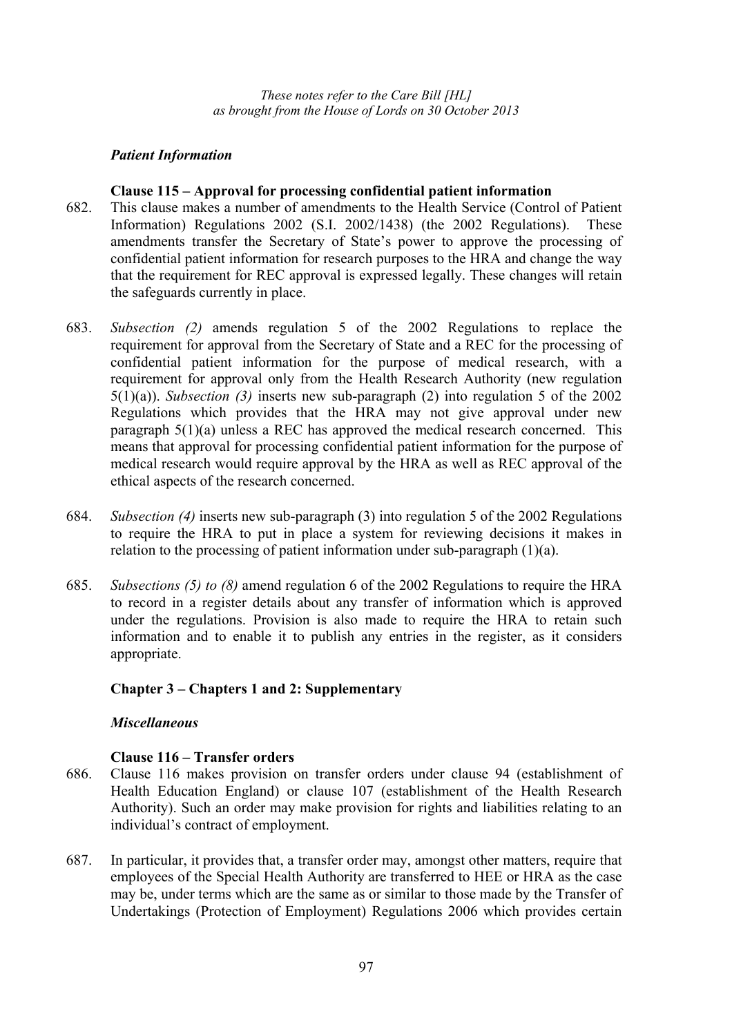*Patient Information*

**Clause 115 – Approval for processing confidential patient information**

682. This clause makes a number of amendments to the Health Service (Control of Patient Information) Regulations 2002 (S.I. 2002/1438) (the 2002 Regulations). These amendments transfer the Secretary of State's power to approve the processing of confidential patient information for research purposes to the HRA and change the way that the requirement for REC approval is expressed legally. These changes will retain the safeguards currently in place.

683. *Subsection (2)* amends regulation 5 of the 2002 Regulations to replace the requirement for approval from the Secretary of State and a REC for the processing of confidential patient information for the purpose of medical research, with a requirement for approval only from the Health Research Authority (new regulation 5(1)(a)). *Subsection (3)* inserts new sub-paragraph (2) into regulation 5 of the 2002 Regulations which provides that the HRA may not give approval under new paragraph 5(1)(a) unless a REC has approved the medical research concerned. This means that approval for processing confidential patient information for the purpose of medical research would require approval by the HRA as well as REC approval of the ethical aspects of the research concerned.

684. *Subsection (4)* inserts new sub-paragraph (3) into regulation 5 of the 2002 Regulations to require the HRA to put in place a system for reviewing decisions it makes in relation to the processing of patient information under sub-paragraph (1)(a).

685. *Subsections (5) to (8)* amend regulation 6 of the 2002 Regulations to require the HRA to record in a register details about any transfer of information which is approved under the regulations. Provision is also made to require the HRA to retain such information and to enable it to publish any entries in the register, as it considers appropriate.

**Chapter 3 – Chapters 1 and 2: Supplementary**

*Miscellaneous*

**Clause 116 – Transfer orders**

686. Clause 116 makes provision on transfer orders under clause 94 (establishment of Health Education England) or clause 107 (establishment of the Health Research Authority). Such an order may make provision for rights and liabilities relating to an individual's contract of employment.

687. In particular, it provides that, a transfer order may, amongst other matters, require that employees of the Special Health Authority are transferred to HEE or HRA as the case may be, under terms which are the same as or similar to those made by the Transfer of Undertakings (Protection of Employment) Regulations 2006 which provides certain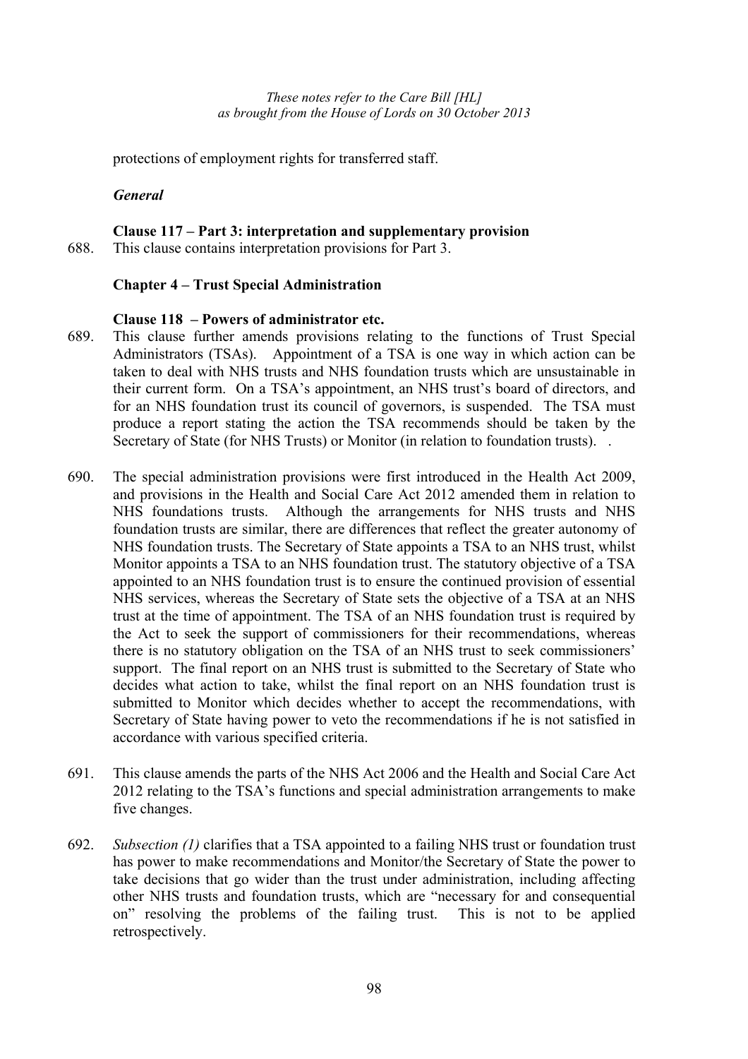protections of employment rights for transferred staff.

*General*

**Clause 117 – Part 3: interpretation and supplementary provision**

688. This clause contains interpretation provisions for Part 3.

**Chapter 4 – Trust Special Administration**

**Clause 118 – Powers of administrator etc.**

689. This clause further amends provisions relating to the functions of Trust Special Administrators (TSAs). Appointment of a TSA is one way in which action can be taken to deal with NHS trusts and NHS foundation trusts which are unsustainable in their current form. On a TSA's appointment, an NHS trust's board of directors, and for an NHS foundation trust its council of governors, is suspended. The TSA must produce a report stating the action the TSA recommends should be taken by the Secretary of State (for NHS Trusts) or Monitor (in relation to foundation trusts). .

690. The special administration provisions were first introduced in the Health Act 2009, and provisions in the Health and Social Care Act 2012 amended them in relation to NHS foundations trusts. Although the arrangements for NHS trusts and NHS foundation trusts are similar, there are differences that reflect the greater autonomy of NHS foundation trusts. The Secretary of State appoints a TSA to an NHS trust, whilst Monitor appoints a TSA to an NHS foundation trust. The statutory objective of a TSA appointed to an NHS foundation trust is to ensure the continued provision of essential NHS services, whereas the Secretary of State sets the objective of a TSA at an NHS trust at the time of appointment. The TSA of an NHS foundation trust is required by the Act to seek the support of commissioners for their recommendations, whereas there is no statutory obligation on the TSA of an NHS trust to seek commissioners' support. The final report on an NHS trust is submitted to the Secretary of State who decides what action to take, whilst the final report on an NHS foundation trust is submitted to Monitor which decides whether to accept the recommendations, with Secretary of State having power to veto the recommendations if he is not satisfied in accordance with various specified criteria.

691. This clause amends the parts of the NHS Act 2006 and the Health and Social Care Act 2012 relating to the TSA's functions and special administration arrangements to make five changes.

692. *Subsection (1)* clarifies that a TSA appointed to a failing NHS trust or foundation trust has power to make recommendations and Monitor/the Secretary of State the power to take decisions that go wider than the trust under administration, including affecting other NHS trusts and foundation trusts, which are "necessary for and consequential on" resolving the problems of the failing trust. This is not to be applied retrospectively.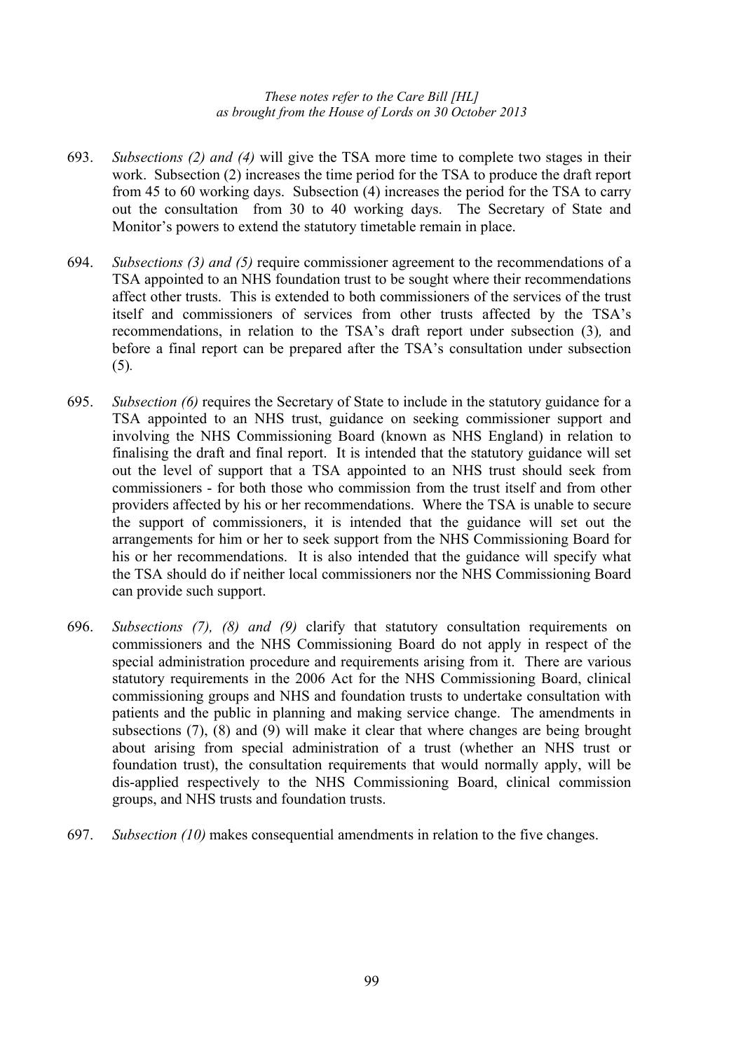693. *Subsections (2) and (4)* will give the TSA more time to complete two stages in their work. Subsection (2) increases the time period for the TSA to produce the draft report from 45 to 60 working days. Subsection (4) increases the period for the TSA to carry out the consultation from 30 to 40 working days. The Secretary of State and Monitor's powers to extend the statutory timetable remain in place.

694. *Subsections (3) and (5)* require commissioner agreement to the recommendations of a TSA appointed to an NHS foundation trust to be sought where their recommendations affect other trusts. This is extended to both commissioners of the services of the trust itself and commissioners of services from other trusts affected by the TSA's recommendations, in relation to the TSA's draft report under subsection (3)*,* and before a final report can be prepared after the TSA's consultation under subsection (5)*.*

695. *Subsection (6)* requires the Secretary of State to include in the statutory guidance for a TSA appointed to an NHS trust, guidance on seeking commissioner support and involving the NHS Commissioning Board (known as NHS England) in relation to finalising the draft and final report. It is intended that the statutory guidance will set out the level of support that a TSA appointed to an NHS trust should seek from commissioners - for both those who commission from the trust itself and from other providers affected by his or her recommendations. Where the TSA is unable to secure the support of commissioners, it is intended that the guidance will set out the arrangements for him or her to seek support from the NHS Commissioning Board for his or her recommendations. It is also intended that the guidance will specify what the TSA should do if neither local commissioners nor the NHS Commissioning Board can provide such support.

696. *Subsections (7), (8) and (9)* clarify that statutory consultation requirements on commissioners and the NHS Commissioning Board do not apply in respect of the special administration procedure and requirements arising from it. There are various statutory requirements in the 2006 Act for the NHS Commissioning Board, clinical commissioning groups and NHS and foundation trusts to undertake consultation with patients and the public in planning and making service change. The amendments in subsections (7), (8) and (9) will make it clear that where changes are being brought about arising from special administration of a trust (whether an NHS trust or foundation trust), the consultation requirements that would normally apply, will be dis-applied respectively to the NHS Commissioning Board, clinical commission groups, and NHS trusts and foundation trusts.

697. *Subsection (10)* makes consequential amendments in relation to the five changes.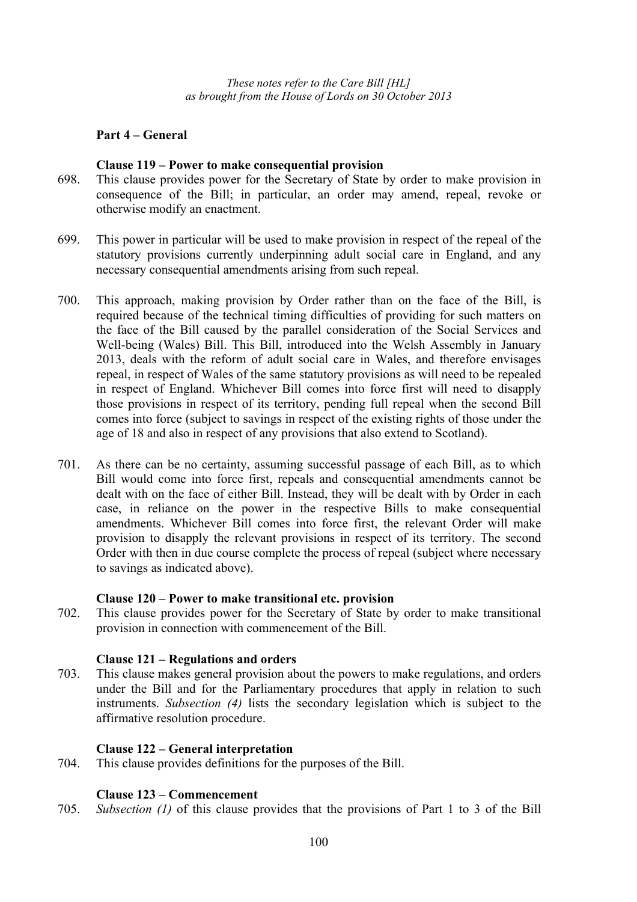*These notes refer to the Care Bill [HL]*
*as brought from the House of Lords on 30 October 2013*

### Part 4 – General

#### Clause 119 – Power to make consequential provision

698. This clause provides power for the Secretary of State by order to make provision in consequence of the Bill; in particular, an order may amend, repeal, revoke or otherwise modify an enactment.

699. This power in particular will be used to make provision in respect of the repeal of the statutory provisions currently underpinning adult social care in England, and any necessary consequential amendments arising from such repeal.

700. This approach, making provision by Order rather than on the face of the Bill, is required because of the technical timing difficulties of providing for such matters on the face of the Bill caused by the parallel consideration of the Social Services and Well-being (Wales) Bill. This Bill, introduced into the Welsh Assembly in January 2013, deals with the reform of adult social care in Wales, and therefore envisages repeal, in respect of Wales of the same statutory provisions as will need to be repealed in respect of England. Whichever Bill comes into force first will need to disapply those provisions in respect of its territory, pending full repeal when the second Bill comes into force (subject to savings in respect of the existing rights of those under the age of 18 and also in respect of any provisions that also extend to Scotland).

701. As there can be no certainty, assuming successful passage of each Bill, as to which Bill would come into force first, repeals and consequential amendments cannot be dealt with on the face of either Bill. Instead, they will be dealt with by Order in each case, in reliance on the power in the respective Bills to make consequential amendments. Whichever Bill comes into force first, the relevant Order will make provision to disapply the relevant provisions in respect of its territory. The second Order with then in due course complete the process of repeal (subject where necessary to savings as indicated above).

#### Clause 120 – Power to make transitional etc. provision

702. This clause provides power for the Secretary of State by order to make transitional provision in connection with commencement of the Bill.

#### Clause 121 – Regulations and orders

703. This clause makes general provision about the powers to make regulations, and orders under the Bill and for the Parliamentary procedures that apply in relation to such instruments. *Subsection (4)* lists the secondary legislation which is subject to the affirmative resolution procedure.

#### Clause 122 – General interpretation

704. This clause provides definitions for the purposes of the Bill.

#### Clause 123 – Commencement

705. *Subsection (1)* of this clause provides that the provisions of Part 1 to 3 of the Bill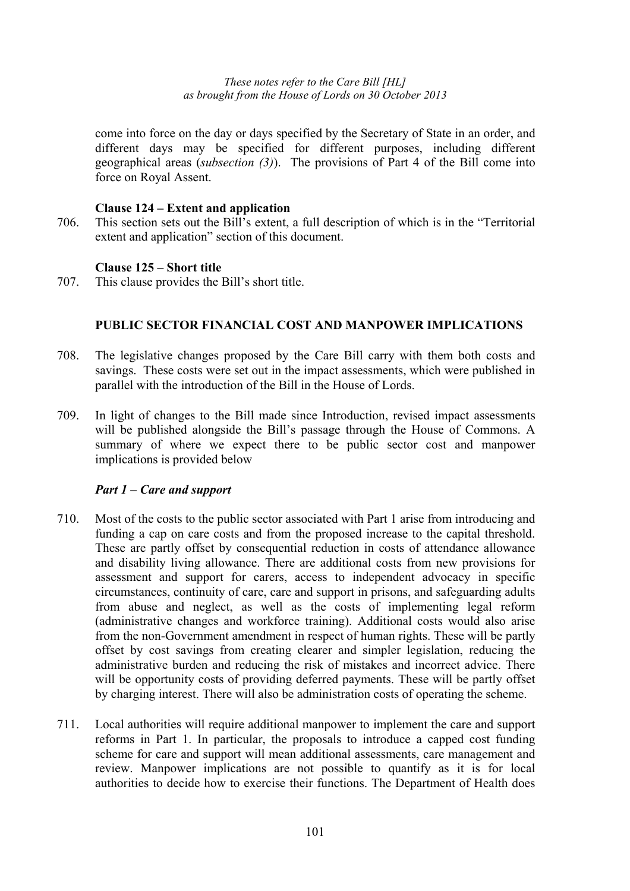come into force on the day or days specified by the Secretary of State in an order, and different days may be specified for different purposes, including different geographical areas (*subsection (3)*). The provisions of Part 4 of the Bill come into force on Royal Assent.

**Clause 124 – Extent and application**

706. This section sets out the Bill's extent, a full description of which is in the "Territorial extent and application" section of this document.

**Clause 125 – Short title**

707. This clause provides the Bill's short title.

## PUBLIC SECTOR FINANCIAL COST AND MANPOWER IMPLICATIONS

708. The legislative changes proposed by the Care Bill carry with them both costs and savings. These costs were set out in the impact assessments, which were published in parallel with the introduction of the Bill in the House of Lords.

709. In light of changes to the Bill made since Introduction, revised impact assessments will be published alongside the Bill's passage through the House of Commons. A summary of where we expect there to be public sector cost and manpower implications is provided below

### *Part 1 – Care and support*

710. Most of the costs to the public sector associated with Part 1 arise from introducing and funding a cap on care costs and from the proposed increase to the capital threshold. These are partly offset by consequential reduction in costs of attendance allowance and disability living allowance. There are additional costs from new provisions for assessment and support for carers, access to independent advocacy in specific circumstances, continuity of care, care and support in prisons, and safeguarding adults from abuse and neglect, as well as the costs of implementing legal reform (administrative changes and workforce training). Additional costs would also arise from the non-Government amendment in respect of human rights. These will be partly offset by cost savings from creating clearer and simpler legislation, reducing the administrative burden and reducing the risk of mistakes and incorrect advice. There will be opportunity costs of providing deferred payments. These will be partly offset by charging interest. There will also be administration costs of operating the scheme.

711. Local authorities will require additional manpower to implement the care and support reforms in Part 1. In particular, the proposals to introduce a capped cost funding scheme for care and support will mean additional assessments, care management and review. Manpower implications are not possible to quantify as it is for local authorities to decide how to exercise their functions. The Department of Health does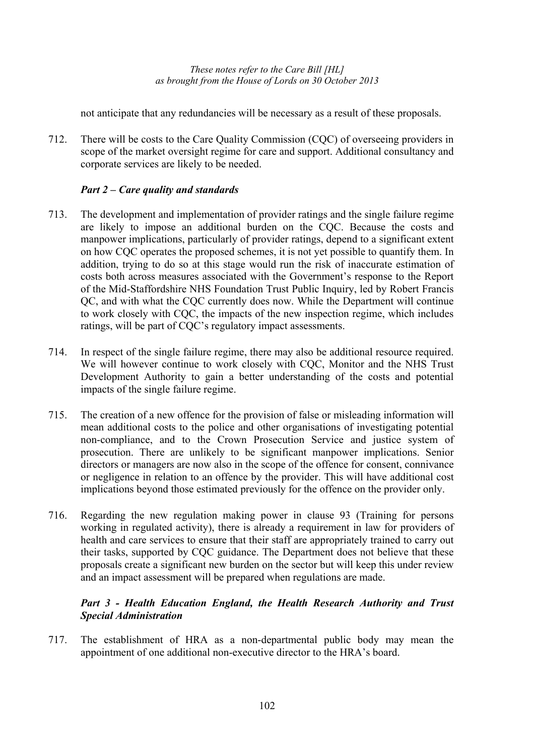not anticipate that any redundancies will be necessary as a result of these proposals.

712. There will be costs to the Care Quality Commission (CQC) of overseeing providers in scope of the market oversight regime for care and support. Additional consultancy and corporate services are likely to be needed.

### *Part 2 – Care quality and standards*

713. The development and implementation of provider ratings and the single failure regime are likely to impose an additional burden on the CQC. Because the costs and manpower implications, particularly of provider ratings, depend to a significant extent on how CQC operates the proposed schemes, it is not yet possible to quantify them. In addition, trying to do so at this stage would run the risk of inaccurate estimation of costs both across measures associated with the Government's response to the Report of the Mid-Staffordshire NHS Foundation Trust Public Inquiry, led by Robert Francis QC, and with what the CQC currently does now. While the Department will continue to work closely with CQC, the impacts of the new inspection regime, which includes ratings, will be part of CQC's regulatory impact assessments.

714. In respect of the single failure regime, there may also be additional resource required. We will however continue to work closely with CQC, Monitor and the NHS Trust Development Authority to gain a better understanding of the costs and potential impacts of the single failure regime.

715. The creation of a new offence for the provision of false or misleading information will mean additional costs to the police and other organisations of investigating potential non-compliance, and to the Crown Prosecution Service and justice system of prosecution. There are unlikely to be significant manpower implications. Senior directors or managers are now also in the scope of the offence for consent, connivance or negligence in relation to an offence by the provider. This will have additional cost implications beyond those estimated previously for the offence on the provider only.

716. Regarding the new regulation making power in clause 93 (Training for persons working in regulated activity), there is already a requirement in law for providers of health and care services to ensure that their staff are appropriately trained to carry out their tasks, supported by CQC guidance. The Department does not believe that these proposals create a significant new burden on the sector but will keep this under review and an impact assessment will be prepared when regulations are made.

### *Part 3 - Health Education England, the Health Research Authority and Trust Special Administration*

717. The establishment of HRA as a non-departmental public body may mean the appointment of one additional non-executive director to the HRA's board.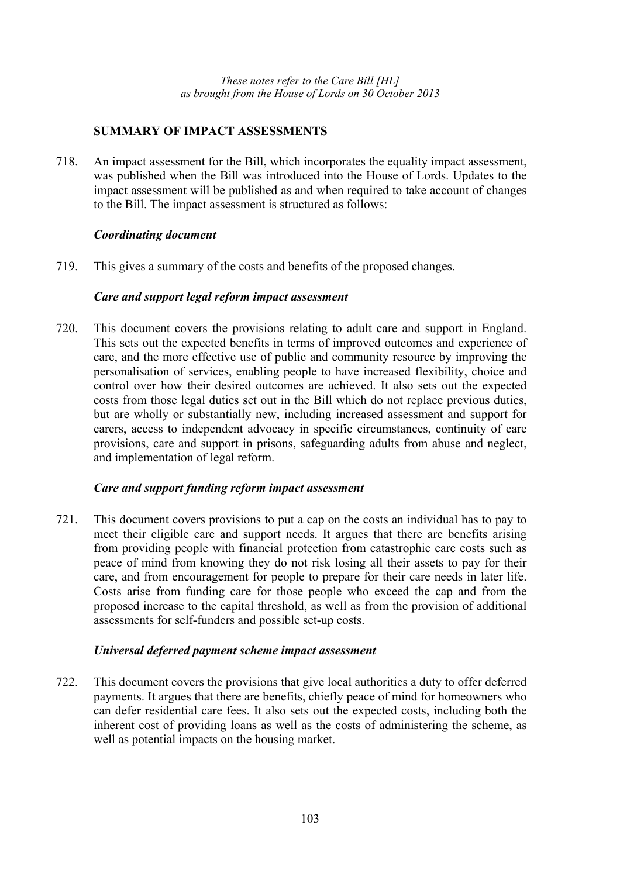*These notes refer to the Care Bill [HL]*
*as brought from the House of Lords on 30 October 2013*

## SUMMARY OF IMPACT ASSESSMENTS

718. An impact assessment for the Bill, which incorporates the equality impact assessment, was published when the Bill was introduced into the House of Lords. Updates to the impact assessment will be published as and when required to take account of changes to the Bill. The impact assessment is structured as follows:

### *Coordinating document*

719. This gives a summary of the costs and benefits of the proposed changes.

### *Care and support legal reform impact assessment*

720. This document covers the provisions relating to adult care and support in England. This sets out the expected benefits in terms of improved outcomes and experience of care, and the more effective use of public and community resource by improving the personalisation of services, enabling people to have increased flexibility, choice and control over how their desired outcomes are achieved. It also sets out the expected costs from those legal duties set out in the Bill which do not replace previous duties, but are wholly or substantially new, including increased assessment and support for carers, access to independent advocacy in specific circumstances, continuity of care provisions, care and support in prisons, safeguarding adults from abuse and neglect, and implementation of legal reform.

### *Care and support funding reform impact assessment*

721. This document covers provisions to put a cap on the costs an individual has to pay to meet their eligible care and support needs. It argues that there are benefits arising from providing people with financial protection from catastrophic care costs such as peace of mind from knowing they do not risk losing all their assets to pay for their care, and from encouragement for people to prepare for their care needs in later life. Costs arise from funding care for those people who exceed the cap and from the proposed increase to the capital threshold, as well as from the provision of additional assessments for self-funders and possible set-up costs.

### *Universal deferred payment scheme impact assessment*

722. This document covers the provisions that give local authorities a duty to offer deferred payments. It argues that there are benefits, chiefly peace of mind for homeowners who can defer residential care fees. It also sets out the expected costs, including both the inherent cost of providing loans as well as the costs of administering the scheme, as well as potential impacts on the housing market.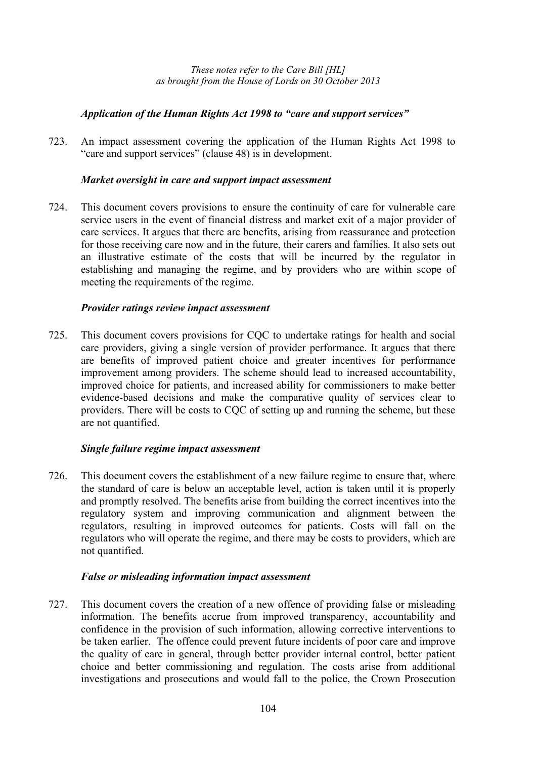*Application of the Human Rights Act 1998 to "care and support services"*

723. An impact assessment covering the application of the Human Rights Act 1998 to "care and support services" (clause 48) is in development.

*Market oversight in care and support impact assessment*

724. This document covers provisions to ensure the continuity of care for vulnerable care service users in the event of financial distress and market exit of a major provider of care services. It argues that there are benefits, arising from reassurance and protection for those receiving care now and in the future, their carers and families. It also sets out an illustrative estimate of the costs that will be incurred by the regulator in establishing and managing the regime, and by providers who are within scope of meeting the requirements of the regime.

*Provider ratings review impact assessment*

725. This document covers provisions for CQC to undertake ratings for health and social care providers, giving a single version of provider performance. It argues that there are benefits of improved patient choice and greater incentives for performance improvement among providers. The scheme should lead to increased accountability, improved choice for patients, and increased ability for commissioners to make better evidence-based decisions and make the comparative quality of services clear to providers. There will be costs to CQC of setting up and running the scheme, but these are not quantified.

*Single failure regime impact assessment*

726. This document covers the establishment of a new failure regime to ensure that, where the standard of care is below an acceptable level, action is taken until it is properly and promptly resolved. The benefits arise from building the correct incentives into the regulatory system and improving communication and alignment between the regulators, resulting in improved outcomes for patients. Costs will fall on the regulators who will operate the regime, and there may be costs to providers, which are not quantified.

*False or misleading information impact assessment*

727. This document covers the creation of a new offence of providing false or misleading information. The benefits accrue from improved transparency, accountability and confidence in the provision of such information, allowing corrective interventions to be taken earlier. The offence could prevent future incidents of poor care and improve the quality of care in general, through better provider internal control, better patient choice and better commissioning and regulation. The costs arise from additional investigations and prosecutions and would fall to the police, the Crown Prosecution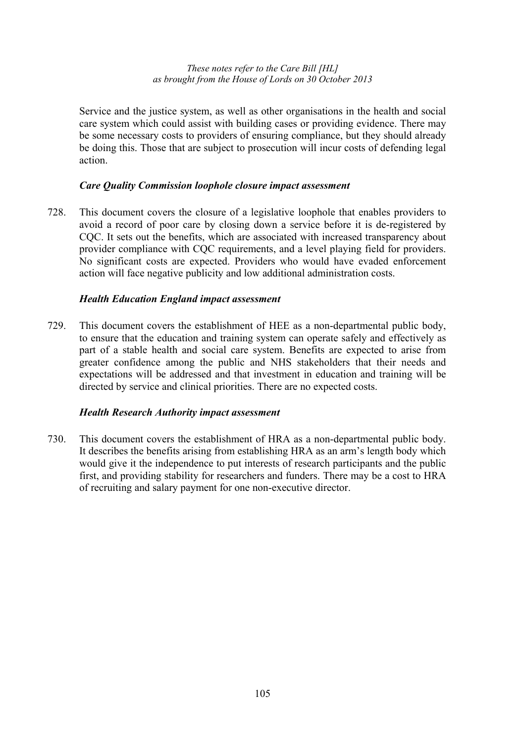Service and the justice system, as well as other organisations in the health and social care system which could assist with building cases or providing evidence. There may be some necessary costs to providers of ensuring compliance, but they should already be doing this. Those that are subject to prosecution will incur costs of defending legal action.

### *Care Quality Commission loophole closure impact assessment*

728. This document covers the closure of a legislative loophole that enables providers to avoid a record of poor care by closing down a service before it is de-registered by CQC. It sets out the benefits, which are associated with increased transparency about provider compliance with CQC requirements, and a level playing field for providers. No significant costs are expected. Providers who would have evaded enforcement action will face negative publicity and low additional administration costs.

### *Health Education England impact assessment*

729. This document covers the establishment of HEE as a non-departmental public body, to ensure that the education and training system can operate safely and effectively as part of a stable health and social care system. Benefits are expected to arise from greater confidence among the public and NHS stakeholders that their needs and expectations will be addressed and that investment in education and training will be directed by service and clinical priorities. There are no expected costs.

### *Health Research Authority impact assessment*

730. This document covers the establishment of HRA as a non-departmental public body. It describes the benefits arising from establishing HRA as an arm's length body which would give it the independence to put interests of research participants and the public first, and providing stability for researchers and funders. There may be a cost to HRA of recruiting and salary payment for one non-executive director.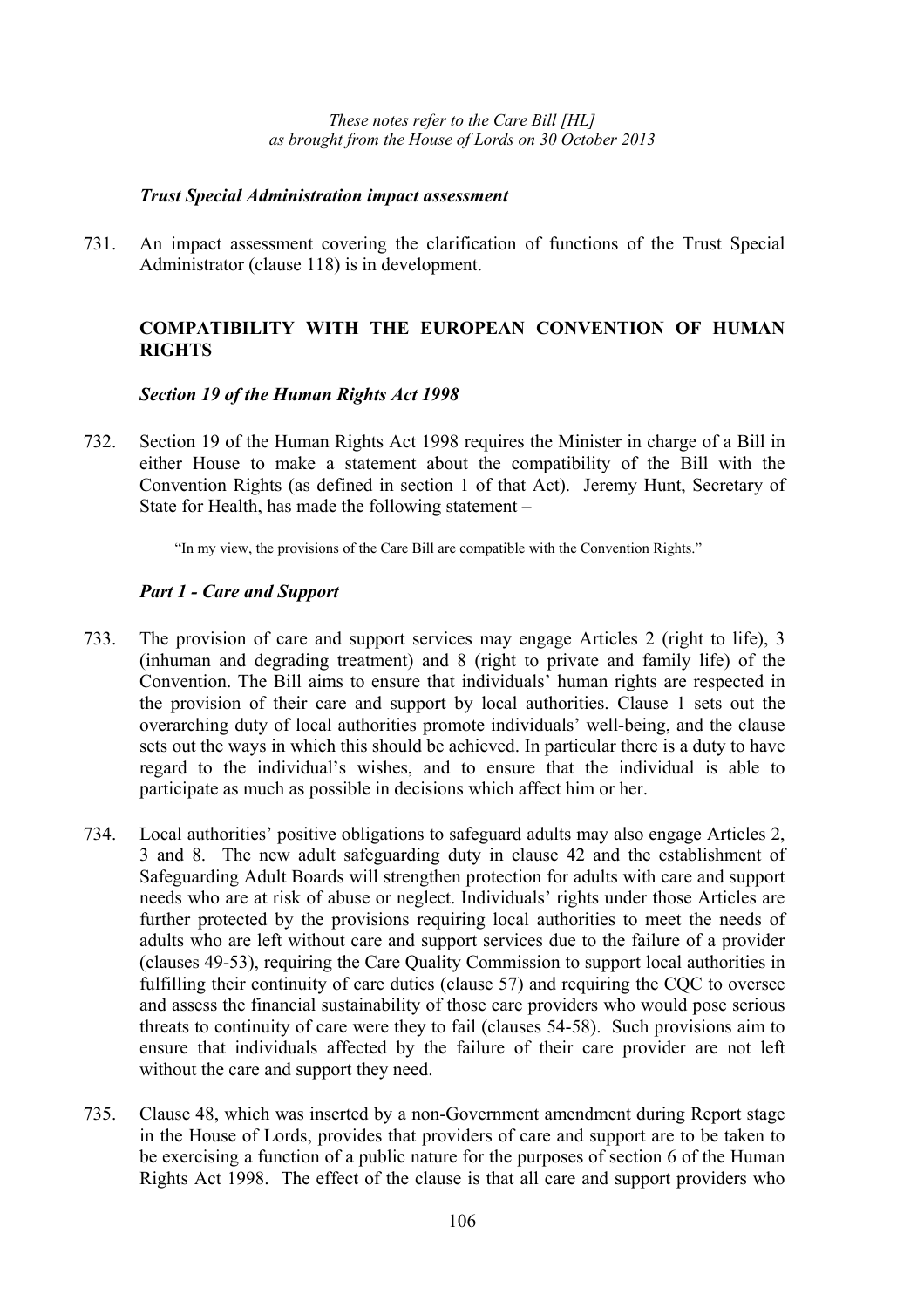*These notes refer to the Care Bill [HL]*
*as brought from the House of Lords on 30 October 2013*

### *Trust Special Administration impact assessment*

731. An impact assessment covering the clarification of functions of the Trust Special Administrator (clause 118) is in development.

## COMPATIBILITY WITH THE EUROPEAN CONVENTION OF HUMAN RIGHTS

### *Section 19 of the Human Rights Act 1998*

732. Section 19 of the Human Rights Act 1998 requires the Minister in charge of a Bill in either House to make a statement about the compatibility of the Bill with the Convention Rights (as defined in section 1 of that Act). Jeremy Hunt, Secretary of State for Health, has made the following statement –

> "In my view, the provisions of the Care Bill are compatible with the Convention Rights."

### *Part 1 - Care and Support*

733. The provision of care and support services may engage Articles 2 (right to life), 3 (inhuman and degrading treatment) and 8 (right to private and family life) of the Convention. The Bill aims to ensure that individuals' human rights are respected in the provision of their care and support by local authorities. Clause 1 sets out the overarching duty of local authorities promote individuals' well-being, and the clause sets out the ways in which this should be achieved. In particular there is a duty to have regard to the individual's wishes, and to ensure that the individual is able to participate as much as possible in decisions which affect him or her.

734. Local authorities' positive obligations to safeguard adults may also engage Articles 2, 3 and 8. The new adult safeguarding duty in clause 42 and the establishment of Safeguarding Adult Boards will strengthen protection for adults with care and support needs who are at risk of abuse or neglect. Individuals' rights under those Articles are further protected by the provisions requiring local authorities to meet the needs of adults who are left without care and support services due to the failure of a provider (clauses 49-53), requiring the Care Quality Commission to support local authorities in fulfilling their continuity of care duties (clause 57) and requiring the CQC to oversee and assess the financial sustainability of those care providers who would pose serious threats to continuity of care were they to fail (clauses 54-58). Such provisions aim to ensure that individuals affected by the failure of their care provider are not left without the care and support they need.

735. Clause 48, which was inserted by a non-Government amendment during Report stage in the House of Lords, provides that providers of care and support are to be taken to be exercising a function of a public nature for the purposes of section 6 of the Human Rights Act 1998. The effect of the clause is that all care and support providers who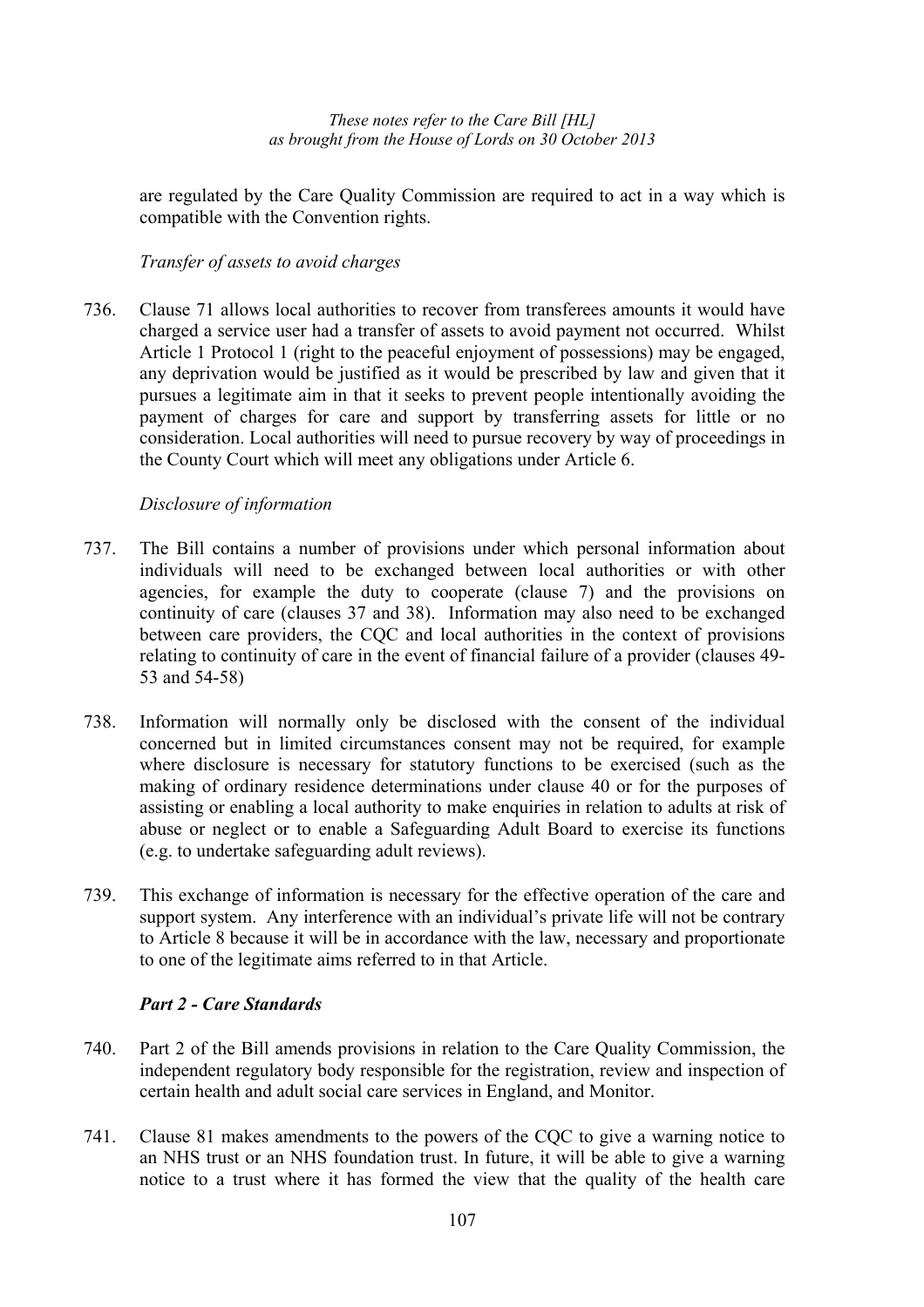are regulated by the Care Quality Commission are required to act in a way which is compatible with the Convention rights.

*Transfer of assets to avoid charges*

736. Clause 71 allows local authorities to recover from transferees amounts it would have charged a service user had a transfer of assets to avoid payment not occurred. Whilst Article 1 Protocol 1 (right to the peaceful enjoyment of possessions) may be engaged, any deprivation would be justified as it would be prescribed by law and given that it pursues a legitimate aim in that it seeks to prevent people intentionally avoiding the payment of charges for care and support by transferring assets for little or no consideration. Local authorities will need to pursue recovery by way of proceedings in the County Court which will meet any obligations under Article 6.

*Disclosure of information*

737. The Bill contains a number of provisions under which personal information about individuals will need to be exchanged between local authorities or with other agencies, for example the duty to cooperate (clause 7) and the provisions on continuity of care (clauses 37 and 38). Information may also need to be exchanged between care providers, the CQC and local authorities in the context of provisions relating to continuity of care in the event of financial failure of a provider (clauses 49-53 and 54-58)

738. Information will normally only be disclosed with the consent of the individual concerned but in limited circumstances consent may not be required, for example where disclosure is necessary for statutory functions to be exercised (such as the making of ordinary residence determinations under clause 40 or for the purposes of assisting or enabling a local authority to make enquiries in relation to adults at risk of abuse or neglect or to enable a Safeguarding Adult Board to exercise its functions (e.g. to undertake safeguarding adult reviews).

739. This exchange of information is necessary for the effective operation of the care and support system. Any interference with an individual's private life will not be contrary to Article 8 because it will be in accordance with the law, necessary and proportionate to one of the legitimate aims referred to in that Article.

***Part 2 - Care Standards***

740. Part 2 of the Bill amends provisions in relation to the Care Quality Commission, the independent regulatory body responsible for the registration, review and inspection of certain health and adult social care services in England, and Monitor.

741. Clause 81 makes amendments to the powers of the CQC to give a warning notice to an NHS trust or an NHS foundation trust. In future, it will be able to give a warning notice to a trust where it has formed the view that the quality of the health care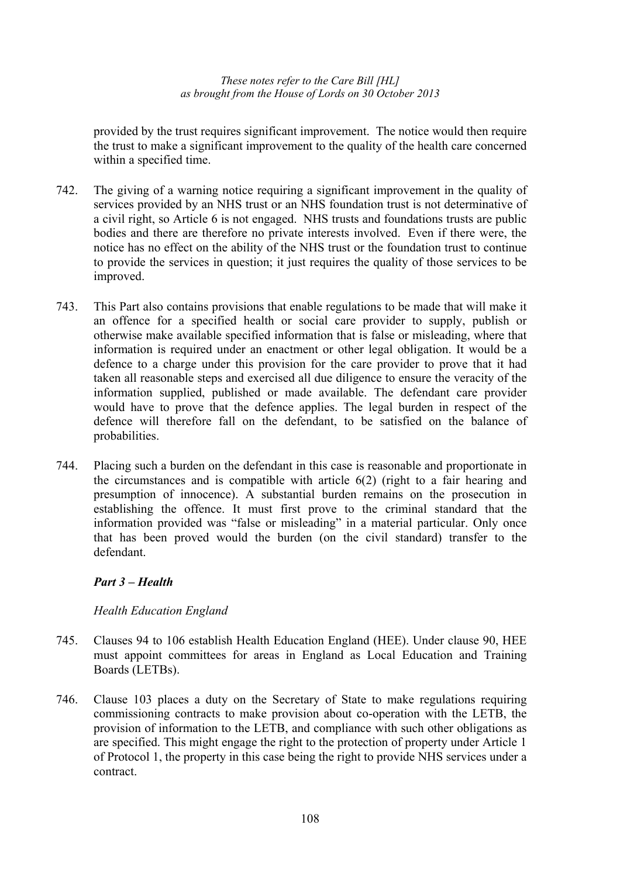provided by the trust requires significant improvement. The notice would then require the trust to make a significant improvement to the quality of the health care concerned within a specified time.

742. The giving of a warning notice requiring a significant improvement in the quality of services provided by an NHS trust or an NHS foundation trust is not determinative of a civil right, so Article 6 is not engaged. NHS trusts and foundations trusts are public bodies and there are therefore no private interests involved. Even if there were, the notice has no effect on the ability of the NHS trust or the foundation trust to continue to provide the services in question; it just requires the quality of those services to be improved.

743. This Part also contains provisions that enable regulations to be made that will make it an offence for a specified health or social care provider to supply, publish or otherwise make available specified information that is false or misleading, where that information is required under an enactment or other legal obligation. It would be a defence to a charge under this provision for the care provider to prove that it had taken all reasonable steps and exercised all due diligence to ensure the veracity of the information supplied, published or made available. The defendant care provider would have to prove that the defence applies. The legal burden in respect of the defence will therefore fall on the defendant, to be satisfied on the balance of probabilities.

744. Placing such a burden on the defendant in this case is reasonable and proportionate in the circumstances and is compatible with article 6(2) (right to a fair hearing and presumption of innocence). A substantial burden remains on the prosecution in establishing the offence. It must first prove to the criminal standard that the information provided was "false or misleading" in a material particular. Only once that has been proved would the burden (on the civil standard) transfer to the defendant.

### *Part 3 – Health*

*Health Education England*

745. Clauses 94 to 106 establish Health Education England (HEE). Under clause 90, HEE must appoint committees for areas in England as Local Education and Training Boards (LETBs).

746. Clause 103 places a duty on the Secretary of State to make regulations requiring commissioning contracts to make provision about co-operation with the LETB, the provision of information to the LETB, and compliance with such other obligations as are specified. This might engage the right to the protection of property under Article 1 of Protocol 1, the property in this case being the right to provide NHS services under a contract.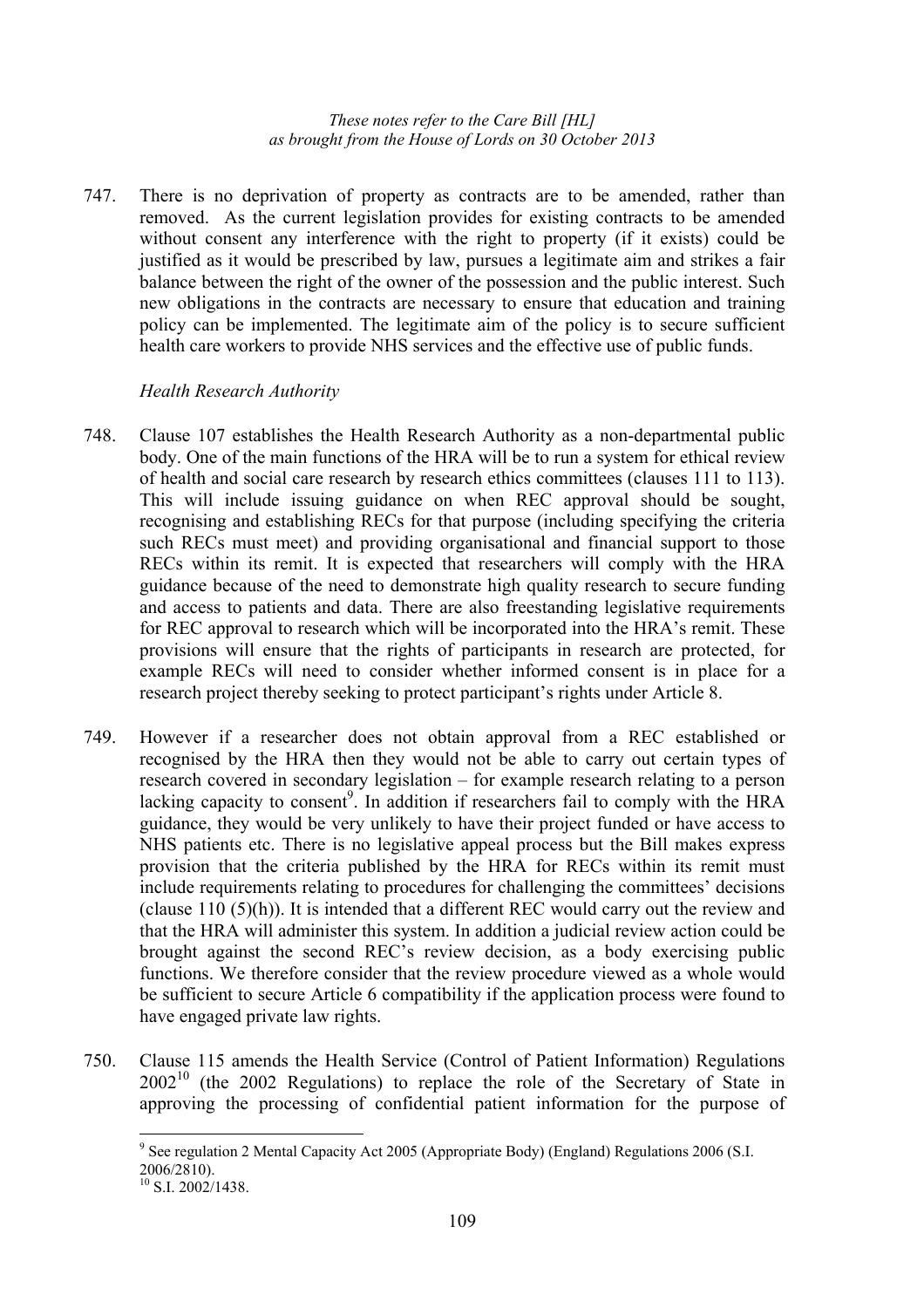747. There is no deprivation of property as contracts are to be amended, rather than removed. As the current legislation provides for existing contracts to be amended without consent any interference with the right to property (if it exists) could be justified as it would be prescribed by law, pursues a legitimate aim and strikes a fair balance between the right of the owner of the possession and the public interest. Such new obligations in the contracts are necessary to ensure that education and training policy can be implemented. The legitimate aim of the policy is to secure sufficient health care workers to provide NHS services and the effective use of public funds.

*Health Research Authority*

748. Clause 107 establishes the Health Research Authority as a non-departmental public body. One of the main functions of the HRA will be to run a system for ethical review of health and social care research by research ethics committees (clauses 111 to 113). This will include issuing guidance on when REC approval should be sought, recognising and establishing RECs for that purpose (including specifying the criteria such RECs must meet) and providing organisational and financial support to those RECs within its remit. It is expected that researchers will comply with the HRA guidance because of the need to demonstrate high quality research to secure funding and access to patients and data. There are also freestanding legislative requirements for REC approval to research which will be incorporated into the HRA's remit. These provisions will ensure that the rights of participants in research are protected, for example RECs will need to consider whether informed consent is in place for a research project thereby seeking to protect participant's rights under Article 8.

749. However if a researcher does not obtain approval from a REC established or recognised by the HRA then they would not be able to carry out certain types of research covered in secondary legislation – for example research relating to a person lacking capacity to consent[9]. In addition if researchers fail to comply with the HRA guidance, they would be very unlikely to have their project funded or have access to NHS patients etc. There is no legislative appeal process but the Bill makes express provision that the criteria published by the HRA for RECs within its remit must include requirements relating to procedures for challenging the committees' decisions (clause 110 (5)(h)). It is intended that a different REC would carry out the review and that the HRA will administer this system. In addition a judicial review action could be brought against the second REC's review decision, as a body exercising public functions. We therefore consider that the review procedure viewed as a whole would be sufficient to secure Article 6 compatibility if the application process were found to have engaged private law rights.

750. Clause 115 amends the Health Service (Control of Patient Information) Regulations 2002[10] (the 2002 Regulations) to replace the role of the Secretary of State in approving the processing of confidential patient information for the purpose of

[9] See regulation 2 Mental Capacity Act 2005 (Appropriate Body) (England) Regulations 2006 (S.I. 2006/2810).

[10] S.I. 2002/1438.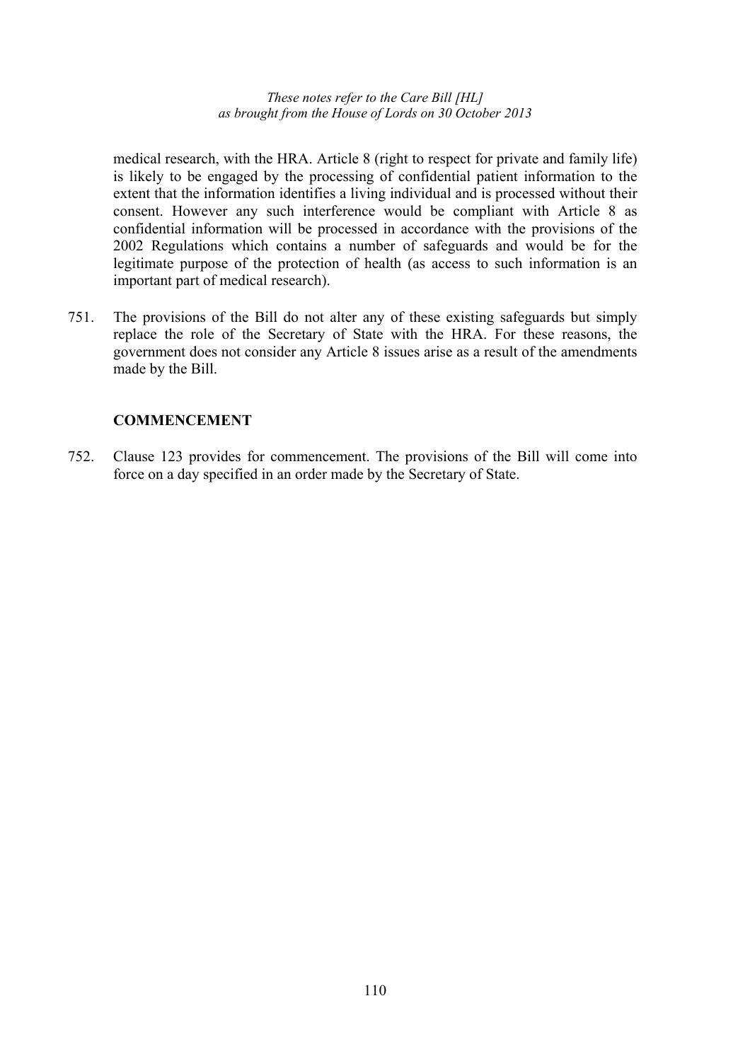medical research, with the HRA. Article 8 (right to respect for private and family life) is likely to be engaged by the processing of confidential patient information to the extent that the information identifies a living individual and is processed without their consent. However any such interference would be compliant with Article 8 as confidential information will be processed in accordance with the provisions of the 2002 Regulations which contains a number of safeguards and would be for the legitimate purpose of the protection of health (as access to such information is an important part of medical research).

751. The provisions of the Bill do not alter any of these existing safeguards but simply replace the role of the Secretary of State with the HRA. For these reasons, the government does not consider any Article 8 issues arise as a result of the amendments made by the Bill.

## COMMENCEMENT

752. Clause 123 provides for commencement. The provisions of the Bill will come into force on a day specified in an order made by the Secretary of State.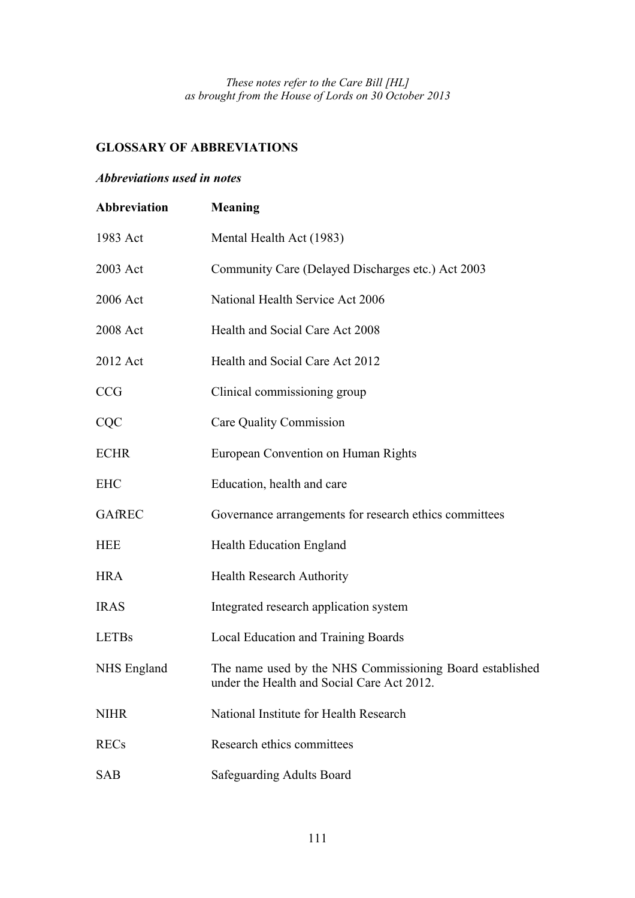*These notes refer to the Care Bill [HL]*
*as brought from the House of Lords on 30 October 2013*

## GLOSSARY OF ABBREVIATIONS

### *Abbreviations used in notes*

| Abbreviation | Meaning |
|---|---|
| 1983 Act | Mental Health Act (1983) |
| 2003 Act | Community Care (Delayed Discharges etc.) Act 2003 |
| 2006 Act | National Health Service Act 2006 |
| 2008 Act | Health and Social Care Act 2008 |
| 2012 Act | Health and Social Care Act 2012 |
| CCG | Clinical commissioning group |
| CQC | Care Quality Commission |
| ECHR | European Convention on Human Rights |
| EHC | Education, health and care |
| GAfREC | Governance arrangements for research ethics committees |
| HEE | Health Education England |
| HRA | Health Research Authority |
| IRAS | Integrated research application system |
| LETBs | Local Education and Training Boards |
| NHS England | The name used by the NHS Commissioning Board established under the Health and Social Care Act 2012. |
| NIHR | National Institute for Health Research |
| RECs | Research ethics committees |
| SAB | Safeguarding Adults Board |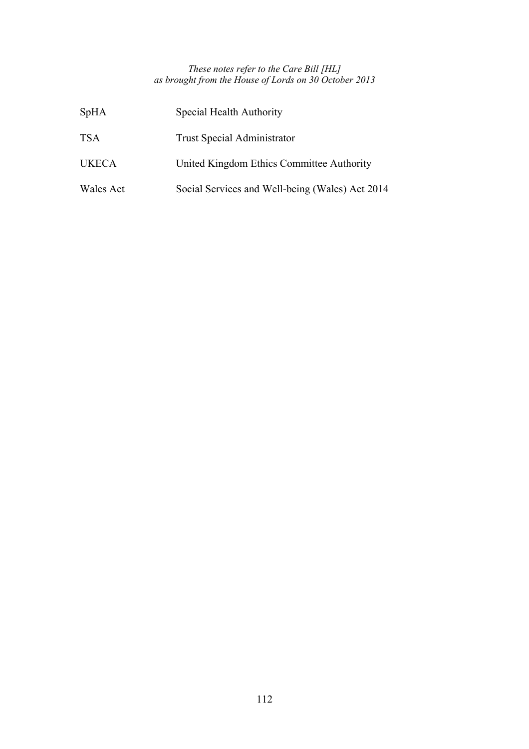| | |
|---|---|
| SpHA | Special Health Authority |
| TSA | Trust Special Administrator |
| UKECA | United Kingdom Ethics Committee Authority |
| Wales Act | Social Services and Well-being (Wales) Act 2014 |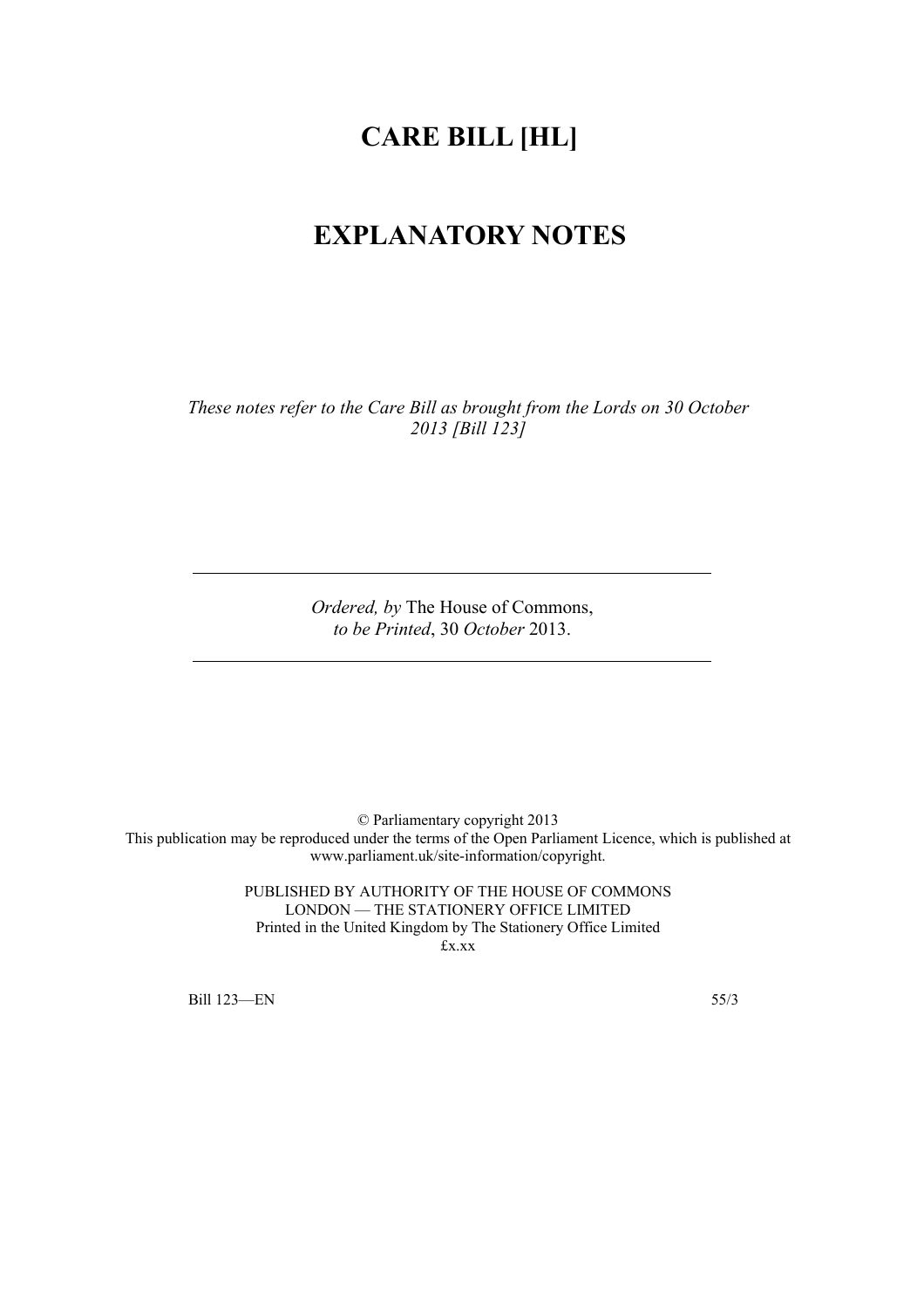# CARE BILL [HL]

# EXPLANATORY NOTES

*These notes refer to the Care Bill as brought from the Lords on 30 October 2013 [Bill 123]*

---

*Ordered, by* The House of Commons, *to be Printed*, 30 *October* 2013.

---

© Parliamentary copyright 2013
This publication may be reproduced under the terms of the Open Parliament Licence, which is published at www.parliament.uk/site-information/copyright.

PUBLISHED BY AUTHORITY OF THE HOUSE OF COMMONS
LONDON — THE STATIONERY OFFICE LIMITED
Printed in the United Kingdom by The Stationery Office Limited
£x.xx

Bill 123—EN 55/3